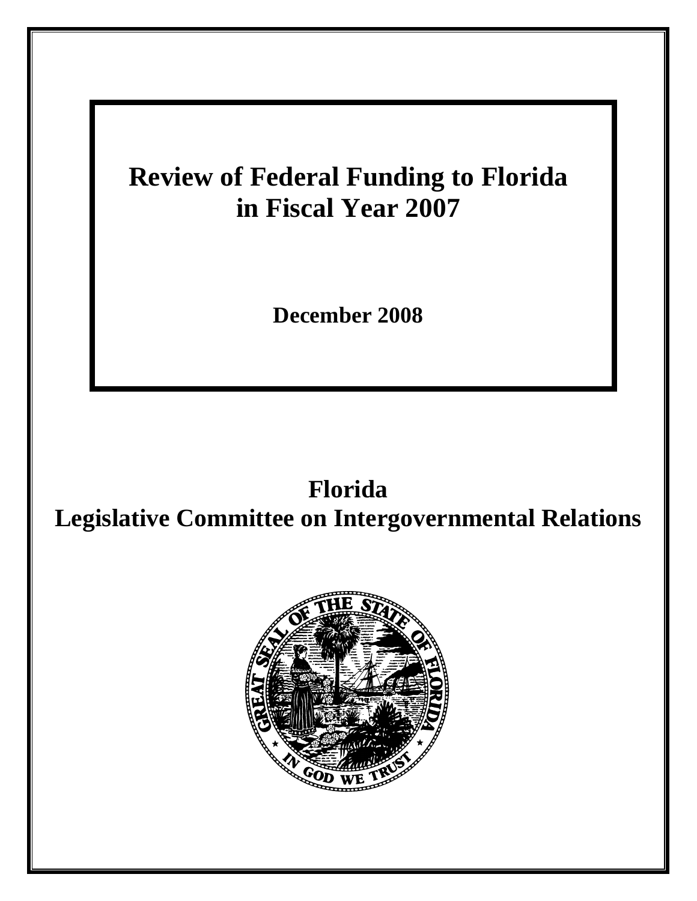# Review of Federal Funding to Florida in Fiscal Year 2007

**December 2008**

## Florida
## Legislative Committee on Intergovernmental Relations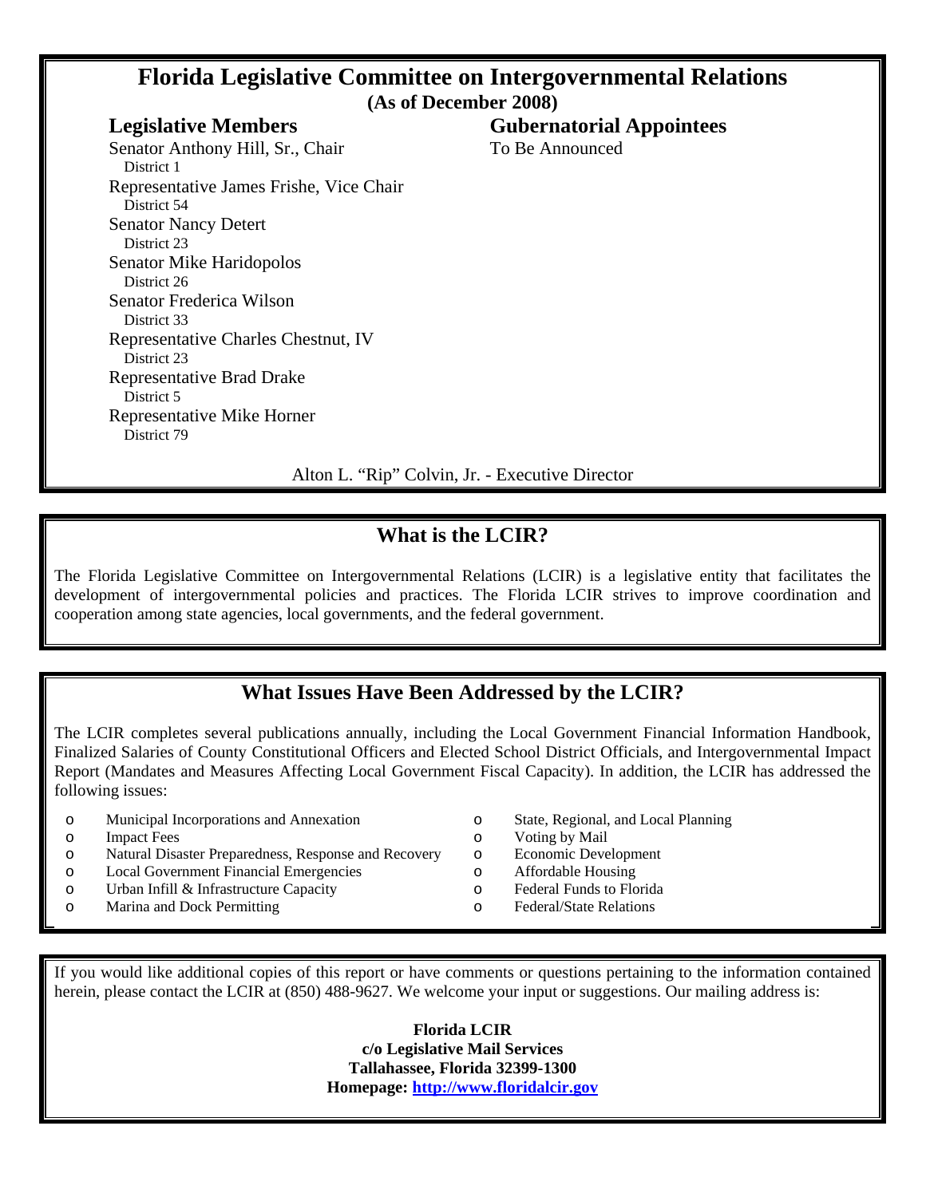# Florida Legislative Committee on Intergovernmental Relations

**(As of December 2008)**

## Legislative Members

Senator Anthony Hill, Sr., Chair
District 1

Representative James Frishe, Vice Chair
District 54

Senator Nancy Detert
District 23

Senator Mike Haridopolos
District 26

Senator Frederica Wilson
District 33

Representative Charles Chestnut, IV
District 23

Representative Brad Drake
District 5

Representative Mike Horner
District 79

## Gubernatorial Appointees

To Be Announced

Alton L. "Rip" Colvin, Jr. - Executive Director

## What is the LCIR?

The Florida Legislative Committee on Intergovernmental Relations (LCIR) is a legislative entity that facilitates the development of intergovernmental policies and practices. The Florida LCIR strives to improve coordination and cooperation among state agencies, local governments, and the federal government.

## What Issues Have Been Addressed by the LCIR?

The LCIR completes several publications annually, including the Local Government Financial Information Handbook, Finalized Salaries of County Constitutional Officers and Elected School District Officials, and Intergovernmental Impact Report (Mandates and Measures Affecting Local Government Fiscal Capacity). In addition, the LCIR has addressed the following issues:

- Municipal Incorporations and Annexation
- Impact Fees
- Natural Disaster Preparedness, Response and Recovery
- Local Government Financial Emergencies
- Urban Infill & Infrastructure Capacity
- Marina and Dock Permitting
- State, Regional, and Local Planning
- Voting by Mail
- Economic Development
- Affordable Housing
- Federal Funds to Florida
- Federal/State Relations

If you would like additional copies of this report or have comments or questions pertaining to the information contained herein, please contact the LCIR at (850) 488-9627. We welcome your input or suggestions. Our mailing address is:

**Florida LCIR**
**c/o Legislative Mail Services**
**Tallahassee, Florida 32399-1300**
**Homepage: http://www.floridalcir.gov**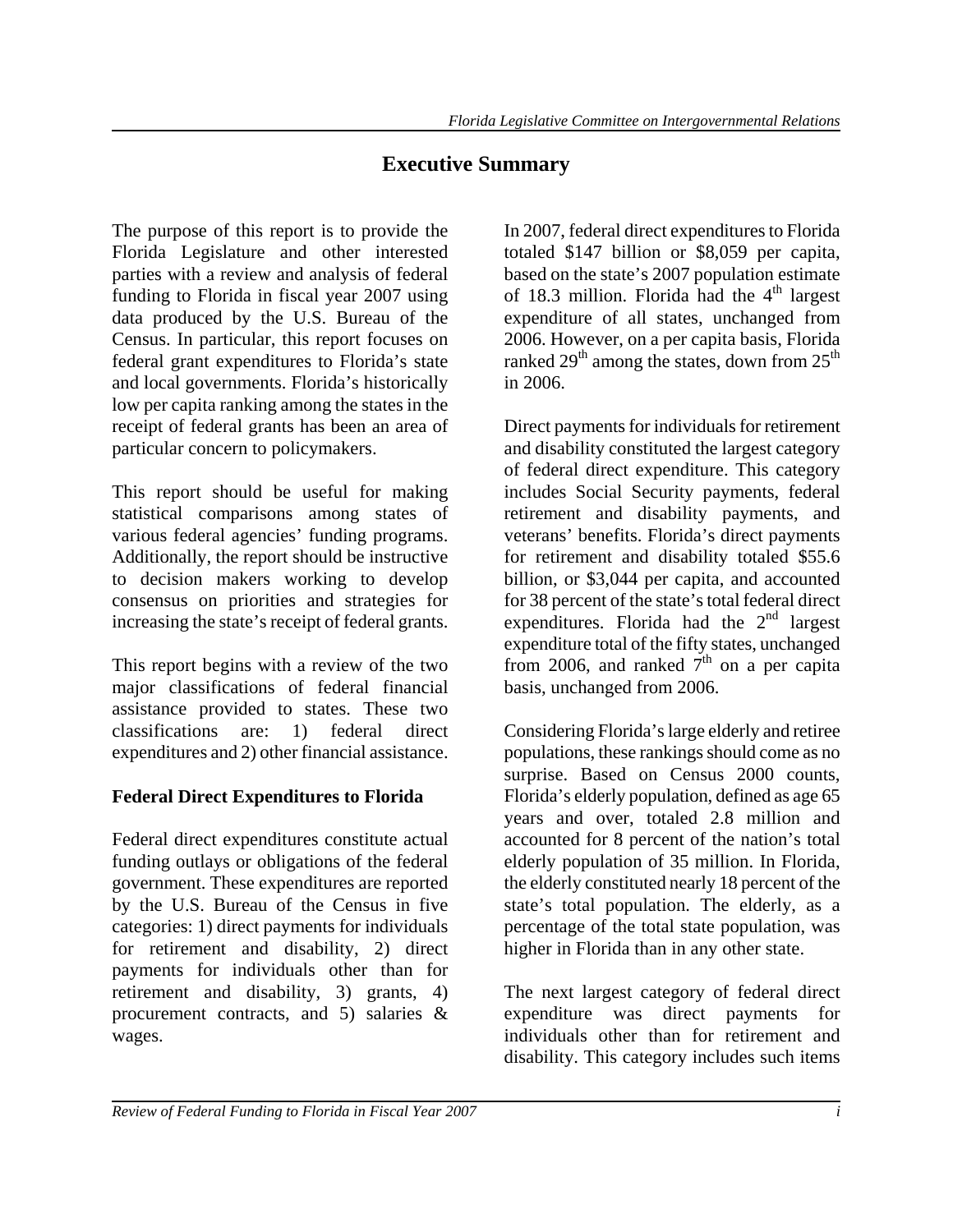## Executive Summary

The purpose of this report is to provide the Florida Legislature and other interested parties with a review and analysis of federal funding to Florida in fiscal year 2007 using data produced by the U.S. Bureau of the Census. In particular, this report focuses on federal grant expenditures to Florida's state and local governments. Florida's historically low per capita ranking among the states in the receipt of federal grants has been an area of particular concern to policymakers.

This report should be useful for making statistical comparisons among states of various federal agencies' funding programs. Additionally, the report should be instructive to decision makers working to develop consensus on priorities and strategies for increasing the state's receipt of federal grants.

This report begins with a review of the two major classifications of federal financial assistance provided to states. These two classifications are: 1) federal direct expenditures and 2) other financial assistance.

### Federal Direct Expenditures to Florida

Federal direct expenditures constitute actual funding outlays or obligations of the federal government. These expenditures are reported by the U.S. Bureau of the Census in five categories: 1) direct payments for individuals for retirement and disability, 2) direct payments for individuals other than for retirement and disability, 3) grants, 4) procurement contracts, and 5) salaries & wages.

In 2007, federal direct expenditures to Florida totaled $147 billion or $8,059 per capita, based on the state's 2007 population estimate of 18.3 million. Florida had the 4th largest expenditure of all states, unchanged from 2006. However, on a per capita basis, Florida ranked 29th among the states, down from 25th in 2006.

Direct payments for individuals for retirement and disability constituted the largest category of federal direct expenditure. This category includes Social Security payments, federal retirement and disability payments, and veterans' benefits. Florida's direct payments for retirement and disability totaled $55.6 billion, or $3,044 per capita, and accounted for 38 percent of the state's total federal direct expenditures. Florida had the 2nd largest expenditure total of the fifty states, unchanged from 2006, and ranked 7th on a per capita basis, unchanged from 2006.

Considering Florida's large elderly and retiree populations, these rankings should come as no surprise. Based on Census 2000 counts, Florida's elderly population, defined as age 65 years and over, totaled 2.8 million and accounted for 8 percent of the nation's total elderly population of 35 million. In Florida, the elderly constituted nearly 18 percent of the state's total population. The elderly, as a percentage of the total state population, was higher in Florida than in any other state.

The next largest category of federal direct expenditure was direct payments for individuals other than for retirement and disability. This category includes such items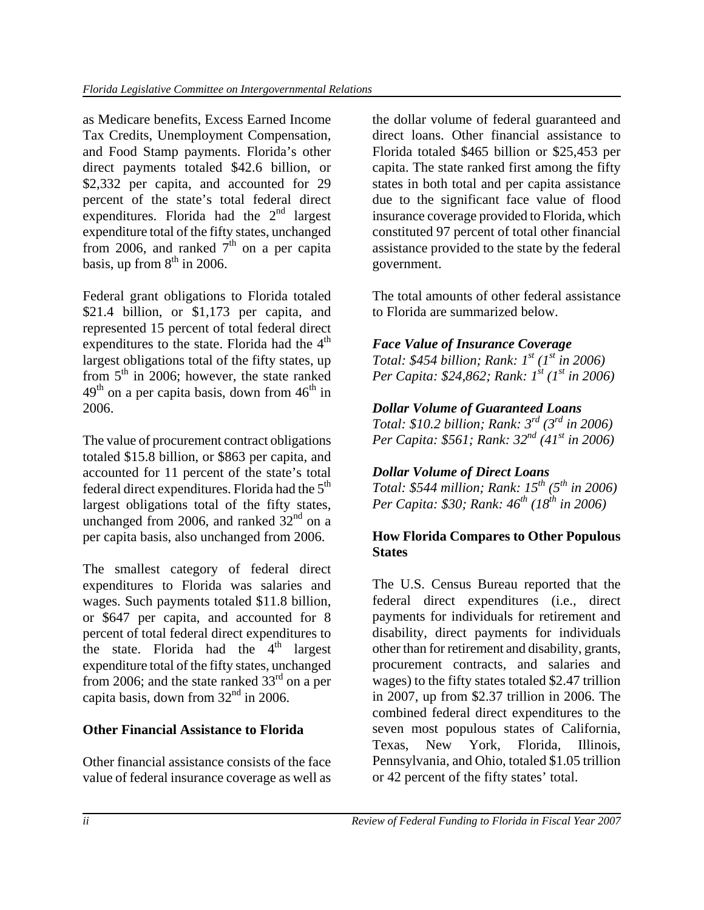as Medicare benefits, Excess Earned Income Tax Credits, Unemployment Compensation, and Food Stamp payments. Florida's other direct payments totaled $42.6 billion, or $2,332 per capita, and accounted for 29 percent of the state's total federal direct expenditures. Florida had the 2nd largest expenditure total of the fifty states, unchanged from 2006, and ranked 7th on a per capita basis, up from 8th in 2006.

Federal grant obligations to Florida totaled $21.4 billion, or $1,173 per capita, and represented 15 percent of total federal direct expenditures to the state. Florida had the 4th largest obligations total of the fifty states, up from 5th in 2006; however, the state ranked 49th on a per capita basis, down from 46th in 2006.

The value of procurement contract obligations totaled $15.8 billion, or $863 per capita, and accounted for 11 percent of the state's total federal direct expenditures. Florida had the 5th largest obligations total of the fifty states, unchanged from 2006, and ranked 32nd on a per capita basis, also unchanged from 2006.

The smallest category of federal direct expenditures to Florida was salaries and wages. Such payments totaled $11.8 billion, or $647 per capita, and accounted for 8 percent of total federal direct expenditures to the state. Florida had the 4th largest expenditure total of the fifty states, unchanged from 2006; and the state ranked 33rd on a per capita basis, down from 32nd in 2006.

## Other Financial Assistance to Florida

Other financial assistance consists of the face value of federal insurance coverage as well as the dollar volume of federal guaranteed and direct loans. Other financial assistance to Florida totaled $465 billion or $25,453 per capita. The state ranked first among the fifty states in both total and per capita assistance due to the significant face value of flood insurance coverage provided to Florida, which constituted 97 percent of total other financial assistance provided to the state by the federal government.

The total amounts of other federal assistance to Florida are summarized below.

***Face Value of Insurance Coverage***
*Total: $454 billion; Rank: 1st (1st in 2006)*
*Per Capita: $24,862; Rank: 1st (1st in 2006)*

***Dollar Volume of Guaranteed Loans***
*Total: $10.2 billion; Rank: 3rd (3rd in 2006)*
*Per Capita: $561; Rank: 32nd (41st in 2006)*

***Dollar Volume of Direct Loans***
*Total: $544 million; Rank: 15th (5th in 2006)*
*Per Capita: $30; Rank: 46th (18th in 2006)*

## How Florida Compares to Other Populous States

The U.S. Census Bureau reported that the federal direct expenditures (i.e., direct payments for individuals for retirement and disability, direct payments for individuals other than for retirement and disability, grants, procurement contracts, and salaries and wages) to the fifty states totaled $2.47 trillion in 2007, up from $2.37 trillion in 2006. The combined federal direct expenditures to the seven most populous states of California, Texas, New York, Florida, Illinois, Pennsylvania, and Ohio, totaled $1.05 trillion or 42 percent of the fifty states' total.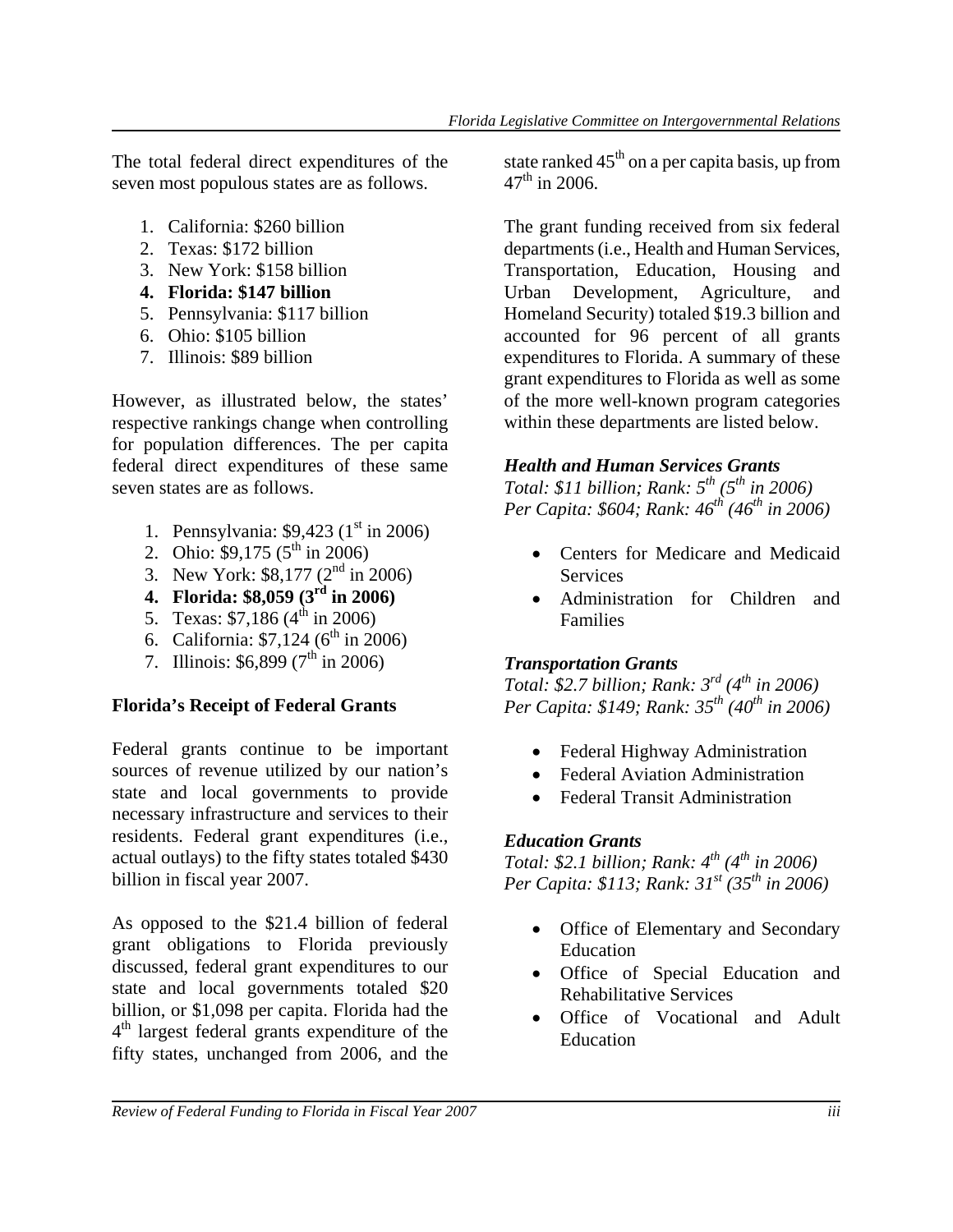The total federal direct expenditures of the seven most populous states are as follows.

1. California: $260 billion
2. Texas: $172 billion
3. New York: $158 billion
4. **Florida: $147 billion**
5. Pennsylvania: $117 billion
6. Ohio: $105 billion
7. Illinois: $89 billion

However, as illustrated below, the states' respective rankings change when controlling for population differences. The per capita federal direct expenditures of these same seven states are as follows.

1. Pennsylvania: $9,423 (1st in 2006)
2. Ohio: $9,175 (5th in 2006)
3. New York: $8,177 (2nd in 2006)
4. **Florida: $8,059 (3rd in 2006)**
5. Texas: $7,186 (4th in 2006)
6. California: $7,124 (6th in 2006)
7. Illinois: $6,899 (7th in 2006)

## Florida's Receipt of Federal Grants

Federal grants continue to be important sources of revenue utilized by our nation's state and local governments to provide necessary infrastructure and services to their residents. Federal grant expenditures (i.e., actual outlays) to the fifty states totaled $430 billion in fiscal year 2007.

As opposed to the $21.4 billion of federal grant obligations to Florida previously discussed, federal grant expenditures to our state and local governments totaled $20 billion, or $1,098 per capita. Florida had the 4th largest federal grants expenditure of the fifty states, unchanged from 2006, and the state ranked 45th on a per capita basis, up from 47th in 2006.

The grant funding received from six federal departments (i.e., Health and Human Services, Transportation, Education, Housing and Urban Development, Agriculture, and Homeland Security) totaled $19.3 billion and accounted for 96 percent of all grants expenditures to Florida. A summary of these grant expenditures to Florida as well as some of the more well-known program categories within these departments are listed below.

### *Health and Human Services Grants*

*Total: $11 billion; Rank: 5th (5th in 2006)*
*Per Capita: $604; Rank: 46th (46th in 2006)*

- Centers for Medicare and Medicaid Services
- Administration for Children and Families

### *Transportation Grants*

*Total: $2.7 billion; Rank: 3rd (4th in 2006)*
*Per Capita: $149; Rank: 35th (40th in 2006)*

- Federal Highway Administration
- Federal Aviation Administration
- Federal Transit Administration

### *Education Grants*

*Total: $2.1 billion; Rank: 4th (4th in 2006)*
*Per Capita: $113; Rank: 31st (35th in 2006)*

- Office of Elementary and Secondary Education
- Office of Special Education and Rehabilitative Services
- Office of Vocational and Adult Education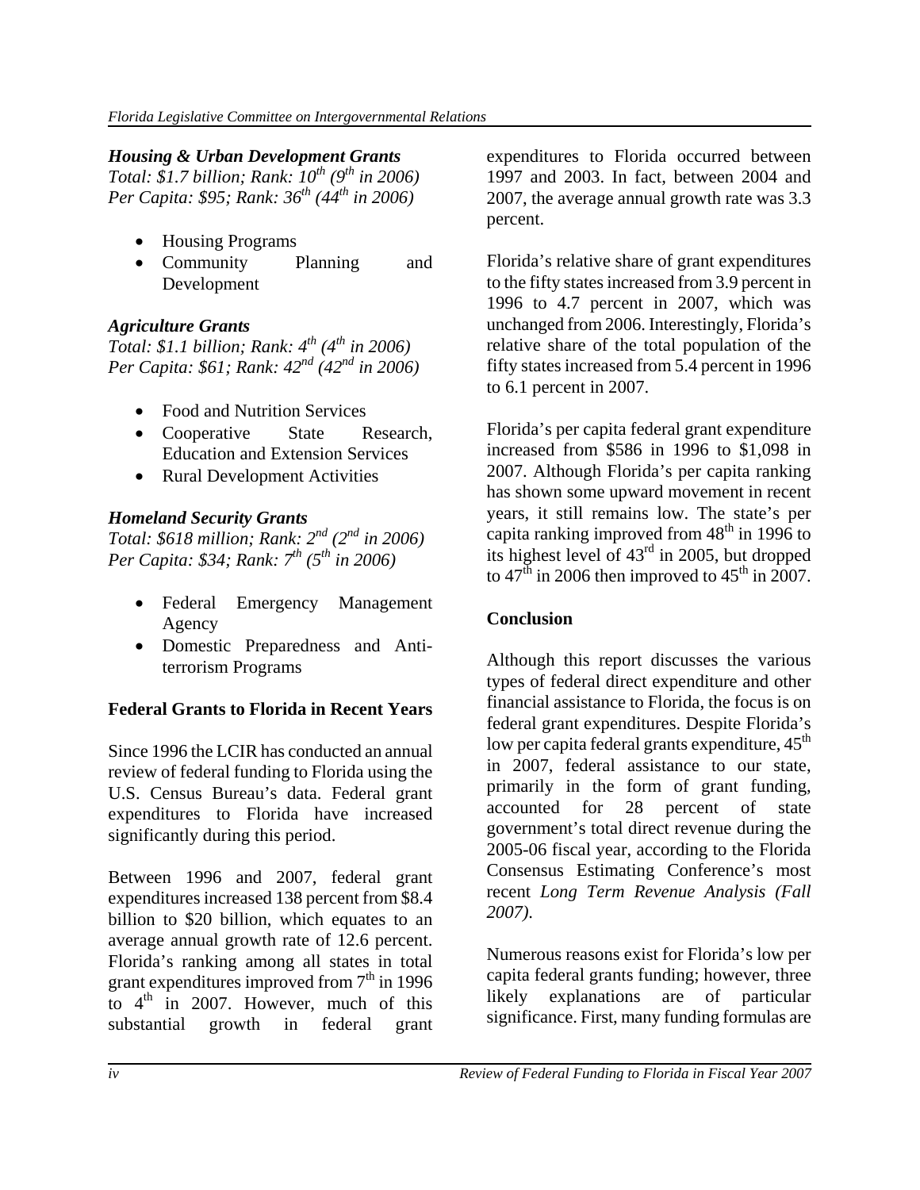### *Housing & Urban Development Grants*

*Total: $1.7 billion; Rank: 10th (9th in 2006)*
*Per Capita: $95; Rank: 36th (44th in 2006)*

- Housing Programs
- Community Planning and Development

### *Agriculture Grants*

*Total: $1.1 billion; Rank: 4th (4th in 2006)*
*Per Capita: $61; Rank: 42nd (42nd in 2006)*

- Food and Nutrition Services
- Cooperative State Research, Education and Extension Services
- Rural Development Activities

### *Homeland Security Grants*

*Total: $618 million; Rank: 2nd (2nd in 2006)*
*Per Capita: $34; Rank: 7th (5th in 2006)*

- Federal Emergency Management Agency
- Domestic Preparedness and Anti-terrorism Programs

## Federal Grants to Florida in Recent Years

Since 1996 the LCIR has conducted an annual review of federal funding to Florida using the U.S. Census Bureau's data. Federal grant expenditures to Florida have increased significantly during this period.

Between 1996 and 2007, federal grant expenditures increased 138 percent from $8.4 billion to $20 billion, which equates to an average annual growth rate of 12.6 percent. Florida's ranking among all states in total grant expenditures improved from 7th in 1996 to 4th in 2007. However, much of this substantial growth in federal grant expenditures to Florida occurred between 1997 and 2003. In fact, between 2004 and 2007, the average annual growth rate was 3.3 percent.

Florida's relative share of grant expenditures to the fifty states increased from 3.9 percent in 1996 to 4.7 percent in 2007, which was unchanged from 2006. Interestingly, Florida's relative share of the total population of the fifty states increased from 5.4 percent in 1996 to 6.1 percent in 2007.

Florida's per capita federal grant expenditure increased from $586 in 1996 to $1,098 in 2007. Although Florida's per capita ranking has shown some upward movement in recent years, it still remains low. The state's per capita ranking improved from 48th in 1996 to its highest level of 43rd in 2005, but dropped to 47th in 2006 then improved to 45th in 2007.

## Conclusion

Although this report discusses the various types of federal direct expenditure and other financial assistance to Florida, the focus is on federal grant expenditures. Despite Florida's low per capita federal grants expenditure, 45th in 2007, federal assistance to our state, primarily in the form of grant funding, accounted for 28 percent of state government's total direct revenue during the 2005-06 fiscal year, according to the Florida Consensus Estimating Conference's most recent *Long Term Revenue Analysis (Fall 2007)*.

Numerous reasons exist for Florida's low per capita federal grants funding; however, three likely explanations are of particular significance. First, many funding formulas are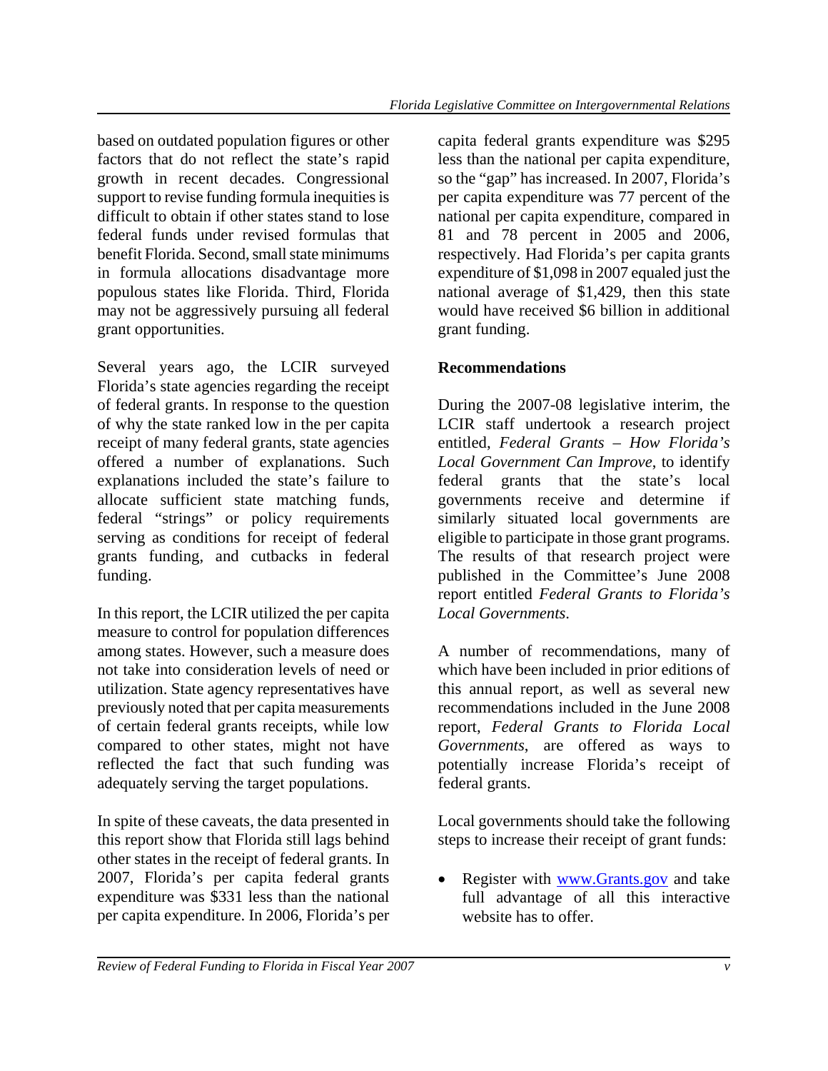based on outdated population figures or other factors that do not reflect the state's rapid growth in recent decades. Congressional support to revise funding formula inequities is difficult to obtain if other states stand to lose federal funds under revised formulas that benefit Florida. Second, small state minimums in formula allocations disadvantage more populous states like Florida. Third, Florida may not be aggressively pursuing all federal grant opportunities.

Several years ago, the LCIR surveyed Florida's state agencies regarding the receipt of federal grants. In response to the question of why the state ranked low in the per capita receipt of many federal grants, state agencies offered a number of explanations. Such explanations included the state's failure to allocate sufficient state matching funds, federal "strings" or policy requirements serving as conditions for receipt of federal grants funding, and cutbacks in federal funding.

In this report, the LCIR utilized the per capita measure to control for population differences among states. However, such a measure does not take into consideration levels of need or utilization. State agency representatives have previously noted that per capita measurements of certain federal grants receipts, while low compared to other states, might not have reflected the fact that such funding was adequately serving the target populations.

In spite of these caveats, the data presented in this report show that Florida still lags behind other states in the receipt of federal grants. In 2007, Florida's per capita federal grants expenditure was $331 less than the national per capita expenditure. In 2006, Florida's per capita federal grants expenditure was $295 less than the national per capita expenditure, so the "gap" has increased. In 2007, Florida's per capita expenditure was 77 percent of the national per capita expenditure, compared in 81 and 78 percent in 2005 and 2006, respectively. Had Florida's per capita grants expenditure of $1,098 in 2007 equaled just the national average of $1,429, then this state would have received $6 billion in additional grant funding.

**Recommendations**

During the 2007-08 legislative interim, the LCIR staff undertook a research project entitled, *Federal Grants – How Florida's Local Government Can Improve*, to identify federal grants that the state's local governments receive and determine if similarly situated local governments are eligible to participate in those grant programs. The results of that research project were published in the Committee's June 2008 report entitled *Federal Grants to Florida's Local Governments*.

A number of recommendations, many of which have been included in prior editions of this annual report, as well as several new recommendations included in the June 2008 report, *Federal Grants to Florida Local Governments*, are offered as ways to potentially increase Florida's receipt of federal grants.

Local governments should take the following steps to increase their receipt of grant funds:

- Register with www.Grants.gov and take full advantage of all this interactive website has to offer.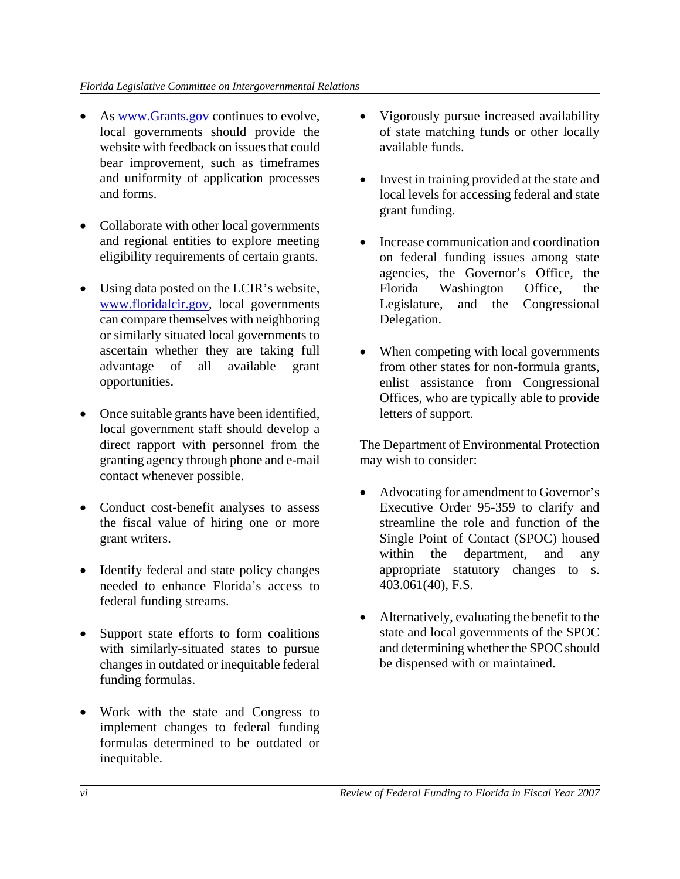- As [www.Grants.gov](http://www.Grants.gov) continues to evolve, local governments should provide the website with feedback on issues that could bear improvement, such as timeframes and uniformity of application processes and forms.

- Collaborate with other local governments and regional entities to explore meeting eligibility requirements of certain grants.

- Using data posted on the LCIR's website, [www.floridalcir.gov](http://www.floridalcir.gov), local governments can compare themselves with neighboring or similarly situated local governments to ascertain whether they are taking full advantage of all available grant opportunities.

- Once suitable grants have been identified, local government staff should develop a direct rapport with personnel from the granting agency through phone and e-mail contact whenever possible.

- Conduct cost-benefit analyses to assess the fiscal value of hiring one or more grant writers.

- Identify federal and state policy changes needed to enhance Florida's access to federal funding streams.

- Support state efforts to form coalitions with similarly-situated states to pursue changes in outdated or inequitable federal funding formulas.

- Work with the state and Congress to implement changes to federal funding formulas determined to be outdated or inequitable.

- Vigorously pursue increased availability of state matching funds or other locally available funds.

- Invest in training provided at the state and local levels for accessing federal and state grant funding.

- Increase communication and coordination on federal funding issues among state agencies, the Governor's Office, the Florida Washington Office, the Legislature, and the Congressional Delegation.

- When competing with local governments from other states for non-formula grants, enlist assistance from Congressional Offices, who are typically able to provide letters of support.

The Department of Environmental Protection may wish to consider:

- Advocating for amendment to Governor's Executive Order 95-359 to clarify and streamline the role and function of the Single Point of Contact (SPOC) housed within the department, and any appropriate statutory changes to s. 403.061(40), F.S.

- Alternatively, evaluating the benefit to the state and local governments of the SPOC and determining whether the SPOC should be dispensed with or maintained.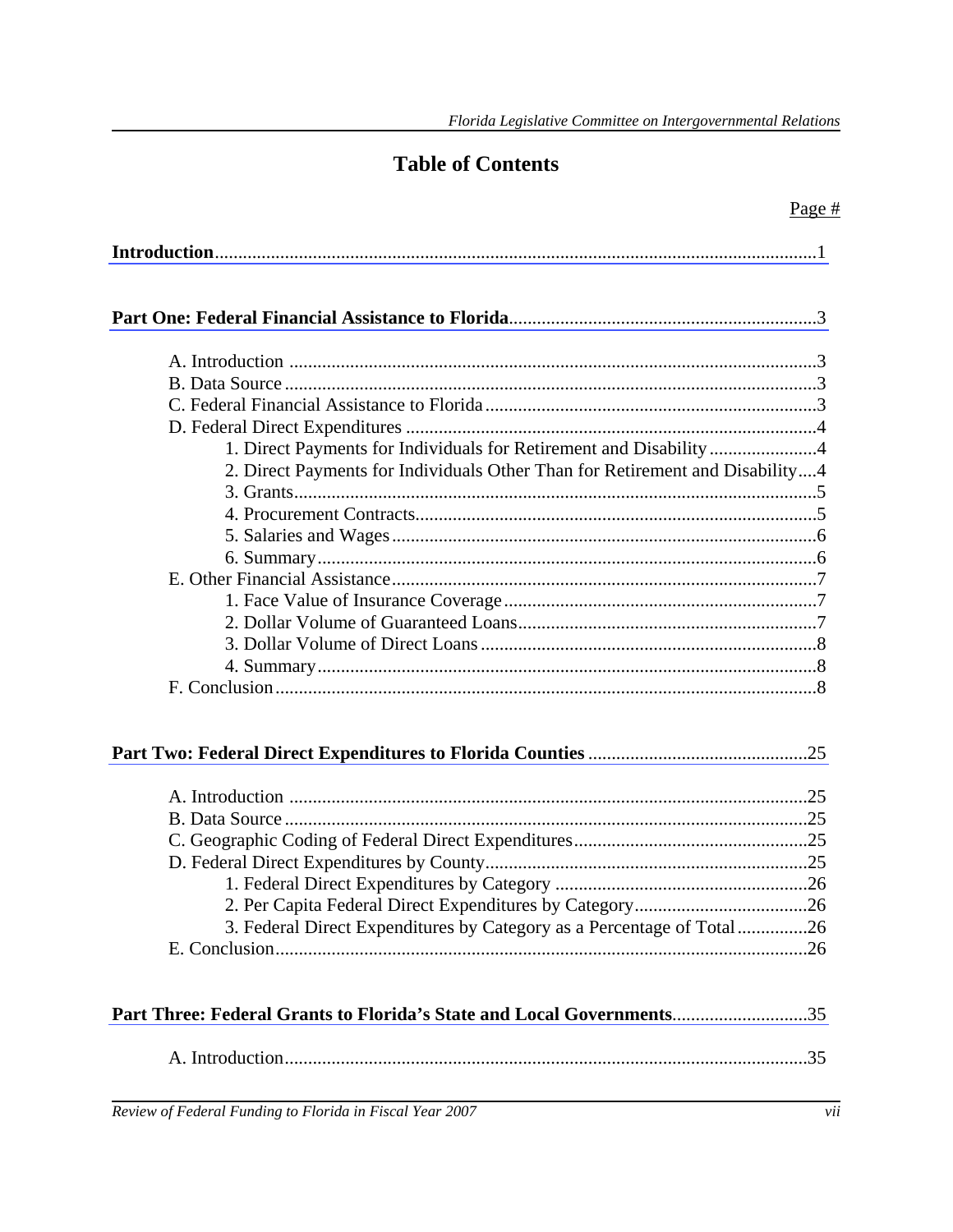# Table of Contents

Page #

**Introduction**....................................................................................................................1

**Part One: Federal Financial Assistance to Florida**.................................................................3

A. Introduction ....................................................................................................3
B. Data Source ....................................................................................................3
C. Federal Financial Assistance to Florida ...........................................................3
D. Federal Direct Expenditures ............................................................................4
  1. Direct Payments for Individuals for Retirement and Disability ......................4
  2. Direct Payments for Individuals Other Than for Retirement and Disability....4
  3. Grants.......................................................................................................5
  4. Procurement Contracts...............................................................................5
  5. Salaries and Wages ...................................................................................6
  6. Summary...................................................................................................6
E. Other Financial Assistance..............................................................................7
  1. Face Value of Insurance Coverage ..............................................................7
  2. Dollar Volume of Guaranteed Loans............................................................7
  3. Dollar Volume of Direct Loans ...................................................................8
  4. Summary...................................................................................................8
F. Conclusion......................................................................................................8

**Part Two: Federal Direct Expenditures to Florida Counties** ...............................................25

A. Introduction ..................................................................................................25
B. Data Source ..................................................................................................25
C. Geographic Coding of Federal Direct Expenditures..........................................25
D. Federal Direct Expenditures by County...........................................................25
  1. Federal Direct Expenditures by Category ..................................................26
  2. Per Capita Federal Direct Expenditures by Category...................................26
  3. Federal Direct Expenditures by Category as a Percentage of Total ...............26
E. Conclusion....................................................................................................26

**Part Three: Federal Grants to Florida's State and Local Governments**.............................35

A. Introduction...................................................................................................35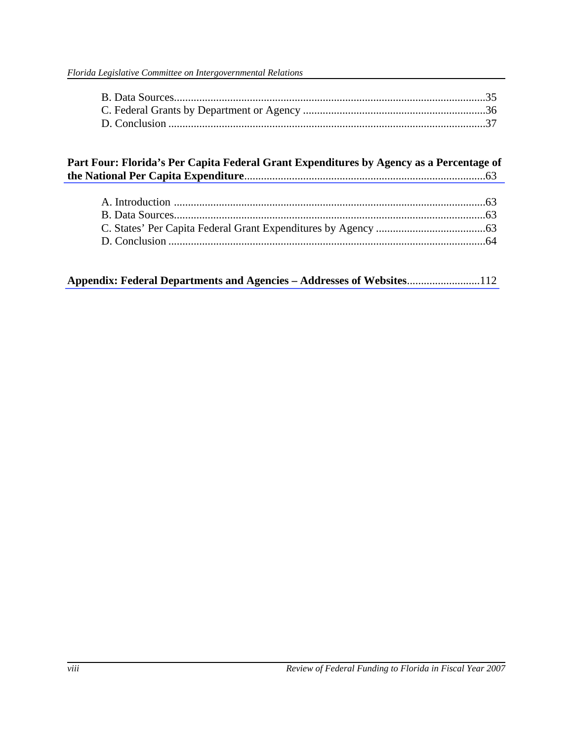B. Data Sources....35
C. Federal Grants by Department or Agency ....36
D. Conclusion ....37

**Part Four: Florida's Per Capita Federal Grant Expenditures by Agency as a Percentage of the National Per Capita Expenditure**....63

A. Introduction ....63
B. Data Sources....63
C. States' Per Capita Federal Grant Expenditures by Agency ....63
D. Conclusion ....64

**Appendix: Federal Departments and Agencies – Addresses of Websites**....112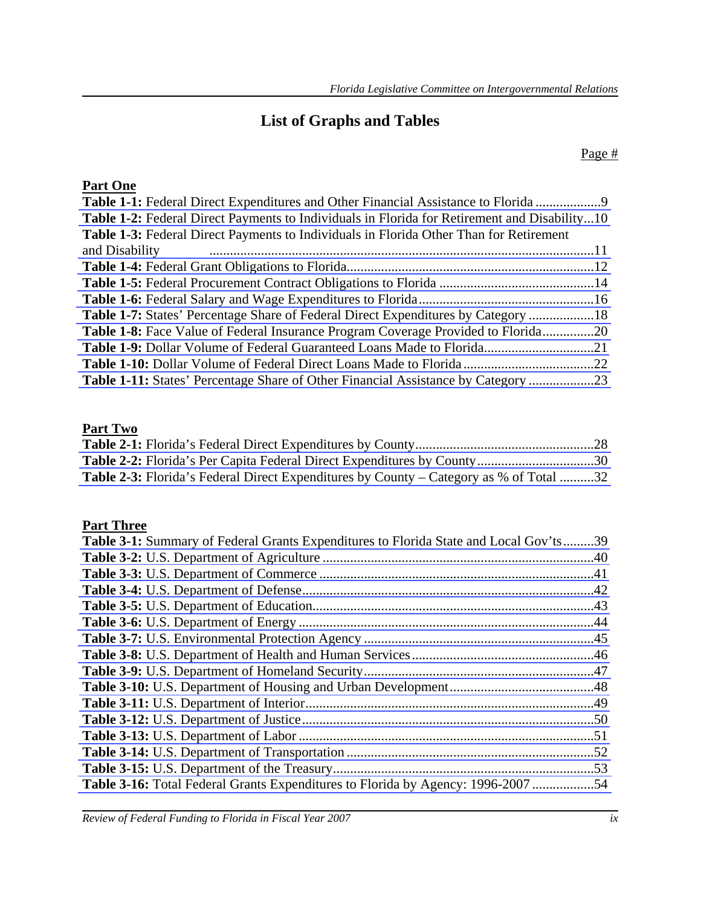# List of Graphs and Tables

Page #

**Part One**

**Table 1-1:** Federal Direct Expenditures and Other Financial Assistance to Florida ...................9
**Table 1-2:** Federal Direct Payments to Individuals in Florida for Retirement and Disability...10
**Table 1-3:** Federal Direct Payments to Individuals in Florida Other Than for Retirement and Disability ................................................................................................................11
**Table 1-4:** Federal Grant Obligations to Florida........................................................................12
**Table 1-5:** Federal Procurement Contract Obligations to Florida .............................................14
**Table 1-6:** Federal Salary and Wage Expenditures to Florida...................................................16
**Table 1-7:** States' Percentage Share of Federal Direct Expenditures by Category ...................18
**Table 1-8:** Face Value of Federal Insurance Program Coverage Provided to Florida...............20
**Table 1-9:** Dollar Volume of Federal Guaranteed Loans Made to Florida................................21
**Table 1-10:** Dollar Volume of Federal Direct Loans Made to Florida......................................22
**Table 1-11:** States' Percentage Share of Other Financial Assistance by Category ...................23

**Part Two**

**Table 2-1:** Florida's Federal Direct Expenditures by County....................................................28
**Table 2-2:** Florida's Per Capita Federal Direct Expenditures by County..................................30
**Table 2-3:** Florida's Federal Direct Expenditures by County – Category as % of Total ..........32

**Part Three**

**Table 3-1:** Summary of Federal Grants Expenditures to Florida State and Local Gov'ts.........39
**Table 3-2:** U.S. Department of Agriculture ...............................................................................40
**Table 3-3:** U.S. Department of Commerce ................................................................................41
**Table 3-4:** U.S. Department of Defense.....................................................................................42
**Table 3-5:** U.S. Department of Education..................................................................................43
**Table 3-6:** U.S. Department of Energy ......................................................................................44
**Table 3-7:** U.S. Environmental Protection Agency ...................................................................45
**Table 3-8:** U.S. Department of Health and Human Services.....................................................46
**Table 3-9:** U.S. Department of Homeland Security...................................................................47
**Table 3-10:** U.S. Department of Housing and Urban Development..........................................48
**Table 3-11:** U.S. Department of Interior....................................................................................49
**Table 3-12:** U.S. Department of Justice.....................................................................................50
**Table 3-13:** U.S. Department of Labor ......................................................................................51
**Table 3-14:** U.S. Department of Transportation ........................................................................52
**Table 3-15:** U.S. Department of the Treasury............................................................................53
**Table 3-16:** Total Federal Grants Expenditures to Florida by Agency: 1996-2007 ..................54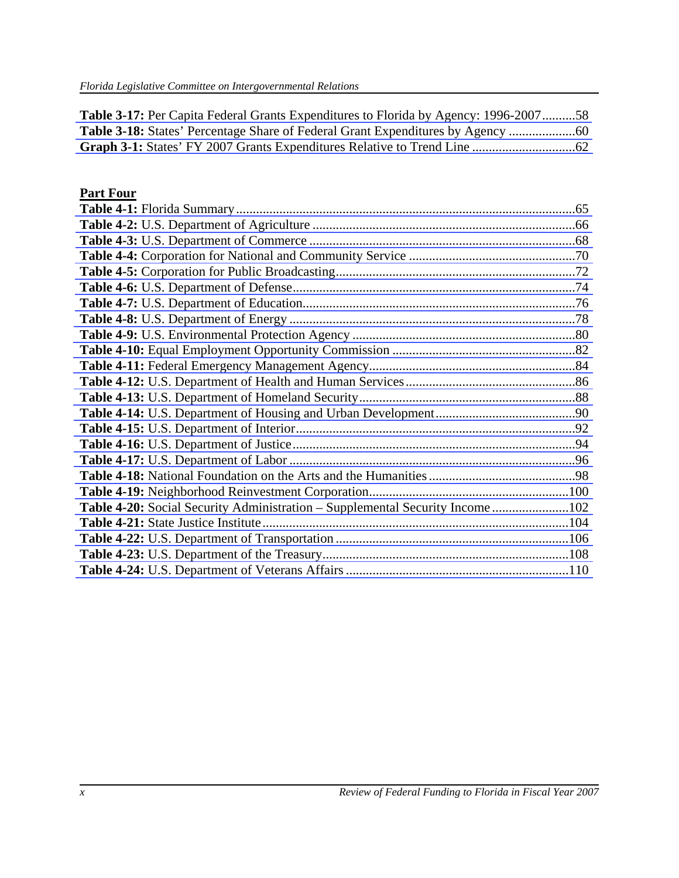**Table 3-17:** Per Capita Federal Grants Expenditures to Florida by Agency: 1996-2007..........58
**Table 3-18:** States' Percentage Share of Federal Grant Expenditures by Agency ....................60
**Graph 3-1:** States' FY 2007 Grants Expenditures Relative to Trend Line ...............................62

**Part Four**

**Table 4-1:** Florida Summary......................................................................................................65
**Table 4-2:** U.S. Department of Agriculture ...............................................................................66
**Table 4-3:** U.S. Department of Commerce ................................................................................68
**Table 4-4:** Corporation for National and Community Service ..................................................70
**Table 4-5:** Corporation for Public Broadcasting........................................................................72
**Table 4-6:** U.S. Department of Defense.....................................................................................74
**Table 4-7:** U.S. Department of Education..................................................................................76
**Table 4-8:** U.S. Department of Energy ......................................................................................78
**Table 4-9:** U.S. Environmental Protection Agency ....................................................................80
**Table 4-10:** Equal Employment Opportunity Commission .......................................................82
**Table 4-11:** Federal Emergency Management Agency..............................................................84
**Table 4-12:** U.S. Department of Health and Human Services...................................................86
**Table 4-13:** U.S. Department of Homeland Security.................................................................88
**Table 4-14:** U.S. Department of Housing and Urban Development..........................................90
**Table 4-15:** U.S. Department of Interior....................................................................................92
**Table 4-16:** U.S. Department of Justice.....................................................................................94
**Table 4-17:** U.S. Department of Labor ......................................................................................96
**Table 4-18:** National Foundation on the Arts and the Humanities ............................................98
**Table 4-19:** Neighborhood Reinvestment Corporation.............................................................100
**Table 4-20:** Social Security Administration – Supplemental Security Income .......................102
**Table 4-21:** State Justice Institute............................................................................................104
**Table 4-22:** U.S. Department of Transportation ......................................................................106
**Table 4-23:** U.S. Department of the Treasury..........................................................................108
**Table 4-24:** U.S. Department of Veterans Affairs ...................................................................110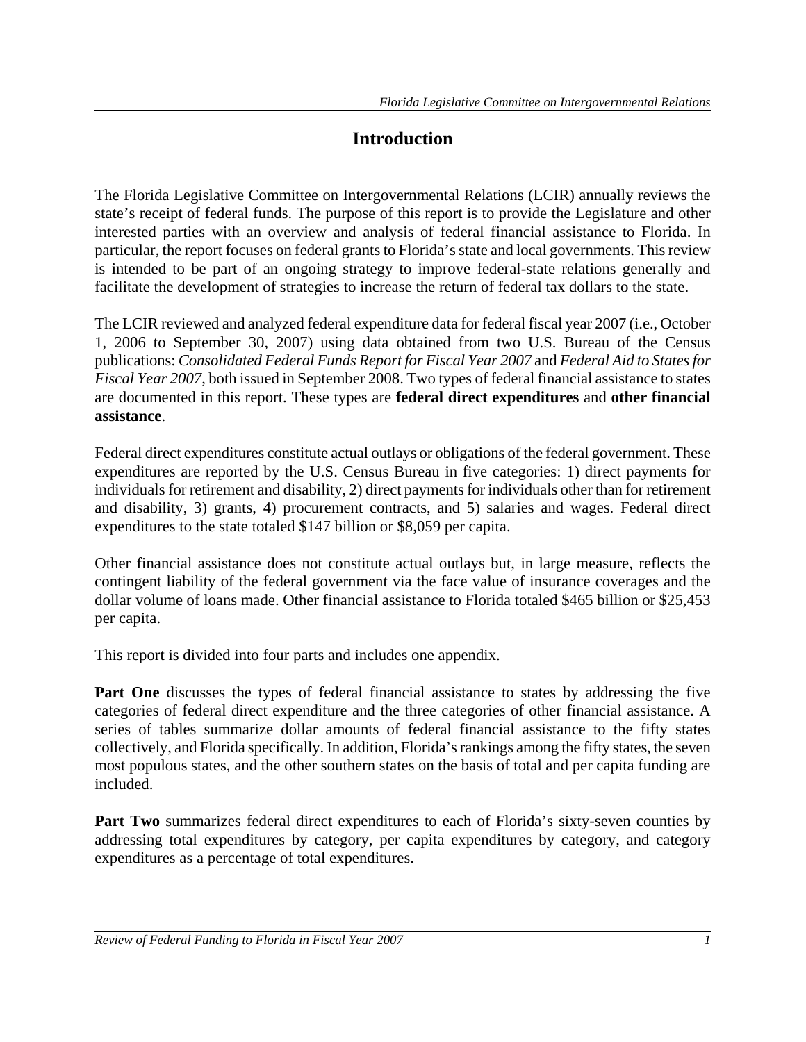# Introduction

The Florida Legislative Committee on Intergovernmental Relations (LCIR) annually reviews the state's receipt of federal funds. The purpose of this report is to provide the Legislature and other interested parties with an overview and analysis of federal financial assistance to Florida. In particular, the report focuses on federal grants to Florida's state and local governments. This review is intended to be part of an ongoing strategy to improve federal-state relations generally and facilitate the development of strategies to increase the return of federal tax dollars to the state.

The LCIR reviewed and analyzed federal expenditure data for federal fiscal year 2007 (i.e., October 1, 2006 to September 30, 2007) using data obtained from two U.S. Bureau of the Census publications: *Consolidated Federal Funds Report for Fiscal Year 2007* and *Federal Aid to States for Fiscal Year 2007*, both issued in September 2008. Two types of federal financial assistance to states are documented in this report. These types are **federal direct expenditures** and **other financial assistance**.

Federal direct expenditures constitute actual outlays or obligations of the federal government. These expenditures are reported by the U.S. Census Bureau in five categories: 1) direct payments for individuals for retirement and disability, 2) direct payments for individuals other than for retirement and disability, 3) grants, 4) procurement contracts, and 5) salaries and wages. Federal direct expenditures to the state totaled $147 billion or $8,059 per capita.

Other financial assistance does not constitute actual outlays but, in large measure, reflects the contingent liability of the federal government via the face value of insurance coverages and the dollar volume of loans made. Other financial assistance to Florida totaled $465 billion or $25,453 per capita.

This report is divided into four parts and includes one appendix.

**Part One** discusses the types of federal financial assistance to states by addressing the five categories of federal direct expenditure and the three categories of other financial assistance. A series of tables summarize dollar amounts of federal financial assistance to the fifty states collectively, and Florida specifically. In addition, Florida's rankings among the fifty states, the seven most populous states, and the other southern states on the basis of total and per capita funding are included.

**Part Two** summarizes federal direct expenditures to each of Florida's sixty-seven counties by addressing total expenditures by category, per capita expenditures by category, and category expenditures as a percentage of total expenditures.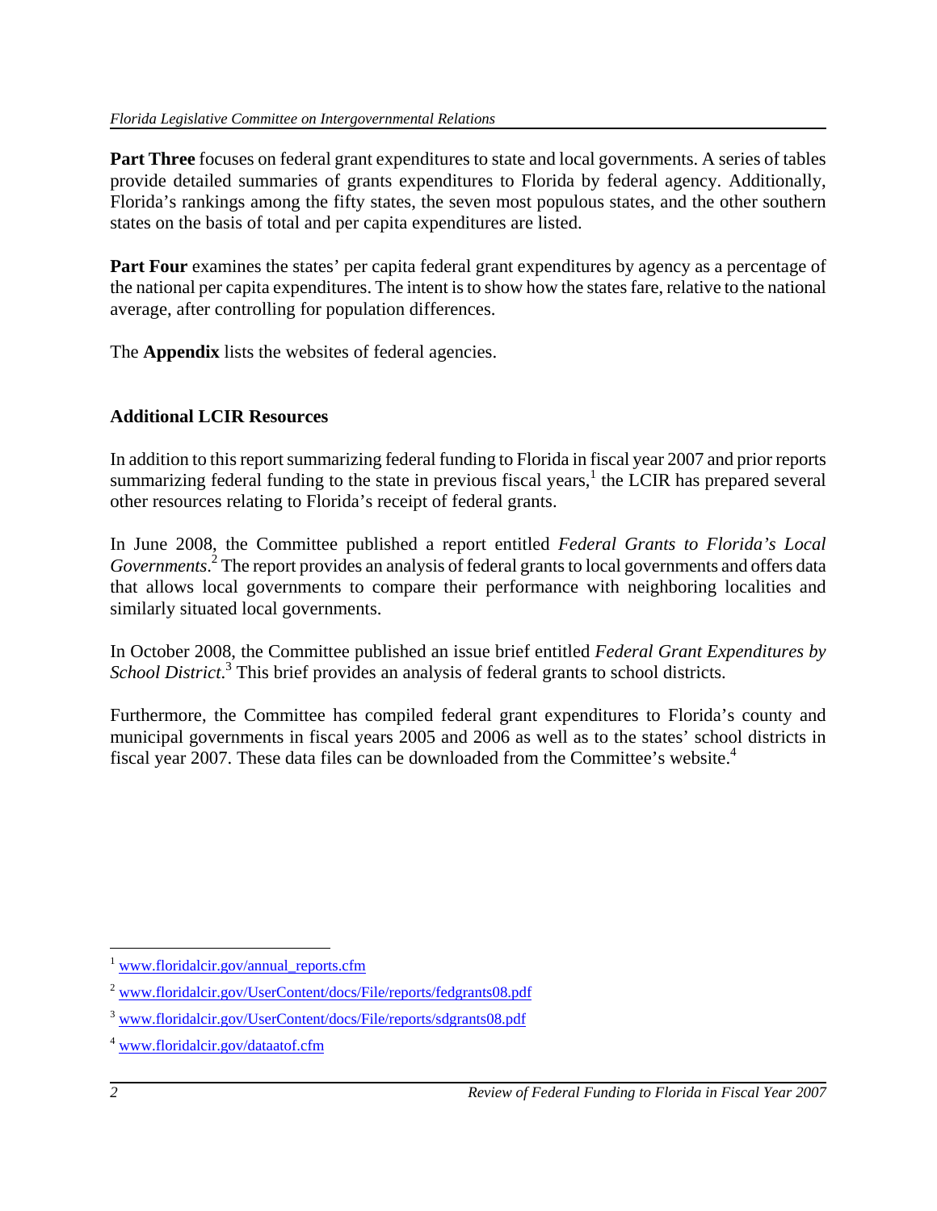**Part Three** focuses on federal grant expenditures to state and local governments. A series of tables provide detailed summaries of grants expenditures to Florida by federal agency. Additionally, Florida's rankings among the fifty states, the seven most populous states, and the other southern states on the basis of total and per capita expenditures are listed.

**Part Four** examines the states' per capita federal grant expenditures by agency as a percentage of the national per capita expenditures. The intent is to show how the states fare, relative to the national average, after controlling for population differences.

The **Appendix** lists the websites of federal agencies.

### Additional LCIR Resources

In addition to this report summarizing federal funding to Florida in fiscal year 2007 and prior reports summarizing federal funding to the state in previous fiscal years,[1] the LCIR has prepared several other resources relating to Florida's receipt of federal grants.

In June 2008, the Committee published a report entitled *Federal Grants to Florida's Local Governments*.[2] The report provides an analysis of federal grants to local governments and offers data that allows local governments to compare their performance with neighboring localities and similarly situated local governments.

In October 2008, the Committee published an issue brief entitled *Federal Grant Expenditures by School District*.[3] This brief provides an analysis of federal grants to school districts.

Furthermore, the Committee has compiled federal grant expenditures to Florida's county and municipal governments in fiscal years 2005 and 2006 as well as to the states' school districts in fiscal year 2007. These data files can be downloaded from the Committee's website.[4]

---

[1] www.floridalcir.gov/annual_reports.cfm

[2] www.floridalcir.gov/UserContent/docs/File/reports/fedgrants08.pdf

[3] www.floridalcir.gov/UserContent/docs/File/reports/sdgrants08.pdf

[4] www.floridalcir.gov/dataatof.cfm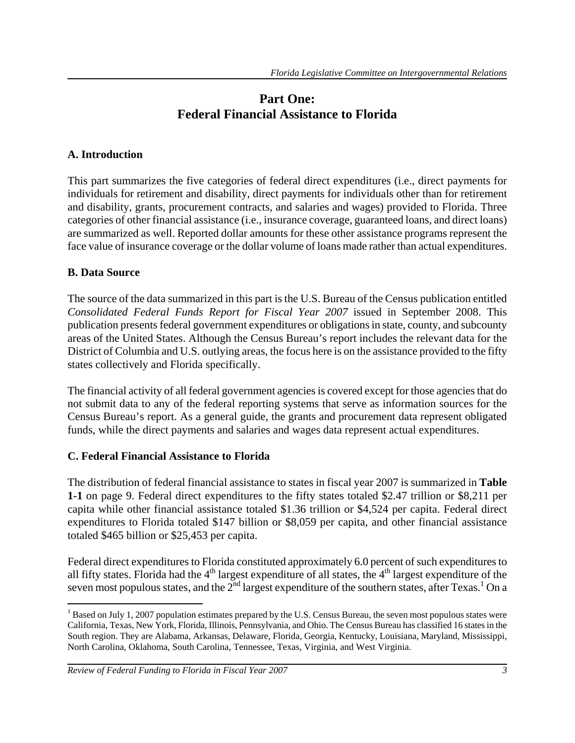# Part One:
# Federal Financial Assistance to Florida

## A. Introduction

This part summarizes the five categories of federal direct expenditures (i.e., direct payments for individuals for retirement and disability, direct payments for individuals other than for retirement and disability, grants, procurement contracts, and salaries and wages) provided to Florida. Three categories of other financial assistance (i.e., insurance coverage, guaranteed loans, and direct loans) are summarized as well. Reported dollar amounts for these other assistance programs represent the face value of insurance coverage or the dollar volume of loans made rather than actual expenditures.

## B. Data Source

The source of the data summarized in this part is the U.S. Bureau of the Census publication entitled *Consolidated Federal Funds Report for Fiscal Year 2007* issued in September 2008. This publication presents federal government expenditures or obligations in state, county, and subcounty areas of the United States. Although the Census Bureau's report includes the relevant data for the District of Columbia and U.S. outlying areas, the focus here is on the assistance provided to the fifty states collectively and Florida specifically.

The financial activity of all federal government agencies is covered except for those agencies that do not submit data to any of the federal reporting systems that serve as information sources for the Census Bureau's report. As a general guide, the grants and procurement data represent obligated funds, while the direct payments and salaries and wages data represent actual expenditures.

## C. Federal Financial Assistance to Florida

The distribution of federal financial assistance to states in fiscal year 2007 is summarized in **Table 1-1** on page 9. Federal direct expenditures to the fifty states totaled \$2.47 trillion or \$8,211 per capita while other financial assistance totaled \$1.36 trillion or \$4,524 per capita. Federal direct expenditures to Florida totaled \$147 billion or \$8,059 per capita, and other financial assistance totaled \$465 billion or \$25,453 per capita.

Federal direct expenditures to Florida constituted approximately 6.0 percent of such expenditures to all fifty states. Florida had the 4th largest expenditure of all states, the 4th largest expenditure of the seven most populous states, and the 2nd largest expenditure of the southern states, after Texas.[1] On a

[1] Based on July 1, 2007 population estimates prepared by the U.S. Census Bureau, the seven most populous states were California, Texas, New York, Florida, Illinois, Pennsylvania, and Ohio. The Census Bureau has classified 16 states in the South region. They are Alabama, Arkansas, Delaware, Florida, Georgia, Kentucky, Louisiana, Maryland, Mississippi, North Carolina, Oklahoma, South Carolina, Tennessee, Texas, Virginia, and West Virginia.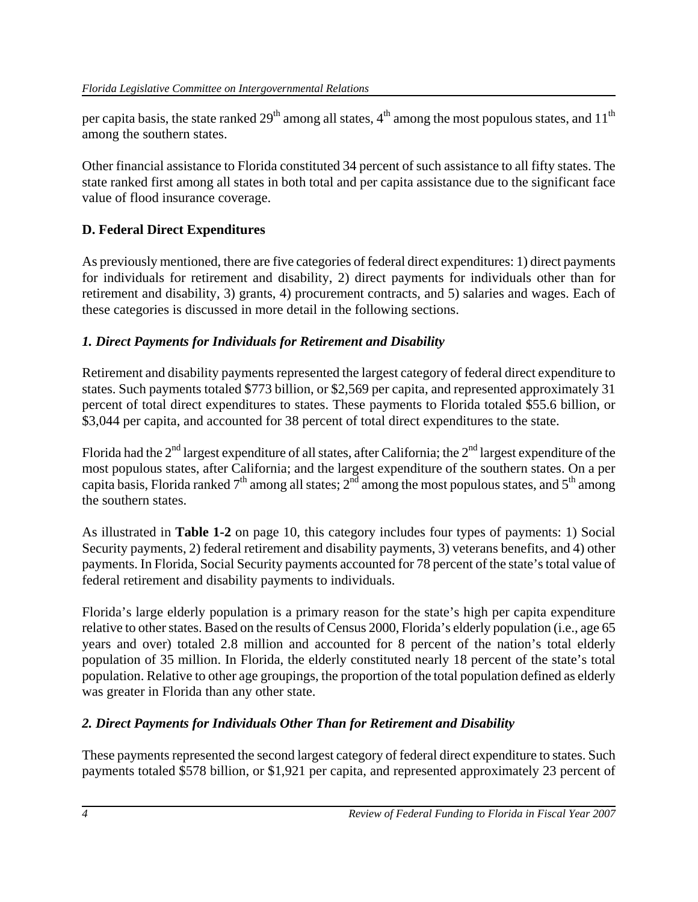per capita basis, the state ranked 29th among all states, 4th among the most populous states, and 11th among the southern states.

Other financial assistance to Florida constituted 34 percent of such assistance to all fifty states. The state ranked first among all states in both total and per capita assistance due to the significant face value of flood insurance coverage.

## D. Federal Direct Expenditures

As previously mentioned, there are five categories of federal direct expenditures: 1) direct payments for individuals for retirement and disability, 2) direct payments for individuals other than for retirement and disability, 3) grants, 4) procurement contracts, and 5) salaries and wages. Each of these categories is discussed in more detail in the following sections.

### *1. Direct Payments for Individuals for Retirement and Disability*

Retirement and disability payments represented the largest category of federal direct expenditure to states. Such payments totaled $773 billion, or $2,569 per capita, and represented approximately 31 percent of total direct expenditures to states. These payments to Florida totaled $55.6 billion, or $3,044 per capita, and accounted for 38 percent of total direct expenditures to the state.

Florida had the 2nd largest expenditure of all states, after California; the 2nd largest expenditure of the most populous states, after California; and the largest expenditure of the southern states. On a per capita basis, Florida ranked 7th among all states; 2nd among the most populous states, and 5th among the southern states.

As illustrated in **Table 1-2** on page 10, this category includes four types of payments: 1) Social Security payments, 2) federal retirement and disability payments, 3) veterans benefits, and 4) other payments. In Florida, Social Security payments accounted for 78 percent of the state's total value of federal retirement and disability payments to individuals.

Florida's large elderly population is a primary reason for the state's high per capita expenditure relative to other states. Based on the results of Census 2000, Florida's elderly population (i.e., age 65 years and over) totaled 2.8 million and accounted for 8 percent of the nation's total elderly population of 35 million. In Florida, the elderly constituted nearly 18 percent of the state's total population. Relative to other age groupings, the proportion of the total population defined as elderly was greater in Florida than any other state.

### *2. Direct Payments for Individuals Other Than for Retirement and Disability*

These payments represented the second largest category of federal direct expenditure to states. Such payments totaled $578 billion, or $1,921 per capita, and represented approximately 23 percent of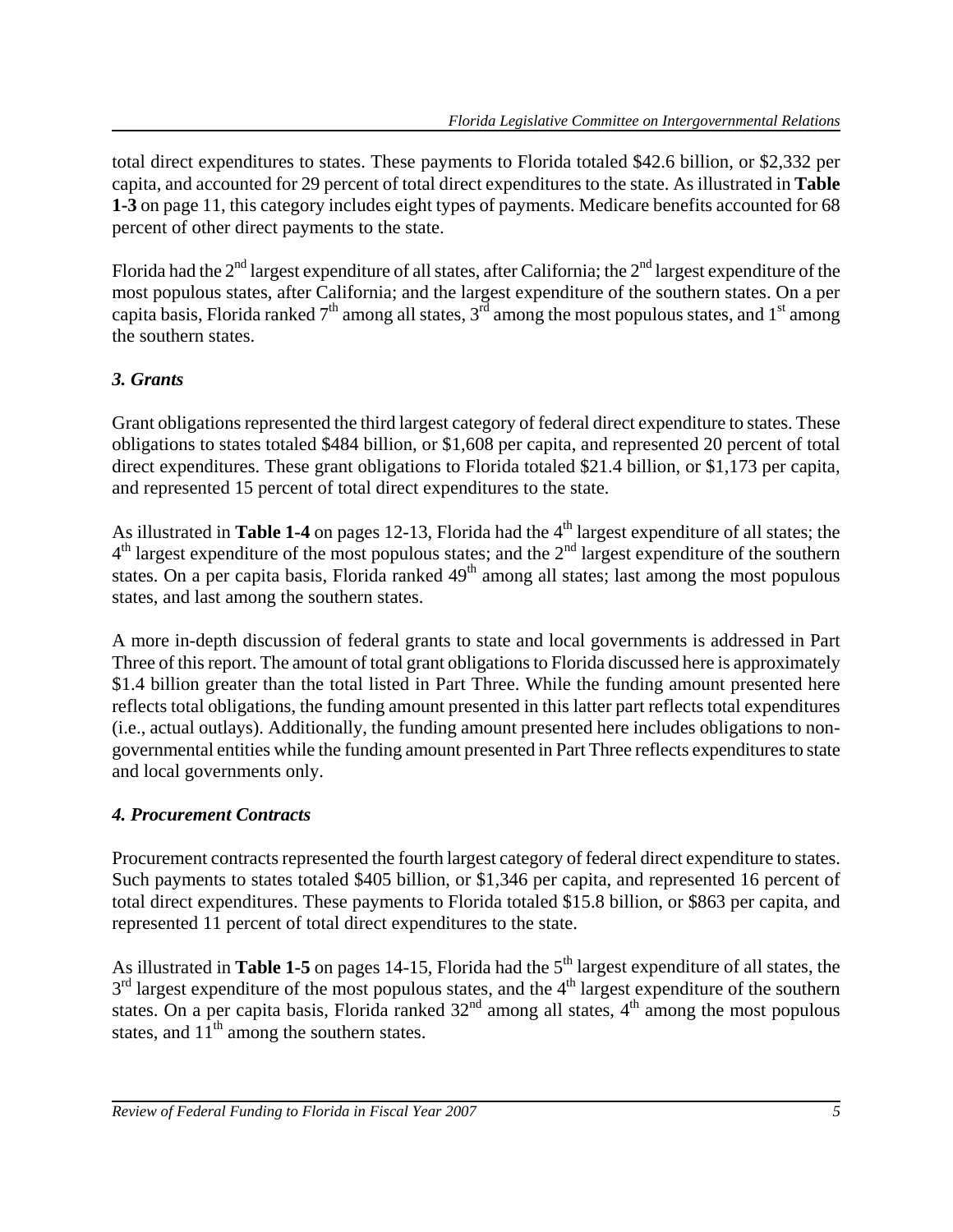total direct expenditures to states. These payments to Florida totaled $42.6 billion, or $2,332 per capita, and accounted for 29 percent of total direct expenditures to the state. As illustrated in **Table 1-3** on page 11, this category includes eight types of payments. Medicare benefits accounted for 68 percent of other direct payments to the state.

Florida had the 2nd largest expenditure of all states, after California; the 2nd largest expenditure of the most populous states, after California; and the largest expenditure of the southern states. On a per capita basis, Florida ranked 7th among all states, 3rd among the most populous states, and 1st among the southern states.

### *3. Grants*

Grant obligations represented the third largest category of federal direct expenditure to states. These obligations to states totaled $484 billion, or $1,608 per capita, and represented 20 percent of total direct expenditures. These grant obligations to Florida totaled $21.4 billion, or $1,173 per capita, and represented 15 percent of total direct expenditures to the state.

As illustrated in **Table 1-4** on pages 12-13, Florida had the 4th largest expenditure of all states; the 4th largest expenditure of the most populous states; and the 2nd largest expenditure of the southern states. On a per capita basis, Florida ranked 49th among all states; last among the most populous states, and last among the southern states.

A more in-depth discussion of federal grants to state and local governments is addressed in Part Three of this report. The amount of total grant obligations to Florida discussed here is approximately $1.4 billion greater than the total listed in Part Three. While the funding amount presented here reflects total obligations, the funding amount presented in this latter part reflects total expenditures (i.e., actual outlays). Additionally, the funding amount presented here includes obligations to non-governmental entities while the funding amount presented in Part Three reflects expenditures to state and local governments only.

### *4. Procurement Contracts*

Procurement contracts represented the fourth largest category of federal direct expenditure to states. Such payments to states totaled $405 billion, or $1,346 per capita, and represented 16 percent of total direct expenditures. These payments to Florida totaled $15.8 billion, or $863 per capita, and represented 11 percent of total direct expenditures to the state.

As illustrated in **Table 1-5** on pages 14-15, Florida had the 5th largest expenditure of all states, the 3rd largest expenditure of the most populous states, and the 4th largest expenditure of the southern states. On a per capita basis, Florida ranked 32nd among all states, 4th among the most populous states, and 11th among the southern states.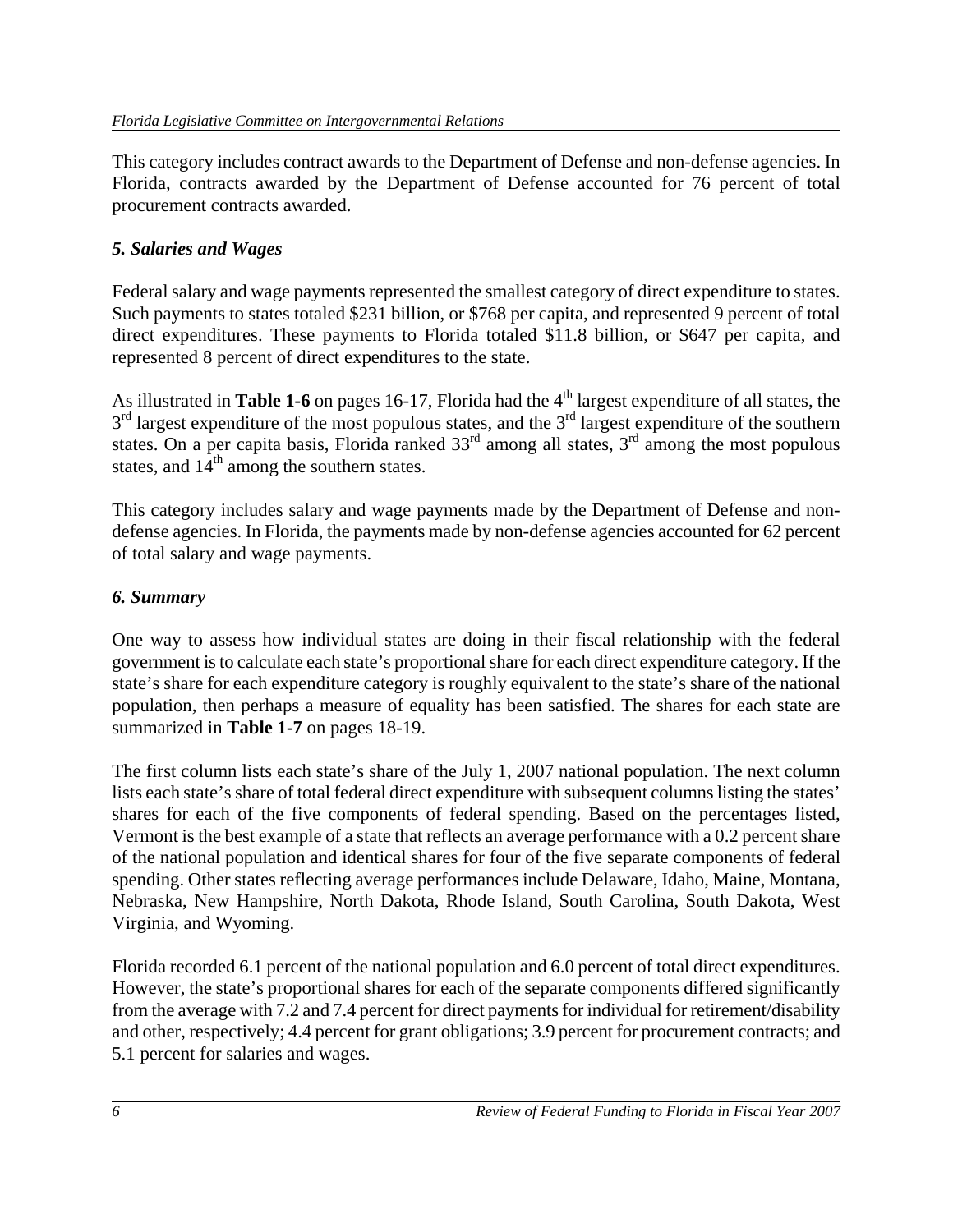This category includes contract awards to the Department of Defense and non-defense agencies. In Florida, contracts awarded by the Department of Defense accounted for 76 percent of total procurement contracts awarded.

### *5. Salaries and Wages*

Federal salary and wage payments represented the smallest category of direct expenditure to states. Such payments to states totaled \$231 billion, or \$768 per capita, and represented 9 percent of total direct expenditures. These payments to Florida totaled \$11.8 billion, or \$647 per capita, and represented 8 percent of direct expenditures to the state.

As illustrated in **Table 1-6** on pages 16-17, Florida had the 4th largest expenditure of all states, the 3rd largest expenditure of the most populous states, and the 3rd largest expenditure of the southern states. On a per capita basis, Florida ranked 33rd among all states, 3rd among the most populous states, and 14th among the southern states.

This category includes salary and wage payments made by the Department of Defense and non-defense agencies. In Florida, the payments made by non-defense agencies accounted for 62 percent of total salary and wage payments.

### *6. Summary*

One way to assess how individual states are doing in their fiscal relationship with the federal government is to calculate each state's proportional share for each direct expenditure category. If the state's share for each expenditure category is roughly equivalent to the state's share of the national population, then perhaps a measure of equality has been satisfied. The shares for each state are summarized in **Table 1-7** on pages 18-19.

The first column lists each state's share of the July 1, 2007 national population. The next column lists each state's share of total federal direct expenditure with subsequent columns listing the states' shares for each of the five components of federal spending. Based on the percentages listed, Vermont is the best example of a state that reflects an average performance with a 0.2 percent share of the national population and identical shares for four of the five separate components of federal spending. Other states reflecting average performances include Delaware, Idaho, Maine, Montana, Nebraska, New Hampshire, North Dakota, Rhode Island, South Carolina, South Dakota, West Virginia, and Wyoming.

Florida recorded 6.1 percent of the national population and 6.0 percent of total direct expenditures. However, the state's proportional shares for each of the separate components differed significantly from the average with 7.2 and 7.4 percent for direct payments for individual for retirement/disability and other, respectively; 4.4 percent for grant obligations; 3.9 percent for procurement contracts; and 5.1 percent for salaries and wages.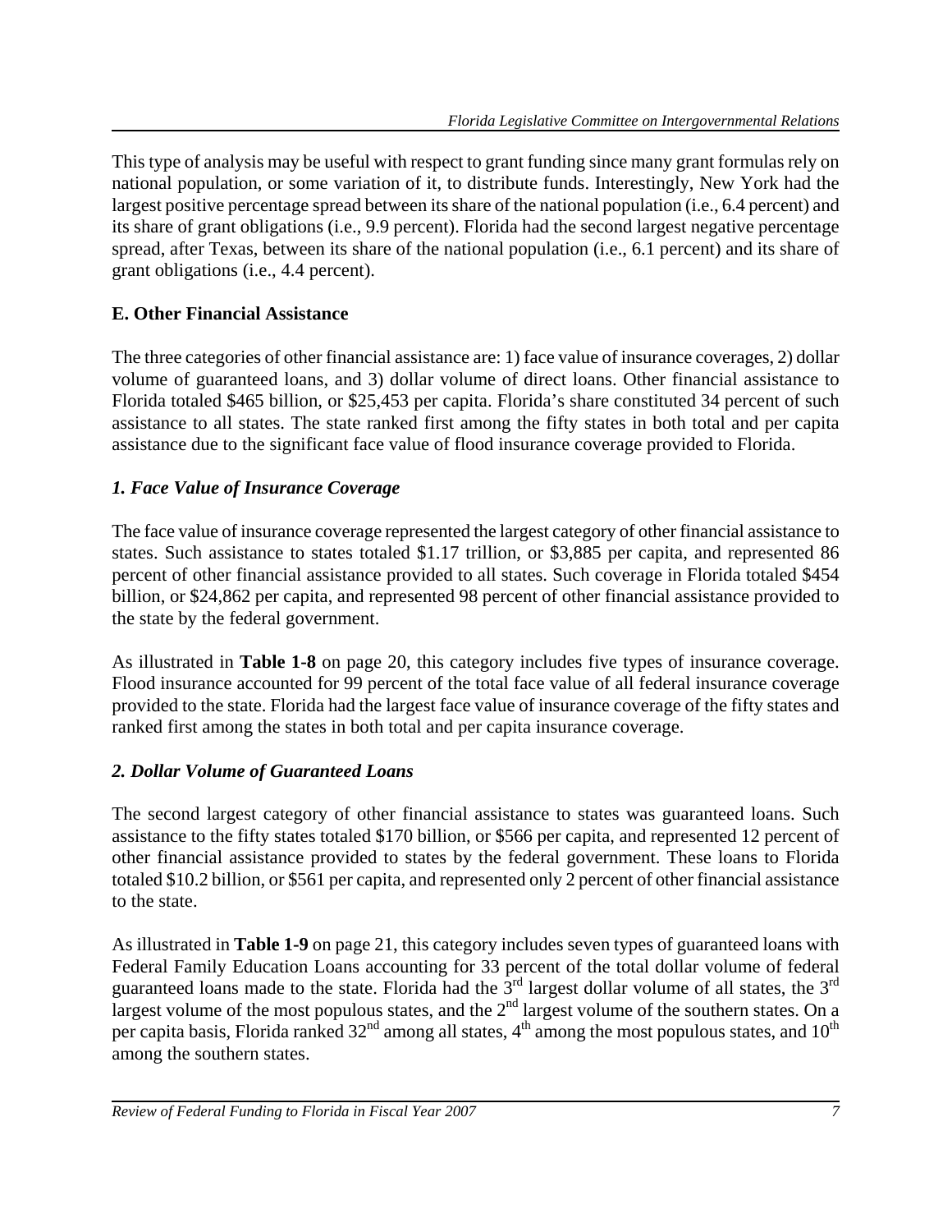This type of analysis may be useful with respect to grant funding since many grant formulas rely on national population, or some variation of it, to distribute funds. Interestingly, New York had the largest positive percentage spread between its share of the national population (i.e., 6.4 percent) and its share of grant obligations (i.e., 9.9 percent). Florida had the second largest negative percentage spread, after Texas, between its share of the national population (i.e., 6.1 percent) and its share of grant obligations (i.e., 4.4 percent).

## E. Other Financial Assistance

The three categories of other financial assistance are: 1) face value of insurance coverages, 2) dollar volume of guaranteed loans, and 3) dollar volume of direct loans. Other financial assistance to Florida totaled $465 billion, or $25,453 per capita. Florida's share constituted 34 percent of such assistance to all states. The state ranked first among the fifty states in both total and per capita assistance due to the significant face value of flood insurance coverage provided to Florida.

### *1. Face Value of Insurance Coverage*

The face value of insurance coverage represented the largest category of other financial assistance to states. Such assistance to states totaled $1.17 trillion, or $3,885 per capita, and represented 86 percent of other financial assistance provided to all states. Such coverage in Florida totaled $454 billion, or $24,862 per capita, and represented 98 percent of other financial assistance provided to the state by the federal government.

As illustrated in **Table 1-8** on page 20, this category includes five types of insurance coverage. Flood insurance accounted for 99 percent of the total face value of all federal insurance coverage provided to the state. Florida had the largest face value of insurance coverage of the fifty states and ranked first among the states in both total and per capita insurance coverage.

### *2. Dollar Volume of Guaranteed Loans*

The second largest category of other financial assistance to states was guaranteed loans. Such assistance to the fifty states totaled $170 billion, or $566 per capita, and represented 12 percent of other financial assistance provided to states by the federal government. These loans to Florida totaled $10.2 billion, or $561 per capita, and represented only 2 percent of other financial assistance to the state.

As illustrated in **Table 1-9** on page 21, this category includes seven types of guaranteed loans with Federal Family Education Loans accounting for 33 percent of the total dollar volume of federal guaranteed loans made to the state. Florida had the 3rd largest dollar volume of all states, the 3rd largest volume of the most populous states, and the 2nd largest volume of the southern states. On a per capita basis, Florida ranked 32nd among all states, 4th among the most populous states, and 10th among the southern states.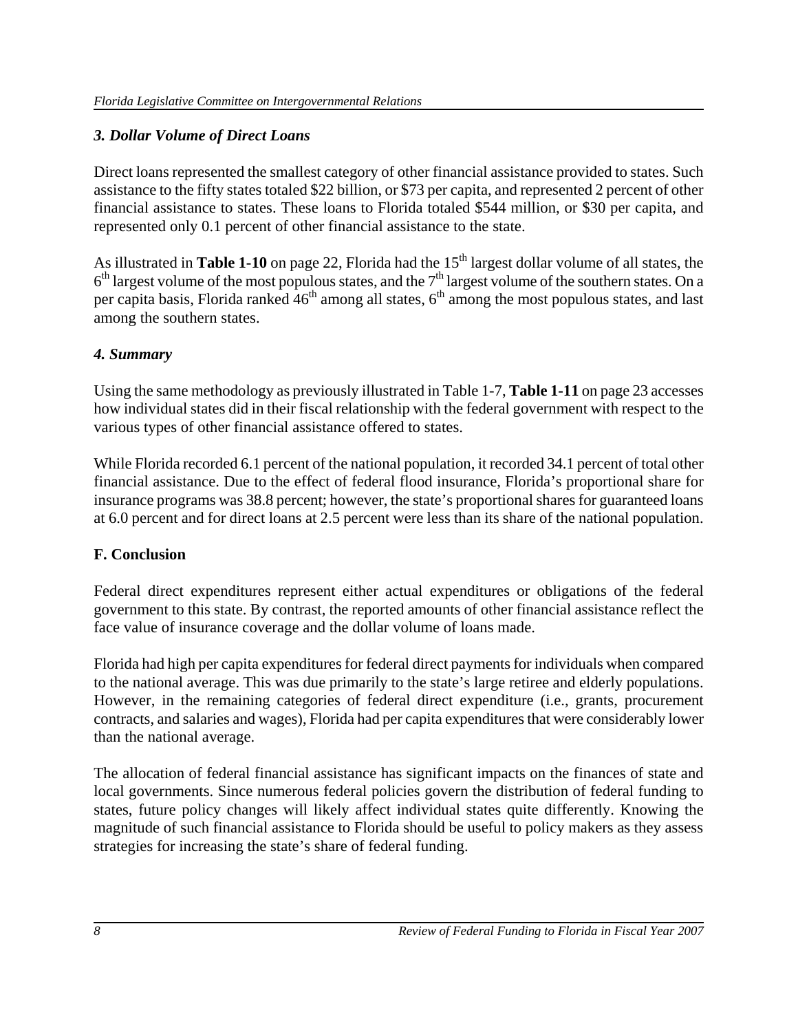### *3. Dollar Volume of Direct Loans*

Direct loans represented the smallest category of other financial assistance provided to states. Such assistance to the fifty states totaled $22 billion, or $73 per capita, and represented 2 percent of other financial assistance to states. These loans to Florida totaled $544 million, or $30 per capita, and represented only 0.1 percent of other financial assistance to the state.

As illustrated in **Table 1-10** on page 22, Florida had the 15th largest dollar volume of all states, the 6th largest volume of the most populous states, and the 7th largest volume of the southern states. On a per capita basis, Florida ranked 46th among all states, 6th among the most populous states, and last among the southern states.

### *4. Summary*

Using the same methodology as previously illustrated in Table 1-7, **Table 1-11** on page 23 accesses how individual states did in their fiscal relationship with the federal government with respect to the various types of other financial assistance offered to states.

While Florida recorded 6.1 percent of the national population, it recorded 34.1 percent of total other financial assistance. Due to the effect of federal flood insurance, Florida's proportional share for insurance programs was 38.8 percent; however, the state's proportional shares for guaranteed loans at 6.0 percent and for direct loans at 2.5 percent were less than its share of the national population.

## F. Conclusion

Federal direct expenditures represent either actual expenditures or obligations of the federal government to this state. By contrast, the reported amounts of other financial assistance reflect the face value of insurance coverage and the dollar volume of loans made.

Florida had high per capita expenditures for federal direct payments for individuals when compared to the national average. This was due primarily to the state's large retiree and elderly populations. However, in the remaining categories of federal direct expenditure (i.e., grants, procurement contracts, and salaries and wages), Florida had per capita expenditures that were considerably lower than the national average.

The allocation of federal financial assistance has significant impacts on the finances of state and local governments. Since numerous federal policies govern the distribution of federal funding to states, future policy changes will likely affect individual states quite differently. Knowing the magnitude of such financial assistance to Florida should be useful to policy makers as they assess strategies for increasing the state's share of federal funding.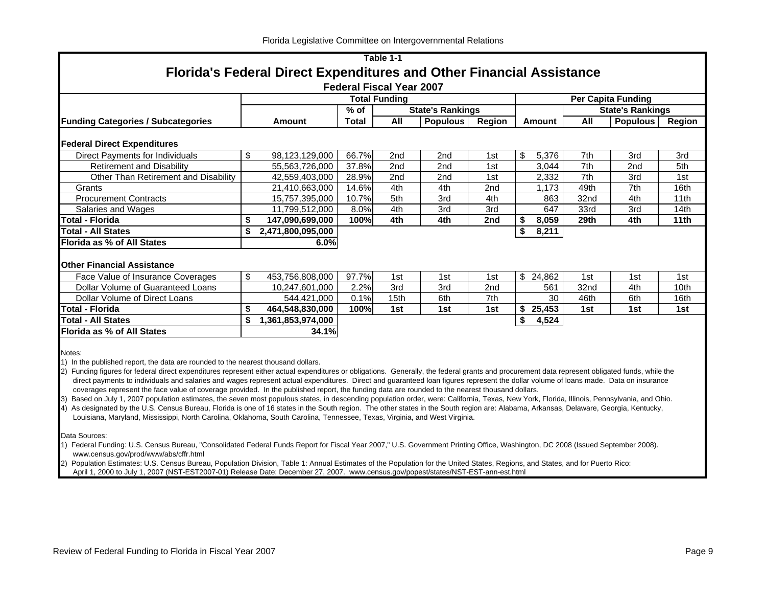Florida Legislative Committee on Intergovernmental Relations

**Table 1-1**

## Florida's Federal Direct Expenditures and Other Financial Assistance

**Federal Fiscal Year 2007**

| | Total Funding | | | | | Per Capita Funding | | | |
|---|---|---|---|---|---|---|---|---|---|
| | | % of | State's Rankings | | | | State's Rankings | | |
| **Funding Categories / Subcategories** | **Amount** | **Total** | **All** | **Populous** | **Region** | **Amount** | **All** | **Populous** | **Region** |
| **Federal Direct Expenditures** | | | | | | | | | |
| Direct Payments for Individuals | $ 98,123,129,000 | 66.7% | 2nd | 2nd | 1st | $ 5,376 | 7th | 3rd | 3rd |
| Retirement and Disability | 55,563,726,000 | 37.8% | 2nd | 2nd | 1st | 3,044 | 7th | 2nd | 5th |
| Other Than Retirement and Disability | 42,559,403,000 | 28.9% | 2nd | 2nd | 1st | 2,332 | 7th | 3rd | 1st |
| Grants | 21,410,663,000 | 14.6% | 4th | 4th | 2nd | 1,173 | 49th | 7th | 16th |
| Procurement Contracts | 15,757,395,000 | 10.7% | 5th | 3rd | 4th | 863 | 32nd | 4th | 11th |
| Salaries and Wages | 11,799,512,000 | 8.0% | 4th | 3rd | 3rd | 647 | 33rd | 3rd | 14th |
| **Total - Florida** | **$ 147,090,699,000** | **100%** | **4th** | **4th** | **2nd** | **$ 8,059** | **29th** | **4th** | **11th** |
| **Total - All States** | **$ 2,471,800,095,000** | | | | | **$ 8,211** | | | |
| **Florida as % of All States** | **6.0%** | | | | | | | | |
| **Other Financial Assistance** | | | | | | | | | |
| Face Value of Insurance Coverages | $ 453,756,808,000 | 97.7% | 1st | 1st | 1st | $ 24,862 | 1st | 1st | 1st |
| Dollar Volume of Guaranteed Loans | 10,247,601,000 | 2.2% | 3rd | 3rd | 2nd | 561 | 32nd | 4th | 10th |
| Dollar Volume of Direct Loans | 544,421,000 | 0.1% | 15th | 6th | 7th | 30 | 46th | 6th | 16th |
| **Total - Florida** | **$ 464,548,830,000** | **100%** | **1st** | **1st** | **1st** | **$ 25,453** | **1st** | **1st** | **1st** |
| **Total - All States** | **$ 1,361,853,974,000** | | | | | **$ 4,524** | | | |
| **Florida as % of All States** | **34.1%** | | | | | | | | |

Notes:

1) In the published report, the data are rounded to the nearest thousand dollars.

2) Funding figures for federal direct expenditures represent either actual expenditures or obligations. Generally, the federal grants and procurement data represent obligated funds, while the direct payments to individuals and salaries and wages represent actual expenditures. Direct and guaranteed loan figures represent the dollar volume of loans made. Data on insurance coverages represent the face value of coverage provided. In the published report, the funding data are rounded to the nearest thousand dollars.

3) Based on July 1, 2007 population estimates, the seven most populous states, in descending population order, were: California, Texas, New York, Florida, Illinois, Pennsylvania, and Ohio.

4) As designated by the U.S. Census Bureau, Florida is one of 16 states in the South region. The other states in the South region are: Alabama, Arkansas, Delaware, Georgia, Kentucky, Louisiana, Maryland, Mississippi, North Carolina, Oklahoma, South Carolina, Tennessee, Texas, Virginia, and West Virginia.

Data Sources:

1) Federal Funding: U.S. Census Bureau, "Consolidated Federal Funds Report for Fiscal Year 2007," U.S. Government Printing Office, Washington, DC 2008 (Issued September 2008). www.census.gov/prod/www/abs/cffr.html

2) Population Estimates: U.S. Census Bureau, Population Division, Table 1: Annual Estimates of the Population for the United States, Regions, and States, and for Puerto Rico: April 1, 2000 to July 1, 2007 (NST-EST2007-01) Release Date: December 27, 2007. www.census.gov/popest/states/NST-EST-ann-est.html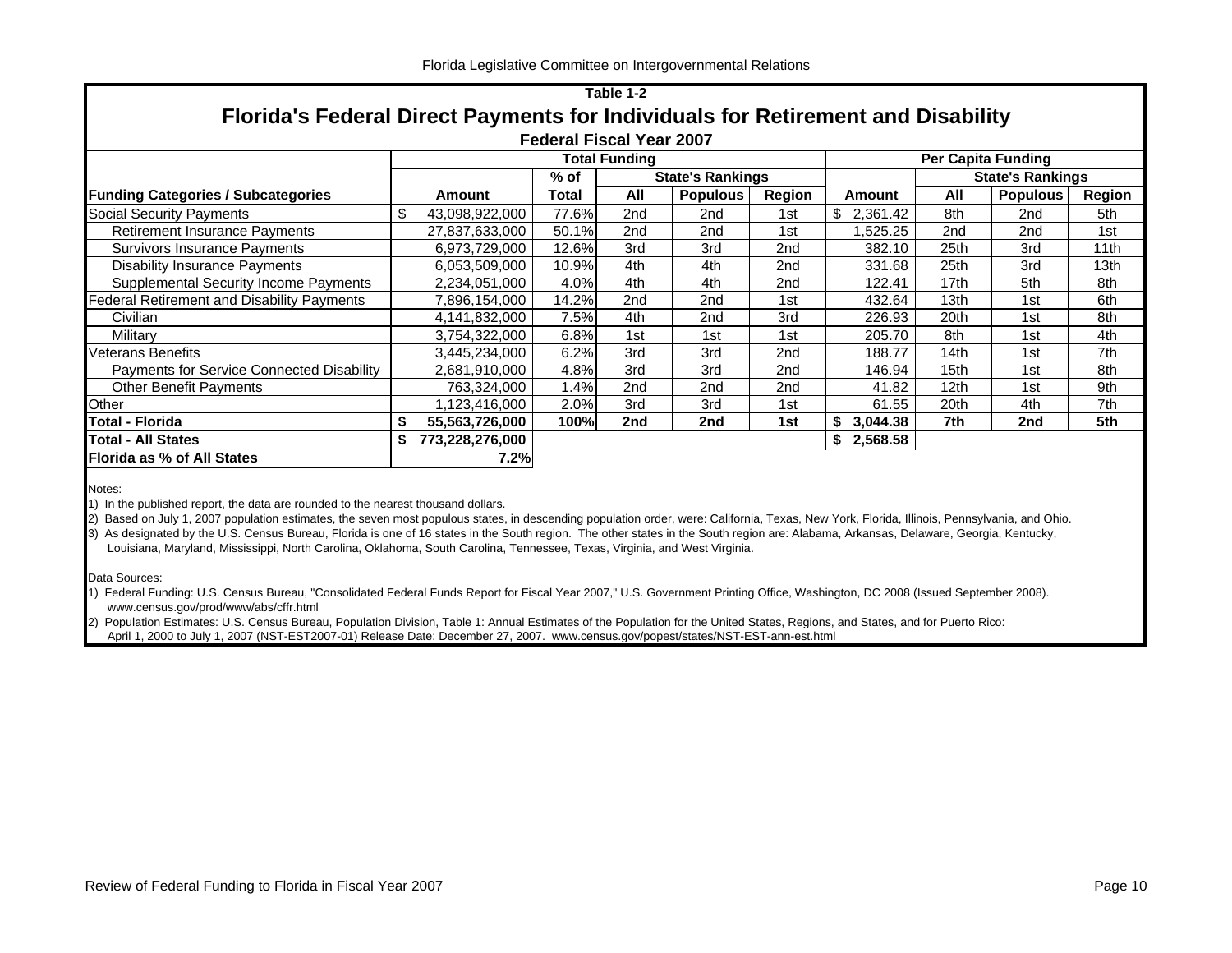Table 1-2

## Florida's Federal Direct Payments for Individuals for Retirement and Disability

**Federal Fiscal Year 2007**

| | Total Funding | | | | | Per Capita Funding | | | |
|---|---|---|---|---|---|---|---|---|---|
| | | % of | State's Rankings | | | | State's Rankings | | |
| **Funding Categories / Subcategories** | **Amount** | **Total** | **All** | **Populous** | **Region** | **Amount** | **All** | **Populous** | **Region** |
| Social Security Payments | $ 43,098,922,000 | 77.6% | 2nd | 2nd | 1st | $ 2,361.42 | 8th | 2nd | 5th |
| Retirement Insurance Payments | 27,837,633,000 | 50.1% | 2nd | 2nd | 1st | 1,525.25 | 2nd | 2nd | 1st |
| Survivors Insurance Payments | 6,973,729,000 | 12.6% | 3rd | 3rd | 2nd | 382.10 | 25th | 3rd | 11th |
| Disability Insurance Payments | 6,053,509,000 | 10.9% | 4th | 4th | 2nd | 331.68 | 25th | 3rd | 13th |
| Supplemental Security Income Payments | 2,234,051,000 | 4.0% | 4th | 4th | 2nd | 122.41 | 17th | 5th | 8th |
| Federal Retirement and Disability Payments | 7,896,154,000 | 14.2% | 2nd | 2nd | 1st | 432.64 | 13th | 1st | 6th |
| Civilian | 4,141,832,000 | 7.5% | 4th | 2nd | 3rd | 226.93 | 20th | 1st | 8th |
| Military | 3,754,322,000 | 6.8% | 1st | 1st | 1st | 205.70 | 8th | 1st | 4th |
| Veterans Benefits | 3,445,234,000 | 6.2% | 3rd | 3rd | 2nd | 188.77 | 14th | 1st | 7th |
| Payments for Service Connected Disability | 2,681,910,000 | 4.8% | 3rd | 3rd | 2nd | 146.94 | 15th | 1st | 8th |
| Other Benefit Payments | 763,324,000 | 1.4% | 2nd | 2nd | 2nd | 41.82 | 12th | 1st | 9th |
| Other | 1,123,416,000 | 2.0% | 3rd | 3rd | 1st | 61.55 | 20th | 4th | 7th |
| **Total - Florida** | **$ 55,563,726,000** | **100%** | **2nd** | **2nd** | **1st** | **$ 3,044.38** | **7th** | **2nd** | **5th** |
| **Total - All States** | **$ 773,228,276,000** | | | | | **$ 2,568.58** | | | |
| **Florida as % of All States** | **7.2%** | | | | | | | | |

Notes:

1) In the published report, the data are rounded to the nearest thousand dollars.

2) Based on July 1, 2007 population estimates, the seven most populous states, in descending population order, were: California, Texas, New York, Florida, Illinois, Pennsylvania, and Ohio.

3) As designated by the U.S. Census Bureau, Florida is one of 16 states in the South region. The other states in the South region are: Alabama, Arkansas, Delaware, Georgia, Kentucky, Louisiana, Maryland, Mississippi, North Carolina, Oklahoma, South Carolina, Tennessee, Texas, Virginia, and West Virginia.

Data Sources:

1) Federal Funding: U.S. Census Bureau, "Consolidated Federal Funds Report for Fiscal Year 2007," U.S. Government Printing Office, Washington, DC 2008 (Issued September 2008). www.census.gov/prod/www/abs/cffr.html

2) Population Estimates: U.S. Census Bureau, Population Division, Table 1: Annual Estimates of the Population for the United States, Regions, and States, and for Puerto Rico: April 1, 2000 to July 1, 2007 (NST-EST2007-01) Release Date: December 27, 2007. www.census.gov/popest/states/NST-EST-ann-est.html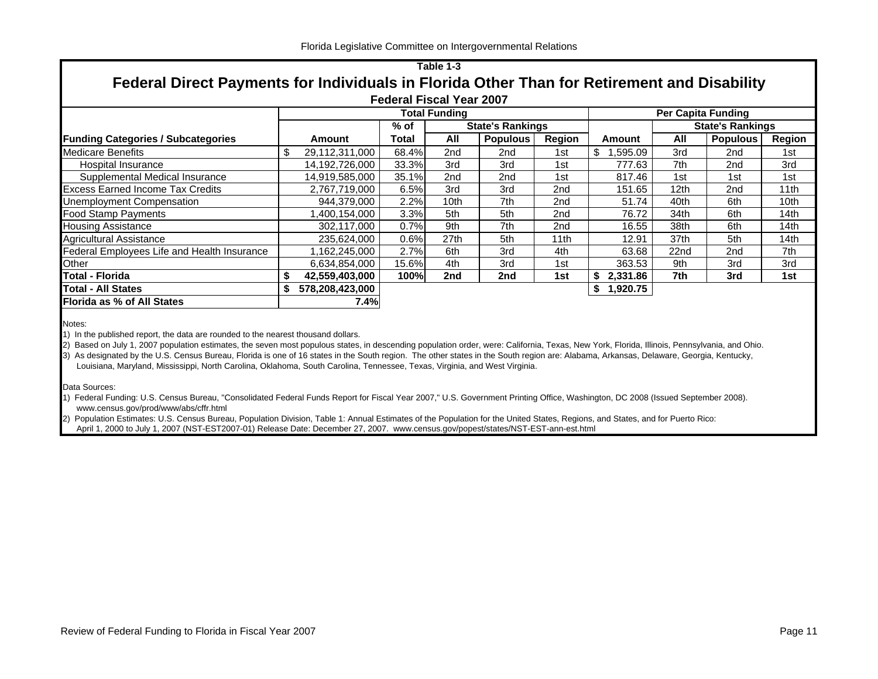Table 1-3

# Federal Direct Payments for Individuals in Florida Other Than for Retirement and Disability

## Federal Fiscal Year 2007

| Funding Categories / Subcategories | Total Funding | | | | | Per Capita Funding | | | |
|---|---|---|---|---|---|---|---|---|---|
| | | % of | State's Rankings | | | | State's Rankings | | |
| | Amount | Total | All | Populous | Region | Amount | All | Populous | Region |
| Medicare Benefits | $ 29,112,311,000 | 68.4% | 2nd | 2nd | 1st | $ 1,595.09 | 3rd | 2nd | 1st |
| Hospital Insurance | 14,192,726,000 | 33.3% | 3rd | 3rd | 1st | 777.63 | 7th | 2nd | 3rd |
| Supplemental Medical Insurance | 14,919,585,000 | 35.1% | 2nd | 2nd | 1st | 817.46 | 1st | 1st | 1st |
| Excess Earned Income Tax Credits | 2,767,719,000 | 6.5% | 3rd | 3rd | 2nd | 151.65 | 12th | 2nd | 11th |
| Unemployment Compensation | 944,379,000 | 2.2% | 10th | 7th | 2nd | 51.74 | 40th | 6th | 10th |
| Food Stamp Payments | 1,400,154,000 | 3.3% | 5th | 5th | 2nd | 76.72 | 34th | 6th | 14th |
| Housing Assistance | 302,117,000 | 0.7% | 9th | 7th | 2nd | 16.55 | 38th | 6th | 14th |
| Agricultural Assistance | 235,624,000 | 0.6% | 27th | 5th | 11th | 12.91 | 37th | 5th | 14th |
| Federal Employees Life and Health Insurance | 1,162,245,000 | 2.7% | 6th | 3rd | 4th | 63.68 | 22nd | 2nd | 7th |
| Other | 6,634,854,000 | 15.6% | 4th | 3rd | 1st | 363.53 | 9th | 3rd | 3rd |
| **Total - Florida** | **$ 42,559,403,000** | **100%** | **2nd** | **2nd** | **1st** | **$ 2,331.86** | **7th** | **3rd** | **1st** |
| **Total - All States** | **$ 578,208,423,000** | | | | | **$ 1,920.75** | | | |
| **Florida as % of All States** | **7.4%** | | | | | | | | |

Notes:

1) In the published report, the data are rounded to the nearest thousand dollars.

2) Based on July 1, 2007 population estimates, the seven most populous states, in descending population order, were: California, Texas, New York, Florida, Illinois, Pennsylvania, and Ohio.

3) As designated by the U.S. Census Bureau, Florida is one of 16 states in the South region. The other states in the South region are: Alabama, Arkansas, Delaware, Georgia, Kentucky, Louisiana, Maryland, Mississippi, North Carolina, Oklahoma, South Carolina, Tennessee, Texas, Virginia, and West Virginia.

Data Sources:

1) Federal Funding: U.S. Census Bureau, "Consolidated Federal Funds Report for Fiscal Year 2007," U.S. Government Printing Office, Washington, DC 2008 (Issued September 2008). www.census.gov/prod/www/abs/cffr.html

2) Population Estimates: U.S. Census Bureau, Population Division, Table 1: Annual Estimates of the Population for the United States, Regions, and States, and for Puerto Rico: April 1, 2000 to July 1, 2007 (NST-EST2007-01) Release Date: December 27, 2007. www.census.gov/popest/states/NST-EST-ann-est.html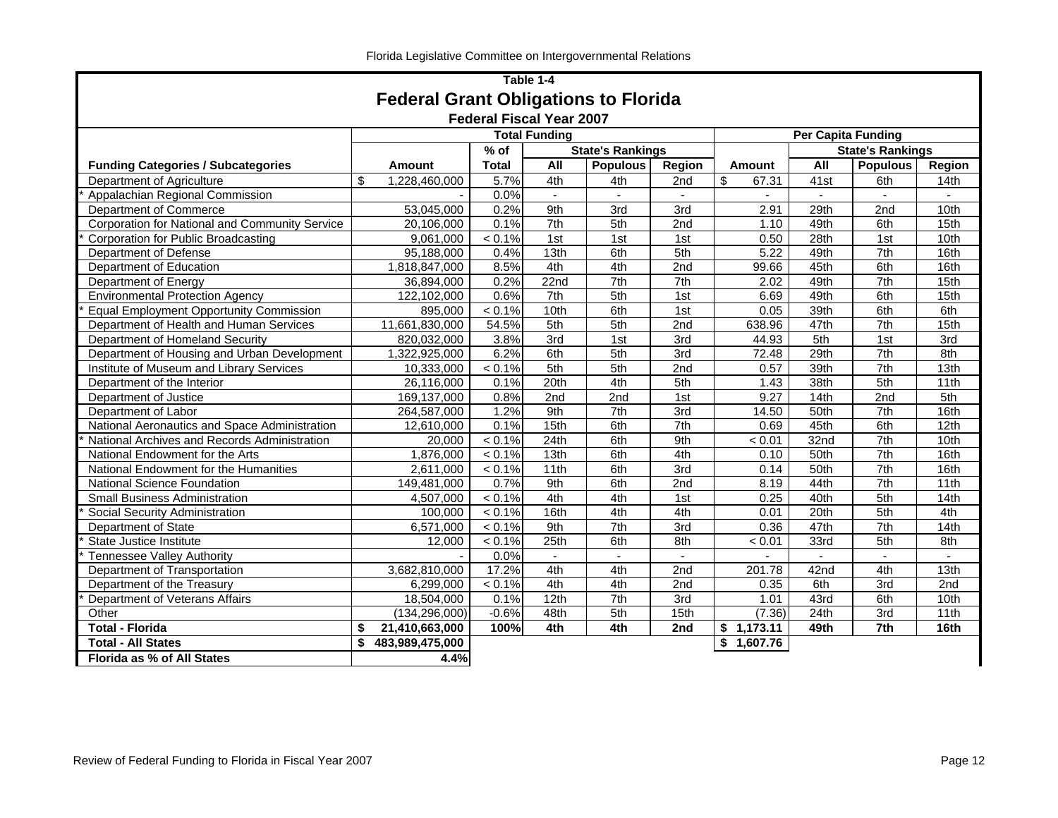## Table 1-4

# Federal Grant Obligations to Florida

### Federal Fiscal Year 2007

| | Total Funding | | | | | Per Capita Funding | | | |
|---|---|---|---|---|---|---|---|---|---|
| | | % of | State's Rankings | | | | State's Rankings | | |
| **Funding Categories / Subcategories** | **Amount** | **Total** | **All** | **Populous** | **Region** | **Amount** | **All** | **Populous** | **Region** |
| Department of Agriculture | $ 1,228,460,000 | 5.7% | 4th | 4th | 2nd | $ 67.31 | 41st | 6th | 14th |
| * Appalachian Regional Commission | - | 0.0% | - | - | - | - | - | - | - |
| Department of Commerce | 53,045,000 | 0.2% | 9th | 3rd | 3rd | 2.91 | 29th | 2nd | 10th |
| Corporation for National and Community Service | 20,106,000 | 0.1% | 7th | 5th | 2nd | 1.10 | 49th | 6th | 15th |
| * Corporation for Public Broadcasting | 9,061,000 | < 0.1% | 1st | 1st | 1st | 0.50 | 28th | 1st | 10th |
| Department of Defense | 95,188,000 | 0.4% | 13th | 6th | 5th | 5.22 | 49th | 7th | 16th |
| Department of Education | 1,818,847,000 | 8.5% | 4th | 4th | 2nd | 99.66 | 45th | 6th | 16th |
| Department of Energy | 36,894,000 | 0.2% | 22nd | 7th | 7th | 2.02 | 49th | 7th | 15th |
| Environmental Protection Agency | 122,102,000 | 0.6% | 7th | 5th | 1st | 6.69 | 49th | 6th | 15th |
| * Equal Employment Opportunity Commission | 895,000 | < 0.1% | 10th | 6th | 1st | 0.05 | 39th | 6th | 6th |
| Department of Health and Human Services | 11,661,830,000 | 54.5% | 5th | 5th | 2nd | 638.96 | 47th | 7th | 15th |
| Department of Homeland Security | 820,032,000 | 3.8% | 3rd | 1st | 3rd | 44.93 | 5th | 1st | 3rd |
| Department of Housing and Urban Development | 1,322,925,000 | 6.2% | 6th | 5th | 3rd | 72.48 | 29th | 7th | 8th |
| Institute of Museum and Library Services | 10,333,000 | < 0.1% | 5th | 5th | 2nd | 0.57 | 39th | 7th | 13th |
| Department of the Interior | 26,116,000 | 0.1% | 20th | 4th | 5th | 1.43 | 38th | 5th | 11th |
| Department of Justice | 169,137,000 | 0.8% | 2nd | 2nd | 1st | 9.27 | 14th | 2nd | 5th |
| Department of Labor | 264,587,000 | 1.2% | 9th | 7th | 3rd | 14.50 | 50th | 7th | 16th |
| National Aeronautics and Space Administration | 12,610,000 | 0.1% | 15th | 6th | 7th | 0.69 | 45th | 6th | 12th |
| * National Archives and Records Administration | 20,000 | < 0.1% | 24th | 6th | 9th | < 0.01 | 32nd | 7th | 10th |
| National Endowment for the Arts | 1,876,000 | < 0.1% | 13th | 6th | 4th | 0.10 | 50th | 7th | 16th |
| National Endowment for the Humanities | 2,611,000 | < 0.1% | 11th | 6th | 3rd | 0.14 | 50th | 7th | 16th |
| National Science Foundation | 149,481,000 | 0.7% | 9th | 6th | 2nd | 8.19 | 44th | 7th | 11th |
| Small Business Administration | 4,507,000 | < 0.1% | 4th | 4th | 1st | 0.25 | 40th | 5th | 14th |
| * Social Security Administration | 100,000 | < 0.1% | 16th | 4th | 4th | 0.01 | 20th | 5th | 4th |
| Department of State | 6,571,000 | < 0.1% | 9th | 7th | 3rd | 0.36 | 47th | 7th | 14th |
| * State Justice Institute | 12,000 | < 0.1% | 25th | 6th | 8th | < 0.01 | 33rd | 5th | 8th |
| * Tennessee Valley Authority | - | 0.0% | - | - | - | - | - | - | - |
| Department of Transportation | 3,682,810,000 | 17.2% | 4th | 4th | 2nd | 201.78 | 42nd | 4th | 13th |
| Department of the Treasury | 6,299,000 | < 0.1% | 4th | 4th | 2nd | 0.35 | 6th | 3rd | 2nd |
| * Department of Veterans Affairs | 18,504,000 | 0.1% | 12th | 7th | 3rd | 1.01 | 43rd | 6th | 10th |
| Other | (134,296,000) | -0.6% | 48th | 5th | 15th | (7.36) | 24th | 3rd | 11th |
| **Total - Florida** | **$ 21,410,663,000** | **100%** | **4th** | **4th** | **2nd** | **$ 1,173.11** | **49th** | **7th** | **16th** |
| **Total - All States** | **$ 483,989,475,000** | | | | | **$ 1,607.76** | | | |
| **Florida as % of All States** | **4.4%** | | | | | | | | |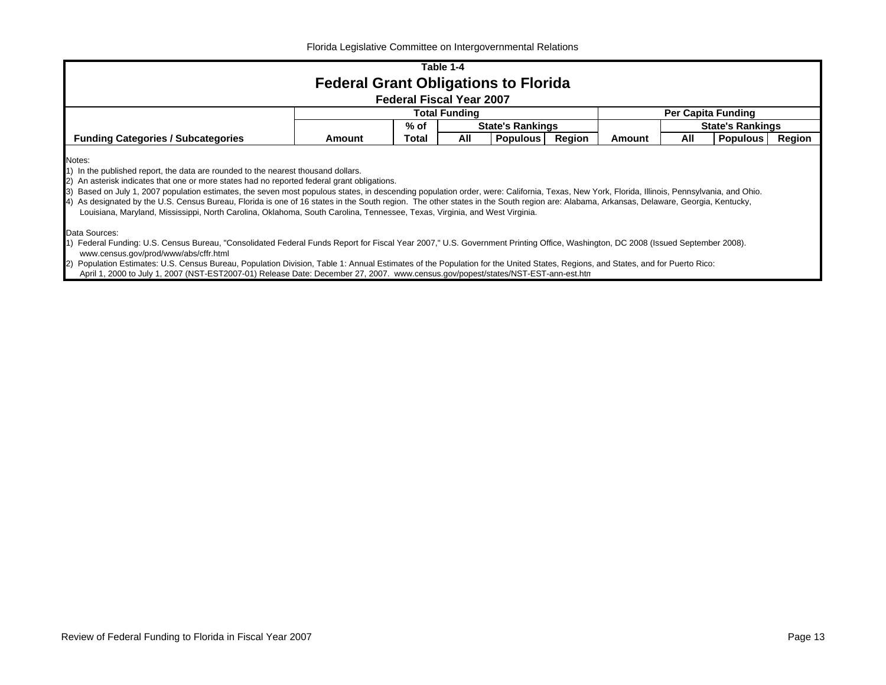## Table 1-4

# Federal Grant Obligations to Florida

### Federal Fiscal Year 2007

| Funding Categories / Subcategories | Total Funding | | | | | Per Capita Funding | | | |
|---|---|---|---|---|---|---|---|---|---|
| | Amount | % of Total | State's Rankings | | | Amount | State's Rankings | | |
| | | | All | Populous | Region | | All | Populous | Region |

Notes:

1) In the published report, the data are rounded to the nearest thousand dollars.
2) An asterisk indicates that one or more states had no reported federal grant obligations.
3) Based on July 1, 2007 population estimates, the seven most populous states, in descending population order, were: California, Texas, New York, Florida, Illinois, Pennsylvania, and Ohio.
4) As designated by the U.S. Census Bureau, Florida is one of 16 states in the South region. The other states in the South region are: Alabama, Arkansas, Delaware, Georgia, Kentucky, Louisiana, Maryland, Mississippi, North Carolina, Oklahoma, South Carolina, Tennessee, Texas, Virginia, and West Virginia.

Data Sources:

1) Federal Funding: U.S. Census Bureau, "Consolidated Federal Funds Report for Fiscal Year 2007," U.S. Government Printing Office, Washington, DC 2008 (Issued September 2008). www.census.gov/prod/www/abs/cffr.html
2) Population Estimates: U.S. Census Bureau, Population Division, Table 1: Annual Estimates of the Population for the United States, Regions, and States, and for Puerto Rico: April 1, 2000 to July 1, 2007 (NST-EST2007-01) Release Date: December 27, 2007. www.census.gov/popest/states/NST-EST-ann-est.htm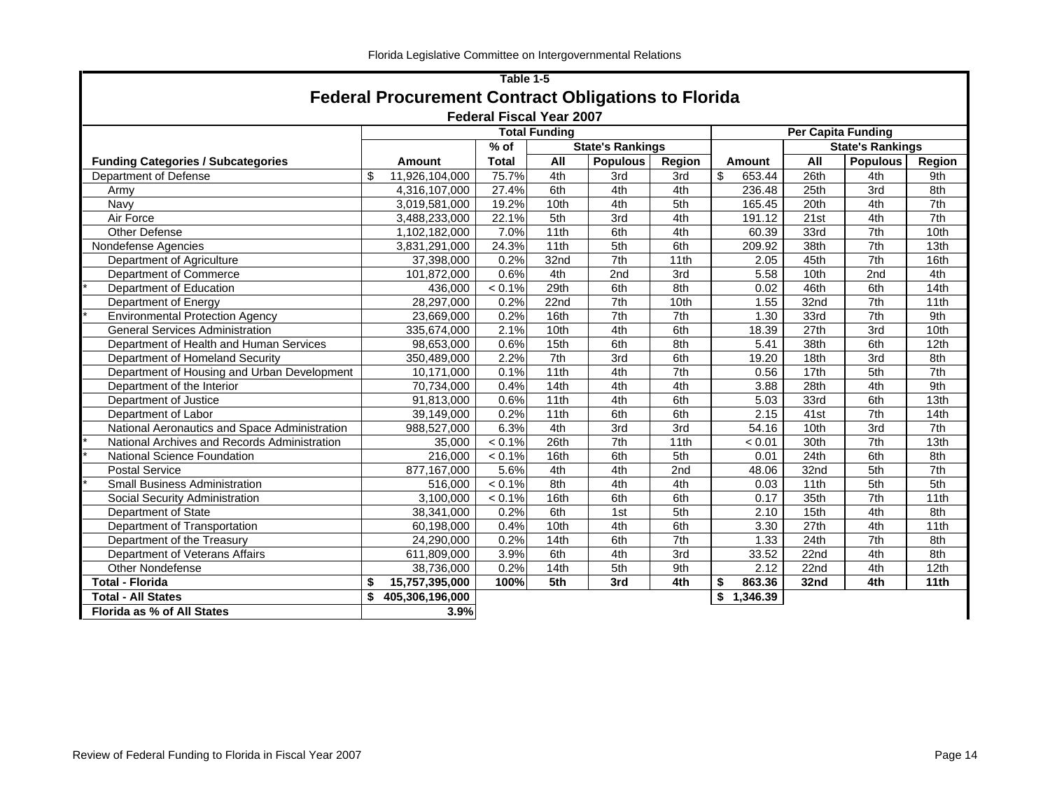Table 1-5

## Federal Procurement Contract Obligations to Florida

### Federal Fiscal Year 2007

| Funding Categories / Subcategories | Total Funding | | | | | Per Capita Funding | | | |
|---|---|---|---|---|---|---|---|---|---|
| | | % of | State's Rankings | | | | State's Rankings | | |
| | Amount | Total | All | Populous | Region | Amount | All | Populous | Region |
| Department of Defense | $ 11,926,104,000 | 75.7% | 4th | 3rd | 3rd | $ 653.44 | 26th | 4th | 9th |
| Army | 4,316,107,000 | 27.4% | 6th | 4th | 4th | 236.48 | 25th | 3rd | 8th |
| Navy | 3,019,581,000 | 19.2% | 10th | 4th | 5th | 165.45 | 20th | 4th | 7th |
| Air Force | 3,488,233,000 | 22.1% | 5th | 3rd | 4th | 191.12 | 21st | 4th | 7th |
| Other Defense | 1,102,182,000 | 7.0% | 11th | 6th | 4th | 60.39 | 33rd | 7th | 10th |
| Nondefense Agencies | 3,831,291,000 | 24.3% | 11th | 5th | 6th | 209.92 | 38th | 7th | 13th |
| Department of Agriculture | 37,398,000 | 0.2% | 32nd | 7th | 11th | 2.05 | 45th | 7th | 16th |
| Department of Commerce | 101,872,000 | 0.6% | 4th | 2nd | 3rd | 5.58 | 10th | 2nd | 4th |
| * Department of Education | 436,000 | < 0.1% | 29th | 6th | 8th | 0.02 | 46th | 6th | 14th |
| Department of Energy | 28,297,000 | 0.2% | 22nd | 7th | 10th | 1.55 | 32nd | 7th | 11th |
| * Environmental Protection Agency | 23,669,000 | 0.2% | 16th | 7th | 7th | 1.30 | 33rd | 7th | 9th |
| General Services Administration | 335,674,000 | 2.1% | 10th | 4th | 6th | 18.39 | 27th | 3rd | 10th |
| Department of Health and Human Services | 98,653,000 | 0.6% | 15th | 6th | 8th | 5.41 | 38th | 6th | 12th |
| Department of Homeland Security | 350,489,000 | 2.2% | 7th | 3rd | 6th | 19.20 | 18th | 3rd | 8th |
| Department of Housing and Urban Development | 10,171,000 | 0.1% | 11th | 4th | 7th | 0.56 | 17th | 5th | 7th |
| Department of the Interior | 70,734,000 | 0.4% | 14th | 4th | 4th | 3.88 | 28th | 4th | 9th |
| Department of Justice | 91,813,000 | 0.6% | 11th | 4th | 6th | 5.03 | 33rd | 6th | 13th |
| Department of Labor | 39,149,000 | 0.2% | 11th | 6th | 6th | 2.15 | 41st | 7th | 14th |
| National Aeronautics and Space Administration | 988,527,000 | 6.3% | 4th | 3rd | 3rd | 54.16 | 10th | 3rd | 7th |
| * National Archives and Records Administration | 35,000 | < 0.1% | 26th | 7th | 11th | < 0.01 | 30th | 7th | 13th |
| * National Science Foundation | 216,000 | < 0.1% | 16th | 6th | 5th | 0.01 | 24th | 6th | 8th |
| Postal Service | 877,167,000 | 5.6% | 4th | 4th | 2nd | 48.06 | 32nd | 5th | 7th |
| * Small Business Administration | 516,000 | < 0.1% | 8th | 4th | 4th | 0.03 | 11th | 5th | 5th |
| Social Security Administration | 3,100,000 | < 0.1% | 16th | 6th | 6th | 0.17 | 35th | 7th | 11th |
| Department of State | 38,341,000 | 0.2% | 6th | 1st | 5th | 2.10 | 15th | 4th | 8th |
| Department of Transportation | 60,198,000 | 0.4% | 10th | 4th | 6th | 3.30 | 27th | 4th | 11th |
| Department of the Treasury | 24,290,000 | 0.2% | 14th | 6th | 7th | 1.33 | 24th | 7th | 8th |
| Department of Veterans Affairs | 611,809,000 | 3.9% | 6th | 4th | 3rd | 33.52 | 22nd | 4th | 8th |
| Other Nondefense | 38,736,000 | 0.2% | 14th | 5th | 9th | 2.12 | 22nd | 4th | 12th |
| **Total - Florida** | **$ 15,757,395,000** | **100%** | **5th** | **3rd** | **4th** | **$ 863.36** | **32nd** | **4th** | **11th** |
| **Total - All States** | **$ 405,306,196,000** | | | | | **$ 1,346.39** | | | |
| **Florida as % of All States** | **3.9%** | | | | | | | | |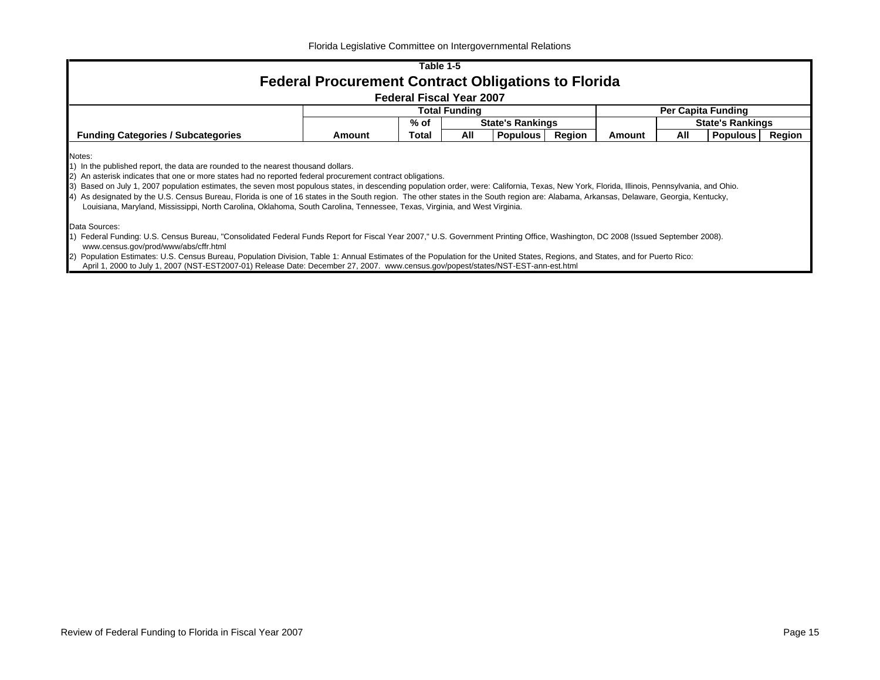## Table 1-5

# Federal Procurement Contract Obligations to Florida

### Federal Fiscal Year 2007

| Funding Categories / Subcategories | Total Funding | | | | | Per Capita Funding | | | |
|---|---|---|---|---|---|---|---|---|---|
| | | % of | State's Rankings | | | | State's Rankings | | |
| | Amount | Total | All | Populous | Region | Amount | All | Populous | Region |

Notes:
1) In the published report, the data are rounded to the nearest thousand dollars.
2) An asterisk indicates that one or more states had no reported federal procurement contract obligations.
3) Based on July 1, 2007 population estimates, the seven most populous states, in descending population order, were: California, Texas, New York, Florida, Illinois, Pennsylvania, and Ohio.
4) As designated by the U.S. Census Bureau, Florida is one of 16 states in the South region. The other states in the South region are: Alabama, Arkansas, Delaware, Georgia, Kentucky, Louisiana, Maryland, Mississippi, North Carolina, Oklahoma, South Carolina, Tennessee, Texas, Virginia, and West Virginia.

Data Sources:
1) Federal Funding: U.S. Census Bureau, "Consolidated Federal Funds Report for Fiscal Year 2007," U.S. Government Printing Office, Washington, DC 2008 (Issued September 2008). www.census.gov/prod/www/abs/cffr.html
2) Population Estimates: U.S. Census Bureau, Population Division, Table 1: Annual Estimates of the Population for the United States, Regions, and States, and for Puerto Rico: April 1, 2000 to July 1, 2007 (NST-EST2007-01) Release Date: December 27, 2007. www.census.gov/popest/states/NST-EST-ann-est.html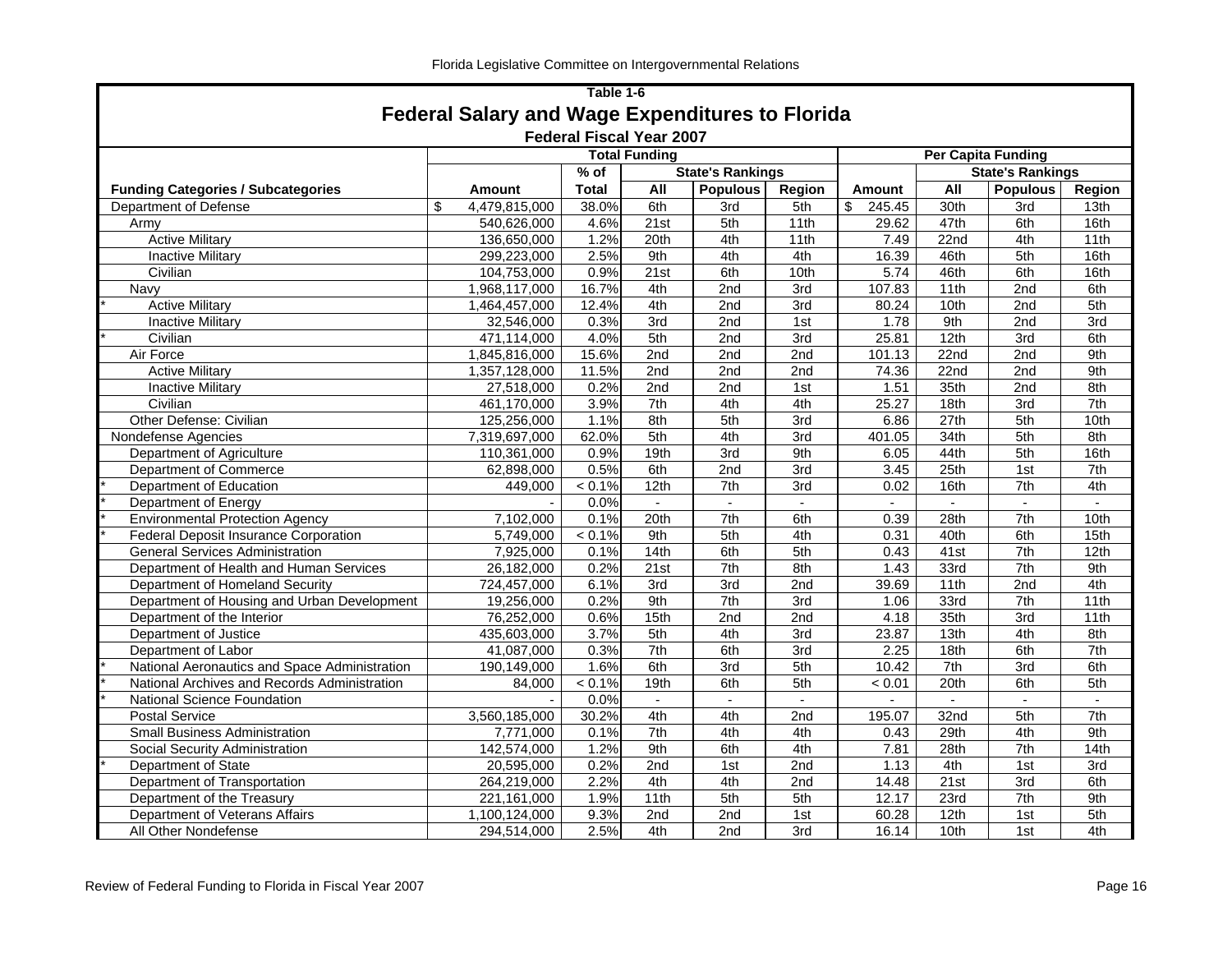## Table 1-6

# Federal Salary and Wage Expenditures to Florida

### Federal Fiscal Year 2007

| Funding Categories / Subcategories | Total Funding | | | | | Per Capita Funding | | | |
|---|---|---|---|---|---|---|---|---|---|
| | | % of | State's Rankings | | | | State's Rankings | | |
| | Amount | Total | All | Populous | Region | Amount | All | Populous | Region |
| Department of Defense | $ 4,479,815,000 | 38.0% | 6th | 3rd | 5th | $ 245.45 | 30th | 3rd | 13th |
| Army | 540,626,000 | 4.6% | 21st | 5th | 11th | 29.62 | 47th | 6th | 16th |
| Active Military | 136,650,000 | 1.2% | 20th | 4th | 11th | 7.49 | 22nd | 4th | 11th |
| Inactive Military | 299,223,000 | 2.5% | 9th | 4th | 4th | 16.39 | 46th | 5th | 16th |
| Civilian | 104,753,000 | 0.9% | 21st | 6th | 10th | 5.74 | 46th | 6th | 16th |
| Navy | 1,968,117,000 | 16.7% | 4th | 2nd | 3rd | 107.83 | 11th | 2nd | 6th |
| * Active Military | 1,464,457,000 | 12.4% | 4th | 2nd | 3rd | 80.24 | 10th | 2nd | 5th |
| Inactive Military | 32,546,000 | 0.3% | 3rd | 2nd | 1st | 1.78 | 9th | 2nd | 3rd |
| * Civilian | 471,114,000 | 4.0% | 5th | 2nd | 3rd | 25.81 | 12th | 3rd | 6th |
| Air Force | 1,845,816,000 | 15.6% | 2nd | 2nd | 2nd | 101.13 | 22nd | 2nd | 9th |
| Active Military | 1,357,128,000 | 11.5% | 2nd | 2nd | 2nd | 74.36 | 22nd | 2nd | 9th |
| Inactive Military | 27,518,000 | 0.2% | 2nd | 2nd | 1st | 1.51 | 35th | 2nd | 8th |
| Civilian | 461,170,000 | 3.9% | 7th | 4th | 4th | 25.27 | 18th | 3rd | 7th |
| Other Defense: Civilian | 125,256,000 | 1.1% | 8th | 5th | 3rd | 6.86 | 27th | 5th | 10th |
| Nondefense Agencies | 7,319,697,000 | 62.0% | 5th | 4th | 3rd | 401.05 | 34th | 5th | 8th |
| Department of Agriculture | 110,361,000 | 0.9% | 19th | 3rd | 9th | 6.05 | 44th | 5th | 16th |
| Department of Commerce | 62,898,000 | 0.5% | 6th | 2nd | 3rd | 3.45 | 25th | 1st | 7th |
| * Department of Education | 449,000 | < 0.1% | 12th | 7th | 3rd | 0.02 | 16th | 7th | 4th |
| * Department of Energy | - | 0.0% | - | - | - | - | - | - | - |
| * Environmental Protection Agency | 7,102,000 | 0.1% | 20th | 7th | 6th | 0.39 | 28th | 7th | 10th |
| * Federal Deposit Insurance Corporation | 5,749,000 | < 0.1% | 9th | 5th | 4th | 0.31 | 40th | 6th | 15th |
| General Services Administration | 7,925,000 | 0.1% | 14th | 6th | 5th | 0.43 | 41st | 7th | 12th |
| Department of Health and Human Services | 26,182,000 | 0.2% | 21st | 7th | 8th | 1.43 | 33rd | 7th | 9th |
| Department of Homeland Security | 724,457,000 | 6.1% | 3rd | 3rd | 2nd | 39.69 | 11th | 2nd | 4th |
| Department of Housing and Urban Development | 19,256,000 | 0.2% | 9th | 7th | 3rd | 1.06 | 33rd | 7th | 11th |
| Department of the Interior | 76,252,000 | 0.6% | 15th | 2nd | 2nd | 4.18 | 35th | 3rd | 11th |
| Department of Justice | 435,603,000 | 3.7% | 5th | 4th | 3rd | 23.87 | 13th | 4th | 8th |
| Department of Labor | 41,087,000 | 0.3% | 7th | 6th | 3rd | 2.25 | 18th | 6th | 7th |
| * National Aeronautics and Space Administration | 190,149,000 | 1.6% | 6th | 3rd | 5th | 10.42 | 7th | 3rd | 6th |
| * National Archives and Records Administration | 84,000 | < 0.1% | 19th | 6th | 5th | < 0.01 | 20th | 6th | 5th |
| * National Science Foundation | - | 0.0% | - | - | - | - | - | - | - |
| Postal Service | 3,560,185,000 | 30.2% | 4th | 4th | 2nd | 195.07 | 32nd | 5th | 7th |
| Small Business Administration | 7,771,000 | 0.1% | 7th | 4th | 4th | 0.43 | 29th | 4th | 9th |
| Social Security Administration | 142,574,000 | 1.2% | 9th | 6th | 4th | 7.81 | 28th | 7th | 14th |
| * Department of State | 20,595,000 | 0.2% | 2nd | 1st | 2nd | 1.13 | 4th | 1st | 3rd |
| Department of Transportation | 264,219,000 | 2.2% | 4th | 4th | 2nd | 14.48 | 21st | 3rd | 6th |
| Department of the Treasury | 221,161,000 | 1.9% | 11th | 5th | 5th | 12.17 | 23rd | 7th | 9th |
| Department of Veterans Affairs | 1,100,124,000 | 9.3% | 2nd | 2nd | 1st | 60.28 | 12th | 1st | 5th |
| All Other Nondefense | 294,514,000 | 2.5% | 4th | 2nd | 3rd | 16.14 | 10th | 1st | 4th |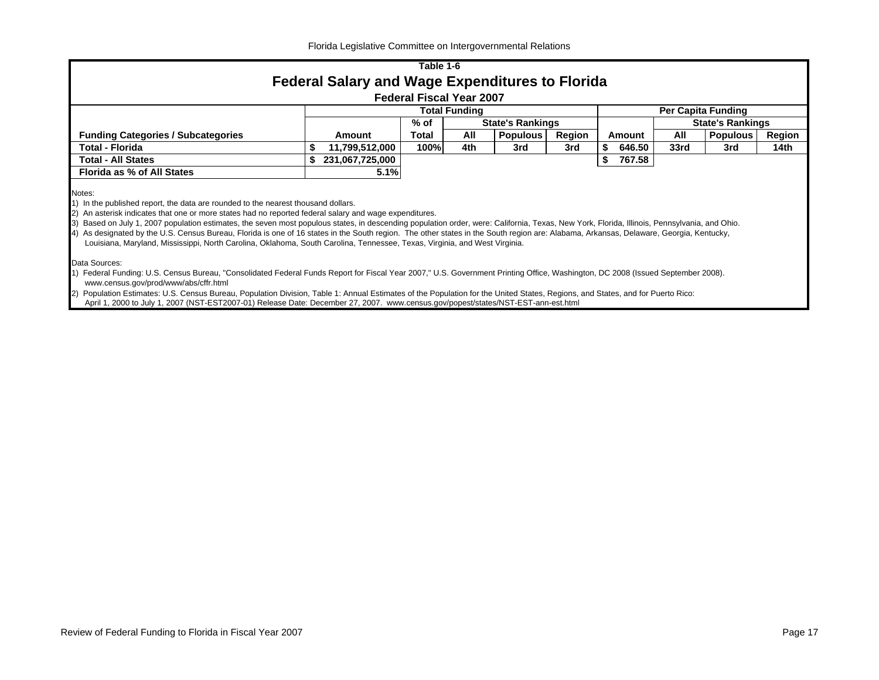## Table 1-6

# Federal Salary and Wage Expenditures to Florida

### Federal Fiscal Year 2007

| Funding Categories / Subcategories | Total Funding | | | | | Per Capita Funding | | | |
|---|---|---|---|---|---|---|---|---|---|
| | | % of | State's Rankings | | | | State's Rankings | | |
| | Amount | Total | All | Populous | Region | Amount | All | Populous | Region |
| **Total - Florida** | **$ 11,799,512,000** | **100%** | **4th** | **3rd** | **3rd** | **$ 646.50** | **33rd** | **3rd** | **14th** |
| **Total - All States** | **$ 231,067,725,000** | | | | | **$ 767.58** | | | |
| **Florida as % of All States** | **5.1%** | | | | | | | | |

Notes:

1) In the published report, the data are rounded to the nearest thousand dollars.
2) An asterisk indicates that one or more states had no reported federal salary and wage expenditures.
3) Based on July 1, 2007 population estimates, the seven most populous states, in descending population order, were: California, Texas, New York, Florida, Illinois, Pennsylvania, and Ohio.
4) As designated by the U.S. Census Bureau, Florida is one of 16 states in the South region. The other states in the South region are: Alabama, Arkansas, Delaware, Georgia, Kentucky, Louisiana, Maryland, Mississippi, North Carolina, Oklahoma, South Carolina, Tennessee, Texas, Virginia, and West Virginia.

Data Sources:

1) Federal Funding: U.S. Census Bureau, "Consolidated Federal Funds Report for Fiscal Year 2007," U.S. Government Printing Office, Washington, DC 2008 (Issued September 2008). www.census.gov/prod/www/abs/cffr.html
2) Population Estimates: U.S. Census Bureau, Population Division, Table 1: Annual Estimates of the Population for the United States, Regions, and States, and for Puerto Rico: April 1, 2000 to July 1, 2007 (NST-EST2007-01) Release Date: December 27, 2007. www.census.gov/popest/states/NST-EST-ann-est.html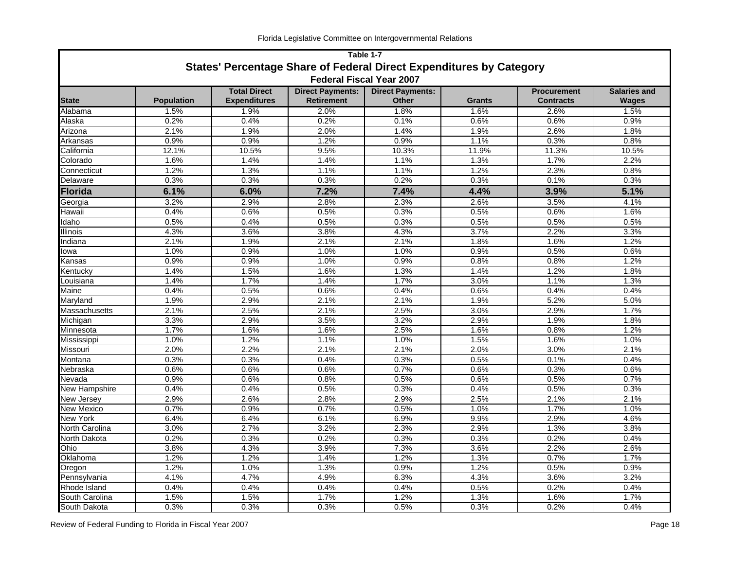## Table 1-7

### States' Percentage Share of Federal Direct Expenditures by Category

#### Federal Fiscal Year 2007

| State | Population | Total Direct Expenditures | Direct Payments: Retirement | Direct Payments: Other | Grants | Procurement Contracts | Salaries and Wages |
|---|---|---|---|---|---|---|---|
| Alabama | 1.5% | 1.9% | 2.0% | 1.8% | 1.6% | 2.6% | 1.5% |
| Alaska | 0.2% | 0.4% | 0.2% | 0.1% | 0.6% | 0.6% | 0.9% |
| Arizona | 2.1% | 1.9% | 2.0% | 1.4% | 1.9% | 2.6% | 1.8% |
| Arkansas | 0.9% | 0.9% | 1.2% | 0.9% | 1.1% | 0.3% | 0.8% |
| California | 12.1% | 10.5% | 9.5% | 10.3% | 11.9% | 11.3% | 10.5% |
| Colorado | 1.6% | 1.4% | 1.4% | 1.1% | 1.3% | 1.7% | 2.2% |
| Connecticut | 1.2% | 1.3% | 1.1% | 1.1% | 1.2% | 2.3% | 0.8% |
| Delaware | 0.3% | 0.3% | 0.3% | 0.2% | 0.3% | 0.1% | 0.3% |
| **Florida** | **6.1%** | **6.0%** | **7.2%** | **7.4%** | **4.4%** | **3.9%** | **5.1%** |
| Georgia | 3.2% | 2.9% | 2.8% | 2.3% | 2.6% | 3.5% | 4.1% |
| Hawaii | 0.4% | 0.6% | 0.5% | 0.3% | 0.5% | 0.6% | 1.6% |
| Idaho | 0.5% | 0.4% | 0.5% | 0.3% | 0.5% | 0.5% | 0.5% |
| Illinois | 4.3% | 3.6% | 3.8% | 4.3% | 3.7% | 2.2% | 3.3% |
| Indiana | 2.1% | 1.9% | 2.1% | 2.1% | 1.8% | 1.6% | 1.2% |
| Iowa | 1.0% | 0.9% | 1.0% | 1.0% | 0.9% | 0.5% | 0.6% |
| Kansas | 0.9% | 0.9% | 1.0% | 0.9% | 0.8% | 0.8% | 1.2% |
| Kentucky | 1.4% | 1.5% | 1.6% | 1.3% | 1.4% | 1.2% | 1.8% |
| Louisiana | 1.4% | 1.7% | 1.4% | 1.7% | 3.0% | 1.1% | 1.3% |
| Maine | 0.4% | 0.5% | 0.6% | 0.4% | 0.6% | 0.4% | 0.4% |
| Maryland | 1.9% | 2.9% | 2.1% | 2.1% | 1.9% | 5.2% | 5.0% |
| Massachusetts | 2.1% | 2.5% | 2.1% | 2.5% | 3.0% | 2.9% | 1.7% |
| Michigan | 3.3% | 2.9% | 3.5% | 3.2% | 2.9% | 1.9% | 1.8% |
| Minnesota | 1.7% | 1.6% | 1.6% | 2.5% | 1.6% | 0.8% | 1.2% |
| Mississippi | 1.0% | 1.2% | 1.1% | 1.0% | 1.5% | 1.6% | 1.0% |
| Missouri | 2.0% | 2.2% | 2.1% | 2.1% | 2.0% | 3.0% | 2.1% |
| Montana | 0.3% | 0.3% | 0.4% | 0.3% | 0.5% | 0.1% | 0.4% |
| Nebraska | 0.6% | 0.6% | 0.6% | 0.7% | 0.6% | 0.3% | 0.6% |
| Nevada | 0.9% | 0.6% | 0.8% | 0.5% | 0.6% | 0.5% | 0.7% |
| New Hampshire | 0.4% | 0.4% | 0.5% | 0.3% | 0.4% | 0.5% | 0.3% |
| New Jersey | 2.9% | 2.6% | 2.8% | 2.9% | 2.5% | 2.1% | 2.1% |
| New Mexico | 0.7% | 0.9% | 0.7% | 0.5% | 1.0% | 1.7% | 1.0% |
| New York | 6.4% | 6.4% | 6.1% | 6.9% | 9.9% | 2.9% | 4.6% |
| North Carolina | 3.0% | 2.7% | 3.2% | 2.3% | 2.9% | 1.3% | 3.8% |
| North Dakota | 0.2% | 0.3% | 0.2% | 0.3% | 0.3% | 0.2% | 0.4% |
| Ohio | 3.8% | 4.3% | 3.9% | 7.3% | 3.6% | 2.2% | 2.6% |
| Oklahoma | 1.2% | 1.2% | 1.4% | 1.2% | 1.3% | 0.7% | 1.7% |
| Oregon | 1.2% | 1.0% | 1.3% | 0.9% | 1.2% | 0.5% | 0.9% |
| Pennsylvania | 4.1% | 4.7% | 4.9% | 6.3% | 4.3% | 3.6% | 3.2% |
| Rhode Island | 0.4% | 0.4% | 0.4% | 0.4% | 0.5% | 0.2% | 0.4% |
| South Carolina | 1.5% | 1.5% | 1.7% | 1.2% | 1.3% | 1.6% | 1.7% |
| South Dakota | 0.3% | 0.3% | 0.3% | 0.5% | 0.3% | 0.2% | 0.4% |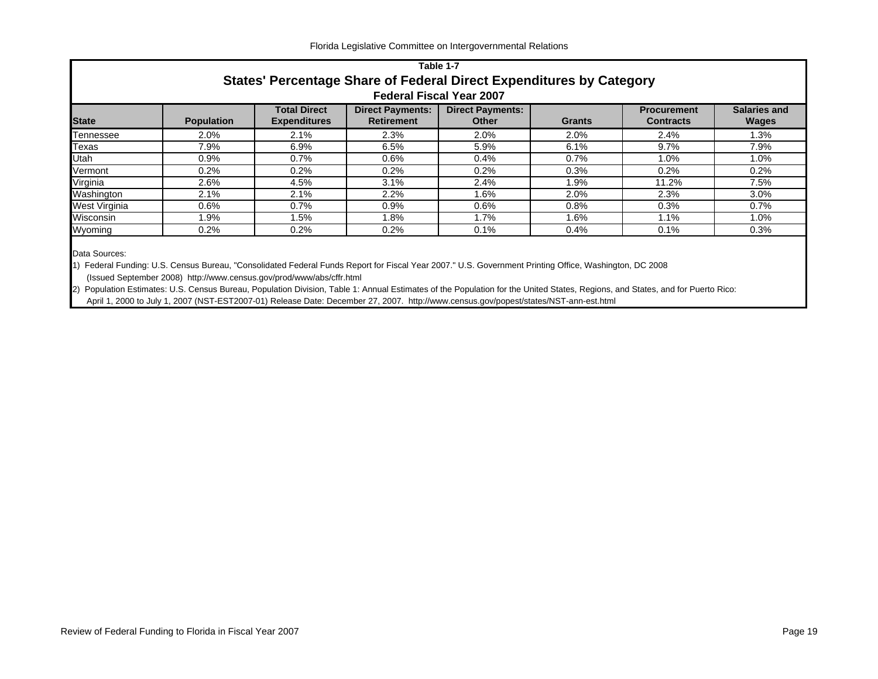**Table 1-7**

## States' Percentage Share of Federal Direct Expenditures by Category

**Federal Fiscal Year 2007**

| State | Population | Total Direct Expenditures | Direct Payments: Retirement | Direct Payments: Other | Grants | Procurement Contracts | Salaries and Wages |
|---|---|---|---|---|---|---|---|
| Tennessee | 2.0% | 2.1% | 2.3% | 2.0% | 2.0% | 2.4% | 1.3% |
| Texas | 7.9% | 6.9% | 6.5% | 5.9% | 6.1% | 9.7% | 7.9% |
| Utah | 0.9% | 0.7% | 0.6% | 0.4% | 0.7% | 1.0% | 1.0% |
| Vermont | 0.2% | 0.2% | 0.2% | 0.2% | 0.3% | 0.2% | 0.2% |
| Virginia | 2.6% | 4.5% | 3.1% | 2.4% | 1.9% | 11.2% | 7.5% |
| Washington | 2.1% | 2.1% | 2.2% | 1.6% | 2.0% | 2.3% | 3.0% |
| West Virginia | 0.6% | 0.7% | 0.9% | 0.6% | 0.8% | 0.3% | 0.7% |
| Wisconsin | 1.9% | 1.5% | 1.8% | 1.7% | 1.6% | 1.1% | 1.0% |
| Wyoming | 0.2% | 0.2% | 0.2% | 0.1% | 0.4% | 0.1% | 0.3% |

Data Sources:

1) Federal Funding: U.S. Census Bureau, "Consolidated Federal Funds Report for Fiscal Year 2007." U.S. Government Printing Office, Washington, DC 2008 (Issued September 2008) http://www.census.gov/prod/www/abs/cffr.html

2) Population Estimates: U.S. Census Bureau, Population Division, Table 1: Annual Estimates of the Population for the United States, Regions, and States, and for Puerto Rico: April 1, 2000 to July 1, 2007 (NST-EST2007-01) Release Date: December 27, 2007. http://www.census.gov/popest/states/NST-ann-est.html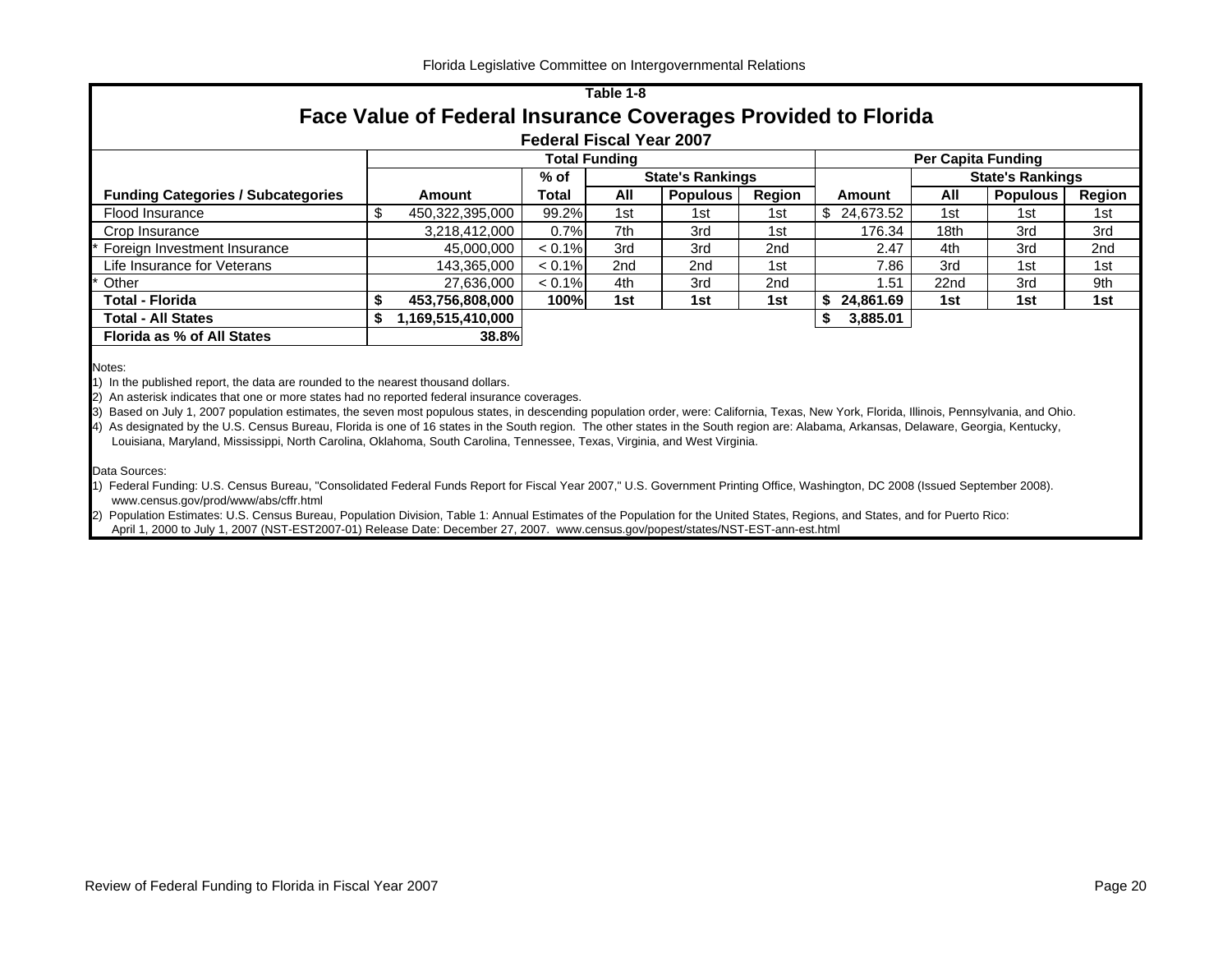Table 1-8

# Face Value of Federal Insurance Coverages Provided to Florida

### Federal Fiscal Year 2007

| Funding Categories / Subcategories | Total Funding Amount | % of Total | State's Rankings All | State's Rankings Populous | State's Rankings Region | Per Capita Funding Amount | State's Rankings All | State's Rankings Populous | State's Rankings Region |
|---|---|---|---|---|---|---|---|---|---|
| Flood Insurance | $ 450,322,395,000 | 99.2% | 1st | 1st | 1st | $ 24,673.52 | 1st | 1st | 1st |
| Crop Insurance | 3,218,412,000 | 0.7% | 7th | 3rd | 1st | 176.34 | 18th | 3rd | 3rd |
| * Foreign Investment Insurance | 45,000,000 | < 0.1% | 3rd | 3rd | 2nd | 2.47 | 4th | 3rd | 2nd |
| Life Insurance for Veterans | 143,365,000 | < 0.1% | 2nd | 2nd | 1st | 7.86 | 3rd | 1st | 1st |
| * Other | 27,636,000 | < 0.1% | 4th | 3rd | 2nd | 1.51 | 22nd | 3rd | 9th |
| **Total - Florida** | **$ 453,756,808,000** | **100%** | **1st** | **1st** | **1st** | **$ 24,861.69** | **1st** | **1st** | **1st** |
| **Total - All States** | **$ 1,169,515,410,000** | | | | | **$ 3,885.01** | | | |
| **Florida as % of All States** | **38.8%** | | | | | | | | |

Notes:

1) In the published report, the data are rounded to the nearest thousand dollars.
2) An asterisk indicates that one or more states had no reported federal insurance coverages.
3) Based on July 1, 2007 population estimates, the seven most populous states, in descending population order, were: California, Texas, New York, Florida, Illinois, Pennsylvania, and Ohio.
4) As designated by the U.S. Census Bureau, Florida is one of 16 states in the South region. The other states in the South region are: Alabama, Arkansas, Delaware, Georgia, Kentucky, Louisiana, Maryland, Mississippi, North Carolina, Oklahoma, South Carolina, Tennessee, Texas, Virginia, and West Virginia.

Data Sources:

1) Federal Funding: U.S. Census Bureau, "Consolidated Federal Funds Report for Fiscal Year 2007," U.S. Government Printing Office, Washington, DC 2008 (Issued September 2008). www.census.gov/prod/www/abs/cffr.html
2) Population Estimates: U.S. Census Bureau, Population Division, Table 1: Annual Estimates of the Population for the United States, Regions, and States, and for Puerto Rico: April 1, 2000 to July 1, 2007 (NST-EST2007-01) Release Date: December 27, 2007. www.census.gov/popest/states/NST-EST-ann-est.html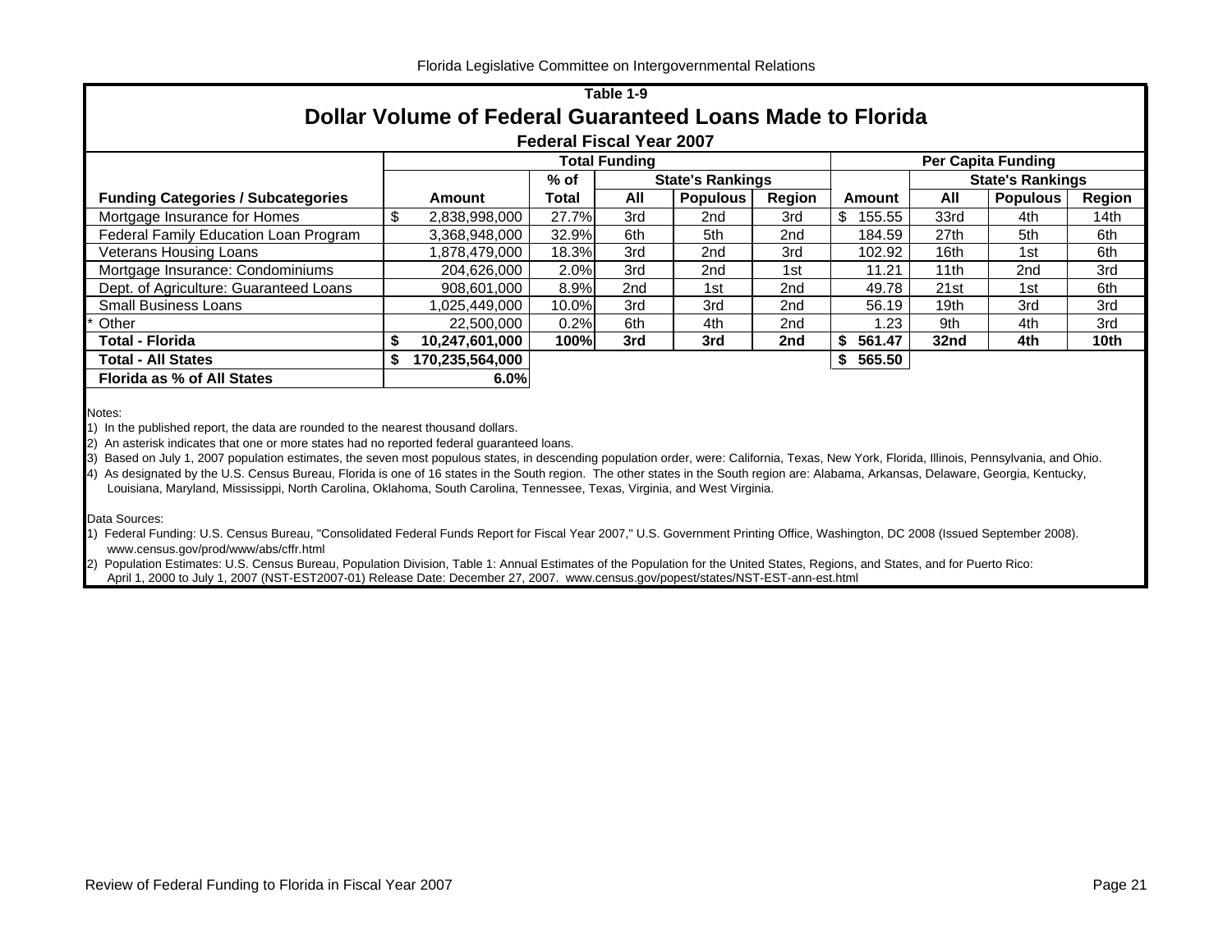## Table 1-9

# Dollar Volume of Federal Guaranteed Loans Made to Florida

### Federal Fiscal Year 2007

| | Total Funding | | | | | Per Capita Funding | | | |
|---|---|---|---|---|---|---|---|---|---|
| | | % of | State's Rankings | | | | State's Rankings | | |
| **Funding Categories / Subcategories** | **Amount** | **Total** | **All** | **Populous** | **Region** | **Amount** | **All** | **Populous** | **Region** |
| Mortgage Insurance for Homes | $ 2,838,998,000 | 27.7% | 3rd | 2nd | 3rd | $ 155.55 | 33rd | 4th | 14th |
| Federal Family Education Loan Program | 3,368,948,000 | 32.9% | 6th | 5th | 2nd | 184.59 | 27th | 5th | 6th |
| Veterans Housing Loans | 1,878,479,000 | 18.3% | 3rd | 2nd | 3rd | 102.92 | 16th | 1st | 6th |
| Mortgage Insurance: Condominiums | 204,626,000 | 2.0% | 3rd | 2nd | 1st | 11.21 | 11th | 2nd | 3rd |
| Dept. of Agriculture: Guaranteed Loans | 908,601,000 | 8.9% | 2nd | 1st | 2nd | 49.78 | 21st | 1st | 6th |
| Small Business Loans | 1,025,449,000 | 10.0% | 3rd | 3rd | 2nd | 56.19 | 19th | 3rd | 3rd |
| * Other | 22,500,000 | 0.2% | 6th | 4th | 2nd | 1.23 | 9th | 4th | 3rd |
| **Total - Florida** | **$ 10,247,601,000** | **100%** | **3rd** | **3rd** | **2nd** | **$ 561.47** | **32nd** | **4th** | **10th** |
| **Total - All States** | **$ 170,235,564,000** | | | | | **$ 565.50** | | | |
| **Florida as % of All States** | **6.0%** | | | | | | | | |

Notes:

1) In the published report, the data are rounded to the nearest thousand dollars.
2) An asterisk indicates that one or more states had no reported federal guaranteed loans.
3) Based on July 1, 2007 population estimates, the seven most populous states, in descending population order, were: California, Texas, New York, Florida, Illinois, Pennsylvania, and Ohio.
4) As designated by the U.S. Census Bureau, Florida is one of 16 states in the South region. The other states in the South region are: Alabama, Arkansas, Delaware, Georgia, Kentucky, Louisiana, Maryland, Mississippi, North Carolina, Oklahoma, South Carolina, Tennessee, Texas, Virginia, and West Virginia.

Data Sources:

1) Federal Funding: U.S. Census Bureau, "Consolidated Federal Funds Report for Fiscal Year 2007," U.S. Government Printing Office, Washington, DC 2008 (Issued September 2008). www.census.gov/prod/www/abs/cffr.html
2) Population Estimates: U.S. Census Bureau, Population Division, Table 1: Annual Estimates of the Population for the United States, Regions, and States, and for Puerto Rico: April 1, 2000 to July 1, 2007 (NST-EST2007-01) Release Date: December 27, 2007. www.census.gov/popest/states/NST-EST-ann-est.html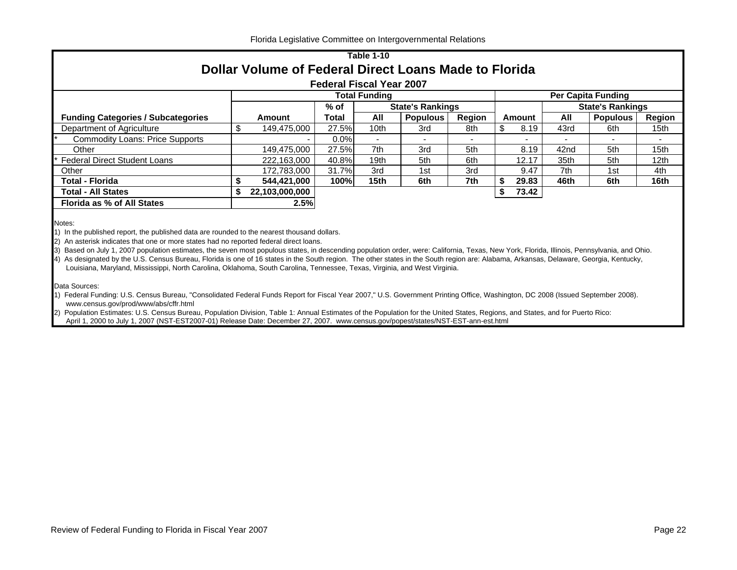## Table 1-10

# Dollar Volume of Federal Direct Loans Made to Florida

### Federal Fiscal Year 2007

| Funding Categories / Subcategories | Total Funding | | | | | Per Capita Funding | | | |
|---|---|---|---|---|---|---|---|---|---|
| | | % of | State's Rankings | | | | State's Rankings | | |
| | Amount | Total | All | Populous | Region | Amount | All | Populous | Region |
| Department of Agriculture | $ 149,475,000 | 27.5% | 10th | 3rd | 8th | $ 8.19 | 43rd | 6th | 15th |
| * Commodity Loans: Price Supports | - | 0.0% | - | - | - | - | - | - | - |
| Other | 149,475,000 | 27.5% | 7th | 3rd | 5th | 8.19 | 42nd | 5th | 15th |
| * Federal Direct Student Loans | 222,163,000 | 40.8% | 19th | 5th | 6th | 12.17 | 35th | 5th | 12th |
| Other | 172,783,000 | 31.7% | 3rd | 1st | 3rd | 9.47 | 7th | 1st | 4th |
| **Total - Florida** | **$ 544,421,000** | **100%** | **15th** | **6th** | **7th** | **$ 29.83** | **46th** | **6th** | **16th** |
| **Total - All States** | **$ 22,103,000,000** | | | | | **$ 73.42** | | | |
| **Florida as % of All States** | **2.5%** | | | | | | | | |

Notes:

1) In the published report, the published data are rounded to the nearest thousand dollars.
2) An asterisk indicates that one or more states had no reported federal direct loans.
3) Based on July 1, 2007 population estimates, the seven most populous states, in descending population order, were: California, Texas, New York, Florida, Illinois, Pennsylvania, and Ohio.
4) As designated by the U.S. Census Bureau, Florida is one of 16 states in the South region. The other states in the South region are: Alabama, Arkansas, Delaware, Georgia, Kentucky, Louisiana, Maryland, Mississippi, North Carolina, Oklahoma, South Carolina, Tennessee, Texas, Virginia, and West Virginia.

Data Sources:

1) Federal Funding: U.S. Census Bureau, "Consolidated Federal Funds Report for Fiscal Year 2007," U.S. Government Printing Office, Washington, DC 2008 (Issued September 2008). www.census.gov/prod/www/abs/cffr.html
2) Population Estimates: U.S. Census Bureau, Population Division, Table 1: Annual Estimates of the Population for the United States, Regions, and States, and for Puerto Rico: April 1, 2000 to July 1, 2007 (NST-EST2007-01) Release Date: December 27, 2007. www.census.gov/popest/states/NST-EST-ann-est.html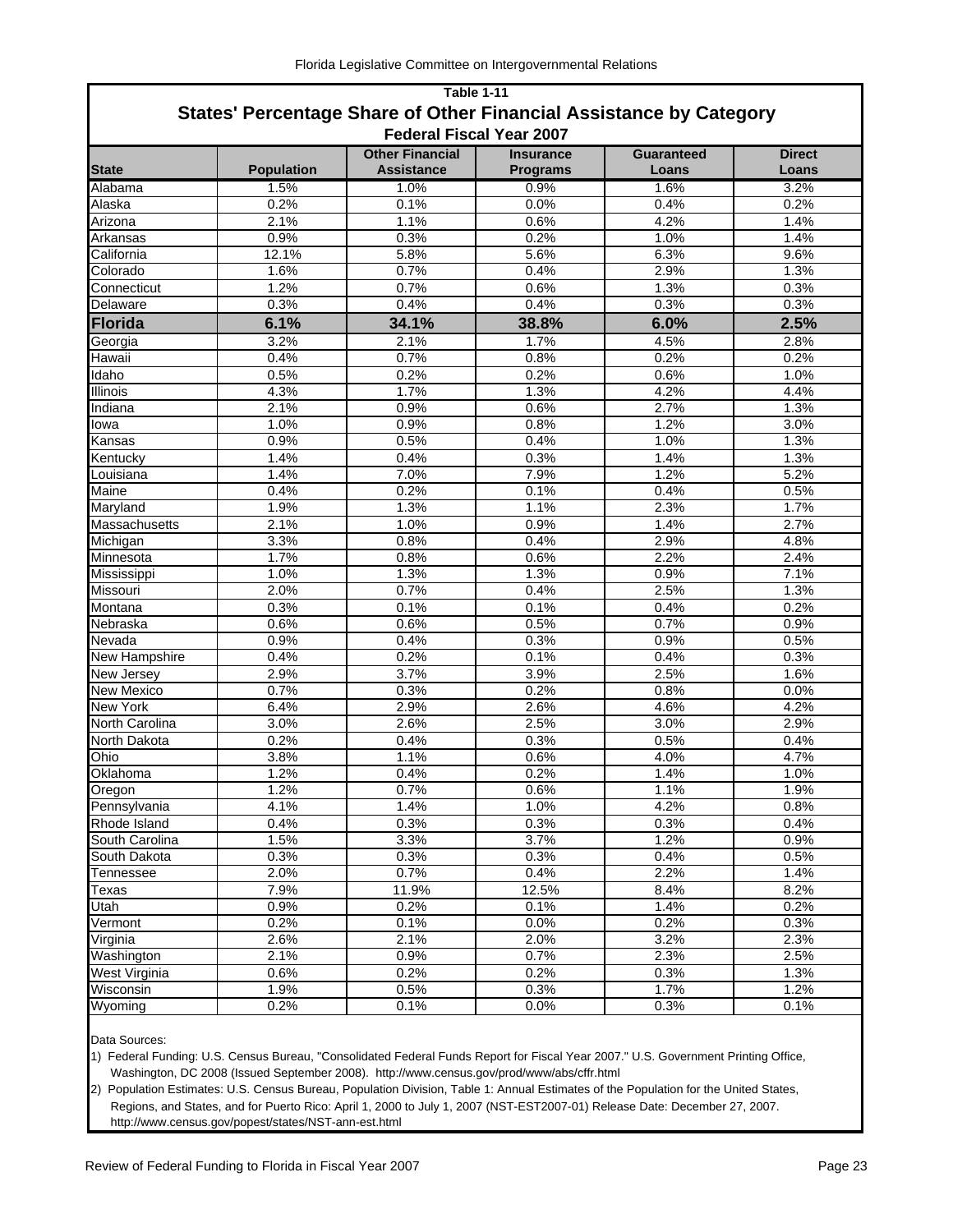**Table 1-11**

## States' Percentage Share of Other Financial Assistance by Category

**Federal Fiscal Year 2007**

| State | Population | Other Financial Assistance | Insurance Programs | Guaranteed Loans | Direct Loans |
|---|---|---|---|---|---|
| Alabama | 1.5% | 1.0% | 0.9% | 1.6% | 3.2% |
| Alaska | 0.2% | 0.1% | 0.0% | 0.4% | 0.2% |
| Arizona | 2.1% | 1.1% | 0.6% | 4.2% | 1.4% |
| Arkansas | 0.9% | 0.3% | 0.2% | 1.0% | 1.4% |
| California | 12.1% | 5.8% | 5.6% | 6.3% | 9.6% |
| Colorado | 1.6% | 0.7% | 0.4% | 2.9% | 1.3% |
| Connecticut | 1.2% | 0.7% | 0.6% | 1.3% | 0.3% |
| Delaware | 0.3% | 0.4% | 0.4% | 0.3% | 0.3% |
| **Florida** | **6.1%** | **34.1%** | **38.8%** | **6.0%** | **2.5%** |
| Georgia | 3.2% | 2.1% | 1.7% | 4.5% | 2.8% |
| Hawaii | 0.4% | 0.7% | 0.8% | 0.2% | 0.2% |
| Idaho | 0.5% | 0.2% | 0.2% | 0.6% | 1.0% |
| Illinois | 4.3% | 1.7% | 1.3% | 4.2% | 4.4% |
| Indiana | 2.1% | 0.9% | 0.6% | 2.7% | 1.3% |
| Iowa | 1.0% | 0.9% | 0.8% | 1.2% | 3.0% |
| Kansas | 0.9% | 0.5% | 0.4% | 1.0% | 1.3% |
| Kentucky | 1.4% | 0.4% | 0.3% | 1.4% | 1.3% |
| Louisiana | 1.4% | 7.0% | 7.9% | 1.2% | 5.2% |
| Maine | 0.4% | 0.2% | 0.1% | 0.4% | 0.5% |
| Maryland | 1.9% | 1.3% | 1.1% | 2.3% | 1.7% |
| Massachusetts | 2.1% | 1.0% | 0.9% | 1.4% | 2.7% |
| Michigan | 3.3% | 0.8% | 0.4% | 2.9% | 4.8% |
| Minnesota | 1.7% | 0.8% | 0.6% | 2.2% | 2.4% |
| Mississippi | 1.0% | 1.3% | 1.3% | 0.9% | 7.1% |
| Missouri | 2.0% | 0.7% | 0.4% | 2.5% | 1.3% |
| Montana | 0.3% | 0.1% | 0.1% | 0.4% | 0.2% |
| Nebraska | 0.6% | 0.6% | 0.5% | 0.7% | 0.9% |
| Nevada | 0.9% | 0.4% | 0.3% | 0.9% | 0.5% |
| New Hampshire | 0.4% | 0.2% | 0.1% | 0.4% | 0.3% |
| New Jersey | 2.9% | 3.7% | 3.9% | 2.5% | 1.6% |
| New Mexico | 0.7% | 0.3% | 0.2% | 0.8% | 0.0% |
| New York | 6.4% | 2.9% | 2.6% | 4.6% | 4.2% |
| North Carolina | 3.0% | 2.6% | 2.5% | 3.0% | 2.9% |
| North Dakota | 0.2% | 0.4% | 0.3% | 0.5% | 0.4% |
| Ohio | 3.8% | 1.1% | 0.6% | 4.0% | 4.7% |
| Oklahoma | 1.2% | 0.4% | 0.2% | 1.4% | 1.0% |
| Oregon | 1.2% | 0.7% | 0.6% | 1.1% | 1.9% |
| Pennsylvania | 4.1% | 1.4% | 1.0% | 4.2% | 0.8% |
| Rhode Island | 0.4% | 0.3% | 0.3% | 0.3% | 0.4% |
| South Carolina | 1.5% | 3.3% | 3.7% | 1.2% | 0.9% |
| South Dakota | 0.3% | 0.3% | 0.3% | 0.4% | 0.5% |
| Tennessee | 2.0% | 0.7% | 0.4% | 2.2% | 1.4% |
| Texas | 7.9% | 11.9% | 12.5% | 8.4% | 8.2% |
| Utah | 0.9% | 0.2% | 0.1% | 1.4% | 0.2% |
| Vermont | 0.2% | 0.1% | 0.0% | 0.2% | 0.3% |
| Virginia | 2.6% | 2.1% | 2.0% | 3.2% | 2.3% |
| Washington | 2.1% | 0.9% | 0.7% | 2.3% | 2.5% |
| West Virginia | 0.6% | 0.2% | 0.2% | 0.3% | 1.3% |
| Wisconsin | 1.9% | 0.5% | 0.3% | 1.7% | 1.2% |
| Wyoming | 0.2% | 0.1% | 0.0% | 0.3% | 0.1% |

Data Sources:

1) Federal Funding: U.S. Census Bureau, "Consolidated Federal Funds Report for Fiscal Year 2007." U.S. Government Printing Office, Washington, DC 2008 (Issued September 2008). http://www.census.gov/prod/www/abs/cffr.html

2) Population Estimates: U.S. Census Bureau, Population Division, Table 1: Annual Estimates of the Population for the United States, Regions, and States, and for Puerto Rico: April 1, 2000 to July 1, 2007 (NST-EST2007-01) Release Date: December 27, 2007. http://www.census.gov/popest/states/NST-ann-est.html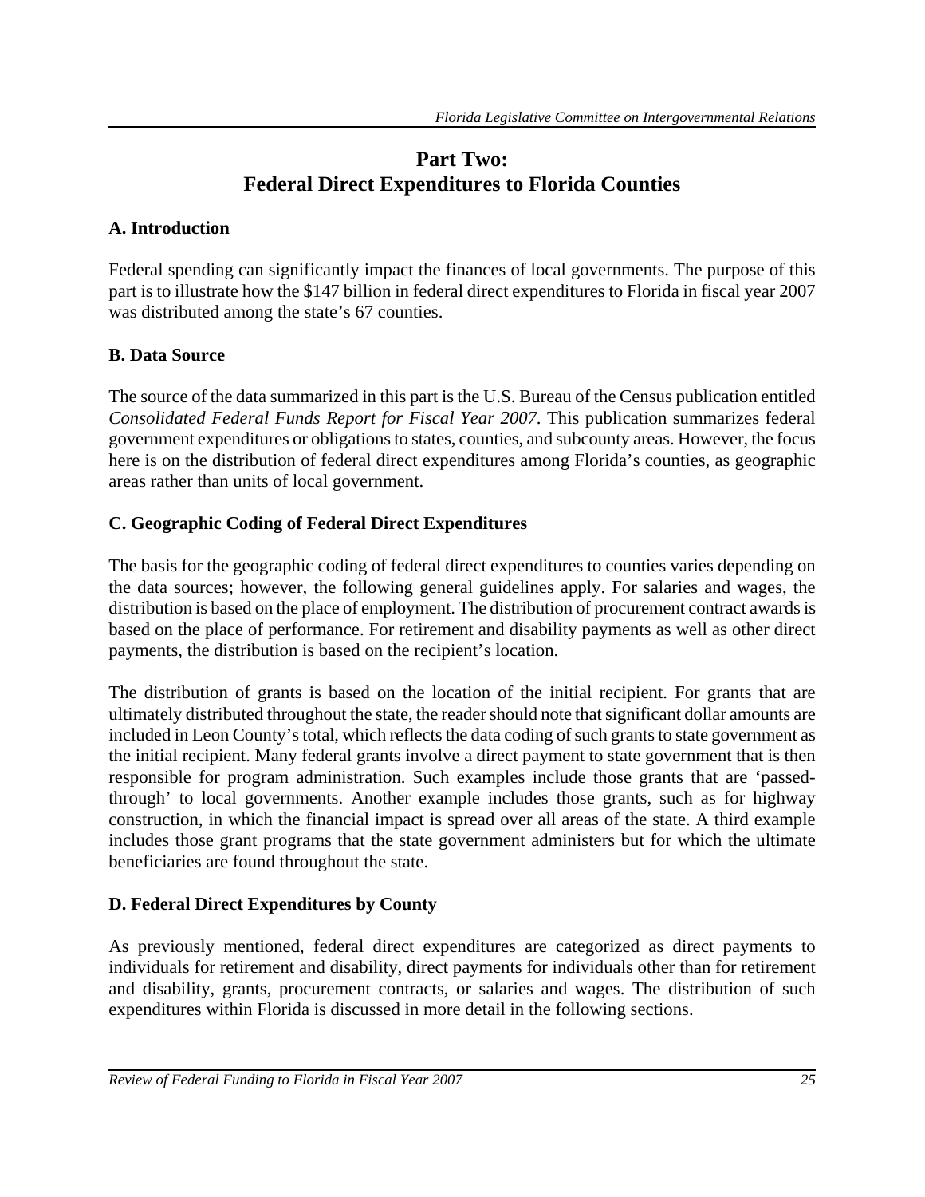# Part Two:
# Federal Direct Expenditures to Florida Counties

## A. Introduction

Federal spending can significantly impact the finances of local governments. The purpose of this part is to illustrate how the $147 billion in federal direct expenditures to Florida in fiscal year 2007 was distributed among the state's 67 counties.

## B. Data Source

The source of the data summarized in this part is the U.S. Bureau of the Census publication entitled *Consolidated Federal Funds Report for Fiscal Year 2007*. This publication summarizes federal government expenditures or obligations to states, counties, and subcounty areas. However, the focus here is on the distribution of federal direct expenditures among Florida's counties, as geographic areas rather than units of local government.

## C. Geographic Coding of Federal Direct Expenditures

The basis for the geographic coding of federal direct expenditures to counties varies depending on the data sources; however, the following general guidelines apply. For salaries and wages, the distribution is based on the place of employment. The distribution of procurement contract awards is based on the place of performance. For retirement and disability payments as well as other direct payments, the distribution is based on the recipient's location.

The distribution of grants is based on the location of the initial recipient. For grants that are ultimately distributed throughout the state, the reader should note that significant dollar amounts are included in Leon County's total, which reflects the data coding of such grants to state government as the initial recipient. Many federal grants involve a direct payment to state government that is then responsible for program administration. Such examples include those grants that are 'passed-through' to local governments. Another example includes those grants, such as for highway construction, in which the financial impact is spread over all areas of the state. A third example includes those grant programs that the state government administers but for which the ultimate beneficiaries are found throughout the state.

## D. Federal Direct Expenditures by County

As previously mentioned, federal direct expenditures are categorized as direct payments to individuals for retirement and disability, direct payments for individuals other than for retirement and disability, grants, procurement contracts, or salaries and wages. The distribution of such expenditures within Florida is discussed in more detail in the following sections.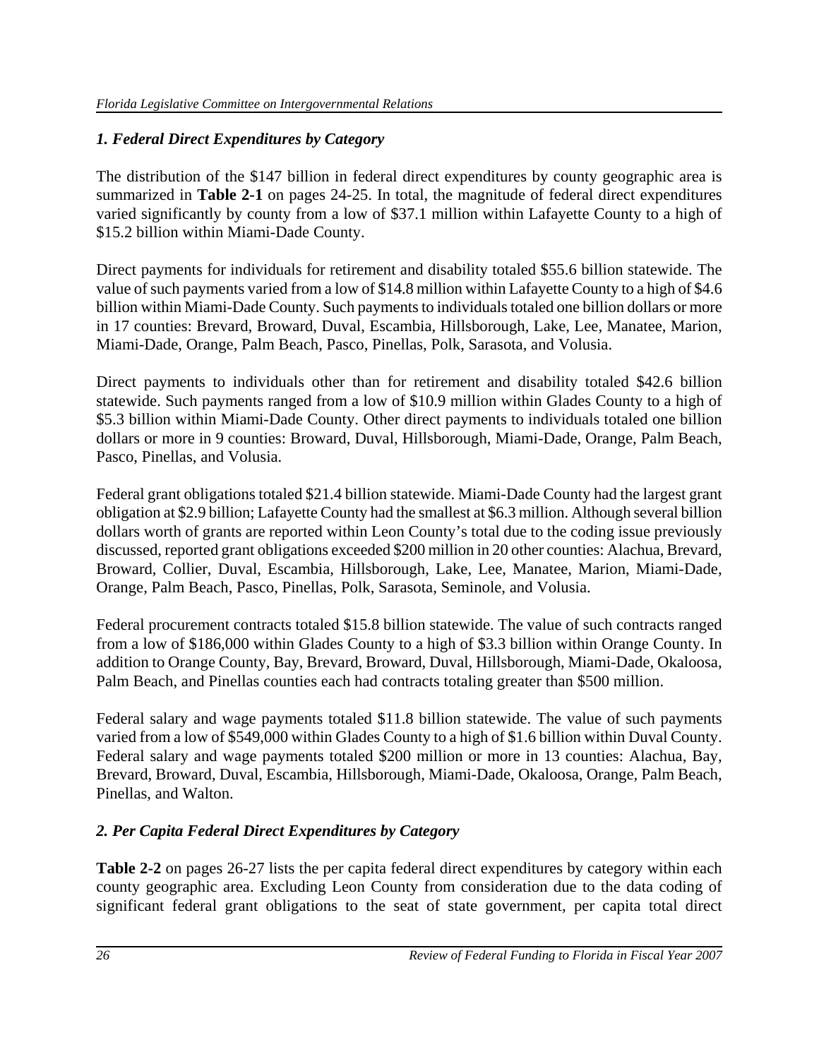### *1. Federal Direct Expenditures by Category*

The distribution of the $147 billion in federal direct expenditures by county geographic area is summarized in **Table 2-1** on pages 24-25. In total, the magnitude of federal direct expenditures varied significantly by county from a low of $37.1 million within Lafayette County to a high of $15.2 billion within Miami-Dade County.

Direct payments for individuals for retirement and disability totaled $55.6 billion statewide. The value of such payments varied from a low of $14.8 million within Lafayette County to a high of $4.6 billion within Miami-Dade County. Such payments to individuals totaled one billion dollars or more in 17 counties: Brevard, Broward, Duval, Escambia, Hillsborough, Lake, Lee, Manatee, Marion, Miami-Dade, Orange, Palm Beach, Pasco, Pinellas, Polk, Sarasota, and Volusia.

Direct payments to individuals other than for retirement and disability totaled $42.6 billion statewide. Such payments ranged from a low of $10.9 million within Glades County to a high of $5.3 billion within Miami-Dade County. Other direct payments to individuals totaled one billion dollars or more in 9 counties: Broward, Duval, Hillsborough, Miami-Dade, Orange, Palm Beach, Pasco, Pinellas, and Volusia.

Federal grant obligations totaled $21.4 billion statewide. Miami-Dade County had the largest grant obligation at $2.9 billion; Lafayette County had the smallest at $6.3 million. Although several billion dollars worth of grants are reported within Leon County's total due to the coding issue previously discussed, reported grant obligations exceeded $200 million in 20 other counties: Alachua, Brevard, Broward, Collier, Duval, Escambia, Hillsborough, Lake, Lee, Manatee, Marion, Miami-Dade, Orange, Palm Beach, Pasco, Pinellas, Polk, Sarasota, Seminole, and Volusia.

Federal procurement contracts totaled $15.8 billion statewide. The value of such contracts ranged from a low of $186,000 within Glades County to a high of $3.3 billion within Orange County. In addition to Orange County, Bay, Brevard, Broward, Duval, Hillsborough, Miami-Dade, Okaloosa, Palm Beach, and Pinellas counties each had contracts totaling greater than $500 million.

Federal salary and wage payments totaled $11.8 billion statewide. The value of such payments varied from a low of $549,000 within Glades County to a high of $1.6 billion within Duval County. Federal salary and wage payments totaled $200 million or more in 13 counties: Alachua, Bay, Brevard, Broward, Duval, Escambia, Hillsborough, Miami-Dade, Okaloosa, Orange, Palm Beach, Pinellas, and Walton.

### *2. Per Capita Federal Direct Expenditures by Category*

**Table 2-2** on pages 26-27 lists the per capita federal direct expenditures by category within each county geographic area. Excluding Leon County from consideration due to the data coding of significant federal grant obligations to the seat of state government, per capita total direct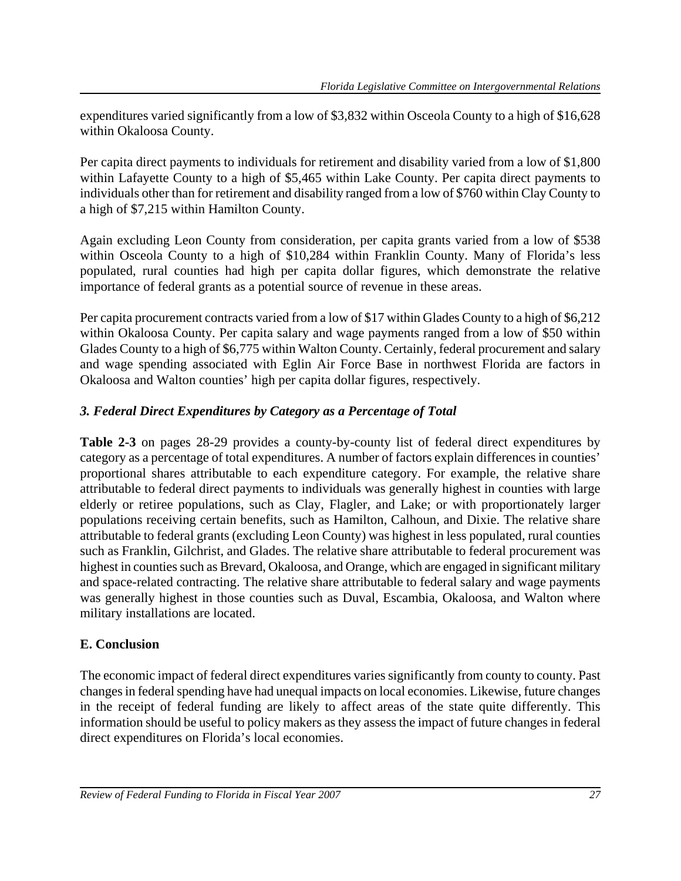expenditures varied significantly from a low of $3,832 within Osceola County to a high of $16,628 within Okaloosa County.

Per capita direct payments to individuals for retirement and disability varied from a low of $1,800 within Lafayette County to a high of $5,465 within Lake County. Per capita direct payments to individuals other than for retirement and disability ranged from a low of $760 within Clay County to a high of $7,215 within Hamilton County.

Again excluding Leon County from consideration, per capita grants varied from a low of $538 within Osceola County to a high of $10,284 within Franklin County. Many of Florida's less populated, rural counties had high per capita dollar figures, which demonstrate the relative importance of federal grants as a potential source of revenue in these areas.

Per capita procurement contracts varied from a low of $17 within Glades County to a high of $6,212 within Okaloosa County. Per capita salary and wage payments ranged from a low of $50 within Glades County to a high of $6,775 within Walton County. Certainly, federal procurement and salary and wage spending associated with Eglin Air Force Base in northwest Florida are factors in Okaloosa and Walton counties' high per capita dollar figures, respectively.

### *3. Federal Direct Expenditures by Category as a Percentage of Total*

**Table 2-3** on pages 28-29 provides a county-by-county list of federal direct expenditures by category as a percentage of total expenditures. A number of factors explain differences in counties' proportional shares attributable to each expenditure category. For example, the relative share attributable to federal direct payments to individuals was generally highest in counties with large elderly or retiree populations, such as Clay, Flagler, and Lake; or with proportionately larger populations receiving certain benefits, such as Hamilton, Calhoun, and Dixie. The relative share attributable to federal grants (excluding Leon County) was highest in less populated, rural counties such as Franklin, Gilchrist, and Glades. The relative share attributable to federal procurement was highest in counties such as Brevard, Okaloosa, and Orange, which are engaged in significant military and space-related contracting. The relative share attributable to federal salary and wage payments was generally highest in those counties such as Duval, Escambia, Okaloosa, and Walton where military installations are located.

## E. Conclusion

The economic impact of federal direct expenditures varies significantly from county to county. Past changes in federal spending have had unequal impacts on local economies. Likewise, future changes in the receipt of federal funding are likely to affect areas of the state quite differently. This information should be useful to policy makers as they assess the impact of future changes in federal direct expenditures on Florida's local economies.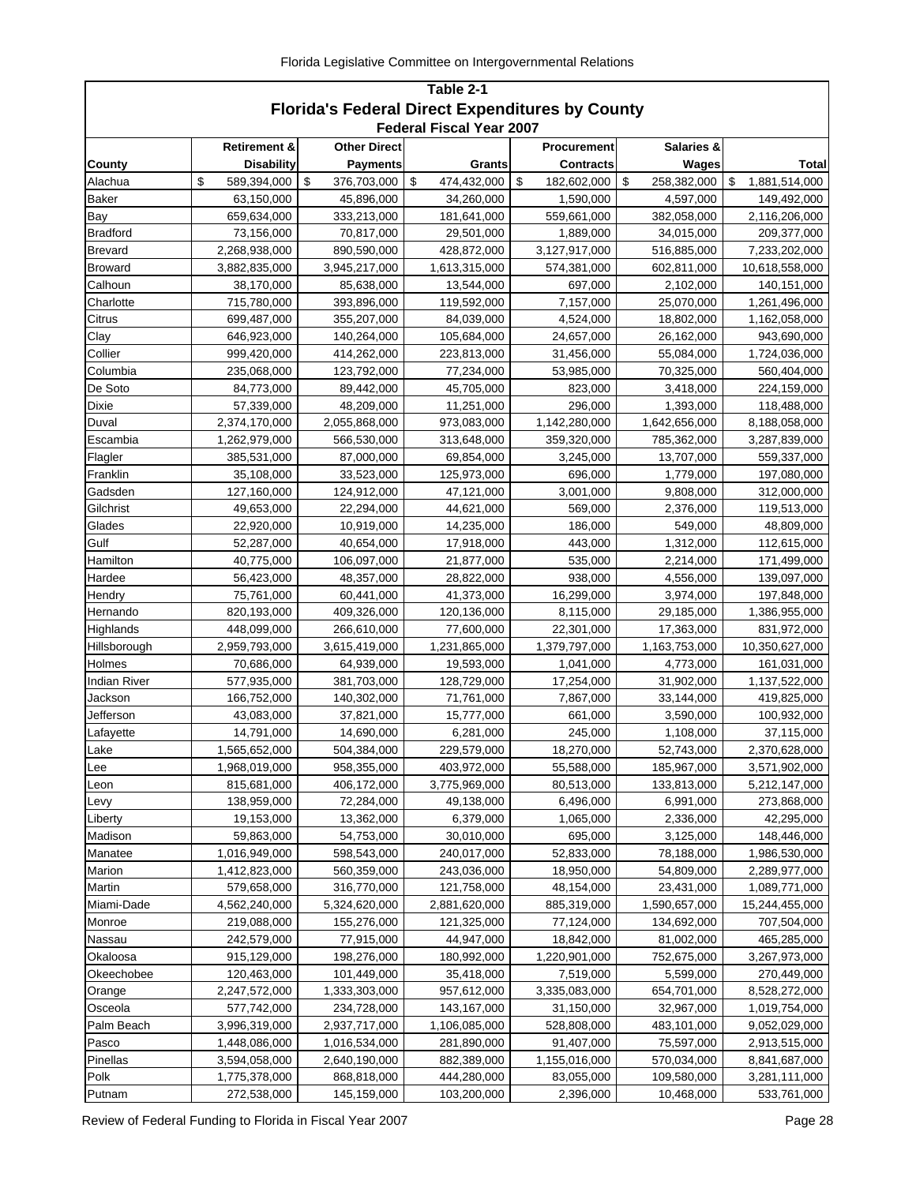## Table 2-1

### Florida's Federal Direct Expenditures by County

#### Federal Fiscal Year 2007

| County | Retirement & Disability | Other Direct Payments | Grants | Procurement Contracts | Salaries & Wages | Total |
|---|---|---|---|---|---|---|
| Alachua | $ 589,394,000 | $ 376,703,000 | $ 474,432,000 | $ 182,602,000 | $ 258,382,000 | $ 1,881,514,000 |
| Baker | 63,150,000 | 45,896,000 | 34,260,000 | 1,590,000 | 4,597,000 | 149,492,000 |
| Bay | 659,634,000 | 333,213,000 | 181,641,000 | 559,661,000 | 382,058,000 | 2,116,206,000 |
| Bradford | 73,156,000 | 70,817,000 | 29,501,000 | 1,889,000 | 34,015,000 | 209,377,000 |
| Brevard | 2,268,938,000 | 890,590,000 | 428,872,000 | 3,127,917,000 | 516,885,000 | 7,233,202,000 |
| Broward | 3,882,835,000 | 3,945,217,000 | 1,613,315,000 | 574,381,000 | 602,811,000 | 10,618,558,000 |
| Calhoun | 38,170,000 | 85,638,000 | 13,544,000 | 697,000 | 2,102,000 | 140,151,000 |
| Charlotte | 715,780,000 | 393,896,000 | 119,592,000 | 7,157,000 | 25,070,000 | 1,261,496,000 |
| Citrus | 699,487,000 | 355,207,000 | 84,039,000 | 4,524,000 | 18,802,000 | 1,162,058,000 |
| Clay | 646,923,000 | 140,264,000 | 105,684,000 | 24,657,000 | 26,162,000 | 943,690,000 |
| Collier | 999,420,000 | 414,262,000 | 223,813,000 | 31,456,000 | 55,084,000 | 1,724,036,000 |
| Columbia | 235,068,000 | 123,792,000 | 77,234,000 | 53,985,000 | 70,325,000 | 560,404,000 |
| De Soto | 84,773,000 | 89,442,000 | 45,705,000 | 823,000 | 3,418,000 | 224,159,000 |
| Dixie | 57,339,000 | 48,209,000 | 11,251,000 | 296,000 | 1,393,000 | 118,488,000 |
| Duval | 2,374,170,000 | 2,055,868,000 | 973,083,000 | 1,142,280,000 | 1,642,656,000 | 8,188,058,000 |
| Escambia | 1,262,979,000 | 566,530,000 | 313,648,000 | 359,320,000 | 785,362,000 | 3,287,839,000 |
| Flagler | 385,531,000 | 87,000,000 | 69,854,000 | 3,245,000 | 13,707,000 | 559,337,000 |
| Franklin | 35,108,000 | 33,523,000 | 125,973,000 | 696,000 | 1,779,000 | 197,080,000 |
| Gadsden | 127,160,000 | 124,912,000 | 47,121,000 | 3,001,000 | 9,808,000 | 312,000,000 |
| Gilchrist | 49,653,000 | 22,294,000 | 44,621,000 | 569,000 | 2,376,000 | 119,513,000 |
| Glades | 22,920,000 | 10,919,000 | 14,235,000 | 186,000 | 549,000 | 48,809,000 |
| Gulf | 52,287,000 | 40,654,000 | 17,918,000 | 443,000 | 1,312,000 | 112,615,000 |
| Hamilton | 40,775,000 | 106,097,000 | 21,877,000 | 535,000 | 2,214,000 | 171,499,000 |
| Hardee | 56,423,000 | 48,357,000 | 28,822,000 | 938,000 | 4,556,000 | 139,097,000 |
| Hendry | 75,761,000 | 60,441,000 | 41,373,000 | 16,299,000 | 3,974,000 | 197,848,000 |
| Hernando | 820,193,000 | 409,326,000 | 120,136,000 | 8,115,000 | 29,185,000 | 1,386,955,000 |
| Highlands | 448,099,000 | 266,610,000 | 77,600,000 | 22,301,000 | 17,363,000 | 831,972,000 |
| Hillsborough | 2,959,793,000 | 3,615,419,000 | 1,231,865,000 | 1,379,797,000 | 1,163,753,000 | 10,350,627,000 |
| Holmes | 70,686,000 | 64,939,000 | 19,593,000 | 1,041,000 | 4,773,000 | 161,031,000 |
| Indian River | 577,935,000 | 381,703,000 | 128,729,000 | 17,254,000 | 31,902,000 | 1,137,522,000 |
| Jackson | 166,752,000 | 140,302,000 | 71,761,000 | 7,867,000 | 33,144,000 | 419,825,000 |
| Jefferson | 43,083,000 | 37,821,000 | 15,777,000 | 661,000 | 3,590,000 | 100,932,000 |
| Lafayette | 14,791,000 | 14,690,000 | 6,281,000 | 245,000 | 1,108,000 | 37,115,000 |
| Lake | 1,565,652,000 | 504,384,000 | 229,579,000 | 18,270,000 | 52,743,000 | 2,370,628,000 |
| Lee | 1,968,019,000 | 958,355,000 | 403,972,000 | 55,588,000 | 185,967,000 | 3,571,902,000 |
| Leon | 815,681,000 | 406,172,000 | 3,775,969,000 | 80,513,000 | 133,813,000 | 5,212,147,000 |
| Levy | 138,959,000 | 72,284,000 | 49,138,000 | 6,496,000 | 6,991,000 | 273,868,000 |
| Liberty | 19,153,000 | 13,362,000 | 6,379,000 | 1,065,000 | 2,336,000 | 42,295,000 |
| Madison | 59,863,000 | 54,753,000 | 30,010,000 | 695,000 | 3,125,000 | 148,446,000 |
| Manatee | 1,016,949,000 | 598,543,000 | 240,017,000 | 52,833,000 | 78,188,000 | 1,986,530,000 |
| Marion | 1,412,823,000 | 560,359,000 | 243,036,000 | 18,950,000 | 54,809,000 | 2,289,977,000 |
| Martin | 579,658,000 | 316,770,000 | 121,758,000 | 48,154,000 | 23,431,000 | 1,089,771,000 |
| Miami-Dade | 4,562,240,000 | 5,324,620,000 | 2,881,620,000 | 885,319,000 | 1,590,657,000 | 15,244,455,000 |
| Monroe | 219,088,000 | 155,276,000 | 121,325,000 | 77,124,000 | 134,692,000 | 707,504,000 |
| Nassau | 242,579,000 | 77,915,000 | 44,947,000 | 18,842,000 | 81,002,000 | 465,285,000 |
| Okaloosa | 915,129,000 | 198,276,000 | 180,992,000 | 1,220,901,000 | 752,675,000 | 3,267,973,000 |
| Okeechobee | 120,463,000 | 101,449,000 | 35,418,000 | 7,519,000 | 5,599,000 | 270,449,000 |
| Orange | 2,247,572,000 | 1,333,303,000 | 957,612,000 | 3,335,083,000 | 654,701,000 | 8,528,272,000 |
| Osceola | 577,742,000 | 234,728,000 | 143,167,000 | 31,150,000 | 32,967,000 | 1,019,754,000 |
| Palm Beach | 3,996,319,000 | 2,937,717,000 | 1,106,085,000 | 528,808,000 | 483,101,000 | 9,052,029,000 |
| Pasco | 1,448,086,000 | 1,016,534,000 | 281,890,000 | 91,407,000 | 75,597,000 | 2,913,515,000 |
| Pinellas | 3,594,058,000 | 2,640,190,000 | 882,389,000 | 1,155,016,000 | 570,034,000 | 8,841,687,000 |
| Polk | 1,775,378,000 | 868,818,000 | 444,280,000 | 83,055,000 | 109,580,000 | 3,281,111,000 |
| Putnam | 272,538,000 | 145,159,000 | 103,200,000 | 2,396,000 | 10,468,000 | 533,761,000 |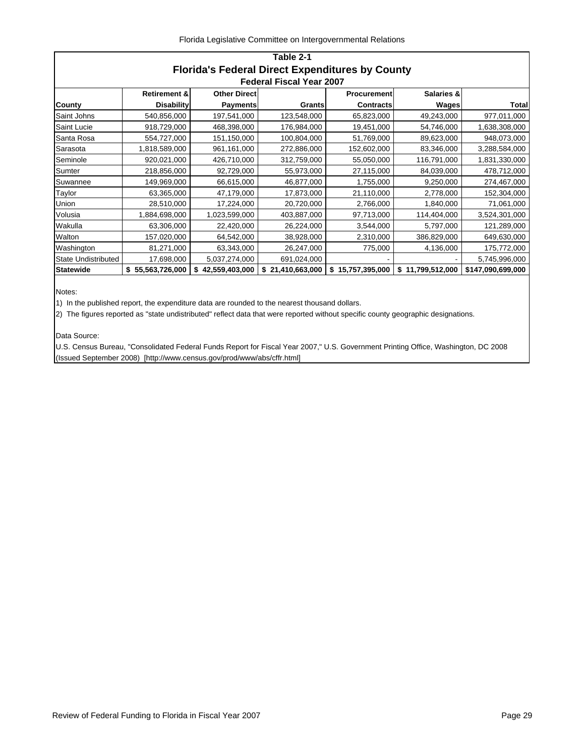## Table 2-1
## Florida's Federal Direct Expenditures by County
### Federal Fiscal Year 2007

| County | Retirement & Disability | Other Direct Payments | Grants | Procurement Contracts | Salaries & Wages | Total |
|---|---|---|---|---|---|---|
| Saint Johns | 540,856,000 | 197,541,000 | 123,548,000 | 65,823,000 | 49,243,000 | 977,011,000 |
| Saint Lucie | 918,729,000 | 468,398,000 | 176,984,000 | 19,451,000 | 54,746,000 | 1,638,308,000 |
| Santa Rosa | 554,727,000 | 151,150,000 | 100,804,000 | 51,769,000 | 89,623,000 | 948,073,000 |
| Sarasota | 1,818,589,000 | 961,161,000 | 272,886,000 | 152,602,000 | 83,346,000 | 3,288,584,000 |
| Seminole | 920,021,000 | 426,710,000 | 312,759,000 | 55,050,000 | 116,791,000 | 1,831,330,000 |
| Sumter | 218,856,000 | 92,729,000 | 55,973,000 | 27,115,000 | 84,039,000 | 478,712,000 |
| Suwannee | 149,969,000 | 66,615,000 | 46,877,000 | 1,755,000 | 9,250,000 | 274,467,000 |
| Taylor | 63,365,000 | 47,179,000 | 17,873,000 | 21,110,000 | 2,778,000 | 152,304,000 |
| Union | 28,510,000 | 17,224,000 | 20,720,000 | 2,766,000 | 1,840,000 | 71,061,000 |
| Volusia | 1,884,698,000 | 1,023,599,000 | 403,887,000 | 97,713,000 | 114,404,000 | 3,524,301,000 |
| Wakulla | 63,306,000 | 22,420,000 | 26,224,000 | 3,544,000 | 5,797,000 | 121,289,000 |
| Walton | 157,020,000 | 64,542,000 | 38,928,000 | 2,310,000 | 386,829,000 | 649,630,000 |
| Washington | 81,271,000 | 63,343,000 | 26,247,000 | 775,000 | 4,136,000 | 175,772,000 |
| State Undistributed | 17,698,000 | 5,037,274,000 | 691,024,000 | - | - | 5,745,996,000 |
| **Statewide** | **$ 55,563,726,000** | **$ 42,559,403,000** | **$ 21,410,663,000** | **$ 15,757,395,000** | **$ 11,799,512,000** | **$147,090,699,000** |

Notes:

1) In the published report, the expenditure data are rounded to the nearest thousand dollars.

2) The figures reported as "state undistributed" reflect data that were reported without specific county geographic designations.

Data Source:

U.S. Census Bureau, "Consolidated Federal Funds Report for Fiscal Year 2007," U.S. Government Printing Office, Washington, DC 2008 (Issued September 2008) [http://www.census.gov/prod/www/abs/cffr.html]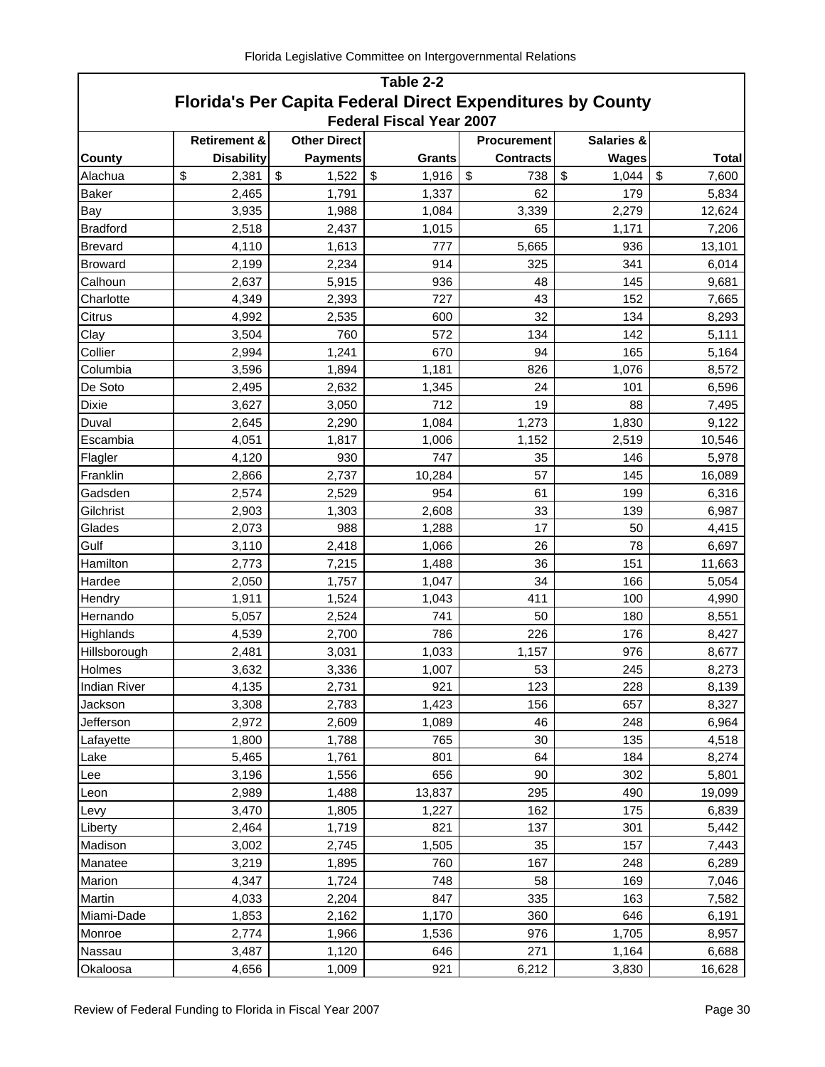## Table 2-2

# Florida's Per Capita Federal Direct Expenditures by County

### Federal Fiscal Year 2007

| County | Retirement & Disability | Other Direct Payments | Grants | Procurement Contracts | Salaries & Wages | Total |
|---|---|---|---|---|---|---|
| Alachua | $ 2,381 | $ 1,522 | $ 1,916 | $ 738 | $ 1,044 | $ 7,600 |
| Baker | 2,465 | 1,791 | 1,337 | 62 | 179 | 5,834 |
| Bay | 3,935 | 1,988 | 1,084 | 3,339 | 2,279 | 12,624 |
| Bradford | 2,518 | 2,437 | 1,015 | 65 | 1,171 | 7,206 |
| Brevard | 4,110 | 1,613 | 777 | 5,665 | 936 | 13,101 |
| Broward | 2,199 | 2,234 | 914 | 325 | 341 | 6,014 |
| Calhoun | 2,637 | 5,915 | 936 | 48 | 145 | 9,681 |
| Charlotte | 4,349 | 2,393 | 727 | 43 | 152 | 7,665 |
| Citrus | 4,992 | 2,535 | 600 | 32 | 134 | 8,293 |
| Clay | 3,504 | 760 | 572 | 134 | 142 | 5,111 |
| Collier | 2,994 | 1,241 | 670 | 94 | 165 | 5,164 |
| Columbia | 3,596 | 1,894 | 1,181 | 826 | 1,076 | 8,572 |
| De Soto | 2,495 | 2,632 | 1,345 | 24 | 101 | 6,596 |
| Dixie | 3,627 | 3,050 | 712 | 19 | 88 | 7,495 |
| Duval | 2,645 | 2,290 | 1,084 | 1,273 | 1,830 | 9,122 |
| Escambia | 4,051 | 1,817 | 1,006 | 1,152 | 2,519 | 10,546 |
| Flagler | 4,120 | 930 | 747 | 35 | 146 | 5,978 |
| Franklin | 2,866 | 2,737 | 10,284 | 57 | 145 | 16,089 |
| Gadsden | 2,574 | 2,529 | 954 | 61 | 199 | 6,316 |
| Gilchrist | 2,903 | 1,303 | 2,608 | 33 | 139 | 6,987 |
| Glades | 2,073 | 988 | 1,288 | 17 | 50 | 4,415 |
| Gulf | 3,110 | 2,418 | 1,066 | 26 | 78 | 6,697 |
| Hamilton | 2,773 | 7,215 | 1,488 | 36 | 151 | 11,663 |
| Hardee | 2,050 | 1,757 | 1,047 | 34 | 166 | 5,054 |
| Hendry | 1,911 | 1,524 | 1,043 | 411 | 100 | 4,990 |
| Hernando | 5,057 | 2,524 | 741 | 50 | 180 | 8,551 |
| Highlands | 4,539 | 2,700 | 786 | 226 | 176 | 8,427 |
| Hillsborough | 2,481 | 3,031 | 1,033 | 1,157 | 976 | 8,677 |
| Holmes | 3,632 | 3,336 | 1,007 | 53 | 245 | 8,273 |
| Indian River | 4,135 | 2,731 | 921 | 123 | 228 | 8,139 |
| Jackson | 3,308 | 2,783 | 1,423 | 156 | 657 | 8,327 |
| Jefferson | 2,972 | 2,609 | 1,089 | 46 | 248 | 6,964 |
| Lafayette | 1,800 | 1,788 | 765 | 30 | 135 | 4,518 |
| Lake | 5,465 | 1,761 | 801 | 64 | 184 | 8,274 |
| Lee | 3,196 | 1,556 | 656 | 90 | 302 | 5,801 |
| Leon | 2,989 | 1,488 | 13,837 | 295 | 490 | 19,099 |
| Levy | 3,470 | 1,805 | 1,227 | 162 | 175 | 6,839 |
| Liberty | 2,464 | 1,719 | 821 | 137 | 301 | 5,442 |
| Madison | 3,002 | 2,745 | 1,505 | 35 | 157 | 7,443 |
| Manatee | 3,219 | 1,895 | 760 | 167 | 248 | 6,289 |
| Marion | 4,347 | 1,724 | 748 | 58 | 169 | 7,046 |
| Martin | 4,033 | 2,204 | 847 | 335 | 163 | 7,582 |
| Miami-Dade | 1,853 | 2,162 | 1,170 | 360 | 646 | 6,191 |
| Monroe | 2,774 | 1,966 | 1,536 | 976 | 1,705 | 8,957 |
| Nassau | 3,487 | 1,120 | 646 | 271 | 1,164 | 6,688 |
| Okaloosa | 4,656 | 1,009 | 921 | 6,212 | 3,830 | 16,628 |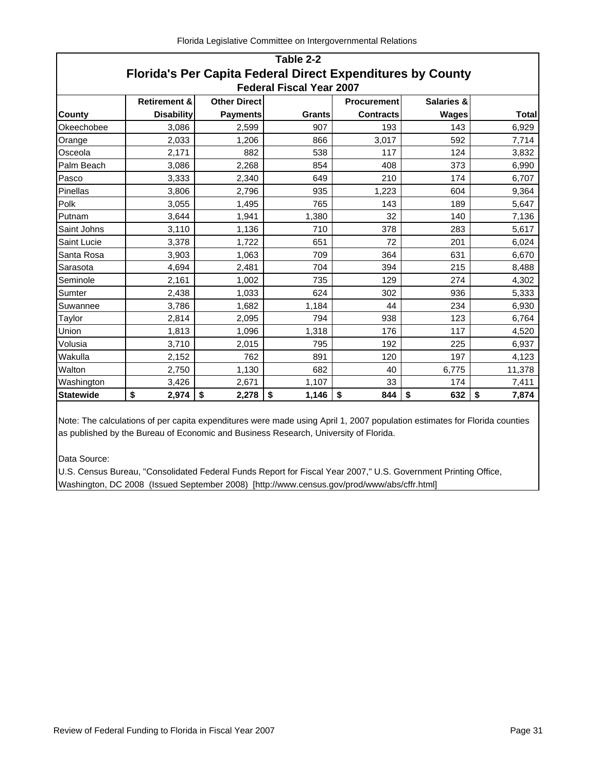# Table 2-2

## Florida's Per Capita Federal Direct Expenditures by County

### Federal Fiscal Year 2007

| County | Retirement & Disability | Other Direct Payments | Grants | Procurement Contracts | Salaries & Wages | Total |
|---|---|---|---|---|---|---|
| Okeechobee | 3,086 | 2,599 | 907 | 193 | 143 | 6,929 |
| Orange | 2,033 | 1,206 | 866 | 3,017 | 592 | 7,714 |
| Osceola | 2,171 | 882 | 538 | 117 | 124 | 3,832 |
| Palm Beach | 3,086 | 2,268 | 854 | 408 | 373 | 6,990 |
| Pasco | 3,333 | 2,340 | 649 | 210 | 174 | 6,707 |
| Pinellas | 3,806 | 2,796 | 935 | 1,223 | 604 | 9,364 |
| Polk | 3,055 | 1,495 | 765 | 143 | 189 | 5,647 |
| Putnam | 3,644 | 1,941 | 1,380 | 32 | 140 | 7,136 |
| Saint Johns | 3,110 | 1,136 | 710 | 378 | 283 | 5,617 |
| Saint Lucie | 3,378 | 1,722 | 651 | 72 | 201 | 6,024 |
| Santa Rosa | 3,903 | 1,063 | 709 | 364 | 631 | 6,670 |
| Sarasota | 4,694 | 2,481 | 704 | 394 | 215 | 8,488 |
| Seminole | 2,161 | 1,002 | 735 | 129 | 274 | 4,302 |
| Sumter | 2,438 | 1,033 | 624 | 302 | 936 | 5,333 |
| Suwannee | 3,786 | 1,682 | 1,184 | 44 | 234 | 6,930 |
| Taylor | 2,814 | 2,095 | 794 | 938 | 123 | 6,764 |
| Union | 1,813 | 1,096 | 1,318 | 176 | 117 | 4,520 |
| Volusia | 3,710 | 2,015 | 795 | 192 | 225 | 6,937 |
| Wakulla | 2,152 | 762 | 891 | 120 | 197 | 4,123 |
| Walton | 2,750 | 1,130 | 682 | 40 | 6,775 | 11,378 |
| Washington | 3,426 | 2,671 | 1,107 | 33 | 174 | 7,411 |
| **Statewide** | **$ 2,974** | **$ 2,278** | **$ 1,146** | **$ 844** | **$ 632** | **$ 7,874** |

Note: The calculations of per capita expenditures were made using April 1, 2007 population estimates for Florida counties as published by the Bureau of Economic and Business Research, University of Florida.

Data Source:
U.S. Census Bureau, "Consolidated Federal Funds Report for Fiscal Year 2007," U.S. Government Printing Office, Washington, DC 2008 (Issued September 2008) [http://www.census.gov/prod/www/abs/cffr.html]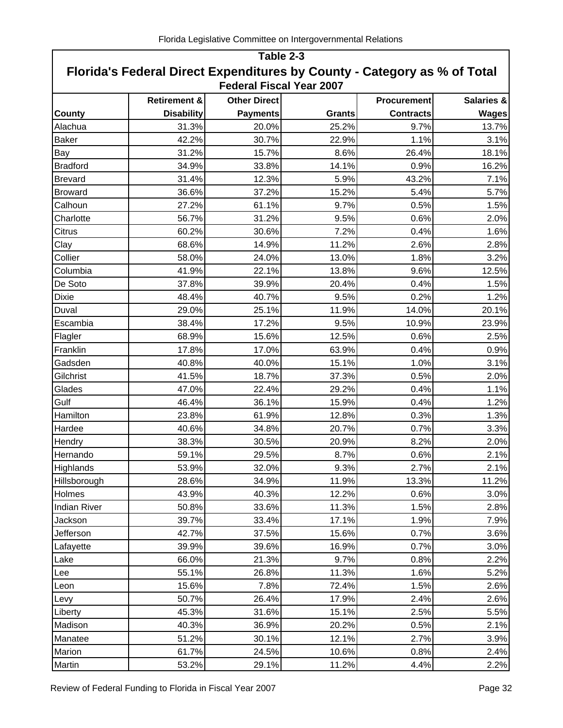## Table 2-3

## Florida's Federal Direct Expenditures by County - Category as % of Total

### Federal Fiscal Year 2007

| County | Retirement & Disability | Other Direct Payments | Grants | Procurement Contracts | Salaries & Wages |
|---|---|---|---|---|---|
| Alachua | 31.3% | 20.0% | 25.2% | 9.7% | 13.7% |
| Baker | 42.2% | 30.7% | 22.9% | 1.1% | 3.1% |
| Bay | 31.2% | 15.7% | 8.6% | 26.4% | 18.1% |
| Bradford | 34.9% | 33.8% | 14.1% | 0.9% | 16.2% |
| Brevard | 31.4% | 12.3% | 5.9% | 43.2% | 7.1% |
| Broward | 36.6% | 37.2% | 15.2% | 5.4% | 5.7% |
| Calhoun | 27.2% | 61.1% | 9.7% | 0.5% | 1.5% |
| Charlotte | 56.7% | 31.2% | 9.5% | 0.6% | 2.0% |
| Citrus | 60.2% | 30.6% | 7.2% | 0.4% | 1.6% |
| Clay | 68.6% | 14.9% | 11.2% | 2.6% | 2.8% |
| Collier | 58.0% | 24.0% | 13.0% | 1.8% | 3.2% |
| Columbia | 41.9% | 22.1% | 13.8% | 9.6% | 12.5% |
| De Soto | 37.8% | 39.9% | 20.4% | 0.4% | 1.5% |
| Dixie | 48.4% | 40.7% | 9.5% | 0.2% | 1.2% |
| Duval | 29.0% | 25.1% | 11.9% | 14.0% | 20.1% |
| Escambia | 38.4% | 17.2% | 9.5% | 10.9% | 23.9% |
| Flagler | 68.9% | 15.6% | 12.5% | 0.6% | 2.5% |
| Franklin | 17.8% | 17.0% | 63.9% | 0.4% | 0.9% |
| Gadsden | 40.8% | 40.0% | 15.1% | 1.0% | 3.1% |
| Gilchrist | 41.5% | 18.7% | 37.3% | 0.5% | 2.0% |
| Glades | 47.0% | 22.4% | 29.2% | 0.4% | 1.1% |
| Gulf | 46.4% | 36.1% | 15.9% | 0.4% | 1.2% |
| Hamilton | 23.8% | 61.9% | 12.8% | 0.3% | 1.3% |
| Hardee | 40.6% | 34.8% | 20.7% | 0.7% | 3.3% |
| Hendry | 38.3% | 30.5% | 20.9% | 8.2% | 2.0% |
| Hernando | 59.1% | 29.5% | 8.7% | 0.6% | 2.1% |
| Highlands | 53.9% | 32.0% | 9.3% | 2.7% | 2.1% |
| Hillsborough | 28.6% | 34.9% | 11.9% | 13.3% | 11.2% |
| Holmes | 43.9% | 40.3% | 12.2% | 0.6% | 3.0% |
| Indian River | 50.8% | 33.6% | 11.3% | 1.5% | 2.8% |
| Jackson | 39.7% | 33.4% | 17.1% | 1.9% | 7.9% |
| Jefferson | 42.7% | 37.5% | 15.6% | 0.7% | 3.6% |
| Lafayette | 39.9% | 39.6% | 16.9% | 0.7% | 3.0% |
| Lake | 66.0% | 21.3% | 9.7% | 0.8% | 2.2% |
| Lee | 55.1% | 26.8% | 11.3% | 1.6% | 5.2% |
| Leon | 15.6% | 7.8% | 72.4% | 1.5% | 2.6% |
| Levy | 50.7% | 26.4% | 17.9% | 2.4% | 2.6% |
| Liberty | 45.3% | 31.6% | 15.1% | 2.5% | 5.5% |
| Madison | 40.3% | 36.9% | 20.2% | 0.5% | 2.1% |
| Manatee | 51.2% | 30.1% | 12.1% | 2.7% | 3.9% |
| Marion | 61.7% | 24.5% | 10.6% | 0.8% | 2.4% |
| Martin | 53.2% | 29.1% | 11.2% | 4.4% | 2.2% |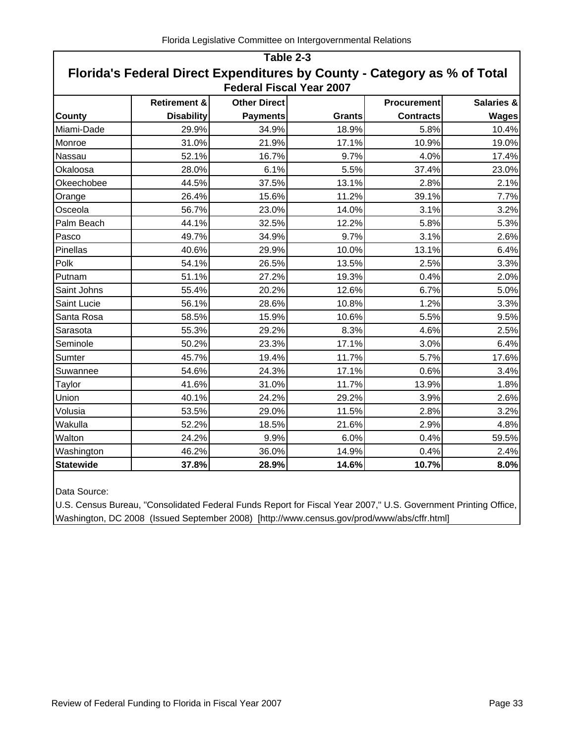## Table 2-3

## Florida's Federal Direct Expenditures by County - Category as % of Total

### Federal Fiscal Year 2007

| County | Retirement & Disability | Other Direct Payments | Grants | Procurement Contracts | Salaries & Wages |
|---|---|---|---|---|---|
| Miami-Dade | 29.9% | 34.9% | 18.9% | 5.8% | 10.4% |
| Monroe | 31.0% | 21.9% | 17.1% | 10.9% | 19.0% |
| Nassau | 52.1% | 16.7% | 9.7% | 4.0% | 17.4% |
| Okaloosa | 28.0% | 6.1% | 5.5% | 37.4% | 23.0% |
| Okeechobee | 44.5% | 37.5% | 13.1% | 2.8% | 2.1% |
| Orange | 26.4% | 15.6% | 11.2% | 39.1% | 7.7% |
| Osceola | 56.7% | 23.0% | 14.0% | 3.1% | 3.2% |
| Palm Beach | 44.1% | 32.5% | 12.2% | 5.8% | 5.3% |
| Pasco | 49.7% | 34.9% | 9.7% | 3.1% | 2.6% |
| Pinellas | 40.6% | 29.9% | 10.0% | 13.1% | 6.4% |
| Polk | 54.1% | 26.5% | 13.5% | 2.5% | 3.3% |
| Putnam | 51.1% | 27.2% | 19.3% | 0.4% | 2.0% |
| Saint Johns | 55.4% | 20.2% | 12.6% | 6.7% | 5.0% |
| Saint Lucie | 56.1% | 28.6% | 10.8% | 1.2% | 3.3% |
| Santa Rosa | 58.5% | 15.9% | 10.6% | 5.5% | 9.5% |
| Sarasota | 55.3% | 29.2% | 8.3% | 4.6% | 2.5% |
| Seminole | 50.2% | 23.3% | 17.1% | 3.0% | 6.4% |
| Sumter | 45.7% | 19.4% | 11.7% | 5.7% | 17.6% |
| Suwannee | 54.6% | 24.3% | 17.1% | 0.6% | 3.4% |
| Taylor | 41.6% | 31.0% | 11.7% | 13.9% | 1.8% |
| Union | 40.1% | 24.2% | 29.2% | 3.9% | 2.6% |
| Volusia | 53.5% | 29.0% | 11.5% | 2.8% | 3.2% |
| Wakulla | 52.2% | 18.5% | 21.6% | 2.9% | 4.8% |
| Walton | 24.2% | 9.9% | 6.0% | 0.4% | 59.5% |
| Washington | 46.2% | 36.0% | 14.9% | 0.4% | 2.4% |
| **Statewide** | **37.8%** | **28.9%** | **14.6%** | **10.7%** | **8.0%** |

Data Source:

U.S. Census Bureau, "Consolidated Federal Funds Report for Fiscal Year 2007," U.S. Government Printing Office, Washington, DC 2008 (Issued September 2008) [http://www.census.gov/prod/www/abs/cffr.html]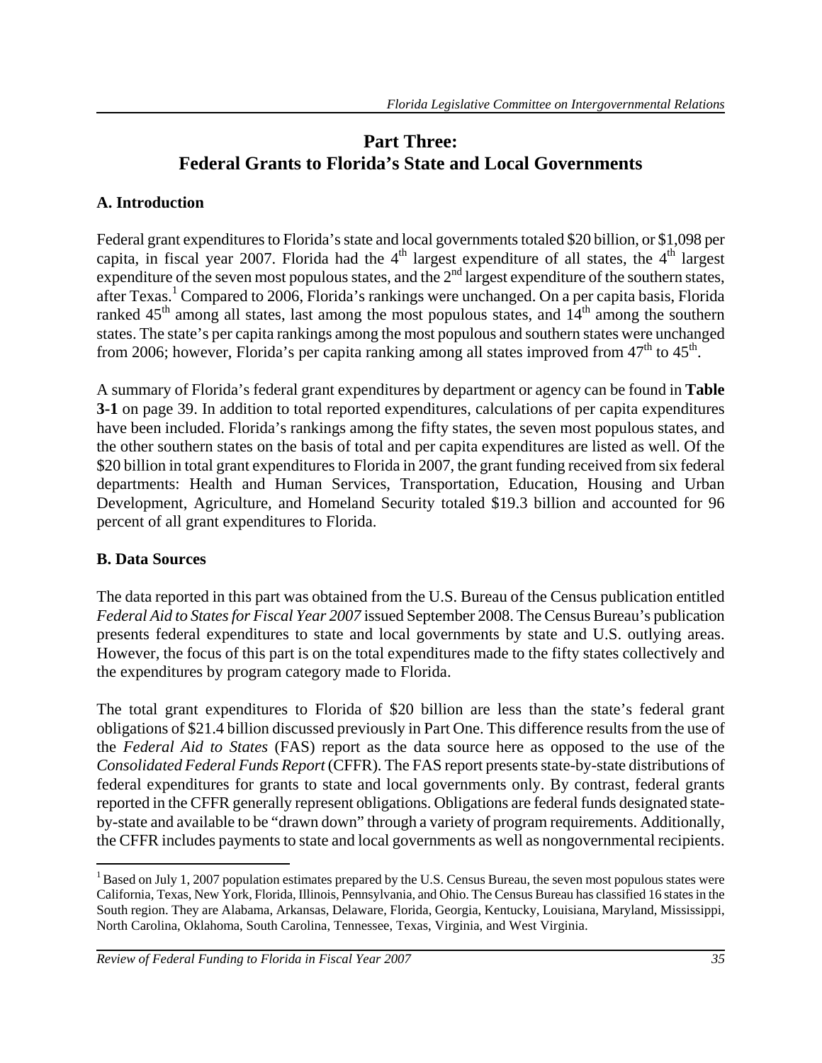# Part Three: Federal Grants to Florida's State and Local Governments

## A. Introduction

Federal grant expenditures to Florida's state and local governments totaled \$20 billion, or \$1,098 per capita, in fiscal year 2007. Florida had the 4th largest expenditure of all states, the 4th largest expenditure of the seven most populous states, and the 2nd largest expenditure of the southern states, after Texas.[1] Compared to 2006, Florida's rankings were unchanged. On a per capita basis, Florida ranked 45th among all states, last among the most populous states, and 14th among the southern states. The state's per capita rankings among the most populous and southern states were unchanged from 2006; however, Florida's per capita ranking among all states improved from 47th to 45th.

A summary of Florida's federal grant expenditures by department or agency can be found in **Table 3-1** on page 39. In addition to total reported expenditures, calculations of per capita expenditures have been included. Florida's rankings among the fifty states, the seven most populous states, and the other southern states on the basis of total and per capita expenditures are listed as well. Of the \$20 billion in total grant expenditures to Florida in 2007, the grant funding received from six federal departments: Health and Human Services, Transportation, Education, Housing and Urban Development, Agriculture, and Homeland Security totaled \$19.3 billion and accounted for 96 percent of all grant expenditures to Florida.

## B. Data Sources

The data reported in this part was obtained from the U.S. Bureau of the Census publication entitled *Federal Aid to States for Fiscal Year 2007* issued September 2008. The Census Bureau's publication presents federal expenditures to state and local governments by state and U.S. outlying areas. However, the focus of this part is on the total expenditures made to the fifty states collectively and the expenditures by program category made to Florida.

The total grant expenditures to Florida of \$20 billion are less than the state's federal grant obligations of \$21.4 billion discussed previously in Part One. This difference results from the use of the *Federal Aid to States* (FAS) report as the data source here as opposed to the use of the *Consolidated Federal Funds Report* (CFFR). The FAS report presents state-by-state distributions of federal expenditures for grants to state and local governments only. By contrast, federal grants reported in the CFFR generally represent obligations. Obligations are federal funds designated state-by-state and available to be "drawn down" through a variety of program requirements. Additionally, the CFFR includes payments to state and local governments as well as nongovernmental recipients.

---

[1] Based on July 1, 2007 population estimates prepared by the U.S. Census Bureau, the seven most populous states were California, Texas, New York, Florida, Illinois, Pennsylvania, and Ohio. The Census Bureau has classified 16 states in the South region. They are Alabama, Arkansas, Delaware, Florida, Georgia, Kentucky, Louisiana, Maryland, Mississippi, North Carolina, Oklahoma, South Carolina, Tennessee, Texas, Virginia, and West Virginia.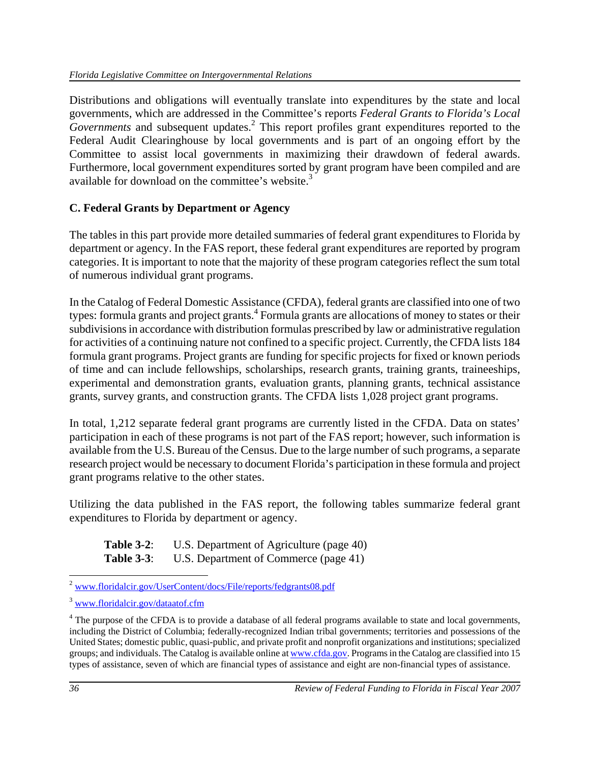Distributions and obligations will eventually translate into expenditures by the state and local governments, which are addressed in the Committee's reports *Federal Grants to Florida's Local Governments* and subsequent updates.[2] This report profiles grant expenditures reported to the Federal Audit Clearinghouse by local governments and is part of an ongoing effort by the Committee to assist local governments in maximizing their drawdown of federal awards. Furthermore, local government expenditures sorted by grant program have been compiled and are available for download on the committee's website.[3]

## C. Federal Grants by Department or Agency

The tables in this part provide more detailed summaries of federal grant expenditures to Florida by department or agency. In the FAS report, these federal grant expenditures are reported by program categories. It is important to note that the majority of these program categories reflect the sum total of numerous individual grant programs.

In the Catalog of Federal Domestic Assistance (CFDA), federal grants are classified into one of two types: formula grants and project grants.[4] Formula grants are allocations of money to states or their subdivisions in accordance with distribution formulas prescribed by law or administrative regulation for activities of a continuing nature not confined to a specific project. Currently, the CFDA lists 184 formula grant programs. Project grants are funding for specific projects for fixed or known periods of time and can include fellowships, scholarships, research grants, training grants, traineeships, experimental and demonstration grants, evaluation grants, planning grants, technical assistance grants, survey grants, and construction grants. The CFDA lists 1,028 project grant programs.

In total, 1,212 separate federal grant programs are currently listed in the CFDA. Data on states' participation in each of these programs is not part of the FAS report; however, such information is available from the U.S. Bureau of the Census. Due to the large number of such programs, a separate research project would be necessary to document Florida's participation in these formula and project grant programs relative to the other states.

Utilizing the data published in the FAS report, the following tables summarize federal grant expenditures to Florida by department or agency.

**Table 3-2**: U.S. Department of Agriculture (page 40)
**Table 3-3**: U.S. Department of Commerce (page 41)

---

[2] www.floridalcir.gov/UserContent/docs/File/reports/fedgrants08.pdf

[3] www.floridalcir.gov/dataatof.cfm

[4] The purpose of the CFDA is to provide a database of all federal programs available to state and local governments, including the District of Columbia; federally-recognized Indian tribal governments; territories and possessions of the United States; domestic public, quasi-public, and private profit and nonprofit organizations and institutions; specialized groups; and individuals. The Catalog is available online at www.cfda.gov. Programs in the Catalog are classified into 15 types of assistance, seven of which are financial types of assistance and eight are non-financial types of assistance.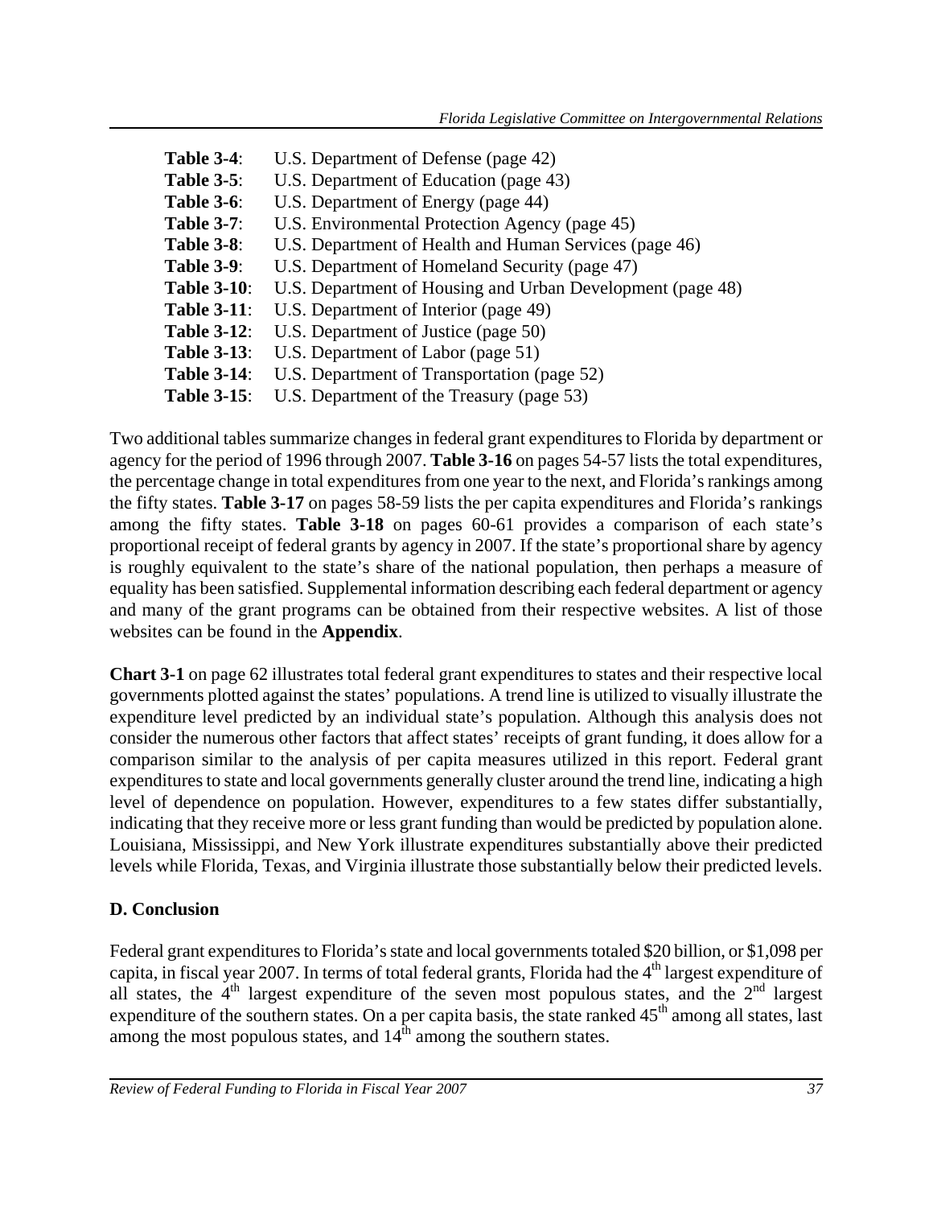**Table 3-4**: U.S. Department of Defense (page 42)
**Table 3-5**: U.S. Department of Education (page 43)
**Table 3-6**: U.S. Department of Energy (page 44)
**Table 3-7**: U.S. Environmental Protection Agency (page 45)
**Table 3-8**: U.S. Department of Health and Human Services (page 46)
**Table 3-9**: U.S. Department of Homeland Security (page 47)
**Table 3-10**: U.S. Department of Housing and Urban Development (page 48)
**Table 3-11**: U.S. Department of Interior (page 49)
**Table 3-12**: U.S. Department of Justice (page 50)
**Table 3-13**: U.S. Department of Labor (page 51)
**Table 3-14**: U.S. Department of Transportation (page 52)
**Table 3-15**: U.S. Department of the Treasury (page 53)

Two additional tables summarize changes in federal grant expenditures to Florida by department or agency for the period of 1996 through 2007. **Table 3-16** on pages 54-57 lists the total expenditures, the percentage change in total expenditures from one year to the next, and Florida's rankings among the fifty states. **Table 3-17** on pages 58-59 lists the per capita expenditures and Florida's rankings among the fifty states. **Table 3-18** on pages 60-61 provides a comparison of each state's proportional receipt of federal grants by agency in 2007. If the state's proportional share by agency is roughly equivalent to the state's share of the national population, then perhaps a measure of equality has been satisfied. Supplemental information describing each federal department or agency and many of the grant programs can be obtained from their respective websites. A list of those websites can be found in the **Appendix**.

**Chart 3-1** on page 62 illustrates total federal grant expenditures to states and their respective local governments plotted against the states' populations. A trend line is utilized to visually illustrate the expenditure level predicted by an individual state's population. Although this analysis does not consider the numerous other factors that affect states' receipts of grant funding, it does allow for a comparison similar to the analysis of per capita measures utilized in this report. Federal grant expenditures to state and local governments generally cluster around the trend line, indicating a high level of dependence on population. However, expenditures to a few states differ substantially, indicating that they receive more or less grant funding than would be predicted by population alone. Louisiana, Mississippi, and New York illustrate expenditures substantially above their predicted levels while Florida, Texas, and Virginia illustrate those substantially below their predicted levels.

## D. Conclusion

Federal grant expenditures to Florida's state and local governments totaled \$20 billion, or \$1,098 per capita, in fiscal year 2007. In terms of total federal grants, Florida had the 4th largest expenditure of all states, the 4th largest expenditure of the seven most populous states, and the 2nd largest expenditure of the southern states. On a per capita basis, the state ranked 45th among all states, last among the most populous states, and 14th among the southern states.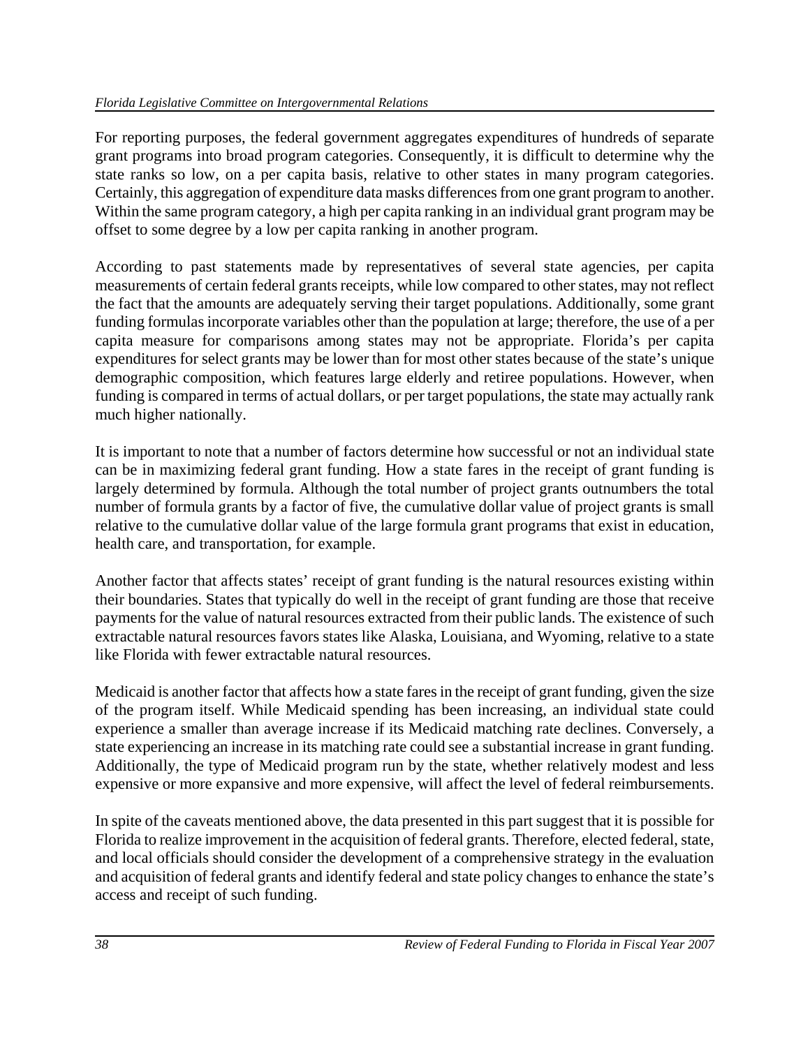For reporting purposes, the federal government aggregates expenditures of hundreds of separate grant programs into broad program categories. Consequently, it is difficult to determine why the state ranks so low, on a per capita basis, relative to other states in many program categories. Certainly, this aggregation of expenditure data masks differences from one grant program to another. Within the same program category, a high per capita ranking in an individual grant program may be offset to some degree by a low per capita ranking in another program.

According to past statements made by representatives of several state agencies, per capita measurements of certain federal grants receipts, while low compared to other states, may not reflect the fact that the amounts are adequately serving their target populations. Additionally, some grant funding formulas incorporate variables other than the population at large; therefore, the use of a per capita measure for comparisons among states may not be appropriate. Florida's per capita expenditures for select grants may be lower than for most other states because of the state's unique demographic composition, which features large elderly and retiree populations. However, when funding is compared in terms of actual dollars, or per target populations, the state may actually rank much higher nationally.

It is important to note that a number of factors determine how successful or not an individual state can be in maximizing federal grant funding. How a state fares in the receipt of grant funding is largely determined by formula. Although the total number of project grants outnumbers the total number of formula grants by a factor of five, the cumulative dollar value of project grants is small relative to the cumulative dollar value of the large formula grant programs that exist in education, health care, and transportation, for example.

Another factor that affects states' receipt of grant funding is the natural resources existing within their boundaries. States that typically do well in the receipt of grant funding are those that receive payments for the value of natural resources extracted from their public lands. The existence of such extractable natural resources favors states like Alaska, Louisiana, and Wyoming, relative to a state like Florida with fewer extractable natural resources.

Medicaid is another factor that affects how a state fares in the receipt of grant funding, given the size of the program itself. While Medicaid spending has been increasing, an individual state could experience a smaller than average increase if its Medicaid matching rate declines. Conversely, a state experiencing an increase in its matching rate could see a substantial increase in grant funding. Additionally, the type of Medicaid program run by the state, whether relatively modest and less expensive or more expansive and more expensive, will affect the level of federal reimbursements.

In spite of the caveats mentioned above, the data presented in this part suggest that it is possible for Florida to realize improvement in the acquisition of federal grants. Therefore, elected federal, state, and local officials should consider the development of a comprehensive strategy in the evaluation and acquisition of federal grants and identify federal and state policy changes to enhance the state's access and receipt of such funding.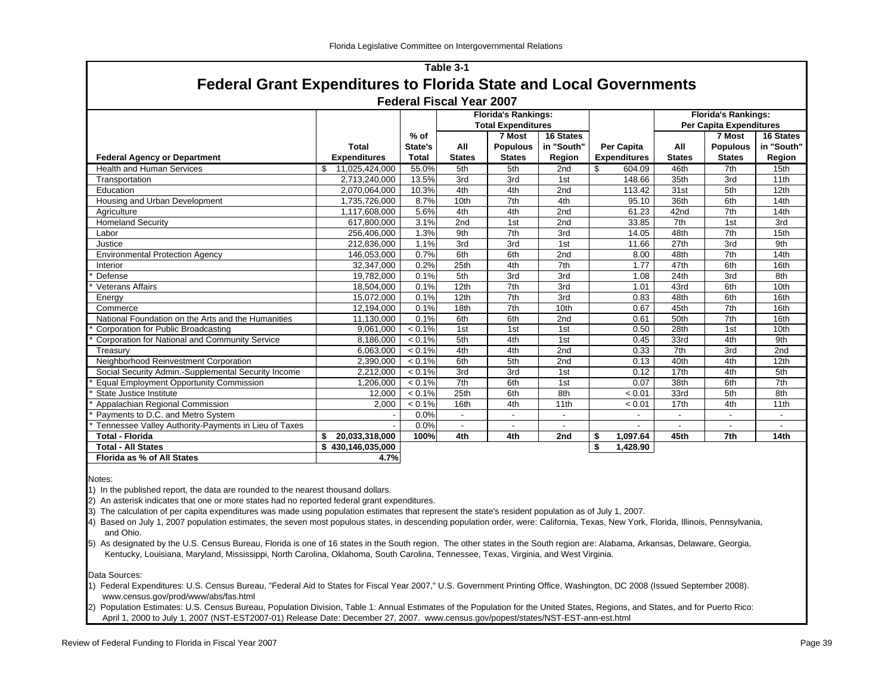## Table 3-1

# Federal Grant Expenditures to Florida State and Local Governments

### Federal Fiscal Year 2007

| Federal Agency or Department | Total Expenditures | % of State's Total | Florida's Rankings: Total Expenditures: All States | 7 Most Populous States | 16 States in "South" Region | Per Capita Expenditures | Florida's Rankings: Per Capita Expenditures: All States | 7 Most Populous States | 16 States in "South" Region |
|---|---|---|---|---|---|---|---|---|---|
| Health and Human Services | $ 11,025,424,000 | 55.0% | 5th | 5th | 2nd | $ 604.09 | 46th | 7th | 15th |
| Transportation | 2,713,240,000 | 13.5% | 3rd | 3rd | 1st | 148.66 | 35th | 3rd | 11th |
| Education | 2,070,064,000 | 10.3% | 4th | 4th | 2nd | 113.42 | 31st | 5th | 12th |
| Housing and Urban Development | 1,735,726,000 | 8.7% | 10th | 7th | 4th | 95.10 | 36th | 6th | 14th |
| Agriculture | 1,117,608,000 | 5.6% | 4th | 4th | 2nd | 61.23 | 42nd | 7th | 14th |
| Homeland Security | 617,800,000 | 3.1% | 2nd | 1st | 2nd | 33.85 | 7th | 1st | 3rd |
| Labor | 256,406,000 | 1.3% | 9th | 7th | 3rd | 14.05 | 48th | 7th | 15th |
| Justice | 212,836,000 | 1.1% | 3rd | 3rd | 1st | 11.66 | 27th | 3rd | 9th |
| Environmental Protection Agency | 146,053,000 | 0.7% | 6th | 6th | 2nd | 8.00 | 48th | 7th | 14th |
| Interior | 32,347,000 | 0.2% | 25th | 4th | 7th | 1.77 | 47th | 6th | 16th |
| * Defense | 19,782,000 | 0.1% | 5th | 3rd | 3rd | 1.08 | 24th | 3rd | 8th |
| * Veterans Affairs | 18,504,000 | 0.1% | 12th | 7th | 3rd | 1.01 | 43rd | 6th | 10th |
| Energy | 15,072,000 | 0.1% | 12th | 7th | 3rd | 0.83 | 48th | 6th | 16th |
| Commerce | 12,194,000 | 0.1% | 18th | 7th | 10th | 0.67 | 45th | 7th | 16th |
| National Foundation on the Arts and the Humanities | 11,130,000 | 0.1% | 6th | 6th | 2nd | 0.61 | 50th | 7th | 16th |
| * Corporation for Public Broadcasting | 9,061,000 | < 0.1% | 1st | 1st | 1st | 0.50 | 28th | 1st | 10th |
| * Corporation for National and Community Service | 8,186,000 | < 0.1% | 5th | 4th | 1st | 0.45 | 33rd | 4th | 9th |
| Treasury | 6,063,000 | < 0.1% | 4th | 4th | 2nd | 0.33 | 7th | 3rd | 2nd |
| Neighborhood Reinvestment Corporation | 2,390,000 | < 0.1% | 6th | 5th | 2nd | 0.13 | 40th | 4th | 12th |
| Social Security Admin.-Supplemental Security Income | 2,212,000 | < 0.1% | 3rd | 3rd | 1st | 0.12 | 17th | 4th | 5th |
| * Equal Employment Opportunity Commission | 1,206,000 | < 0.1% | 7th | 6th | 1st | 0.07 | 38th | 6th | 7th |
| * State Justice Institute | 12,000 | < 0.1% | 25th | 6th | 8th | < 0.01 | 33rd | 5th | 8th |
| * Appalachian Regional Commission | 2,000 | < 0.1% | 16th | 4th | 11th | < 0.01 | 17th | 4th | 11th |
| * Payments to D.C. and Metro System | - | 0.0% | - | - | - | - | - | - | - |
| * Tennessee Valley Authority-Payments in Lieu of Taxes | - | 0.0% | - | - | - | - | - | - | - |
| **Total - Florida** | **$ 20,033,318,000** | **100%** | **4th** | **4th** | **2nd** | **$ 1,097.64** | **45th** | **7th** | **14th** |
| **Total - All States** | **$ 430,146,035,000** | | | | | **$ 1,428.90** | | | |
| **Florida as % of All States** | **4.7%** | | | | | | | | |

Notes:

1) In the published report, the data are rounded to the nearest thousand dollars.

2) An asterisk indicates that one or more states had no reported federal grant expenditures.

3) The calculation of per capita expenditures was made using population estimates that represent the state's resident population as of July 1, 2007.

4) Based on July 1, 2007 population estimates, the seven most populous states, in descending population order, were: California, Texas, New York, Florida, Illinois, Pennsylvania, and Ohio.

5) As designated by the U.S. Census Bureau, Florida is one of 16 states in the South region. The other states in the South region are: Alabama, Arkansas, Delaware, Georgia, Kentucky, Louisiana, Maryland, Mississippi, North Carolina, Oklahoma, South Carolina, Tennessee, Texas, Virginia, and West Virginia.

Data Sources:

1) Federal Expenditures: U.S. Census Bureau, "Federal Aid to States for Fiscal Year 2007," U.S. Government Printing Office, Washington, DC 2008 (Issued September 2008). www.census.gov/prod/www/abs/fas.html

2) Population Estimates: U.S. Census Bureau, Population Division, Table 1: Annual Estimates of the Population for the United States, Regions, and States, and for Puerto Rico: April 1, 2000 to July 1, 2007 (NST-EST2007-01) Release Date: December 27, 2007. www.census.gov/popest/states/NST-EST-ann-est.html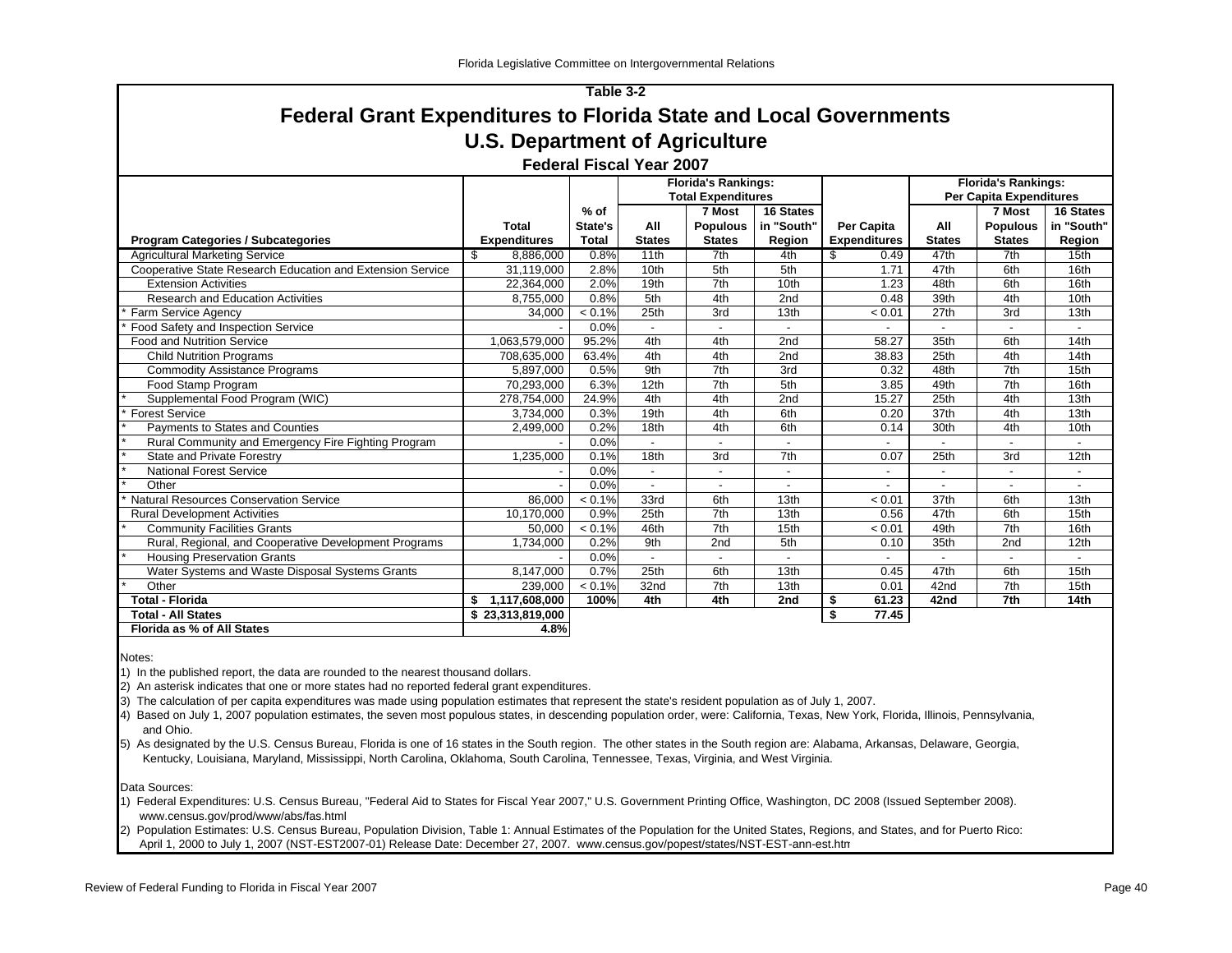Florida Legislative Committee on Intergovernmental Relations

## Table 3-2

# Federal Grant Expenditures to Florida State and Local Governments

## U.S. Department of Agriculture

### Federal Fiscal Year 2007

| | | | Florida's Rankings: Total Expenditures | | | | Florida's Rankings: Per Capita Expenditures | | |
|---|---|---|---|---|---|---|---|---|---|
| Program Categories / Subcategories | Total Expenditures | % of State's Total | All States | 7 Most Populous States | 16 States in "South" Region | Per Capita Expenditures | All States | 7 Most Populous States | 16 States in "South" Region |
| Agricultural Marketing Service | $ 8,886,000 | 0.8% | 11th | 7th | 4th | $ 0.49 | 47th | 7th | 15th |
| Cooperative State Research Education and Extension Service | 31,119,000 | 2.8% | 10th | 5th | 5th | 1.71 | 47th | 6th | 16th |
| Extension Activities | 22,364,000 | 2.0% | 19th | 7th | 10th | 1.23 | 48th | 6th | 16th |
| Research and Education Activities | 8,755,000 | 0.8% | 5th | 4th | 2nd | 0.48 | 39th | 4th | 10th |
| * Farm Service Agency | 34,000 | < 0.1% | 25th | 3rd | 13th | < 0.01 | 27th | 3rd | 13th |
| * Food Safety and Inspection Service | - | 0.0% | - | - | - | - | - | - | - |
| Food and Nutrition Service | 1,063,579,000 | 95.2% | 4th | 4th | 2nd | 58.27 | 35th | 6th | 14th |
| Child Nutrition Programs | 708,635,000 | 63.4% | 4th | 4th | 2nd | 38.83 | 25th | 4th | 14th |
| Commodity Assistance Programs | 5,897,000 | 0.5% | 9th | 7th | 3rd | 0.32 | 48th | 7th | 15th |
| Food Stamp Program | 70,293,000 | 6.3% | 12th | 7th | 5th | 3.85 | 49th | 7th | 16th |
| * Supplemental Food Program (WIC) | 278,754,000 | 24.9% | 4th | 4th | 2nd | 15.27 | 25th | 4th | 13th |
| * Forest Service | 3,734,000 | 0.3% | 19th | 4th | 6th | 0.20 | 37th | 4th | 13th |
| * Payments to States and Counties | 2,499,000 | 0.2% | 18th | 4th | 6th | 0.14 | 30th | 4th | 10th |
| * Rural Community and Emergency Fire Fighting Program | - | 0.0% | - | - | - | - | - | - | - |
| * State and Private Forestry | 1,235,000 | 0.1% | 18th | 3rd | 7th | 0.07 | 25th | 3rd | 12th |
| * National Forest Service | - | 0.0% | - | - | - | - | - | - | - |
| * Other | - | 0.0% | - | - | - | - | - | - | - |
| * Natural Resources Conservation Service | 86,000 | < 0.1% | 33rd | 6th | 13th | < 0.01 | 37th | 6th | 13th |
| Rural Development Activities | 10,170,000 | 0.9% | 25th | 7th | 13th | 0.56 | 47th | 6th | 15th |
| * Community Facilities Grants | 50,000 | < 0.1% | 46th | 7th | 15th | < 0.01 | 49th | 7th | 16th |
| Rural, Regional, and Cooperative Development Programs | 1,734,000 | 0.2% | 9th | 2nd | 5th | 0.10 | 35th | 2nd | 12th |
| * Housing Preservation Grants | - | 0.0% | - | - | - | - | - | - | - |
| Water Systems and Waste Disposal Systems Grants | 8,147,000 | 0.7% | 25th | 6th | 13th | 0.45 | 47th | 6th | 15th |
| * Other | 239,000 | < 0.1% | 32nd | 7th | 13th | 0.01 | 42nd | 7th | 15th |
| **Total - Florida** | **$ 1,117,608,000** | **100%** | **4th** | **4th** | **2nd** | **$ 61.23** | **42nd** | **7th** | **14th** |
| **Total - All States** | **$ 23,313,819,000** | | | | | **$ 77.45** | | | |
| **Florida as % of All States** | **4.8%** | | | | | | | | |

Notes:

1) In the published report, the data are rounded to the nearest thousand dollars.

2) An asterisk indicates that one or more states had no reported federal grant expenditures.

3) The calculation of per capita expenditures was made using population estimates that represent the state's resident population as of July 1, 2007.

4) Based on July 1, 2007 population estimates, the seven most populous states, in descending population order, were: California, Texas, New York, Florida, Illinois, Pennsylvania, and Ohio.

5) As designated by the U.S. Census Bureau, Florida is one of 16 states in the South region. The other states in the South region are: Alabama, Arkansas, Delaware, Georgia, Kentucky, Louisiana, Maryland, Mississippi, North Carolina, Oklahoma, South Carolina, Tennessee, Texas, Virginia, and West Virginia.

Data Sources:

1) Federal Expenditures: U.S. Census Bureau, "Federal Aid to States for Fiscal Year 2007," U.S. Government Printing Office, Washington, DC 2008 (Issued September 2008). www.census.gov/prod/www/abs/fas.html

2) Population Estimates: U.S. Census Bureau, Population Division, Table 1: Annual Estimates of the Population for the United States, Regions, and States, and for Puerto Rico: April 1, 2000 to July 1, 2007 (NST-EST2007-01) Release Date: December 27, 2007. www.census.gov/popest/states/NST-EST-ann-est.htm

Review of Federal Funding to Florida in Fiscal Year 2007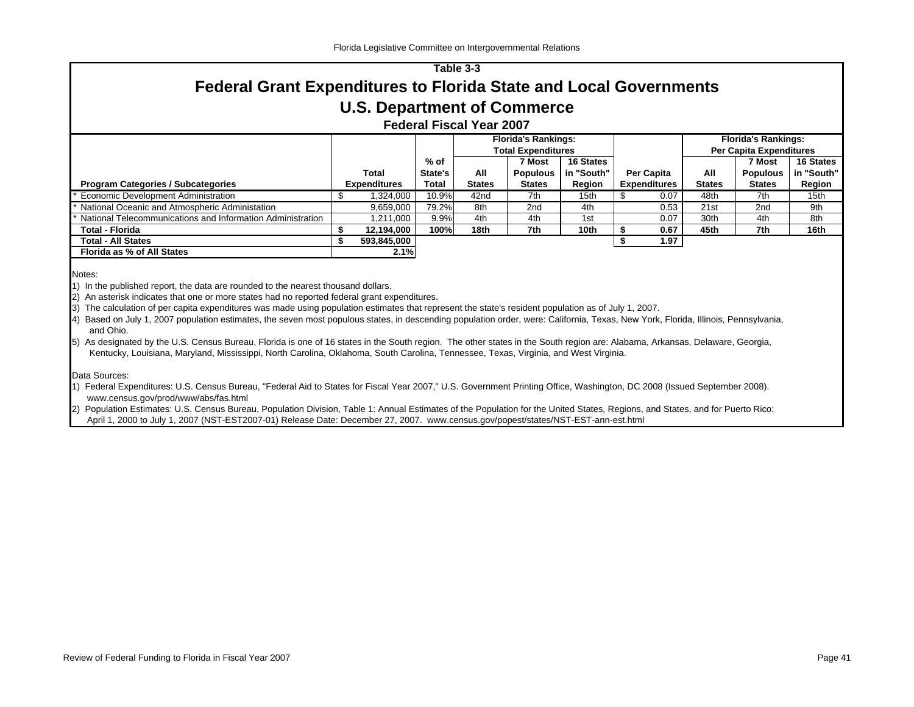Table 3-3

# Federal Grant Expenditures to Florida State and Local Governments

## U.S. Department of Commerce

### Federal Fiscal Year 2007

| Program Categories / Subcategories | Total Expenditures | % of State's Total | Florida's Rankings: Total Expenditures — All States | 7 Most Populous States | 16 States in "South" Region | Per Capita Expenditures | Florida's Rankings: Per Capita Expenditures — All States | 7 Most Populous States | 16 States in "South" Region |
|---|---|---|---|---|---|---|---|---|---|
| * Economic Development Administration | $ 1,324,000 | 10.9% | 42nd | 7th | 15th | $ 0.07 | 48th | 7th | 15th |
| * National Oceanic and Atmospheric Administation | 9,659,000 | 79.2% | 8th | 2nd | 4th | 0.53 | 21st | 2nd | 9th |
| * National Telecommunications and Information Administration | 1,211,000 | 9.9% | 4th | 4th | 1st | 0.07 | 30th | 4th | 8th |
| **Total - Florida** | **$ 12,194,000** | **100%** | **18th** | **7th** | **10th** | **$ 0.67** | **45th** | **7th** | **16th** |
| **Total - All States** | **$ 593,845,000** | | | | | **$ 1.97** | | | |
| **Florida as % of All States** | **2.1%** | | | | | | | | |

Notes:

1) In the published report, the data are rounded to the nearest thousand dollars.
2) An asterisk indicates that one or more states had no reported federal grant expenditures.
3) The calculation of per capita expenditures was made using population estimates that represent the state's resident population as of July 1, 2007.
4) Based on July 1, 2007 population estimates, the seven most populous states, in descending population order, were: California, Texas, New York, Florida, Illinois, Pennsylvania, and Ohio.
5) As designated by the U.S. Census Bureau, Florida is one of 16 states in the South region. The other states in the South region are: Alabama, Arkansas, Delaware, Georgia, Kentucky, Louisiana, Maryland, Mississippi, North Carolina, Oklahoma, South Carolina, Tennessee, Texas, Virginia, and West Virginia.

Data Sources:

1) Federal Expenditures: U.S. Census Bureau, "Federal Aid to States for Fiscal Year 2007," U.S. Government Printing Office, Washington, DC 2008 (Issued September 2008). www.census.gov/prod/www/abs/fas.html
2) Population Estimates: U.S. Census Bureau, Population Division, Table 1: Annual Estimates of the Population for the United States, Regions, and States, and for Puerto Rico: April 1, 2000 to July 1, 2007 (NST-EST2007-01) Release Date: December 27, 2007. www.census.gov/popest/states/NST-EST-ann-est.html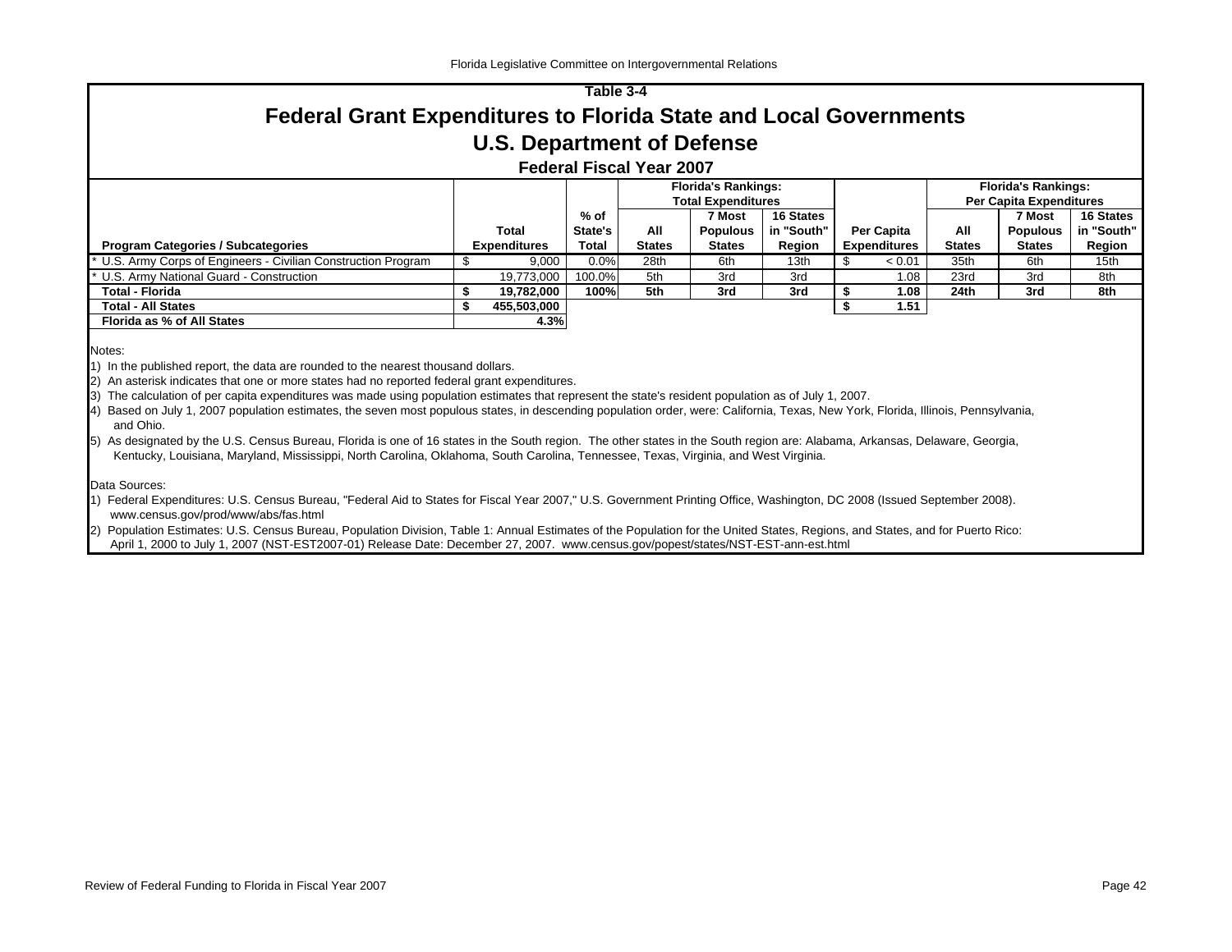# Table 3-4

## Federal Grant Expenditures to Florida State and Local Governments

## U.S. Department of Defense

### Federal Fiscal Year 2007

| Program Categories / Subcategories | Total Expenditures | % of State's Total | Florida's Rankings: Total Expenditures: All States | 7 Most Populous States | 16 States in "South" Region | Per Capita Expenditures | Florida's Rankings: Per Capita Expenditures: All States | 7 Most Populous States | 16 States in "South" Region |
|---|---|---|---|---|---|---|---|---|---|
| * U.S. Army Corps of Engineers - Civilian Construction Program | $ 9,000 | 0.0% | 28th | 6th | 13th | $ < 0.01 | 35th | 6th | 15th |
| * U.S. Army National Guard - Construction | 19,773,000 | 100.0% | 5th | 3rd | 3rd | 1.08 | 23rd | 3rd | 8th |
| **Total - Florida** | **$ 19,782,000** | **100%** | **5th** | **3rd** | **3rd** | **$ 1.08** | **24th** | **3rd** | **8th** |
| **Total - All States** | **$ 455,503,000** | | | | | **$ 1.51** | | | |
| **Florida as % of All States** | **4.3%** | | | | | | | | |

Notes:

1) In the published report, the data are rounded to the nearest thousand dollars.

2) An asterisk indicates that one or more states had no reported federal grant expenditures.

3) The calculation of per capita expenditures was made using population estimates that represent the state's resident population as of July 1, 2007.

4) Based on July 1, 2007 population estimates, the seven most populous states, in descending population order, were: California, Texas, New York, Florida, Illinois, Pennsylvania, and Ohio.

5) As designated by the U.S. Census Bureau, Florida is one of 16 states in the South region. The other states in the South region are: Alabama, Arkansas, Delaware, Georgia, Kentucky, Louisiana, Maryland, Mississippi, North Carolina, Oklahoma, South Carolina, Tennessee, Texas, Virginia, and West Virginia.

Data Sources:

1) Federal Expenditures: U.S. Census Bureau, "Federal Aid to States for Fiscal Year 2007," U.S. Government Printing Office, Washington, DC 2008 (Issued September 2008). www.census.gov/prod/www/abs/fas.html

2) Population Estimates: U.S. Census Bureau, Population Division, Table 1: Annual Estimates of the Population for the United States, Regions, and States, and for Puerto Rico: April 1, 2000 to July 1, 2007 (NST-EST2007-01) Release Date: December 27, 2007. www.census.gov/popest/states/NST-EST-ann-est.html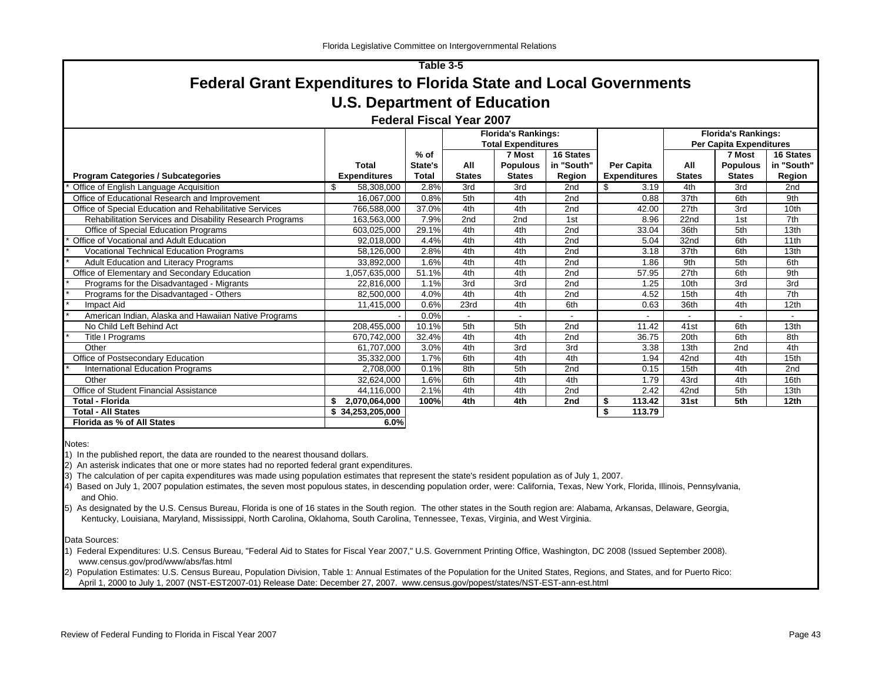Florida Legislative Committee on Intergovernmental Relations

## Table 3-5

# Federal Grant Expenditures to Florida State and Local Governments

## U.S. Department of Education

### Federal Fiscal Year 2007

| Program Categories / Subcategories | Total Expenditures | % of State's Total | Florida's Rankings: Total Expenditures All States | 7 Most Populous States | 16 States in "South" Region | Per Capita Expenditures | Florida's Rankings: Per Capita Expenditures All States | 7 Most Populous States | 16 States in "South" Region |
|---|---|---|---|---|---|---|---|---|---|
| * Office of English Language Acquisition | $ 58,308,000 | 2.8% | 3rd | 3rd | 2nd | $ 3.19 | 4th | 3rd | 2nd |
| Office of Educational Research and Improvement | 16,067,000 | 0.8% | 5th | 4th | 2nd | 0.88 | 37th | 6th | 9th |
| Office of Special Education and Rehabilitative Services | 766,588,000 | 37.0% | 4th | 4th | 2nd | 42.00 | 27th | 3rd | 10th |
| Rehabilitation Services and Disability Research Programs | 163,563,000 | 7.9% | 2nd | 2nd | 1st | 8.96 | 22nd | 1st | 7th |
| Office of Special Education Programs | 603,025,000 | 29.1% | 4th | 4th | 2nd | 33.04 | 36th | 5th | 13th |
| * Office of Vocational and Adult Education | 92,018,000 | 4.4% | 4th | 4th | 2nd | 5.04 | 32nd | 6th | 11th |
| * Vocational Technical Education Programs | 58,126,000 | 2.8% | 4th | 4th | 2nd | 3.18 | 37th | 6th | 13th |
| * Adult Education and Literacy Programs | 33,892,000 | 1.6% | 4th | 4th | 2nd | 1.86 | 9th | 5th | 6th |
| Office of Elementary and Secondary Education | 1,057,635,000 | 51.1% | 4th | 4th | 2nd | 57.95 | 27th | 6th | 9th |
| * Programs for the Disadvantaged - Migrants | 22,816,000 | 1.1% | 3rd | 3rd | 2nd | 1.25 | 10th | 3rd | 3rd |
| * Programs for the Disadvantaged - Others | 82,500,000 | 4.0% | 4th | 4th | 2nd | 4.52 | 15th | 4th | 7th |
| * Impact Aid | 11,415,000 | 0.6% | 23rd | 4th | 6th | 0.63 | 36th | 4th | 12th |
| * American Indian, Alaska and Hawaiian Native Programs | - | 0.0% | - | - | - | - | - | - | - |
| No Child Left Behind Act | 208,455,000 | 10.1% | 5th | 5th | 2nd | 11.42 | 41st | 6th | 13th |
| * Title I Programs | 670,742,000 | 32.4% | 4th | 4th | 2nd | 36.75 | 20th | 6th | 8th |
| Other | 61,707,000 | 3.0% | 4th | 3rd | 3rd | 3.38 | 13th | 2nd | 4th |
| Office of Postsecondary Education | 35,332,000 | 1.7% | 6th | 4th | 4th | 1.94 | 42nd | 4th | 15th |
| * International Education Programs | 2,708,000 | 0.1% | 8th | 5th | 2nd | 0.15 | 15th | 4th | 2nd |
| Other | 32,624,000 | 1.6% | 6th | 4th | 4th | 1.79 | 43rd | 4th | 16th |
| Office of Student Financial Assistance | 44,116,000 | 2.1% | 4th | 4th | 2nd | 2.42 | 42nd | 5th | 13th |
| **Total - Florida** | **$ 2,070,064,000** | **100%** | **4th** | **4th** | **2nd** | **$ 113.42** | **31st** | **5th** | **12th** |
| **Total - All States** | **$ 34,253,205,000** | | | | | **$ 113.79** | | | |
| **Florida as % of All States** | **6.0%** | | | | | | | | |

Notes:

1) In the published report, the data are rounded to the nearest thousand dollars.

2) An asterisk indicates that one or more states had no reported federal grant expenditures.

3) The calculation of per capita expenditures was made using population estimates that represent the state's resident population as of July 1, 2007.

4) Based on July 1, 2007 population estimates, the seven most populous states, in descending population order, were: California, Texas, New York, Florida, Illinois, Pennsylvania, and Ohio.

5) As designated by the U.S. Census Bureau, Florida is one of 16 states in the South region. The other states in the South region are: Alabama, Arkansas, Delaware, Georgia, Kentucky, Louisiana, Maryland, Mississippi, North Carolina, Oklahoma, South Carolina, Tennessee, Texas, Virginia, and West Virginia.

Data Sources:

1) Federal Expenditures: U.S. Census Bureau, "Federal Aid to States for Fiscal Year 2007," U.S. Government Printing Office, Washington, DC 2008 (Issued September 2008). www.census.gov/prod/www/abs/fas.html

2) Population Estimates: U.S. Census Bureau, Population Division, Table 1: Annual Estimates of the Population for the United States, Regions, and States, and for Puerto Rico: April 1, 2000 to July 1, 2007 (NST-EST2007-01) Release Date: December 27, 2007. www.census.gov/popest/states/NST-EST-ann-est.html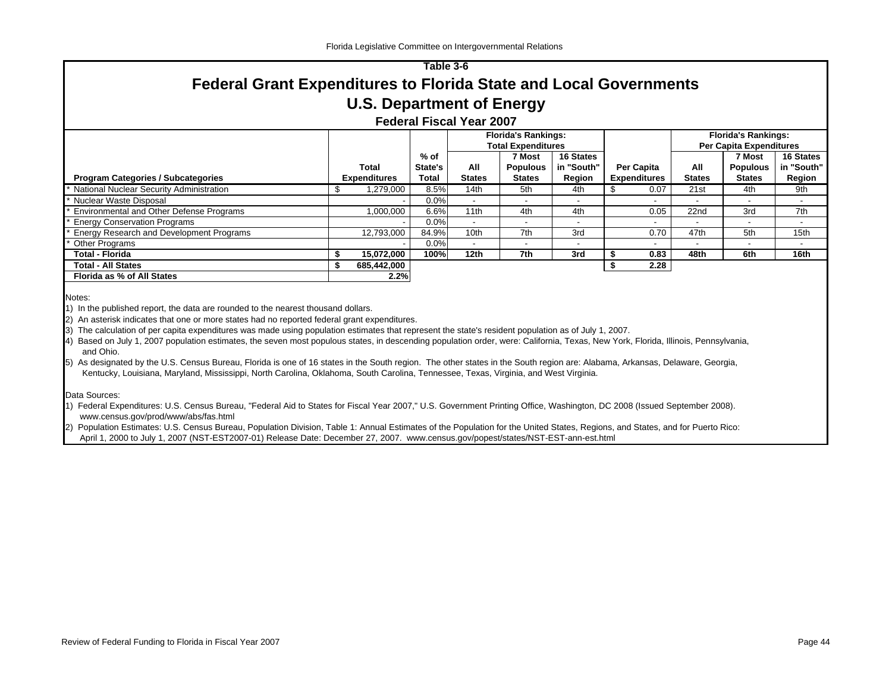**Table 3-6**

# Federal Grant Expenditures to Florida State and Local Governments

## U.S. Department of Energy

### Federal Fiscal Year 2007

| Program Categories / Subcategories | Total Expenditures | % of State's Total | Florida's Rankings: Total Expenditures: All States | 7 Most Populous States | 16 States in "South" Region | Per Capita Expenditures | Florida's Rankings: Per Capita Expenditures: All States | 7 Most Populous States | 16 States in "South" Region |
|---|---|---|---|---|---|---|---|---|---|
| * National Nuclear Security Administration | $ 1,279,000 | 8.5% | 14th | 5th | 4th | $ 0.07 | 21st | 4th | 9th |
| * Nuclear Waste Disposal | - | 0.0% | - | - | - | - | - | - | - |
| * Environmental and Other Defense Programs | 1,000,000 | 6.6% | 11th | 4th | 4th | 0.05 | 22nd | 3rd | 7th |
| * Energy Conservation Programs | - | 0.0% | - | - | - | - | - | - | - |
| * Energy Research and Development Programs | 12,793,000 | 84.9% | 10th | 7th | 3rd | 0.70 | 47th | 5th | 15th |
| * Other Programs | - | 0.0% | - | - | - | - | - | - | - |
| **Total - Florida** | **$ 15,072,000** | **100%** | **12th** | **7th** | **3rd** | **$ 0.83** | **48th** | **6th** | **16th** |
| **Total - All States** | **$ 685,442,000** | | | | | **$ 2.28** | | | |
| **Florida as % of All States** | **2.2%** | | | | | | | | |

Notes:

1) In the published report, the data are rounded to the nearest thousand dollars.

2) An asterisk indicates that one or more states had no reported federal grant expenditures.

3) The calculation of per capita expenditures was made using population estimates that represent the state's resident population as of July 1, 2007.

4) Based on July 1, 2007 population estimates, the seven most populous states, in descending population order, were: California, Texas, New York, Florida, Illinois, Pennsylvania, and Ohio.

5) As designated by the U.S. Census Bureau, Florida is one of 16 states in the South region. The other states in the South region are: Alabama, Arkansas, Delaware, Georgia, Kentucky, Louisiana, Maryland, Mississippi, North Carolina, Oklahoma, South Carolina, Tennessee, Texas, Virginia, and West Virginia.

Data Sources:

1) Federal Expenditures: U.S. Census Bureau, "Federal Aid to States for Fiscal Year 2007," U.S. Government Printing Office, Washington, DC 2008 (Issued September 2008). www.census.gov/prod/www/abs/fas.html

2) Population Estimates: U.S. Census Bureau, Population Division, Table 1: Annual Estimates of the Population for the United States, Regions, and States, and for Puerto Rico: April 1, 2000 to July 1, 2007 (NST-EST2007-01) Release Date: December 27, 2007. www.census.gov/popest/states/NST-EST-ann-est.html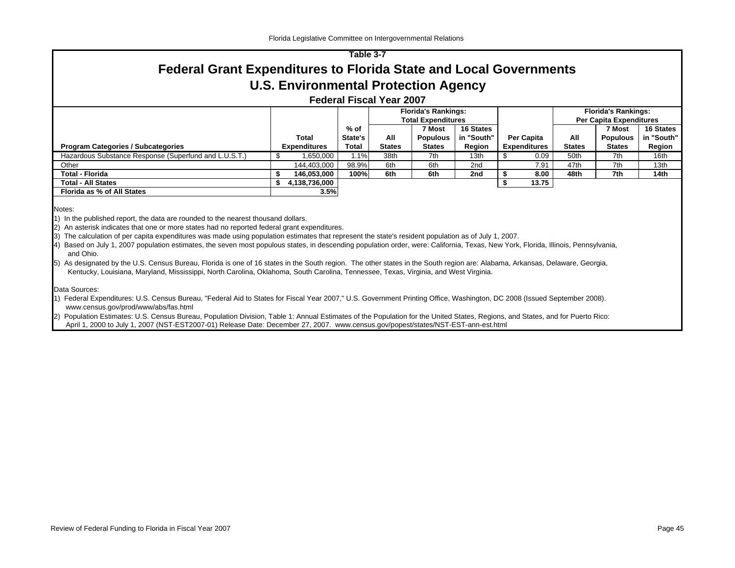Table 3-7

# Federal Grant Expenditures to Florida State and Local Governments

## U.S. Environmental Protection Agency

### Federal Fiscal Year 2007

| Program Categories / Subcategories | Total Expenditures | % of State's Total | Florida's Rankings: Total Expenditures All States | 7 Most Populous States | 16 States in "South" Region | Per Capita Expenditures | Florida's Rankings: Per Capita Expenditures All States | 7 Most Populous States | 16 States in "South" Region |
|---|---|---|---|---|---|---|---|---|---|
| Hazardous Substance Response (Superfund and L.U.S.T.) | $ 1,650,000 | 1.1% | 38th | 7th | 13th | $ 0.09 | 50th | 7th | 16th |
| Other | 144,403,000 | 98.9% | 6th | 6th | 2nd | 7.91 | 47th | 7th | 13th |
| **Total - Florida** | **$ 146,053,000** | **100%** | **6th** | **6th** | **2nd** | **$ 8.00** | **48th** | **7th** | **14th** |
| **Total - All States** | **$ 4,138,736,000** | | | | | **$ 13.75** | | | |
| **Florida as % of All States** | **3.5%** | | | | | | | | |

Notes:

1) In the published report, the data are rounded to the nearest thousand dollars.
2) An asterisk indicates that one or more states had no reported federal grant expenditures.
3) The calculation of per capita expenditures was made using population estimates that represent the state's resident population as of July 1, 2007.
4) Based on July 1, 2007 population estimates, the seven most populous states, in descending population order, were: California, Texas, New York, Florida, Illinois, Pennsylvania, and Ohio.
5) As designated by the U.S. Census Bureau, Florida is one of 16 states in the South region. The other states in the South region are: Alabama, Arkansas, Delaware, Georgia, Kentucky, Louisiana, Maryland, Mississippi, North Carolina, Oklahoma, South Carolina, Tennessee, Texas, Virginia, and West Virginia.

Data Sources:

1) Federal Expenditures: U.S. Census Bureau, "Federal Aid to States for Fiscal Year 2007," U.S. Government Printing Office, Washington, DC 2008 (Issued September 2008). www.census.gov/prod/www/abs/fas.html
2) Population Estimates: U.S. Census Bureau, Population Division, Table 1: Annual Estimates of the Population for the United States, Regions, and States, and for Puerto Rico: April 1, 2000 to July 1, 2007 (NST-EST2007-01) Release Date: December 27, 2007. www.census.gov/popest/states/NST-EST-ann-est.html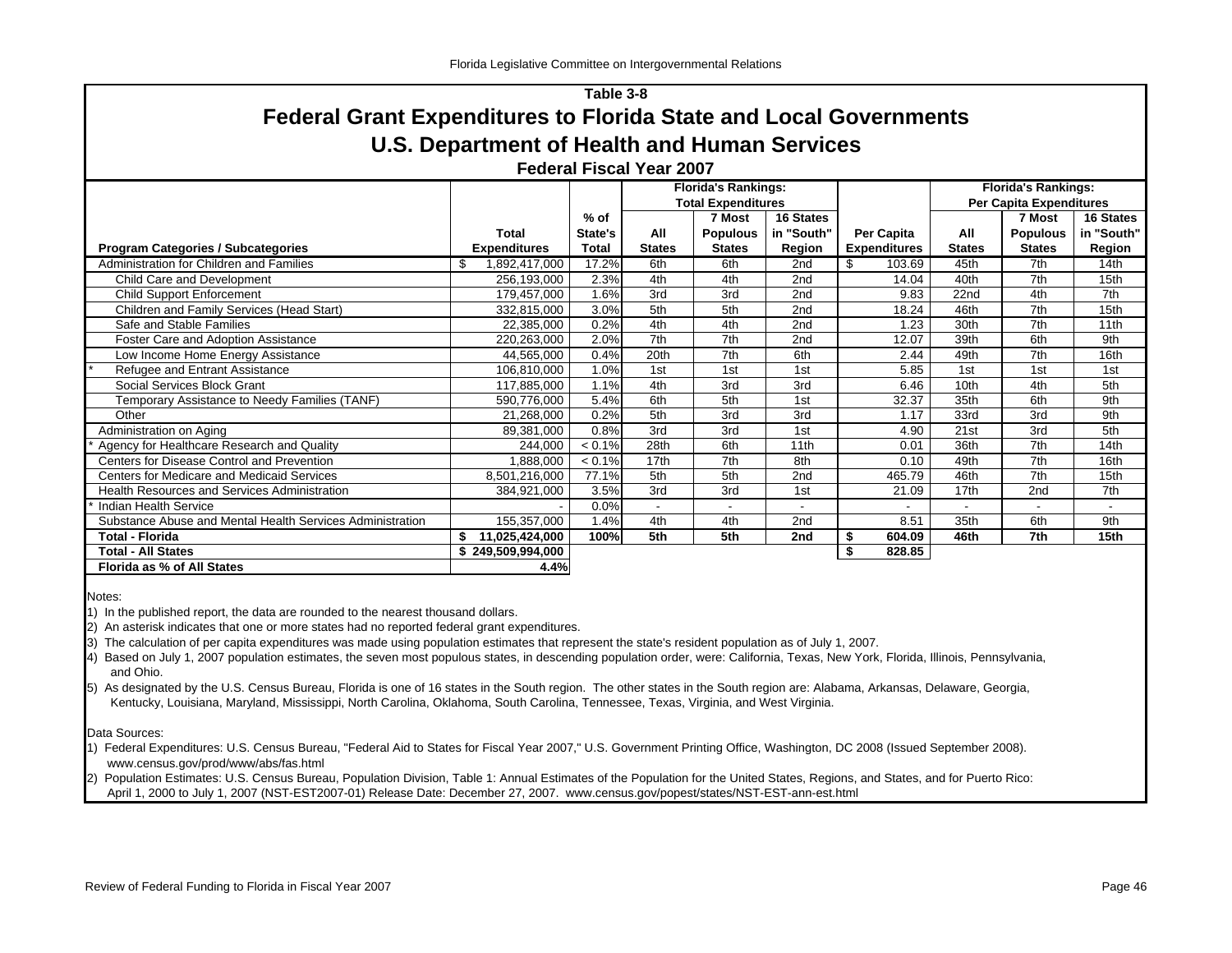## Table 3-8

# Federal Grant Expenditures to Florida State and Local Governments

## U.S. Department of Health and Human Services

### Federal Fiscal Year 2007

| | | | Florida's Rankings: Total Expenditures | | | | Florida's Rankings: Per Capita Expenditures | | |
|---|---|---|---|---|---|---|---|---|---|
| **Program Categories / Subcategories** | **Total Expenditures** | **% of State's Total** | **All States** | **7 Most Populous States** | **16 States in "South" Region** | **Per Capita Expenditures** | **All States** | **7 Most Populous States** | **16 States in "South" Region** |
| Administration for Children and Families | $ 1,892,417,000 | 17.2% | 6th | 6th | 2nd | $ 103.69 | 45th | 7th | 14th |
| Child Care and Development | 256,193,000 | 2.3% | 4th | 4th | 2nd | 14.04 | 40th | 7th | 15th |
| Child Support Enforcement | 179,457,000 | 1.6% | 3rd | 3rd | 2nd | 9.83 | 22nd | 4th | 7th |
| Children and Family Services (Head Start) | 332,815,000 | 3.0% | 5th | 5th | 2nd | 18.24 | 46th | 7th | 15th |
| Safe and Stable Families | 22,385,000 | 0.2% | 4th | 4th | 2nd | 1.23 | 30th | 7th | 11th |
| Foster Care and Adoption Assistance | 220,263,000 | 2.0% | 7th | 7th | 2nd | 12.07 | 39th | 6th | 9th |
| Low Income Home Energy Assistance | 44,565,000 | 0.4% | 20th | 7th | 6th | 2.44 | 49th | 7th | 16th |
| * Refugee and Entrant Assistance | 106,810,000 | 1.0% | 1st | 1st | 1st | 5.85 | 1st | 1st | 1st |
| Social Services Block Grant | 117,885,000 | 1.1% | 4th | 3rd | 3rd | 6.46 | 10th | 4th | 5th |
| Temporary Assistance to Needy Families (TANF) | 590,776,000 | 5.4% | 6th | 5th | 1st | 32.37 | 35th | 6th | 9th |
| Other | 21,268,000 | 0.2% | 5th | 3rd | 3rd | 1.17 | 33rd | 3rd | 9th |
| Administration on Aging | 89,381,000 | 0.8% | 3rd | 3rd | 1st | 4.90 | 21st | 3rd | 5th |
| * Agency for Healthcare Research and Quality | 244,000 | < 0.1% | 28th | 6th | 11th | 0.01 | 36th | 7th | 14th |
| Centers for Disease Control and Prevention | 1,888,000 | < 0.1% | 17th | 7th | 8th | 0.10 | 49th | 7th | 16th |
| Centers for Medicare and Medicaid Services | 8,501,216,000 | 77.1% | 5th | 5th | 2nd | 465.79 | 46th | 7th | 15th |
| Health Resources and Services Administration | 384,921,000 | 3.5% | 3rd | 3rd | 1st | 21.09 | 17th | 2nd | 7th |
| * Indian Health Service | - | 0.0% | - | - | - | - | - | - | - |
| Substance Abuse and Mental Health Services Administration | 155,357,000 | 1.4% | 4th | 4th | 2nd | 8.51 | 35th | 6th | 9th |
| **Total - Florida** | **$ 11,025,424,000** | **100%** | **5th** | **5th** | **2nd** | **$ 604.09** | **46th** | **7th** | **15th** |
| **Total - All States** | **$ 249,509,994,000** | | | | | **$ 828.85** | | | |
| **Florida as % of All States** | **4.4%** | | | | | | | | |

Notes:

1) In the published report, the data are rounded to the nearest thousand dollars.
2) An asterisk indicates that one or more states had no reported federal grant expenditures.
3) The calculation of per capita expenditures was made using population estimates that represent the state's resident population as of July 1, 2007.
4) Based on July 1, 2007 population estimates, the seven most populous states, in descending population order, were: California, Texas, New York, Florida, Illinois, Pennsylvania, and Ohio.
5) As designated by the U.S. Census Bureau, Florida is one of 16 states in the South region. The other states in the South region are: Alabama, Arkansas, Delaware, Georgia, Kentucky, Louisiana, Maryland, Mississippi, North Carolina, Oklahoma, South Carolina, Tennessee, Texas, Virginia, and West Virginia.

Data Sources:

1) Federal Expenditures: U.S. Census Bureau, "Federal Aid to States for Fiscal Year 2007," U.S. Government Printing Office, Washington, DC 2008 (Issued September 2008). www.census.gov/prod/www/abs/fas.html
2) Population Estimates: U.S. Census Bureau, Population Division, Table 1: Annual Estimates of the Population for the United States, Regions, and States, and for Puerto Rico: April 1, 2000 to July 1, 2007 (NST-EST2007-01) Release Date: December 27, 2007. www.census.gov/popest/states/NST-EST-ann-est.html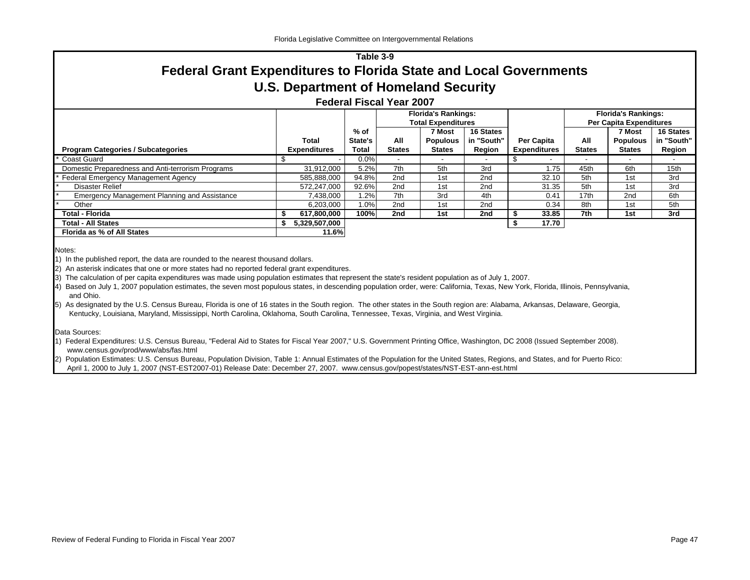**Table 3-9**

# Federal Grant Expenditures to Florida State and Local Governments

## U.S. Department of Homeland Security

### Federal Fiscal Year 2007

| Program Categories / Subcategories | Total Expenditures | % of State's Total | Florida's Rankings: Total Expenditures: All States | 7 Most Populous States | 16 States in "South" Region | Per Capita Expenditures | Florida's Rankings: Per Capita Expenditures: All States | 7 Most Populous States | 16 States in "South" Region |
|---|---|---|---|---|---|---|---|---|---|
| * Coast Guard | $ - | 0.0% | - | - | - | $ - | - | - | - |
| Domestic Preparedness and Anti-terrorism Programs | 31,912,000 | 5.2% | 7th | 5th | 3rd | 1.75 | 45th | 6th | 15th |
| * Federal Emergency Management Agency | 585,888,000 | 94.8% | 2nd | 1st | 2nd | 32.10 | 5th | 1st | 3rd |
| * Disaster Relief | 572,247,000 | 92.6% | 2nd | 1st | 2nd | 31.35 | 5th | 1st | 3rd |
| * Emergency Management Planning and Assistance | 7,438,000 | 1.2% | 7th | 3rd | 4th | 0.41 | 17th | 2nd | 6th |
| * Other | 6,203,000 | 1.0% | 2nd | 1st | 2nd | 0.34 | 8th | 1st | 5th |
| **Total - Florida** | **$ 617,800,000** | **100%** | **2nd** | **1st** | **2nd** | **$ 33.85** | **7th** | **1st** | **3rd** |
| **Total - All States** | **$ 5,329,507,000** | | | | | **$ 17.70** | | | |
| **Florida as % of All States** | **11.6%** | | | | | | | | |

Notes:

1) In the published report, the data are rounded to the nearest thousand dollars.
2) An asterisk indicates that one or more states had no reported federal grant expenditures.
3) The calculation of per capita expenditures was made using population estimates that represent the state's resident population as of July 1, 2007.
4) Based on July 1, 2007 population estimates, the seven most populous states, in descending population order, were: California, Texas, New York, Florida, Illinois, Pennsylvania, and Ohio.
5) As designated by the U.S. Census Bureau, Florida is one of 16 states in the South region. The other states in the South region are: Alabama, Arkansas, Delaware, Georgia, Kentucky, Louisiana, Maryland, Mississippi, North Carolina, Oklahoma, South Carolina, Tennessee, Texas, Virginia, and West Virginia.

Data Sources:

1) Federal Expenditures: U.S. Census Bureau, "Federal Aid to States for Fiscal Year 2007," U.S. Government Printing Office, Washington, DC 2008 (Issued September 2008). www.census.gov/prod/www/abs/fas.html
2) Population Estimates: U.S. Census Bureau, Population Division, Table 1: Annual Estimates of the Population for the United States, Regions, and States, and for Puerto Rico: April 1, 2000 to July 1, 2007 (NST-EST2007-01) Release Date: December 27, 2007. www.census.gov/popest/states/NST-EST-ann-est.html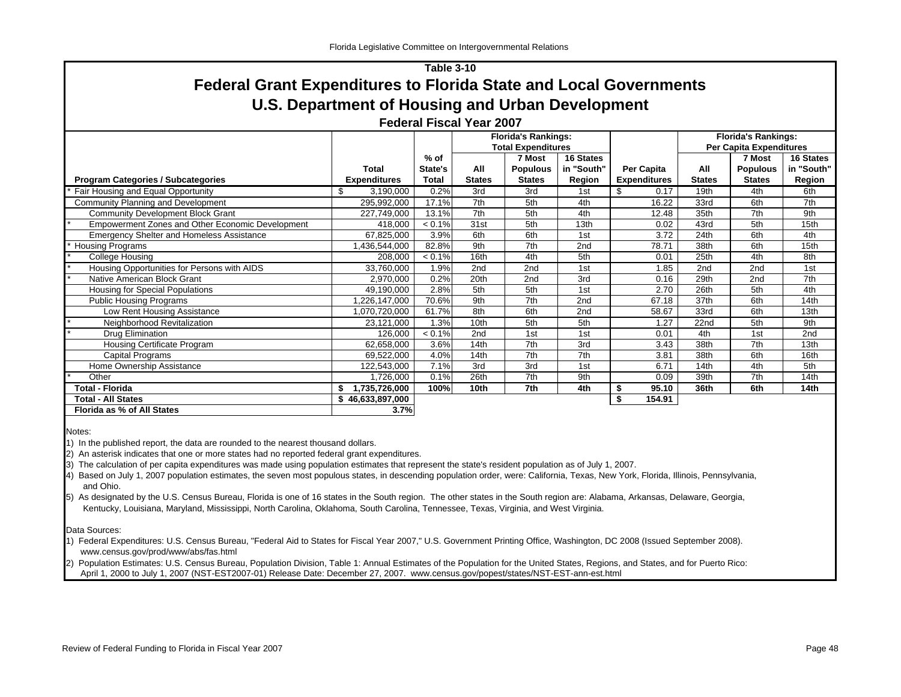## Table 3-10

# Federal Grant Expenditures to Florida State and Local Governments

# U.S. Department of Housing and Urban Development

### Federal Fiscal Year 2007

| Program Categories / Subcategories | Total Expenditures | % of State's Total | Florida's Rankings: Total Expenditures — All States | 7 Most Populous States | 16 States in "South" Region | Per Capita Expenditures | Florida's Rankings: Per Capita Expenditures — All States | 7 Most Populous States | 16 States in "South" Region |
|---|---|---|---|---|---|---|---|---|---|
| * Fair Housing and Equal Opportunity | $ 3,190,000 | 0.2% | 3rd | 3rd | 1st | $ 0.17 | 19th | 4th | 6th |
| Community Planning and Development | 295,992,000 | 17.1% | 7th | 5th | 4th | 16.22 | 33rd | 6th | 7th |
| Community Development Block Grant | 227,749,000 | 13.1% | 7th | 5th | 4th | 12.48 | 35th | 7th | 9th |
| * Empowerment Zones and Other Economic Development | 418,000 | < 0.1% | 31st | 5th | 13th | 0.02 | 43rd | 5th | 15th |
| Emergency Shelter and Homeless Assistance | 67,825,000 | 3.9% | 6th | 6th | 1st | 3.72 | 24th | 6th | 4th |
| * Housing Programs | 1,436,544,000 | 82.8% | 9th | 7th | 2nd | 78.71 | 38th | 6th | 15th |
| * College Housing | 208,000 | < 0.1% | 16th | 4th | 5th | 0.01 | 25th | 4th | 8th |
| * Housing Opportunities for Persons with AIDS | 33,760,000 | 1.9% | 2nd | 2nd | 1st | 1.85 | 2nd | 2nd | 1st |
| * Native American Block Grant | 2,970,000 | 0.2% | 20th | 2nd | 3rd | 0.16 | 29th | 2nd | 7th |
| Housing for Special Populations | 49,190,000 | 2.8% | 5th | 5th | 1st | 2.70 | 26th | 5th | 4th |
| Public Housing Programs | 1,226,147,000 | 70.6% | 9th | 7th | 2nd | 67.18 | 37th | 6th | 14th |
| Low Rent Housing Assistance | 1,070,720,000 | 61.7% | 8th | 6th | 2nd | 58.67 | 33rd | 6th | 13th |
| * Neighborhood Revitalization | 23,121,000 | 1.3% | 10th | 5th | 5th | 1.27 | 22nd | 5th | 9th |
| * Drug Elimination | 126,000 | < 0.1% | 2nd | 1st | 1st | 0.01 | 4th | 1st | 2nd |
| Housing Certificate Program | 62,658,000 | 3.6% | 14th | 7th | 3rd | 3.43 | 38th | 7th | 13th |
| Capital Programs | 69,522,000 | 4.0% | 14th | 7th | 7th | 3.81 | 38th | 6th | 16th |
| Home Ownership Assistance | 122,543,000 | 7.1% | 3rd | 3rd | 1st | 6.71 | 14th | 4th | 5th |
| * Other | 1,726,000 | 0.1% | 26th | 7th | 9th | 0.09 | 39th | 7th | 14th |
| **Total - Florida** | **$ 1,735,726,000** | **100%** | **10th** | **7th** | **4th** | **$ 95.10** | **36th** | **6th** | **14th** |
| **Total - All States** | **$ 46,633,897,000** | | | | | **$ 154.91** | | | |
| **Florida as % of All States** | **3.7%** | | | | | | | | |

Notes:

1) In the published report, the data are rounded to the nearest thousand dollars.
2) An asterisk indicates that one or more states had no reported federal grant expenditures.
3) The calculation of per capita expenditures was made using population estimates that represent the state's resident population as of July 1, 2007.
4) Based on July 1, 2007 population estimates, the seven most populous states, in descending population order, were: California, Texas, New York, Florida, Illinois, Pennsylvania, and Ohio.
5) As designated by the U.S. Census Bureau, Florida is one of 16 states in the South region. The other states in the South region are: Alabama, Arkansas, Delaware, Georgia, Kentucky, Louisiana, Maryland, Mississippi, North Carolina, Oklahoma, South Carolina, Tennessee, Texas, Virginia, and West Virginia.

Data Sources:

1) Federal Expenditures: U.S. Census Bureau, "Federal Aid to States for Fiscal Year 2007," U.S. Government Printing Office, Washington, DC 2008 (Issued September 2008). www.census.gov/prod/www/abs/fas.html
2) Population Estimates: U.S. Census Bureau, Population Division, Table 1: Annual Estimates of the Population for the United States, Regions, and States, and for Puerto Rico: April 1, 2000 to July 1, 2007 (NST-EST2007-01) Release Date: December 27, 2007. www.census.gov/popest/states/NST-EST-ann-est.html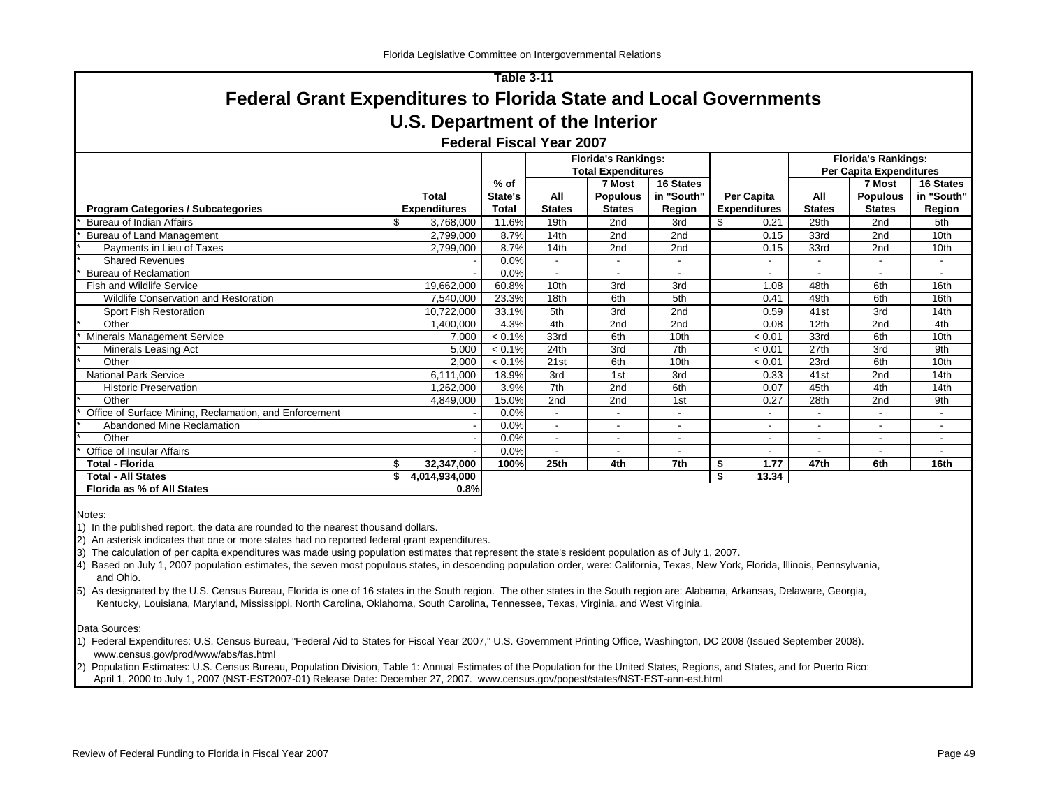# Table 3-11

## Federal Grant Expenditures to Florida State and Local Governments

## U.S. Department of the Interior

### Federal Fiscal Year 2007

| Program Categories / Subcategories | Total Expenditures | % of State's Total | Florida's Rankings: Total Expenditures: All States | 7 Most Populous States | 16 States in "South" Region | Per Capita Expenditures | Florida's Rankings: Per Capita Expenditures: All States | 7 Most Populous States | 16 States in "South" Region |
|---|---|---|---|---|---|---|---|---|---|
| * Bureau of Indian Affairs | $ 3,768,000 | 11.6% | 19th | 2nd | 3rd | $ 0.21 | 29th | 2nd | 5th |
| * Bureau of Land Management | 2,799,000 | 8.7% | 14th | 2nd | 2nd | 0.15 | 33rd | 2nd | 10th |
| * Payments in Lieu of Taxes | 2,799,000 | 8.7% | 14th | 2nd | 2nd | 0.15 | 33rd | 2nd | 10th |
| * Shared Revenues | - | 0.0% | - | - | - | - | - | - | - |
| * Bureau of Reclamation | - | 0.0% | - | - | - | - | - | - | - |
| Fish and Wildlife Service | 19,662,000 | 60.8% | 10th | 3rd | 3rd | 1.08 | 48th | 6th | 16th |
| Wildlife Conservation and Restoration | 7,540,000 | 23.3% | 18th | 6th | 5th | 0.41 | 49th | 6th | 16th |
| Sport Fish Restoration | 10,722,000 | 33.1% | 5th | 3rd | 2nd | 0.59 | 41st | 3rd | 14th |
| * Other | 1,400,000 | 4.3% | 4th | 2nd | 2nd | 0.08 | 12th | 2nd | 4th |
| * Minerals Management Service | 7,000 | < 0.1% | 33rd | 6th | 10th | < 0.01 | 33rd | 6th | 10th |
| * Minerals Leasing Act | 5,000 | < 0.1% | 24th | 3rd | 7th | < 0.01 | 27th | 3rd | 9th |
| * Other | 2,000 | < 0.1% | 21st | 6th | 10th | < 0.01 | 23rd | 6th | 10th |
| National Park Service | 6,111,000 | 18.9% | 3rd | 1st | 3rd | 0.33 | 41st | 2nd | 14th |
| Historic Preservation | 1,262,000 | 3.9% | 7th | 2nd | 6th | 0.07 | 45th | 4th | 14th |
| * Other | 4,849,000 | 15.0% | 2nd | 2nd | 1st | 0.27 | 28th | 2nd | 9th |
| * Office of Surface Mining, Reclamation, and Enforcement | - | 0.0% | - | - | - | - | - | - | - |
| * Abandoned Mine Reclamation | - | 0.0% | - | - | - | - | - | - | - |
| * Other | - | 0.0% | - | - | - | - | - | - | - |
| * Office of Insular Affairs | - | 0.0% | - | - | - | - | - | - | - |
| **Total - Florida** | **$ 32,347,000** | **100%** | **25th** | **4th** | **7th** | **$ 1.77** | **47th** | **6th** | **16th** |
| **Total - All States** | **$ 4,014,934,000** | | | | | **$ 13.34** | | | |
| **Florida as % of All States** | **0.8%** | | | | | | | | |

Notes:

1) In the published report, the data are rounded to the nearest thousand dollars.

2) An asterisk indicates that one or more states had no reported federal grant expenditures.

3) The calculation of per capita expenditures was made using population estimates that represent the state's resident population as of July 1, 2007.

4) Based on July 1, 2007 population estimates, the seven most populous states, in descending population order, were: California, Texas, New York, Florida, Illinois, Pennsylvania, and Ohio.

5) As designated by the U.S. Census Bureau, Florida is one of 16 states in the South region. The other states in the South region are: Alabama, Arkansas, Delaware, Georgia, Kentucky, Louisiana, Maryland, Mississippi, North Carolina, Oklahoma, South Carolina, Tennessee, Texas, Virginia, and West Virginia.

Data Sources:

1) Federal Expenditures: U.S. Census Bureau, "Federal Aid to States for Fiscal Year 2007," U.S. Government Printing Office, Washington, DC 2008 (Issued September 2008). www.census.gov/prod/www/abs/fas.html

2) Population Estimates: U.S. Census Bureau, Population Division, Table 1: Annual Estimates of the Population for the United States, Regions, and States, and for Puerto Rico: April 1, 2000 to July 1, 2007 (NST-EST2007-01) Release Date: December 27, 2007. www.census.gov/popest/states/NST-EST-ann-est.html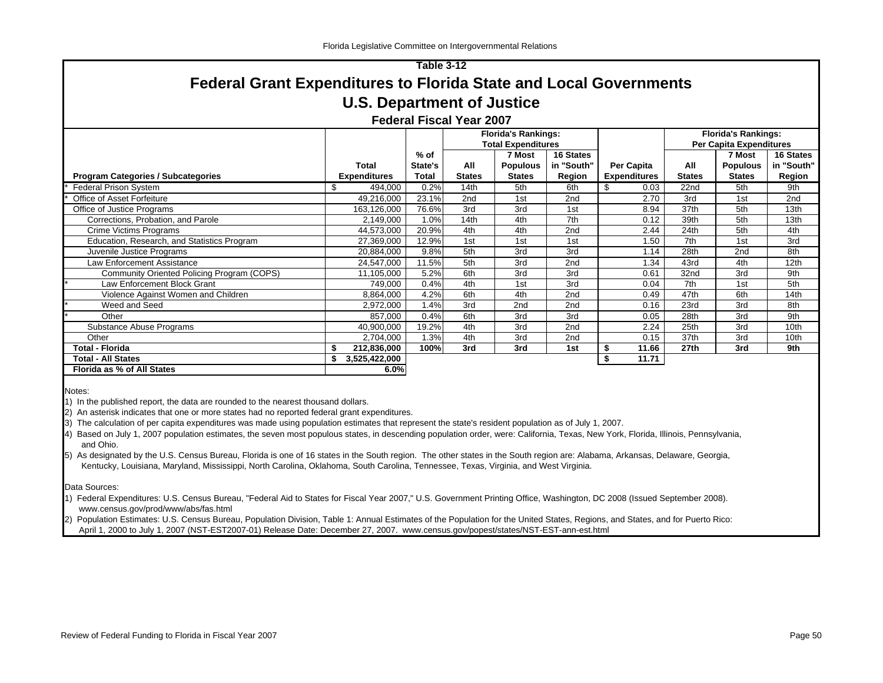Table 3-12

# Federal Grant Expenditures to Florida State and Local Governments

## U.S. Department of Justice

### Federal Fiscal Year 2007

| Program Categories / Subcategories | Total Expenditures | % of State's Total | Florida's Rankings: Total Expenditures: All States | 7 Most Populous States | 16 States in "South" Region | Per Capita Expenditures | Florida's Rankings: Per Capita Expenditures: All States | 7 Most Populous States | 16 States in "South" Region |
|---|---|---|---|---|---|---|---|---|---|
| * Federal Prison System | $ 494,000 | 0.2% | 14th | 5th | 6th | $ 0.03 | 22nd | 5th | 9th |
| * Office of Asset Forfeiture | 49,216,000 | 23.1% | 2nd | 1st | 2nd | 2.70 | 3rd | 1st | 2nd |
| Office of Justice Programs | 163,126,000 | 76.6% | 3rd | 3rd | 1st | 8.94 | 37th | 5th | 13th |
| Corrections, Probation, and Parole | 2,149,000 | 1.0% | 14th | 4th | 7th | 0.12 | 39th | 5th | 13th |
| Crime Victims Programs | 44,573,000 | 20.9% | 4th | 4th | 2nd | 2.44 | 24th | 5th | 4th |
| Education, Research, and Statistics Program | 27,369,000 | 12.9% | 1st | 1st | 1st | 1.50 | 7th | 1st | 3rd |
| Juvenile Justice Programs | 20,884,000 | 9.8% | 5th | 3rd | 3rd | 1.14 | 28th | 2nd | 8th |
| Law Enforcement Assistance | 24,547,000 | 11.5% | 5th | 3rd | 2nd | 1.34 | 43rd | 4th | 12th |
| Community Oriented Policing Program (COPS) | 11,105,000 | 5.2% | 6th | 3rd | 3rd | 0.61 | 32nd | 3rd | 9th |
| * Law Enforcement Block Grant | 749,000 | 0.4% | 4th | 1st | 3rd | 0.04 | 7th | 1st | 5th |
| Violence Against Women and Children | 8,864,000 | 4.2% | 6th | 4th | 2nd | 0.49 | 47th | 6th | 14th |
| * Weed and Seed | 2,972,000 | 1.4% | 3rd | 2nd | 2nd | 0.16 | 23rd | 3rd | 8th |
| * Other | 857,000 | 0.4% | 6th | 3rd | 3rd | 0.05 | 28th | 3rd | 9th |
| Substance Abuse Programs | 40,900,000 | 19.2% | 4th | 3rd | 2nd | 2.24 | 25th | 3rd | 10th |
| Other | 2,704,000 | 1.3% | 4th | 3rd | 2nd | 0.15 | 37th | 3rd | 10th |
| **Total - Florida** | **$ 212,836,000** | **100%** | **3rd** | **3rd** | **1st** | **$ 11.66** | **27th** | **3rd** | **9th** |
| **Total - All States** | **$ 3,525,422,000** | | | | | **$ 11.71** | | | |
| **Florida as % of All States** | **6.0%** | | | | | | | | |

Notes:

1) In the published report, the data are rounded to the nearest thousand dollars.
2) An asterisk indicates that one or more states had no reported federal grant expenditures.
3) The calculation of per capita expenditures was made using population estimates that represent the state's resident population as of July 1, 2007.
4) Based on July 1, 2007 population estimates, the seven most populous states, in descending population order, were: California, Texas, New York, Florida, Illinois, Pennsylvania, and Ohio.
5) As designated by the U.S. Census Bureau, Florida is one of 16 states in the South region. The other states in the South region are: Alabama, Arkansas, Delaware, Georgia, Kentucky, Louisiana, Maryland, Mississippi, North Carolina, Oklahoma, South Carolina, Tennessee, Texas, Virginia, and West Virginia.

Data Sources:

1) Federal Expenditures: U.S. Census Bureau, "Federal Aid to States for Fiscal Year 2007," U.S. Government Printing Office, Washington, DC 2008 (Issued September 2008). www.census.gov/prod/www/abs/fas.html
2) Population Estimates: U.S. Census Bureau, Population Division, Table 1: Annual Estimates of the Population for the United States, Regions, and States, and for Puerto Rico: April 1, 2000 to July 1, 2007 (NST-EST2007-01) Release Date: December 27, 2007. www.census.gov/popest/states/NST-EST-ann-est.html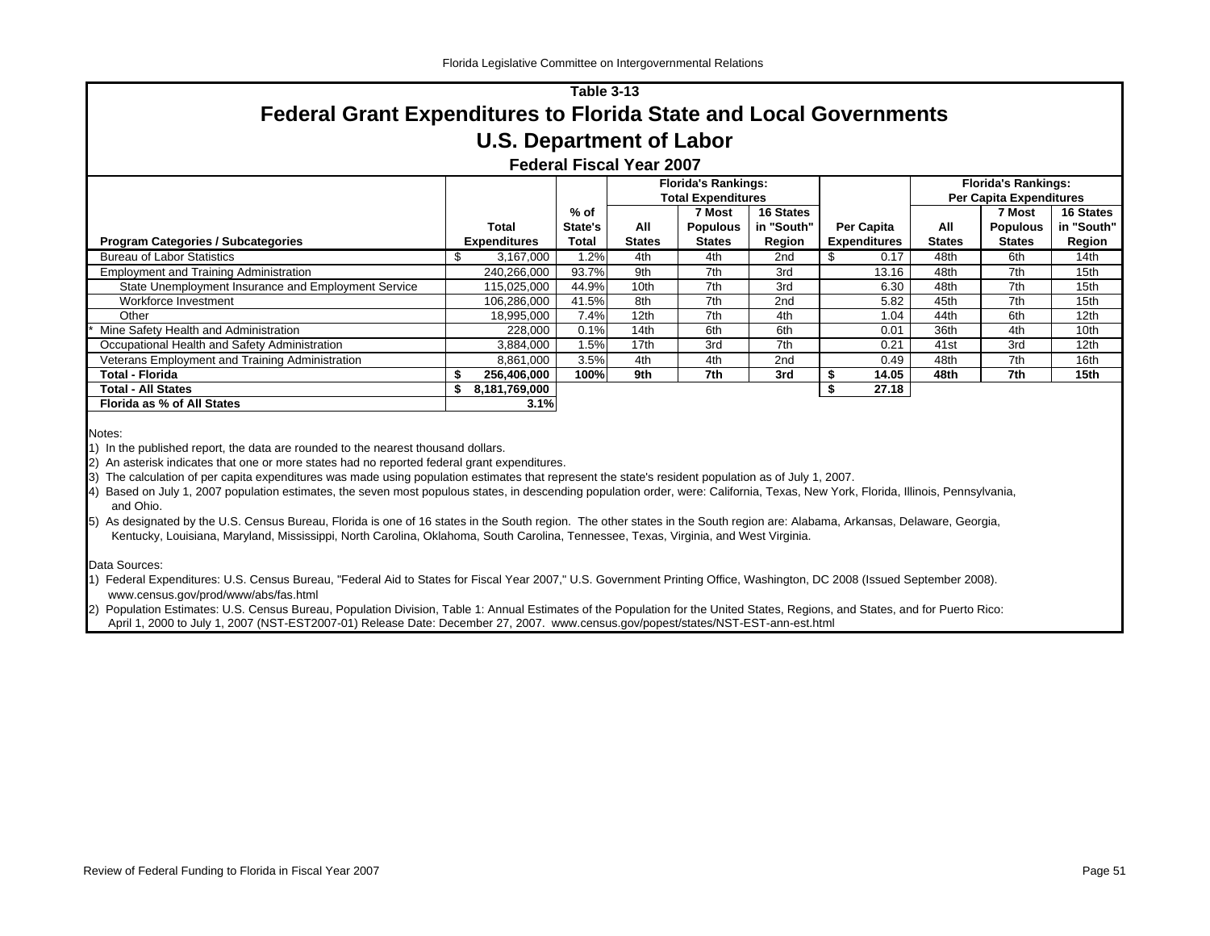# Table 3-13

## Federal Grant Expenditures to Florida State and Local Governments

## U.S. Department of Labor

### Federal Fiscal Year 2007

| Program Categories / Subcategories | Total Expenditures | % of State's Total | Florida's Rankings: Total Expenditures — All States | 7 Most Populous States | 16 States in "South" Region | Per Capita Expenditures | Florida's Rankings: Per Capita Expenditures — All States | 7 Most Populous States | 16 States in "South" Region |
|---|---|---|---|---|---|---|---|---|---|
| Bureau of Labor Statistics | $ 3,167,000 | 1.2% | 4th | 4th | 2nd | $ 0.17 | 48th | 6th | 14th |
| Employment and Training Administration | 240,266,000 | 93.7% | 9th | 7th | 3rd | 13.16 | 48th | 7th | 15th |
| State Unemployment Insurance and Employment Service | 115,025,000 | 44.9% | 10th | 7th | 3rd | 6.30 | 48th | 7th | 15th |
| Workforce Investment | 106,286,000 | 41.5% | 8th | 7th | 2nd | 5.82 | 45th | 7th | 15th |
| Other | 18,995,000 | 7.4% | 12th | 7th | 4th | 1.04 | 44th | 6th | 12th |
| * Mine Safety Health and Administration | 228,000 | 0.1% | 14th | 6th | 6th | 0.01 | 36th | 4th | 10th |
| Occupational Health and Safety Administration | 3,884,000 | 1.5% | 17th | 3rd | 7th | 0.21 | 41st | 3rd | 12th |
| Veterans Employment and Training Administration | 8,861,000 | 3.5% | 4th | 4th | 2nd | 0.49 | 48th | 7th | 16th |
| **Total - Florida** | **$ 256,406,000** | **100%** | **9th** | **7th** | **3rd** | **$ 14.05** | **48th** | **7th** | **15th** |
| **Total - All States** | **$ 8,181,769,000** | | | | | **$ 27.18** | | | |
| **Florida as % of All States** | **3.1%** | | | | | | | | |

Notes:

1) In the published report, the data are rounded to the nearest thousand dollars.

2) An asterisk indicates that one or more states had no reported federal grant expenditures.

3) The calculation of per capita expenditures was made using population estimates that represent the state's resident population as of July 1, 2007.

4) Based on July 1, 2007 population estimates, the seven most populous states, in descending population order, were: California, Texas, New York, Florida, Illinois, Pennsylvania, and Ohio.

5) As designated by the U.S. Census Bureau, Florida is one of 16 states in the South region. The other states in the South region are: Alabama, Arkansas, Delaware, Georgia, Kentucky, Louisiana, Maryland, Mississippi, North Carolina, Oklahoma, South Carolina, Tennessee, Texas, Virginia, and West Virginia.

Data Sources:

1) Federal Expenditures: U.S. Census Bureau, "Federal Aid to States for Fiscal Year 2007," U.S. Government Printing Office, Washington, DC 2008 (Issued September 2008). www.census.gov/prod/www/abs/fas.html

2) Population Estimates: U.S. Census Bureau, Population Division, Table 1: Annual Estimates of the Population for the United States, Regions, and States, and for Puerto Rico: April 1, 2000 to July 1, 2007 (NST-EST2007-01) Release Date: December 27, 2007. www.census.gov/popest/states/NST-EST-ann-est.html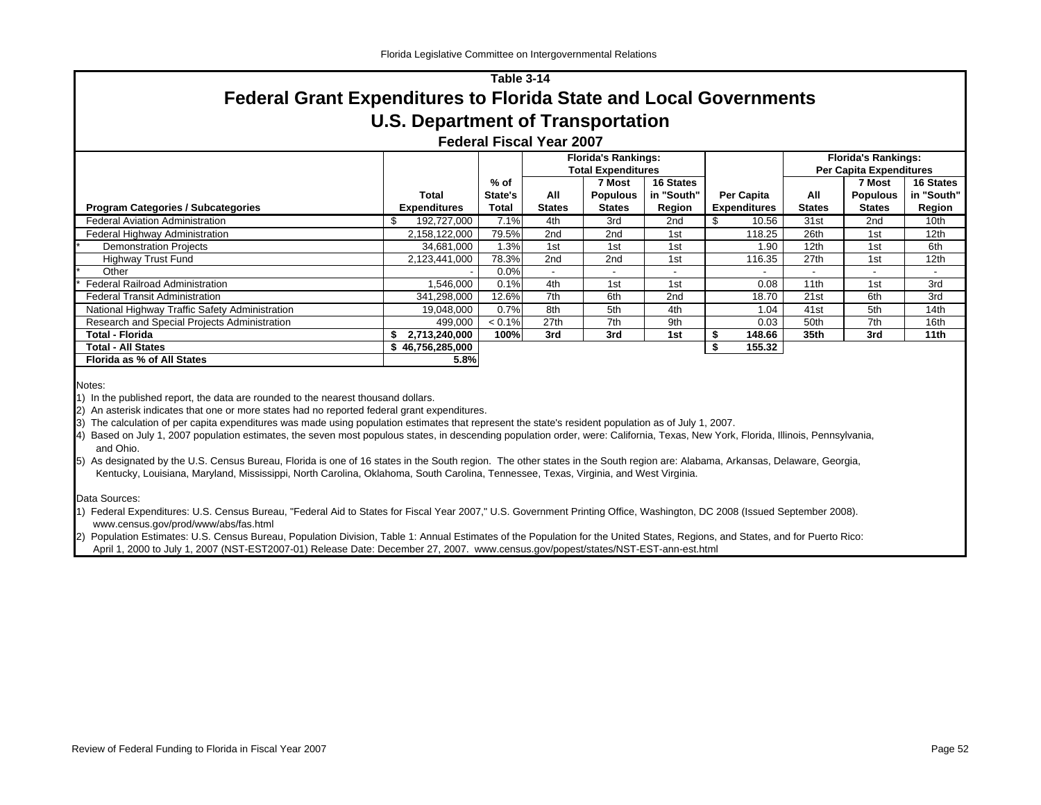Florida Legislative Committee on Intergovernmental Relations

## Table 3-14

# Federal Grant Expenditures to Florida State and Local Governments

# U.S. Department of Transportation

### Federal Fiscal Year 2007

| Program Categories / Subcategories | Total Expenditures | % of State's Total | Florida's Rankings: Total Expenditures: All States | 7 Most Populous States | 16 States in "South" Region | Per Capita Expenditures | Florida's Rankings: Per Capita Expenditures: All States | 7 Most Populous States | 16 States in "South" Region |
|---|---|---|---|---|---|---|---|---|---|
| Federal Aviation Administration | $ 192,727,000 | 7.1% | 4th | 3rd | 2nd | $ 10.56 | 31st | 2nd | 10th |
| Federal Highway Administration | 2,158,122,000 | 79.5% | 2nd | 2nd | 1st | 118.25 | 26th | 1st | 12th |
| * Demonstration Projects | 34,681,000 | 1.3% | 1st | 1st | 1st | 1.90 | 12th | 1st | 6th |
| Highway Trust Fund | 2,123,441,000 | 78.3% | 2nd | 2nd | 1st | 116.35 | 27th | 1st | 12th |
| * Other | - | 0.0% | - | - | - | - | - | - | - |
| * Federal Railroad Administration | 1,546,000 | 0.1% | 4th | 1st | 1st | 0.08 | 11th | 1st | 3rd |
| Federal Transit Administration | 341,298,000 | 12.6% | 7th | 6th | 2nd | 18.70 | 21st | 6th | 3rd |
| National Highway Traffic Safety Administration | 19,048,000 | 0.7% | 8th | 5th | 4th | 1.04 | 41st | 5th | 14th |
| Research and Special Projects Administration | 499,000 | < 0.1% | 27th | 7th | 9th | 0.03 | 50th | 7th | 16th |
| **Total - Florida** | **$ 2,713,240,000** | **100%** | **3rd** | **3rd** | **1st** | **$ 148.66** | **35th** | **3rd** | **11th** |
| **Total - All States** | **$ 46,756,285,000** | | | | | **$ 155.32** | | | |
| **Florida as % of All States** | **5.8%** | | | | | | | | |

Notes:

1) In the published report, the data are rounded to the nearest thousand dollars.
2) An asterisk indicates that one or more states had no reported federal grant expenditures.
3) The calculation of per capita expenditures was made using population estimates that represent the state's resident population as of July 1, 2007.
4) Based on July 1, 2007 population estimates, the seven most populous states, in descending population order, were: California, Texas, New York, Florida, Illinois, Pennsylvania, and Ohio.
5) As designated by the U.S. Census Bureau, Florida is one of 16 states in the South region. The other states in the South region are: Alabama, Arkansas, Delaware, Georgia, Kentucky, Louisiana, Maryland, Mississippi, North Carolina, Oklahoma, South Carolina, Tennessee, Texas, Virginia, and West Virginia.

Data Sources:

1) Federal Expenditures: U.S. Census Bureau, "Federal Aid to States for Fiscal Year 2007," U.S. Government Printing Office, Washington, DC 2008 (Issued September 2008). www.census.gov/prod/www/abs/fas.html
2) Population Estimates: U.S. Census Bureau, Population Division, Table 1: Annual Estimates of the Population for the United States, Regions, and States, and for Puerto Rico: April 1, 2000 to July 1, 2007 (NST-EST2007-01) Release Date: December 27, 2007. www.census.gov/popest/states/NST-EST-ann-est.html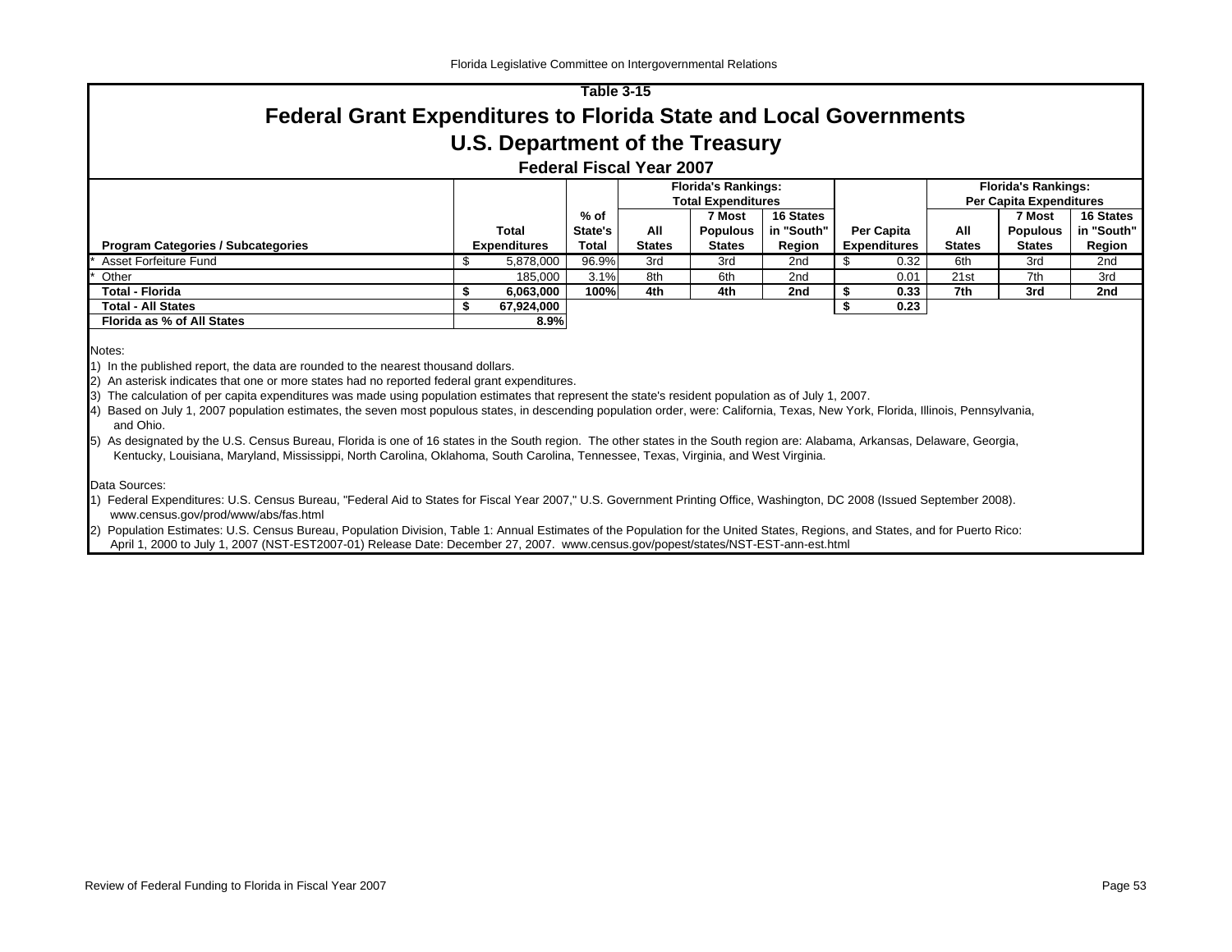Table 3-15

# Federal Grant Expenditures to Florida State and Local Governments

## U.S. Department of the Treasury

### Federal Fiscal Year 2007

| Program Categories / Subcategories | Total Expenditures | % of State's Total | Florida's Rankings: Total Expenditures: All States | 7 Most Populous States | 16 States in "South" Region | Per Capita Expenditures | Florida's Rankings: Per Capita Expenditures: All States | 7 Most Populous States | 16 States in "South" Region |
|---|---|---|---|---|---|---|---|---|---|
| * Asset Forfeiture Fund | $ 5,878,000 | 96.9% | 3rd | 3rd | 2nd | $ 0.32 | 6th | 3rd | 2nd |
| * Other | 185,000 | 3.1% | 8th | 6th | 2nd | 0.01 | 21st | 7th | 3rd |
| **Total - Florida** | **$ 6,063,000** | **100%** | **4th** | **4th** | **2nd** | **$ 0.33** | **7th** | **3rd** | **2nd** |
| **Total - All States** | **$ 67,924,000** | | | | | **$ 0.23** | | | |
| **Florida as % of All States** | **8.9%** | | | | | | | | |

Notes:

1) In the published report, the data are rounded to the nearest thousand dollars.
2) An asterisk indicates that one or more states had no reported federal grant expenditures.
3) The calculation of per capita expenditures was made using population estimates that represent the state's resident population as of July 1, 2007.
4) Based on July 1, 2007 population estimates, the seven most populous states, in descending population order, were: California, Texas, New York, Florida, Illinois, Pennsylvania, and Ohio.
5) As designated by the U.S. Census Bureau, Florida is one of 16 states in the South region. The other states in the South region are: Alabama, Arkansas, Delaware, Georgia, Kentucky, Louisiana, Maryland, Mississippi, North Carolina, Oklahoma, South Carolina, Tennessee, Texas, Virginia, and West Virginia.

Data Sources:

1) Federal Expenditures: U.S. Census Bureau, "Federal Aid to States for Fiscal Year 2007," U.S. Government Printing Office, Washington, DC 2008 (Issued September 2008). www.census.gov/prod/www/abs/fas.html
2) Population Estimates: U.S. Census Bureau, Population Division, Table 1: Annual Estimates of the Population for the United States, Regions, and States, and for Puerto Rico: April 1, 2000 to July 1, 2007 (NST-EST2007-01) Release Date: December 27, 2007. www.census.gov/popest/states/NST-EST-ann-est.html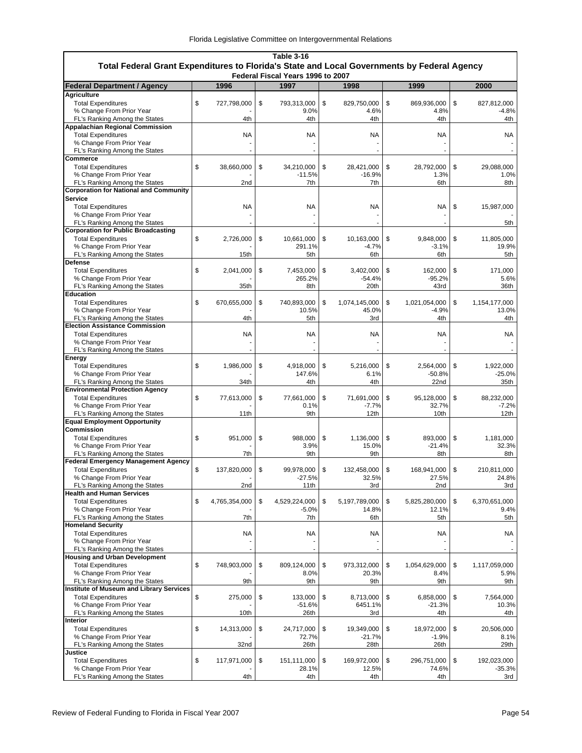**Table 3-16**

**Total Federal Grant Expenditures to Florida's State and Local Governments by Federal Agency**

**Federal Fiscal Years 1996 to 2007**

| Federal Department / Agency | 1996 | 1997 | 1998 | 1999 | 2000 |
|---|---|---|---|---|---|
| **Agriculture** | | | | | |
| Total Expenditures | $ 727,798,000 | $ 793,313,000 | $ 829,750,000 | $ 869,936,000 | $ 827,812,000 |
| % Change From Prior Year | - | 9.0% | 4.6% | 4.8% | -4.8% |
| FL's Ranking Among the States | 4th | 4th | 4th | 4th | 4th |
| **Appalachian Regional Commission** | | | | | |
| Total Expenditures | NA | NA | NA | NA | NA |
| % Change From Prior Year | - | - | - | - | - |
| FL's Ranking Among the States | - | - | - | - | - |
| **Commerce** | | | | | |
| Total Expenditures | $ 38,660,000 | $ 34,210,000 | $ 28,421,000 | $ 28,792,000 | $ 29,088,000 |
| % Change From Prior Year | - | -11.5% | -16.9% | 1.3% | 1.0% |
| FL's Ranking Among the States | 2nd | 7th | 7th | 6th | 8th |
| **Corporation for National and Community Service** | | | | | |
| Total Expenditures | NA | NA | NA | NA | $ 15,987,000 |
| % Change From Prior Year | - | - | - | - | - |
| FL's Ranking Among the States | - | - | - | - | 5th |
| **Corporation for Public Broadcasting** | | | | | |
| Total Expenditures | $ 2,726,000 | $ 10,661,000 | $ 10,163,000 | $ 9,848,000 | $ 11,805,000 |
| % Change From Prior Year | - | 291.1% | -4.7% | -3.1% | 19.9% |
| FL's Ranking Among the States | 15th | 5th | 6th | 6th | 5th |
| **Defense** | | | | | |
| Total Expenditures | $ 2,041,000 | $ 7,453,000 | $ 3,402,000 | $ 162,000 | $ 171,000 |
| % Change From Prior Year | - | 265.2% | -54.4% | -95.2% | 5.6% |
| FL's Ranking Among the States | 35th | 8th | 20th | 43rd | 36th |
| **Education** | | | | | |
| Total Expenditures | $ 670,655,000 | $ 740,893,000 | $ 1,074,145,000 | $ 1,021,054,000 | $ 1,154,177,000 |
| % Change From Prior Year | - | 10.5% | 45.0% | -4.9% | 13.0% |
| FL's Ranking Among the States | 4th | 5th | 3rd | 4th | 4th |
| **Election Assistance Commission** | | | | | |
| Total Expenditures | NA | NA | NA | NA | NA |
| % Change From Prior Year | - | - | - | - | - |
| FL's Ranking Among the States | - | - | - | - | - |
| **Energy** | | | | | |
| Total Expenditures | $ 1,986,000 | $ 4,918,000 | $ 5,216,000 | $ 2,564,000 | $ 1,922,000 |
| % Change From Prior Year | - | 147.6% | 6.1% | -50.8% | -25.0% |
| FL's Ranking Among the States | 34th | 4th | 4th | 22nd | 35th |
| **Environmental Protection Agency** | | | | | |
| Total Expenditures | $ 77,613,000 | $ 77,661,000 | $ 71,691,000 | $ 95,128,000 | $ 88,232,000 |
| % Change From Prior Year | - | 0.1% | -7.7% | 32.7% | -7.2% |
| FL's Ranking Among the States | 11th | 9th | 12th | 10th | 12th |
| **Equal Employment Opportunity Commission** | | | | | |
| Total Expenditures | $ 951,000 | $ 988,000 | $ 1,136,000 | $ 893,000 | $ 1,181,000 |
| % Change From Prior Year | - | 3.9% | 15.0% | -21.4% | 32.3% |
| FL's Ranking Among the States | 7th | 9th | 9th | 8th | 8th |
| **Federal Emergency Management Agency** | | | | | |
| Total Expenditures | $ 137,820,000 | $ 99,978,000 | $ 132,458,000 | $ 168,941,000 | $ 210,811,000 |
| % Change From Prior Year | - | -27.5% | 32.5% | 27.5% | 24.8% |
| FL's Ranking Among the States | 2nd | 11th | 3rd | 2nd | 3rd |
| **Health and Human Services** | | | | | |
| Total Expenditures | $ 4,765,354,000 | $ 4,529,224,000 | $ 5,197,789,000 | $ 5,825,280,000 | $ 6,370,651,000 |
| % Change From Prior Year | - | -5.0% | 14.8% | 12.1% | 9.4% |
| FL's Ranking Among the States | 7th | 7th | 6th | 5th | 5th |
| **Homeland Security** | | | | | |
| Total Expenditures | NA | NA | NA | NA | NA |
| % Change From Prior Year | - | - | - | - | - |
| FL's Ranking Among the States | - | - | - | - | - |
| **Housing and Urban Development** | | | | | |
| Total Expenditures | $ 748,903,000 | $ 809,124,000 | $ 973,312,000 | $ 1,054,629,000 | $ 1,117,059,000 |
| % Change From Prior Year | - | 8.0% | 20.3% | 8.4% | 5.9% |
| FL's Ranking Among the States | 9th | 9th | 9th | 9th | 9th |
| **Institute of Museum and Library Services** | | | | | |
| Total Expenditures | $ 275,000 | $ 133,000 | $ 8,713,000 | $ 6,858,000 | $ 7,564,000 |
| % Change From Prior Year | - | -51.6% | 6451.1% | -21.3% | 10.3% |
| FL's Ranking Among the States | 10th | 26th | 3rd | 4th | 4th |
| **Interior** | | | | | |
| Total Expenditures | $ 14,313,000 | $ 24,717,000 | $ 19,349,000 | $ 18,972,000 | $ 20,506,000 |
| % Change From Prior Year | - | 72.7% | -21.7% | -1.9% | 8.1% |
| FL's Ranking Among the States | 32nd | 26th | 28th | 26th | 29th |
| **Justice** | | | | | |
| Total Expenditures | $ 117,971,000 | $ 151,111,000 | $ 169,972,000 | $ 296,751,000 | $ 192,023,000 |
| % Change From Prior Year | - | 28.1% | 12.5% | 74.6% | -35.3% |
| FL's Ranking Among the States | 4th | 4th | 4th | 4th | 3rd |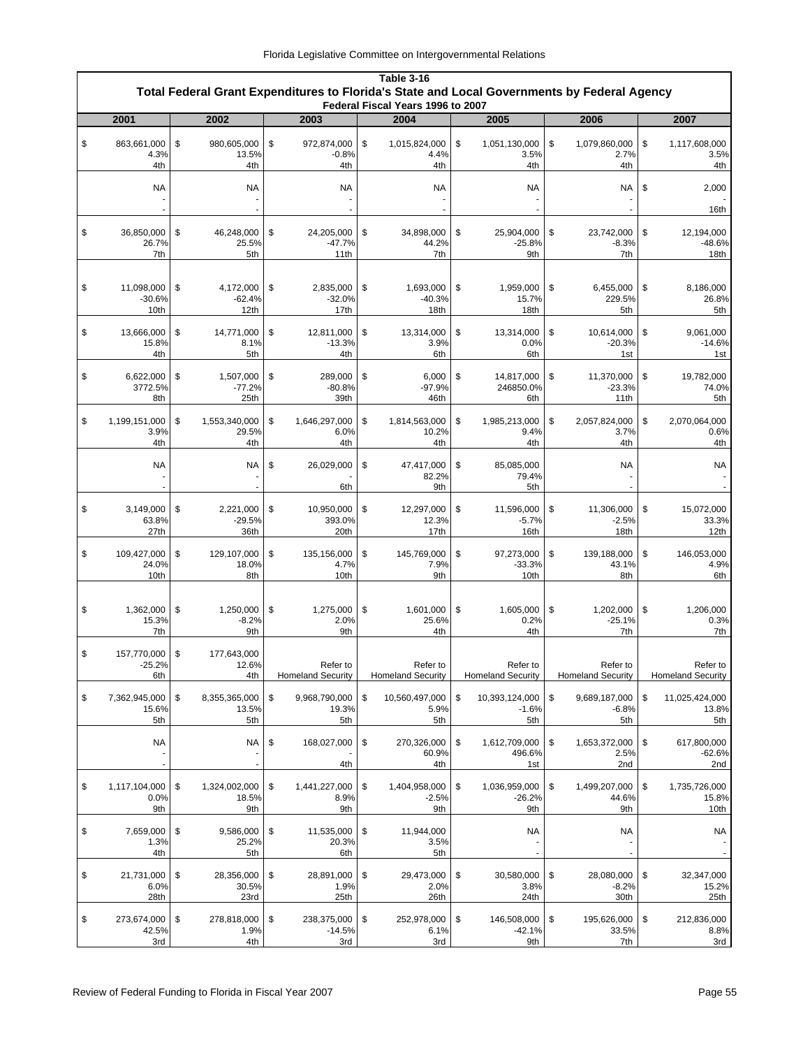**Table 3-16**

**Total Federal Grant Expenditures to Florida's State and Local Governments by Federal Agency**

**Federal Fiscal Years 1996 to 2007**

| 2001 | 2002 | 2003 | 2004 | 2005 | 2006 | 2007 |
|---|---|---|---|---|---|---|
| $ 863,661,000<br>4.3%<br>4th | $ 980,605,000<br>13.5%<br>4th | $ 972,874,000<br>-0.8%<br>4th | $ 1,015,824,000<br>4.4%<br>4th | $ 1,051,130,000<br>3.5%<br>4th | $ 1,079,860,000<br>2.7%<br>4th | $ 1,117,608,000<br>3.5%<br>4th |
| NA<br>-<br>- | NA<br>-<br>- | NA<br>-<br>- | NA<br>-<br>- | NA<br>-<br>- | NA<br>-<br>- | $ 2,000<br>-<br>16th |
| $ 36,850,000<br>26.7%<br>7th | $ 46,248,000<br>25.5%<br>5th | $ 24,205,000<br>-47.7%<br>11th | $ 34,898,000<br>44.2%<br>7th | $ 25,904,000<br>-25.8%<br>9th | $ 23,742,000<br>-8.3%<br>7th | $ 12,194,000<br>-48.6%<br>18th |
| $ 11,098,000<br>-30.6%<br>10th | $ 4,172,000<br>-62.4%<br>12th | $ 2,835,000<br>-32.0%<br>17th | $ 1,693,000<br>-40.3%<br>18th | $ 1,959,000<br>15.7%<br>18th | $ 6,455,000<br>229.5%<br>5th | $ 8,186,000<br>26.8%<br>5th |
| $ 13,666,000<br>15.8%<br>4th | $ 14,771,000<br>8.1%<br>5th | $ 12,811,000<br>-13.3%<br>4th | $ 13,314,000<br>3.9%<br>6th | $ 13,314,000<br>0.0%<br>6th | $ 10,614,000<br>-20.3%<br>1st | $ 9,061,000<br>-14.6%<br>1st |
| $ 6,622,000<br>3772.5%<br>8th | $ 1,507,000<br>-77.2%<br>25th | $ 289,000<br>-80.8%<br>39th | $ 6,000<br>-97.9%<br>46th | $ 14,817,000<br>246850.0%<br>6th | $ 11,370,000<br>-23.3%<br>11th | $ 19,782,000<br>74.0%<br>5th |
| $ 1,199,151,000<br>3.9%<br>4th | $ 1,553,340,000<br>29.5%<br>4th | $ 1,646,297,000<br>6.0%<br>4th | $ 1,814,563,000<br>10.2%<br>4th | $ 1,985,213,000<br>9.4%<br>4th | $ 2,057,824,000<br>3.7%<br>4th | $ 2,070,064,000<br>0.6%<br>4th |
| NA<br>-<br>- | NA<br>-<br>- | $ 26,029,000<br>-<br>6th | $ 47,417,000<br>82.2%<br>9th | $ 85,085,000<br>79.4%<br>5th | NA<br>-<br>- | NA<br>-<br>- |
| $ 3,149,000<br>63.8%<br>27th | $ 2,221,000<br>-29.5%<br>36th | $ 10,950,000<br>393.0%<br>20th | $ 12,297,000<br>12.3%<br>17th | $ 11,596,000<br>-5.7%<br>16th | $ 11,306,000<br>-2.5%<br>18th | $ 15,072,000<br>33.3%<br>12th |
| $ 109,427,000<br>24.0%<br>10th | $ 129,107,000<br>18.0%<br>8th | $ 135,156,000<br>4.7%<br>10th | $ 145,769,000<br>7.9%<br>9th | $ 97,273,000<br>-33.3%<br>10th | $ 139,188,000<br>43.1%<br>8th | $ 146,053,000<br>4.9%<br>6th |
| $ 1,362,000<br>15.3%<br>7th | $ 1,250,000<br>-8.2%<br>9th | $ 1,275,000<br>2.0%<br>9th | $ 1,601,000<br>25.6%<br>4th | $ 1,605,000<br>0.2%<br>4th | $ 1,202,000<br>-25.1%<br>7th | $ 1,206,000<br>0.3%<br>7th |
| $ 157,770,000<br>-25.2%<br>6th | $ 177,643,000<br>12.6%<br>4th | Refer to Homeland Security | Refer to Homeland Security | Refer to Homeland Security | Refer to Homeland Security | Refer to Homeland Security |
| $ 7,362,945,000<br>15.6%<br>5th | $ 8,355,365,000<br>13.5%<br>5th | $ 9,968,790,000<br>19.3%<br>5th | $ 10,560,497,000<br>5.9%<br>5th | $ 10,393,124,000<br>-1.6%<br>5th | $ 9,689,187,000<br>-6.8%<br>5th | $ 11,025,424,000<br>13.8%<br>5th |
| NA<br>-<br>- | NA<br>-<br>- | $ 168,027,000<br>-<br>4th | $ 270,326,000<br>60.9%<br>4th | $ 1,612,709,000<br>496.6%<br>1st | $ 1,653,372,000<br>2.5%<br>2nd | $ 617,800,000<br>-62.6%<br>2nd |
| $ 1,117,104,000<br>0.0%<br>9th | $ 1,324,002,000<br>18.5%<br>9th | $ 1,441,227,000<br>8.9%<br>9th | $ 1,404,958,000<br>-2.5%<br>9th | $ 1,036,959,000<br>-26.2%<br>9th | $ 1,499,207,000<br>44.6%<br>9th | $ 1,735,726,000<br>15.8%<br>10th |
| $ 7,659,000<br>1.3%<br>4th | $ 9,586,000<br>25.2%<br>5th | $ 11,535,000<br>20.3%<br>6th | $ 11,944,000<br>3.5%<br>5th | NA<br>-<br>- | NA<br>-<br>- | NA<br>-<br>- |
| $ 21,731,000<br>6.0%<br>28th | $ 28,356,000<br>30.5%<br>23rd | $ 28,891,000<br>1.9%<br>25th | $ 29,473,000<br>2.0%<br>26th | $ 30,580,000<br>3.8%<br>24th | $ 28,080,000<br>-8.2%<br>30th | $ 32,347,000<br>15.2%<br>25th |
| $ 273,674,000<br>42.5%<br>3rd | $ 278,818,000<br>1.9%<br>4th | $ 238,375,000<br>-14.5%<br>3rd | $ 252,978,000<br>6.1%<br>3rd | $ 146,508,000<br>-42.1%<br>9th | $ 195,626,000<br>33.5%<br>7th | $ 212,836,000<br>8.8%<br>3rd |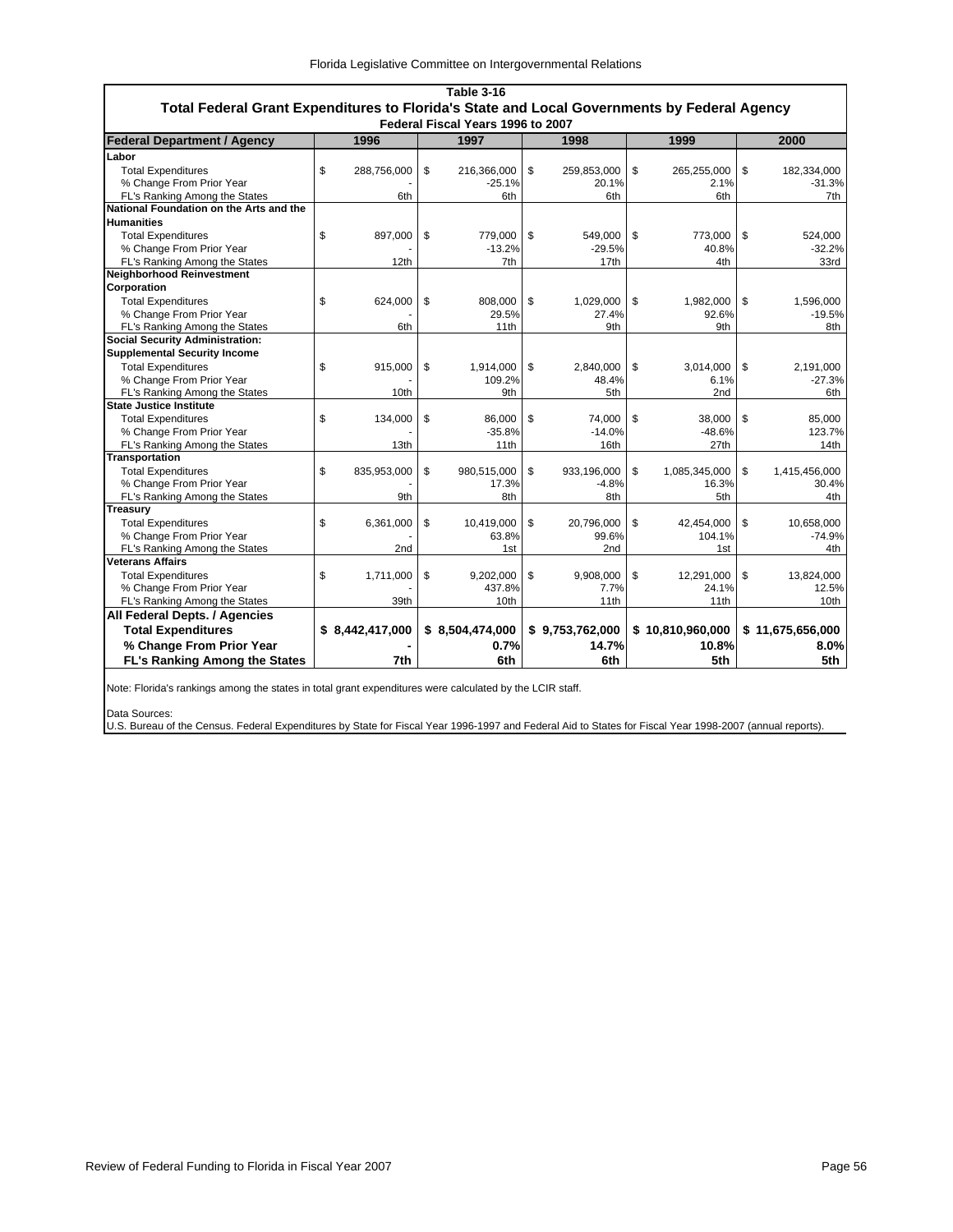**Table 3-16**

**Total Federal Grant Expenditures to Florida's State and Local Governments by Federal Agency**

**Federal Fiscal Years 1996 to 2007**

| Federal Department / Agency | 1996 | 1997 | 1998 | 1999 | 2000 |
|---|---|---|---|---|---|
| **Labor** | | | | | |
| Total Expenditures | $ 288,756,000 | $ 216,366,000 | $ 259,853,000 | $ 265,255,000 | $ 182,334,000 |
| % Change From Prior Year | - | -25.1% | 20.1% | 2.1% | -31.3% |
| FL's Ranking Among the States | 6th | 6th | 6th | 6th | 7th |
| **National Foundation on the Arts and the Humanities** | | | | | |
| Total Expenditures | $ 897,000 | $ 779,000 | $ 549,000 | $ 773,000 | $ 524,000 |
| % Change From Prior Year | - | -13.2% | -29.5% | 40.8% | -32.2% |
| FL's Ranking Among the States | 12th | 7th | 17th | 4th | 33rd |
| **Neighborhood Reinvestment Corporation** | | | | | |
| Total Expenditures | $ 624,000 | $ 808,000 | $ 1,029,000 | $ 1,982,000 | $ 1,596,000 |
| % Change From Prior Year | - | 29.5% | 27.4% | 92.6% | -19.5% |
| FL's Ranking Among the States | 6th | 11th | 9th | 9th | 8th |
| **Social Security Administration: Supplemental Security Income** | | | | | |
| Total Expenditures | $ 915,000 | $ 1,914,000 | $ 2,840,000 | $ 3,014,000 | $ 2,191,000 |
| % Change From Prior Year | - | 109.2% | 48.4% | 6.1% | -27.3% |
| FL's Ranking Among the States | 10th | 9th | 5th | 2nd | 6th |
| **State Justice Institute** | | | | | |
| Total Expenditures | $ 134,000 | $ 86,000 | $ 74,000 | $ 38,000 | $ 85,000 |
| % Change From Prior Year | - | -35.8% | -14.0% | -48.6% | 123.7% |
| FL's Ranking Among the States | 13th | 11th | 16th | 27th | 14th |
| **Transportation** | | | | | |
| Total Expenditures | $ 835,953,000 | $ 980,515,000 | $ 933,196,000 | $ 1,085,345,000 | $ 1,415,456,000 |
| % Change From Prior Year | - | 17.3% | -4.8% | 16.3% | 30.4% |
| FL's Ranking Among the States | 9th | 8th | 8th | 5th | 4th |
| **Treasury** | | | | | |
| Total Expenditures | $ 6,361,000 | $ 10,419,000 | $ 20,796,000 | $ 42,454,000 | $ 10,658,000 |
| % Change From Prior Year | - | 63.8% | 99.6% | 104.1% | -74.9% |
| FL's Ranking Among the States | 2nd | 1st | 2nd | 1st | 4th |
| **Veterans Affairs** | | | | | |
| Total Expenditures | $ 1,711,000 | $ 9,202,000 | $ 9,908,000 | $ 12,291,000 | $ 13,824,000 |
| % Change From Prior Year | - | 437.8% | 7.7% | 24.1% | 12.5% |
| FL's Ranking Among the States | 39th | 10th | 11th | 11th | 10th |
| **All Federal Depts. / Agencies** | | | | | |
| **Total Expenditures** | **$ 8,442,417,000** | **$ 8,504,474,000** | **$ 9,753,762,000** | **$ 10,810,960,000** | **$ 11,675,656,000** |
| **% Change From Prior Year** | **-** | **0.7%** | **14.7%** | **10.8%** | **8.0%** |
| **FL's Ranking Among the States** | **7th** | **6th** | **6th** | **5th** | **5th** |

Note: Florida's rankings among the states in total grant expenditures were calculated by the LCIR staff.

Data Sources:
U.S. Bureau of the Census. Federal Expenditures by State for Fiscal Year 1996-1997 and Federal Aid to States for Fiscal Year 1998-2007 (annual reports).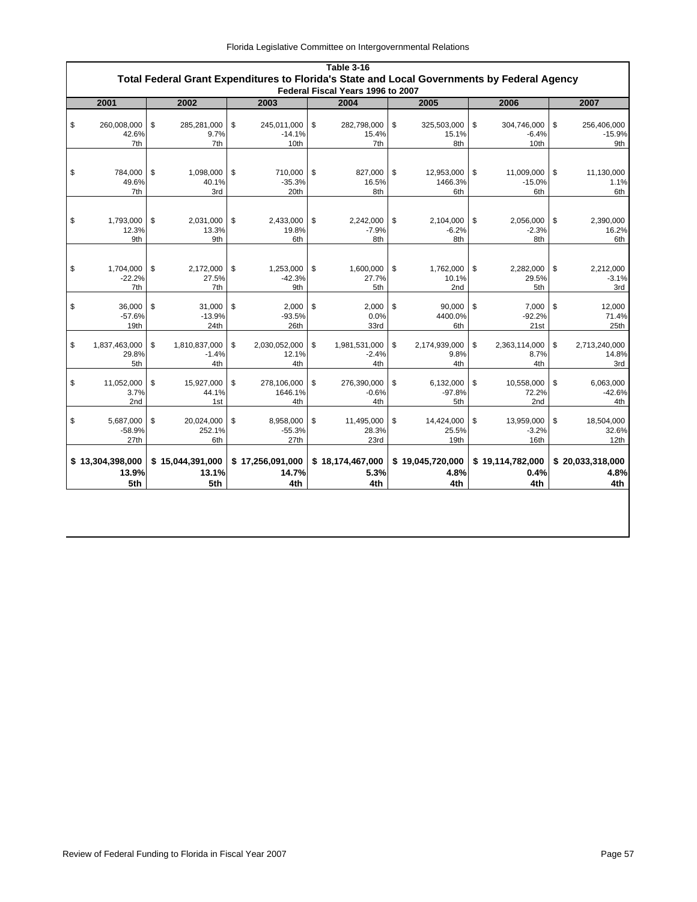**Table 3-16**

**Total Federal Grant Expenditures to Florida's State and Local Governments by Federal Agency**

**Federal Fiscal Years 1996 to 2007**

| 2001 | 2002 | 2003 | 2004 | 2005 | 2006 | 2007 |
|---|---|---|---|---|---|---|
| $ 260,008,000 | $ 285,281,000 | $ 245,011,000 | $ 282,798,000 | $ 325,503,000 | $ 304,746,000 | $ 256,406,000 |
| 42.6% | 9.7% | -14.1% | 15.4% | 15.1% | -6.4% | -15.9% |
| 7th | 7th | 10th | 7th | 8th | 10th | 9th |
| $ 784,000 | $ 1,098,000 | $ 710,000 | $ 827,000 | $ 12,953,000 | $ 11,009,000 | $ 11,130,000 |
| 49.6% | 40.1% | -35.3% | 16.5% | 1466.3% | -15.0% | 1.1% |
| 7th | 3rd | 20th | 8th | 6th | 6th | 6th |
| $ 1,793,000 | $ 2,031,000 | $ 2,433,000 | $ 2,242,000 | $ 2,104,000 | $ 2,056,000 | $ 2,390,000 |
| 12.3% | 13.3% | 19.8% | -7.9% | -6.2% | -2.3% | 16.2% |
| 9th | 9th | 6th | 8th | 8th | 8th | 6th |
| $ 1,704,000 | $ 2,172,000 | $ 1,253,000 | $ 1,600,000 | $ 1,762,000 | $ 2,282,000 | $ 2,212,000 |
| -22.2% | 27.5% | -42.3% | 27.7% | 10.1% | 29.5% | -3.1% |
| 7th | 7th | 9th | 5th | 2nd | 5th | 3rd |
| $ 36,000 | $ 31,000 | $ 2,000 | $ 2,000 | $ 90,000 | $ 7,000 | $ 12,000 |
| -57.6% | -13.9% | -93.5% | 0.0% | 4400.0% | -92.2% | 71.4% |
| 19th | 24th | 26th | 33rd | 6th | 21st | 25th |
| $ 1,837,463,000 | $ 1,810,837,000 | $ 2,030,052,000 | $ 1,981,531,000 | $ 2,174,939,000 | $ 2,363,114,000 | $ 2,713,240,000 |
| 29.8% | -1.4% | 12.1% | -2.4% | 9.8% | 8.7% | 14.8% |
| 5th | 4th | 4th | 4th | 4th | 4th | 3rd |
| $ 11,052,000 | $ 15,927,000 | $ 278,106,000 | $ 276,390,000 | $ 6,132,000 | $ 10,558,000 | $ 6,063,000 |
| 3.7% | 44.1% | 1646.1% | -0.6% | -97.8% | 72.2% | -42.6% |
| 2nd | 1st | 4th | 4th | 5th | 2nd | 4th |
| $ 5,687,000 | $ 20,024,000 | $ 8,958,000 | $ 11,495,000 | $ 14,424,000 | $ 13,959,000 | $ 18,504,000 |
| -58.9% | 252.1% | -55.3% | 28.3% | 25.5% | -3.2% | 32.6% |
| 27th | 6th | 27th | 23rd | 19th | 16th | 12th |
| **$ 13,304,398,000** | **$ 15,044,391,000** | **$ 17,256,091,000** | **$ 18,174,467,000** | **$ 19,045,720,000** | **$ 19,114,782,000** | **$ 20,033,318,000** |
| **13.9%** | **13.1%** | **14.7%** | **5.3%** | **4.8%** | **0.4%** | **4.8%** |
| **5th** | **5th** | **4th** | **4th** | **4th** | **4th** | **4th** |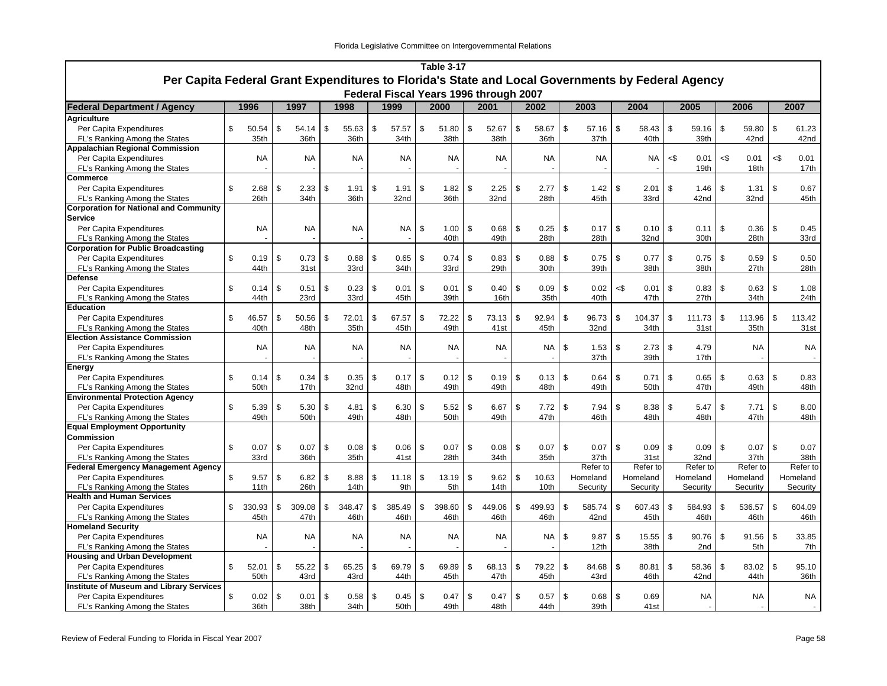# Table 3-17

## Per Capita Federal Grant Expenditures to Florida's State and Local Governments by Federal Agency

### Federal Fiscal Years 1996 through 2007

| Federal Department / Agency | 1996 | 1997 | 1998 | 1999 | 2000 | 2001 | 2002 | 2003 | 2004 | 2005 | 2006 | 2007 |
|---|---|---|---|---|---|---|---|---|---|---|---|---|
| **Agriculture** | | | | | | | | | | | | |
| Per Capita Expenditures | $ 50.54 | $ 54.14 | $ 55.63 | $ 57.57 | $ 51.80 | $ 52.67 | $ 58.67 | $ 57.16 | $ 58.43 | $ 59.16 | $ 59.80 | $ 61.23 |
| FL's Ranking Among the States | 35th | 36th | 36th | 34th | 38th | 38th | 36th | 37th | 40th | 39th | 42nd | 42nd |
| **Appalachian Regional Commission** | | | | | | | | | | | | |
| Per Capita Expenditures | NA | NA | NA | NA | NA | NA | NA | NA | NA | <$ 0.01 | <$ 0.01 | <$ 0.01 |
| FL's Ranking Among the States | - | - | - | - | - | - | - | - | - | 19th | 18th | 17th |
| **Commerce** | | | | | | | | | | | | |
| Per Capita Expenditures | $ 2.68 | $ 2.33 | $ 1.91 | $ 1.91 | $ 1.82 | $ 2.25 | $ 2.77 | $ 1.42 | $ 2.01 | $ 1.46 | $ 1.31 | $ 0.67 |
| FL's Ranking Among the States | 26th | 34th | 36th | 32nd | 36th | 32nd | 28th | 45th | 33rd | 42nd | 32nd | 45th |
| **Corporation for National and Community Service** | | | | | | | | | | | | |
| Per Capita Expenditures | NA | NA | NA | NA | $ 1.00 | $ 0.68 | $ 0.25 | $ 0.17 | $ 0.10 | $ 0.11 | $ 0.36 | $ 0.45 |
| FL's Ranking Among the States | - | - | - | - | 40th | 49th | 28th | 28th | 32nd | 30th | 28th | 33rd |
| **Corporation for Public Broadcasting** | | | | | | | | | | | | |
| Per Capita Expenditures | $ 0.19 | $ 0.73 | $ 0.68 | $ 0.65 | $ 0.74 | $ 0.83 | $ 0.88 | $ 0.75 | $ 0.77 | $ 0.75 | $ 0.59 | $ 0.50 |
| FL's Ranking Among the States | 44th | 31st | 33rd | 34th | 33rd | 29th | 30th | 39th | 38th | 38th | 27th | 28th |
| **Defense** | | | | | | | | | | | | |
| Per Capita Expenditures | $ 0.14 | $ 0.51 | $ 0.23 | $ 0.01 | $ 0.01 | $ 0.40 | $ 0.09 | $ 0.02 | <$ 0.01 | $ 0.83 | $ 0.63 | $ 1.08 |
| FL's Ranking Among the States | 44th | 23rd | 33rd | 45th | 39th | 16th | 35th | 40th | 47th | 27th | 34th | 24th |
| **Education** | | | | | | | | | | | | |
| Per Capita Expenditures | $ 46.57 | $ 50.56 | $ 72.01 | $ 67.57 | $ 72.22 | $ 73.13 | $ 92.94 | $ 96.73 | $ 104.37 | $ 111.73 | $ 113.96 | $ 113.42 |
| FL's Ranking Among the States | 40th | 48th | 35th | 45th | 49th | 41st | 45th | 32nd | 34th | 31st | 35th | 31st |
| **Election Assistance Commission** | | | | | | | | | | | | |
| Per Capita Expenditures | NA | NA | NA | NA | NA | NA | NA | $ 1.53 | $ 2.73 | $ 4.79 | NA | NA |
| FL's Ranking Among the States | - | - | - | - | - | - | - | 37th | 39th | 17th | - | - |
| **Energy** | | | | | | | | | | | | |
| Per Capita Expenditures | $ 0.14 | $ 0.34 | $ 0.35 | $ 0.17 | $ 0.12 | $ 0.19 | $ 0.13 | $ 0.64 | $ 0.71 | $ 0.65 | $ 0.63 | $ 0.83 |
| FL's Ranking Among the States | 50th | 17th | 32nd | 48th | 49th | 49th | 48th | 49th | 50th | 47th | 49th | 48th |
| **Environmental Protection Agency** | | | | | | | | | | | | |
| Per Capita Expenditures | $ 5.39 | $ 5.30 | $ 4.81 | $ 6.30 | $ 5.52 | $ 6.67 | $ 7.72 | $ 7.94 | $ 8.38 | $ 5.47 | $ 7.71 | $ 8.00 |
| FL's Ranking Among the States | 49th | 50th | 49th | 48th | 50th | 49th | 47th | 46th | 48th | 48th | 47th | 48th |
| **Equal Employment Opportunity Commission** | | | | | | | | | | | | |
| Per Capita Expenditures | $ 0.07 | $ 0.07 | $ 0.08 | $ 0.06 | $ 0.07 | $ 0.08 | $ 0.07 | $ 0.07 | $ 0.09 | $ 0.09 | $ 0.07 | $ 0.07 |
| FL's Ranking Among the States | 33rd | 36th | 35th | 41st | 28th | 34th | 35th | 37th | 31st | 32nd | 37th | 38th |
| **Federal Emergency Management Agency** | | | | | | | | Refer to | Refer to | Refer to | Refer to | Refer to |
| Per Capita Expenditures | $ 9.57 | $ 6.82 | $ 8.88 | $ 11.18 | $ 13.19 | $ 9.62 | $ 10.63 | Homeland | Homeland | Homeland | Homeland | Homeland |
| FL's Ranking Among the States | 11th | 26th | 14th | 9th | 5th | 14th | 10th | Security | Security | Security | Security | Security |
| **Health and Human Services** | | | | | | | | | | | | |
| Per Capita Expenditures | $ 330.93 | $ 309.08 | $ 348.47 | $ 385.49 | $ 398.60 | $ 449.06 | $ 499.93 | $ 585.74 | $ 607.43 | $ 584.93 | $ 536.57 | $ 604.09 |
| FL's Ranking Among the States | 45th | 47th | 46th | 46th | 46th | 46th | 46th | 42nd | 45th | 46th | 46th | 46th |
| **Homeland Security** | | | | | | | | | | | | |
| Per Capita Expenditures | NA | NA | NA | NA | NA | NA | NA | $ 9.87 | $ 15.55 | $ 90.76 | $ 91.56 | $ 33.85 |
| FL's Ranking Among the States | - | - | - | - | - | - | - | 12th | 38th | 2nd | 5th | 7th |
| **Housing and Urban Development** | | | | | | | | | | | | |
| Per Capita Expenditures | $ 52.01 | $ 55.22 | $ 65.25 | $ 69.79 | $ 69.89 | $ 68.13 | $ 79.22 | $ 84.68 | $ 80.81 | $ 58.36 | $ 83.02 | $ 95.10 |
| FL's Ranking Among the States | 50th | 43rd | 43rd | 44th | 45th | 47th | 45th | 43rd | 46th | 42nd | 44th | 36th |
| **Institute of Museum and Library Services** | | | | | | | | | | | | |
| Per Capita Expenditures | $ 0.02 | $ 0.01 | $ 0.58 | $ 0.45 | $ 0.47 | $ 0.47 | $ 0.57 | $ 0.68 | $ 0.69 | NA | NA | NA |
| FL's Ranking Among the States | 36th | 38th | 34th | 50th | 49th | 48th | 44th | 39th | 41st | - | - | - |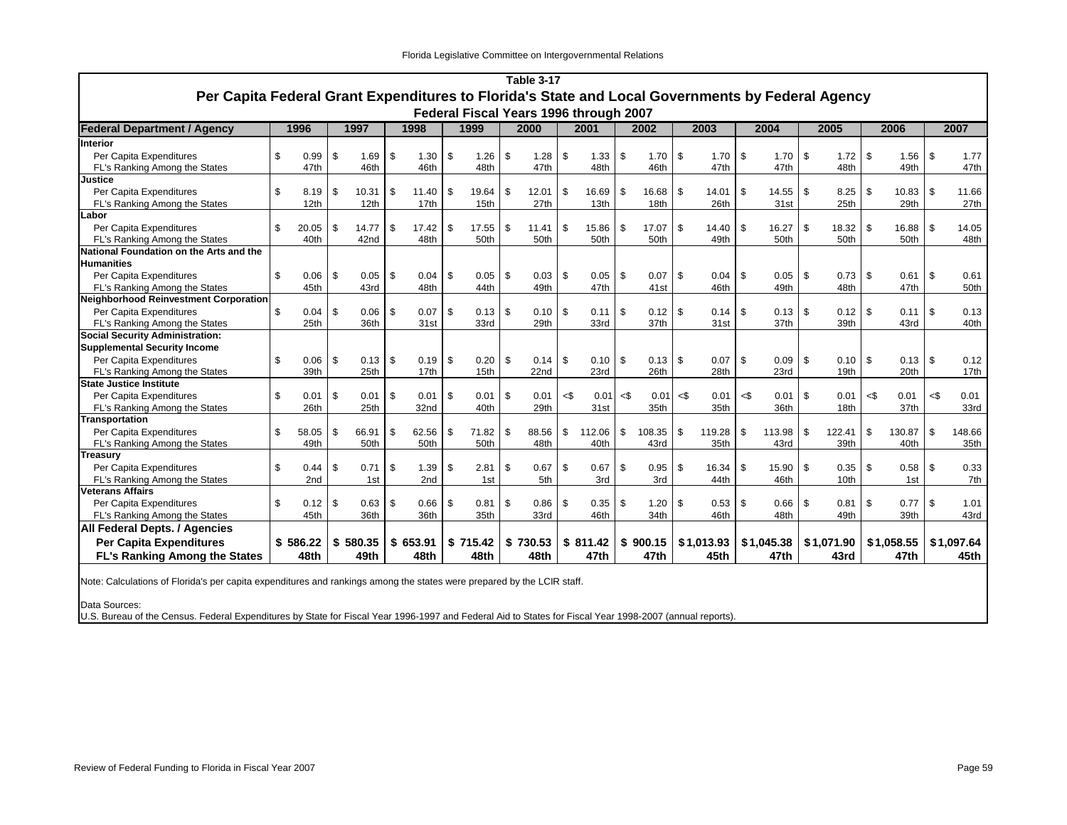**Table 3-17**

**Per Capita Federal Grant Expenditures to Florida's State and Local Governments by Federal Agency**

**Federal Fiscal Years 1996 through 2007**

| Federal Department / Agency | 1996 | 1997 | 1998 | 1999 | 2000 | 2001 | 2002 | 2003 | 2004 | 2005 | 2006 | 2007 |
|---|---|---|---|---|---|---|---|---|---|---|---|---|
| **Interior** | | | | | | | | | | | | |
| Per Capita Expenditures | $ 0.99 | $ 1.69 | $ 1.30 | $ 1.26 | $ 1.28 | $ 1.33 | $ 1.70 | $ 1.70 | $ 1.70 | $ 1.72 | $ 1.56 | $ 1.77 |
| FL's Ranking Among the States | 47th | 46th | 46th | 48th | 47th | 48th | 46th | 47th | 47th | 48th | 49th | 47th |
| **Justice** | | | | | | | | | | | | |
| Per Capita Expenditures | $ 8.19 | $ 10.31 | $ 11.40 | $ 19.64 | $ 12.01 | $ 16.69 | $ 16.68 | $ 14.01 | $ 14.55 | $ 8.25 | $ 10.83 | $ 11.66 |
| FL's Ranking Among the States | 12th | 12th | 17th | 15th | 27th | 13th | 18th | 26th | 31st | 25th | 29th | 27th |
| **Labor** | | | | | | | | | | | | |
| Per Capita Expenditures | $ 20.05 | $ 14.77 | $ 17.42 | $ 17.55 | $ 11.41 | $ 15.86 | $ 17.07 | $ 14.40 | $ 16.27 | $ 18.32 | $ 16.88 | $ 14.05 |
| FL's Ranking Among the States | 40th | 42nd | 48th | 50th | 50th | 50th | 50th | 49th | 50th | 50th | 50th | 48th |
| **National Foundation on the Arts and the Humanities** | | | | | | | | | | | | |
| Per Capita Expenditures | $ 0.06 | $ 0.05 | $ 0.04 | $ 0.05 | $ 0.03 | $ 0.05 | $ 0.07 | $ 0.04 | $ 0.05 | $ 0.73 | $ 0.61 | $ 0.61 |
| FL's Ranking Among the States | 45th | 43rd | 48th | 44th | 49th | 47th | 41st | 46th | 49th | 48th | 47th | 50th |
| **Neighborhood Reinvestment Corporation** | | | | | | | | | | | | |
| Per Capita Expenditures | $ 0.04 | $ 0.06 | $ 0.07 | $ 0.13 | $ 0.10 | $ 0.11 | $ 0.12 | $ 0.14 | $ 0.13 | $ 0.12 | $ 0.11 | $ 0.13 |
| FL's Ranking Among the States | 25th | 36th | 31st | 33rd | 29th | 33rd | 37th | 31st | 37th | 39th | 43rd | 40th |
| **Social Security Administration: Supplemental Security Income** | | | | | | | | | | | | |
| Per Capita Expenditures | $ 0.06 | $ 0.13 | $ 0.19 | $ 0.20 | $ 0.14 | $ 0.10 | $ 0.13 | $ 0.07 | $ 0.09 | $ 0.10 | $ 0.13 | $ 0.12 |
| FL's Ranking Among the States | 39th | 25th | 17th | 15th | 22nd | 23rd | 26th | 28th | 23rd | 19th | 20th | 17th |
| **State Justice Institute** | | | | | | | | | | | | |
| Per Capita Expenditures | $ 0.01 | $ 0.01 | $ 0.01 | $ 0.01 | $ 0.01 | <$ 0.01 | <$ 0.01 | <$ 0.01 | <$ 0.01 | $ 0.01 | <$ 0.01 | <$ 0.01 |
| FL's Ranking Among the States | 26th | 25th | 32nd | 40th | 29th | 31st | 35th | 35th | 36th | 18th | 37th | 33rd |
| **Transportation** | | | | | | | | | | | | |
| Per Capita Expenditures | $ 58.05 | $ 66.91 | $ 62.56 | $ 71.82 | $ 88.56 | $ 112.06 | $ 108.35 | $ 119.28 | $ 113.98 | $ 122.41 | $ 130.87 | $ 148.66 |
| FL's Ranking Among the States | 49th | 50th | 50th | 50th | 48th | 40th | 43rd | 35th | 43rd | 39th | 40th | 35th |
| **Treasury** | | | | | | | | | | | | |
| Per Capita Expenditures | $ 0.44 | $ 0.71 | $ 1.39 | $ 2.81 | $ 0.67 | $ 0.67 | $ 0.95 | $ 16.34 | $ 15.90 | $ 0.35 | $ 0.58 | $ 0.33 |
| FL's Ranking Among the States | 2nd | 1st | 2nd | 1st | 5th | 3rd | 3rd | 44th | 46th | 10th | 1st | 7th |
| **Veterans Affairs** | | | | | | | | | | | | |
| Per Capita Expenditures | $ 0.12 | $ 0.63 | $ 0.66 | $ 0.81 | $ 0.86 | $ 0.35 | $ 1.20 | $ 0.53 | $ 0.66 | $ 0.81 | $ 0.77 | $ 1.01 |
| FL's Ranking Among the States | 45th | 36th | 36th | 35th | 33rd | 46th | 34th | 46th | 48th | 49th | 39th | 43rd |
| **All Federal Depts. / Agencies** | | | | | | | | | | | | |
| **Per Capita Expenditures** | **$ 586.22** | **$ 580.35** | **$ 653.91** | **$ 715.42** | **$ 730.53** | **$ 811.42** | **$ 900.15** | **$1,013.93** | **$1,045.38** | **$1,071.90** | **$1,058.55** | **$1,097.64** |
| **FL's Ranking Among the States** | **48th** | **49th** | **48th** | **48th** | **48th** | **47th** | **47th** | **45th** | **47th** | **43rd** | **47th** | **45th** |

Note: Calculations of Florida's per capita expenditures and rankings among the states were prepared by the LCIR staff.

Data Sources:
U.S. Bureau of the Census. Federal Expenditures by State for Fiscal Year 1996-1997 and Federal Aid to States for Fiscal Year 1998-2007 (annual reports).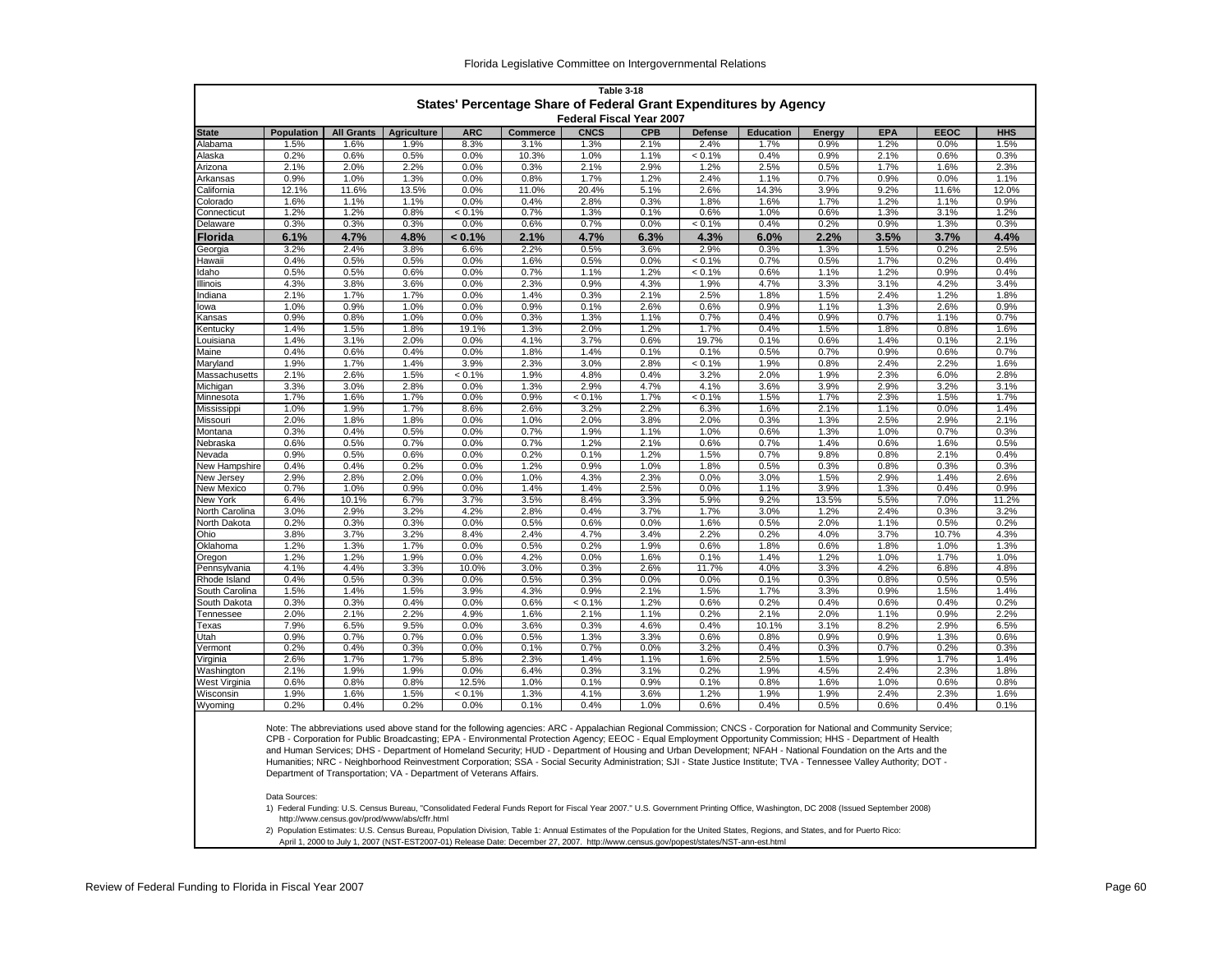## Table 3-18

## States' Percentage Share of Federal Grant Expenditures by Agency

### Federal Fiscal Year 2007

| State | Population | All Grants | Agriculture | ARC | Commerce | CNCS | CPB | Defense | Education | Energy | EPA | EEOC | HHS |
|---|---|---|---|---|---|---|---|---|---|---|---|---|---|
| Alabama | 1.5% | 1.6% | 1.9% | 8.3% | 3.1% | 1.3% | 2.1% | 2.4% | 1.7% | 0.9% | 1.2% | 0.0% | 1.5% |
| Alaska | 0.2% | 0.6% | 0.5% | 0.0% | 10.3% | 1.0% | 1.1% | < 0.1% | 0.4% | 0.9% | 2.1% | 0.6% | 0.3% |
| Arizona | 2.1% | 2.0% | 2.2% | 0.0% | 0.3% | 2.1% | 2.9% | 1.2% | 2.5% | 0.5% | 1.7% | 1.6% | 2.3% |
| Arkansas | 0.9% | 1.0% | 1.3% | 0.0% | 0.8% | 1.7% | 1.2% | 2.4% | 1.1% | 0.7% | 0.9% | 0.0% | 1.1% |
| California | 12.1% | 11.6% | 13.5% | 0.0% | 11.0% | 20.4% | 5.1% | 2.6% | 14.3% | 3.9% | 9.2% | 11.6% | 12.0% |
| Colorado | 1.6% | 1.1% | 1.1% | 0.0% | 0.4% | 2.8% | 0.3% | 1.8% | 1.6% | 1.7% | 1.2% | 1.1% | 0.9% |
| Connecticut | 1.2% | 1.2% | 0.8% | < 0.1% | 0.7% | 1.3% | 0.1% | 0.6% | 1.0% | 0.6% | 1.3% | 3.1% | 1.2% |
| Delaware | 0.3% | 0.3% | 0.3% | 0.0% | 0.6% | 0.7% | 0.0% | < 0.1% | 0.4% | 0.2% | 0.9% | 1.3% | 0.3% |
| **Florida** | **6.1%** | **4.7%** | **4.8%** | **< 0.1%** | **2.1%** | **4.7%** | **6.3%** | **4.3%** | **6.0%** | **2.2%** | **3.5%** | **3.7%** | **4.4%** |
| Georgia | 3.2% | 2.4% | 3.8% | 6.6% | 2.2% | 0.5% | 3.6% | 2.9% | 0.3% | 1.3% | 1.5% | 0.2% | 2.5% |
| Hawaii | 0.4% | 0.5% | 0.5% | 0.0% | 1.6% | 0.5% | 0.0% | < 0.1% | 0.7% | 0.5% | 1.7% | 0.2% | 0.4% |
| Idaho | 0.5% | 0.5% | 0.6% | 0.0% | 0.7% | 1.1% | 1.2% | < 0.1% | 0.6% | 1.1% | 1.2% | 0.9% | 0.4% |
| Illinois | 4.3% | 3.8% | 3.6% | 0.0% | 2.3% | 0.9% | 4.3% | 1.9% | 4.7% | 3.3% | 3.1% | 4.2% | 3.4% |
| Indiana | 2.1% | 1.7% | 1.7% | 0.0% | 1.4% | 0.3% | 2.1% | 2.5% | 1.8% | 1.5% | 2.4% | 1.2% | 1.8% |
| Iowa | 1.0% | 0.9% | 1.0% | 0.0% | 0.9% | 0.1% | 2.6% | 0.6% | 0.9% | 1.1% | 1.3% | 2.6% | 0.9% |
| Kansas | 0.9% | 0.8% | 1.0% | 0.0% | 0.3% | 1.3% | 1.1% | 0.7% | 0.4% | 0.9% | 0.7% | 1.1% | 0.7% |
| Kentucky | 1.4% | 1.5% | 1.8% | 19.1% | 1.3% | 2.0% | 1.2% | 1.7% | 0.4% | 1.5% | 1.8% | 0.8% | 1.6% |
| Louisiana | 1.4% | 3.1% | 2.0% | 0.0% | 4.1% | 3.7% | 0.6% | 19.7% | 0.1% | 0.6% | 1.4% | 0.1% | 2.1% |
| Maine | 0.4% | 0.6% | 0.4% | 0.0% | 1.8% | 1.4% | 0.1% | 0.1% | 0.5% | 0.7% | 0.9% | 0.6% | 0.7% |
| Maryland | 1.9% | 1.7% | 1.4% | 3.9% | 2.3% | 3.0% | 2.8% | < 0.1% | 1.9% | 0.8% | 2.4% | 2.2% | 1.6% |
| Massachusetts | 2.1% | 2.6% | 1.5% | < 0.1% | 1.9% | 4.8% | 0.4% | 3.2% | 2.0% | 1.9% | 2.3% | 6.0% | 2.8% |
| Michigan | 3.3% | 3.0% | 2.8% | 0.0% | 1.3% | 2.9% | 4.7% | 4.1% | 3.6% | 3.9% | 2.9% | 3.2% | 3.1% |
| Minnesota | 1.7% | 1.6% | 1.7% | 0.0% | 0.9% | < 0.1% | 1.7% | < 0.1% | 1.5% | 1.7% | 2.3% | 1.5% | 1.7% |
| Mississippi | 1.0% | 1.9% | 1.7% | 8.6% | 2.6% | 3.2% | 2.2% | 6.3% | 1.6% | 2.1% | 1.1% | 0.0% | 1.4% |
| Missouri | 2.0% | 1.8% | 1.8% | 0.0% | 1.0% | 2.0% | 3.8% | 2.0% | 0.3% | 1.3% | 2.5% | 2.9% | 2.1% |
| Montana | 0.3% | 0.4% | 0.5% | 0.0% | 0.7% | 1.9% | 1.1% | 1.0% | 0.6% | 1.3% | 1.0% | 0.7% | 0.3% |
| Nebraska | 0.6% | 0.5% | 0.7% | 0.0% | 0.7% | 1.2% | 2.1% | 0.6% | 0.7% | 1.4% | 0.6% | 1.6% | 0.5% |
| Nevada | 0.9% | 0.5% | 0.6% | 0.0% | 0.2% | 0.1% | 1.2% | 1.5% | 0.7% | 9.8% | 0.8% | 2.1% | 0.4% |
| New Hampshire | 0.4% | 0.4% | 0.2% | 0.0% | 1.2% | 0.9% | 1.0% | 1.8% | 0.5% | 0.3% | 0.8% | 0.3% | 0.3% |
| New Jersey | 2.9% | 2.8% | 2.0% | 0.0% | 1.0% | 4.3% | 2.3% | 0.0% | 3.0% | 1.5% | 2.9% | 1.4% | 2.6% |
| New Mexico | 0.7% | 1.0% | 0.9% | 0.0% | 1.4% | 1.4% | 2.5% | 0.0% | 1.1% | 3.9% | 1.3% | 0.4% | 0.9% |
| New York | 6.4% | 10.1% | 6.7% | 3.7% | 3.5% | 8.4% | 3.3% | 5.9% | 9.2% | 13.5% | 5.5% | 7.0% | 11.2% |
| North Carolina | 3.0% | 2.9% | 3.2% | 4.2% | 2.8% | 0.4% | 3.7% | 1.7% | 3.0% | 1.2% | 2.4% | 0.3% | 3.2% |
| North Dakota | 0.2% | 0.3% | 0.3% | 0.0% | 0.5% | 0.6% | 0.0% | 1.6% | 0.5% | 2.0% | 1.1% | 0.5% | 0.2% |
| Ohio | 3.8% | 3.7% | 3.2% | 8.4% | 2.4% | 4.7% | 3.4% | 2.2% | 0.2% | 4.0% | 3.7% | 10.7% | 4.3% |
| Oklahoma | 1.2% | 1.3% | 1.7% | 0.0% | 0.5% | 0.2% | 1.9% | 0.6% | 1.8% | 0.6% | 1.8% | 1.0% | 1.3% |
| Oregon | 1.2% | 1.2% | 1.9% | 0.0% | 4.2% | 0.0% | 1.6% | 0.1% | 1.4% | 1.2% | 1.0% | 1.7% | 1.0% |
| Pennsylvania | 4.1% | 4.4% | 3.3% | 10.0% | 3.0% | 0.3% | 2.6% | 11.7% | 4.0% | 3.3% | 4.2% | 6.8% | 4.8% |
| Rhode Island | 0.4% | 0.5% | 0.3% | 0.0% | 0.5% | 0.3% | 0.0% | 0.0% | 0.1% | 0.3% | 0.8% | 0.5% | 0.5% |
| South Carolina | 1.5% | 1.4% | 1.5% | 3.9% | 4.3% | 0.9% | 2.1% | 1.5% | 1.7% | 3.3% | 0.9% | 1.5% | 1.4% |
| South Dakota | 0.3% | 0.3% | 0.4% | 0.0% | 0.6% | < 0.1% | 1.2% | 0.6% | 0.2% | 0.4% | 0.6% | 0.4% | 0.2% |
| Tennessee | 2.0% | 2.1% | 2.2% | 4.9% | 1.6% | 2.1% | 1.1% | 0.2% | 2.1% | 2.0% | 1.1% | 0.9% | 2.2% |
| Texas | 7.9% | 6.5% | 9.5% | 0.0% | 3.6% | 0.3% | 4.6% | 0.4% | 10.1% | 3.1% | 8.2% | 2.9% | 6.5% |
| Utah | 0.9% | 0.7% | 0.7% | 0.0% | 0.5% | 1.3% | 3.3% | 0.6% | 0.8% | 0.9% | 0.9% | 1.3% | 0.6% |
| Vermont | 0.2% | 0.4% | 0.3% | 0.0% | 0.1% | 0.7% | 0.0% | 3.2% | 0.4% | 0.3% | 0.7% | 0.2% | 0.3% |
| Virginia | 2.6% | 1.7% | 1.7% | 5.8% | 2.3% | 1.4% | 1.1% | 1.6% | 2.5% | 1.5% | 1.9% | 1.7% | 1.4% |
| Washington | 2.1% | 1.9% | 1.9% | 0.0% | 6.4% | 0.3% | 3.1% | 0.2% | 1.9% | 4.5% | 2.4% | 2.3% | 1.8% |
| West Virginia | 0.6% | 0.8% | 0.8% | 12.5% | 1.0% | 0.1% | 0.9% | 0.1% | 0.8% | 1.6% | 1.0% | 0.6% | 0.8% |
| Wisconsin | 1.9% | 1.6% | 1.5% | < 0.1% | 1.3% | 4.1% | 3.6% | 1.2% | 1.9% | 1.9% | 2.4% | 2.3% | 1.6% |
| Wyoming | 0.2% | 0.4% | 0.2% | 0.0% | 0.1% | 0.4% | 1.0% | 0.6% | 0.4% | 0.5% | 0.6% | 0.4% | 0.1% |

Note: The abbreviations used above stand for the following agencies: ARC - Appalachian Regional Commission; CNCS - Corporation for National and Community Service; CPB - Corporation for Public Broadcasting; EPA - Environmental Protection Agency; EEOC - Equal Employment Opportunity Commission; HHS - Department of Health and Human Services; DHS - Department of Homeland Security; HUD - Department of Housing and Urban Development; NFAH - National Foundation on the Arts and the Humanities; NRC - Neighborhood Reinvestment Corporation; SSA - Social Security Administration; SJI - State Justice Institute; TVA - Tennessee Valley Authority; DOT - Department of Transportation; VA - Department of Veterans Affairs.

Data Sources:

1) Federal Funding: U.S. Census Bureau, "Consolidated Federal Funds Report for Fiscal Year 2007." U.S. Government Printing Office, Washington, DC 2008 (Issued September 2008) http://www.census.gov/prod/www/abs/cffr.html

2) Population Estimates: U.S. Census Bureau, Population Division, Table 1: Annual Estimates of the Population for the United States, Regions, and States, and for Puerto Rico: April 1, 2000 to July 1, 2007 (NST-EST2007-01) Release Date: December 27, 2007. http://www.census.gov/popest/states/NST-ann-est.html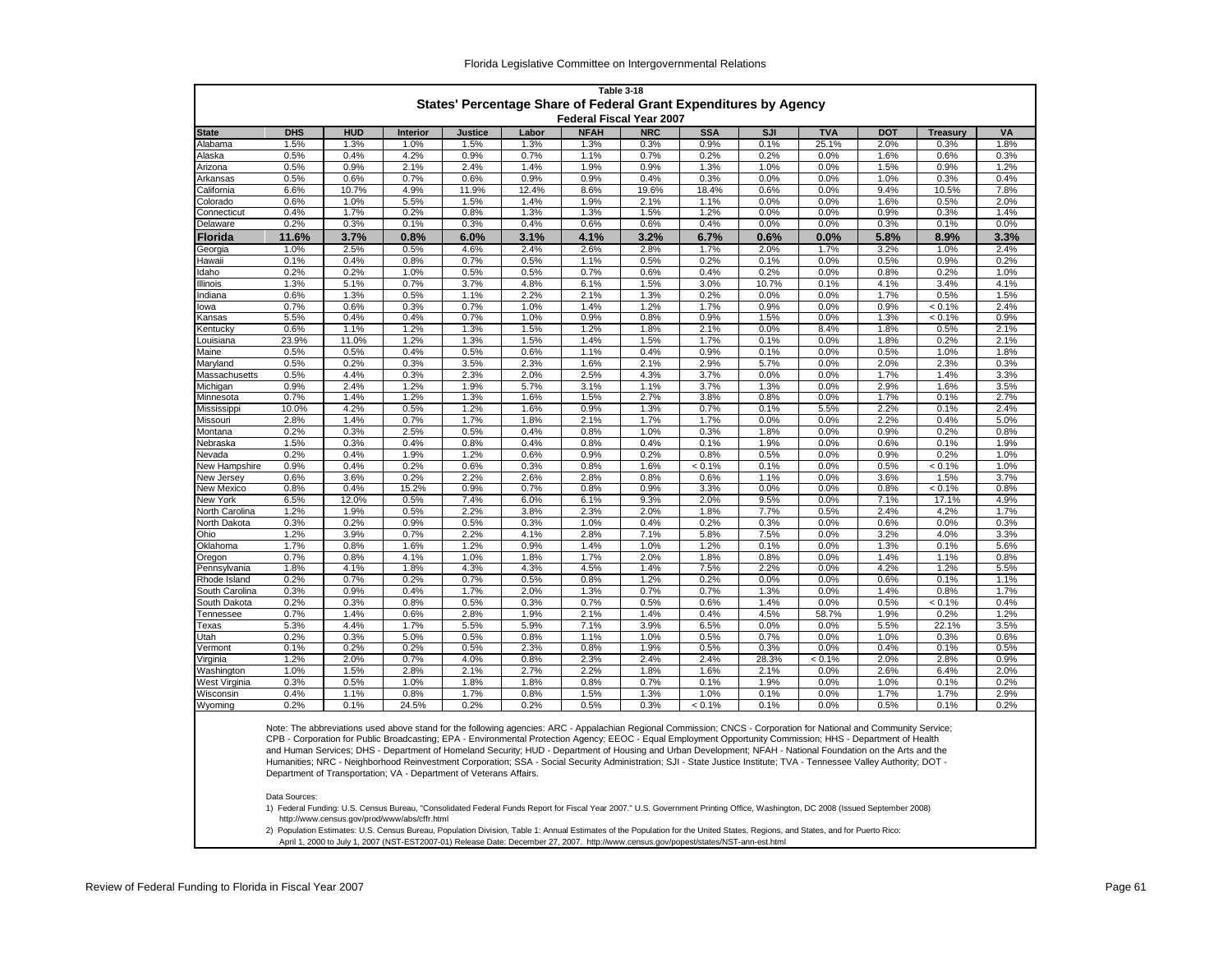**Table 3-18**

**States' Percentage Share of Federal Grant Expenditures by Agency**

**Federal Fiscal Year 2007**

| State | DHS | HUD | Interior | Justice | Labor | NFAH | NRC | SSA | SJI | TVA | DOT | Treasury | VA |
|---|---|---|---|---|---|---|---|---|---|---|---|---|---|
| Alabama | 1.5% | 1.3% | 1.0% | 1.5% | 1.3% | 1.3% | 0.3% | 0.9% | 0.1% | 25.1% | 2.0% | 0.3% | 1.8% |
| Alaska | 0.5% | 0.4% | 4.2% | 0.9% | 0.7% | 1.1% | 0.7% | 0.2% | 0.2% | 0.0% | 1.6% | 0.6% | 0.3% |
| Arizona | 0.5% | 0.9% | 2.1% | 2.4% | 1.4% | 1.9% | 0.9% | 1.3% | 1.0% | 0.0% | 1.5% | 0.9% | 1.2% |
| Arkansas | 0.5% | 0.6% | 0.7% | 0.6% | 0.9% | 0.9% | 0.4% | 0.3% | 0.0% | 0.0% | 1.0% | 0.3% | 0.4% |
| California | 6.6% | 10.7% | 4.9% | 11.9% | 12.4% | 8.6% | 19.6% | 18.4% | 0.6% | 0.0% | 9.4% | 10.5% | 7.8% |
| Colorado | 0.6% | 1.0% | 5.5% | 1.5% | 1.4% | 1.9% | 2.1% | 1.1% | 0.0% | 0.0% | 1.6% | 0.5% | 2.0% |
| Connecticut | 0.4% | 1.7% | 0.2% | 0.8% | 1.3% | 1.3% | 1.5% | 1.2% | 0.0% | 0.0% | 0.9% | 0.3% | 1.4% |
| Delaware | 0.2% | 0.3% | 0.1% | 0.3% | 0.4% | 0.6% | 0.6% | 0.4% | 0.0% | 0.0% | 0.3% | 0.1% | 0.0% |
| **Florida** | **11.6%** | **3.7%** | **0.8%** | **6.0%** | **3.1%** | **4.1%** | **3.2%** | **6.7%** | **0.6%** | **0.0%** | **5.8%** | **8.9%** | **3.3%** |
| Georgia | 1.0% | 2.5% | 0.5% | 4.6% | 2.4% | 2.6% | 2.8% | 1.7% | 2.0% | 1.7% | 3.2% | 1.0% | 2.4% |
| Hawaii | 0.1% | 0.4% | 0.8% | 0.7% | 0.5% | 1.1% | 0.5% | 0.2% | 0.1% | 0.0% | 0.5% | 0.9% | 0.2% |
| Idaho | 0.2% | 0.2% | 1.0% | 0.5% | 0.5% | 0.7% | 0.6% | 0.4% | 0.2% | 0.0% | 0.8% | 0.2% | 1.0% |
| Illinois | 1.3% | 5.1% | 0.7% | 3.7% | 4.8% | 6.1% | 1.5% | 3.0% | 10.7% | 0.1% | 4.1% | 3.4% | 4.1% |
| Indiana | 0.6% | 1.3% | 0.5% | 1.1% | 2.2% | 2.1% | 1.3% | 0.2% | 0.0% | 0.0% | 1.7% | 0.5% | 1.5% |
| Iowa | 0.7% | 0.6% | 0.3% | 0.7% | 1.0% | 1.4% | 1.2% | 1.7% | 0.9% | 0.0% | 0.9% | < 0.1% | 2.4% |
| Kansas | 5.5% | 0.4% | 0.4% | 0.7% | 1.0% | 0.9% | 0.8% | 0.9% | 1.5% | 0.0% | 1.3% | < 0.1% | 0.9% |
| Kentucky | 0.6% | 1.1% | 1.2% | 1.3% | 1.5% | 1.2% | 1.8% | 2.1% | 0.0% | 8.4% | 1.8% | 0.5% | 2.1% |
| Louisiana | 23.9% | 11.0% | 1.2% | 1.3% | 1.5% | 1.4% | 1.5% | 1.7% | 0.1% | 0.0% | 1.8% | 0.2% | 2.1% |
| Maine | 0.5% | 0.5% | 0.4% | 0.5% | 0.6% | 1.1% | 0.4% | 0.9% | 0.1% | 0.0% | 0.5% | 1.0% | 1.8% |
| Maryland | 0.5% | 0.2% | 0.3% | 3.5% | 2.3% | 1.6% | 2.1% | 2.9% | 5.7% | 0.0% | 2.0% | 2.3% | 0.3% |
| Massachusetts | 0.5% | 4.4% | 0.3% | 2.3% | 2.0% | 2.5% | 4.3% | 3.7% | 0.0% | 0.0% | 1.7% | 1.4% | 3.3% |
| Michigan | 0.9% | 2.4% | 1.2% | 1.9% | 5.7% | 3.1% | 1.1% | 3.7% | 1.3% | 0.0% | 2.9% | 1.6% | 3.5% |
| Minnesota | 0.7% | 1.4% | 1.2% | 1.3% | 1.6% | 1.5% | 2.7% | 3.8% | 0.8% | 0.0% | 1.7% | 0.1% | 2.7% |
| Mississippi | 10.0% | 4.2% | 0.5% | 1.2% | 1.6% | 0.9% | 1.3% | 0.7% | 0.1% | 5.5% | 2.2% | 0.1% | 2.4% |
| Missouri | 2.8% | 1.4% | 0.7% | 1.7% | 1.8% | 2.1% | 1.7% | 1.7% | 0.0% | 0.0% | 2.2% | 0.4% | 5.0% |
| Montana | 0.2% | 0.3% | 2.5% | 0.5% | 0.4% | 0.8% | 1.0% | 0.3% | 1.8% | 0.0% | 0.9% | 0.2% | 0.8% |
| Nebraska | 1.5% | 0.3% | 0.4% | 0.8% | 0.4% | 0.8% | 0.4% | 0.1% | 1.9% | 0.0% | 0.6% | 0.1% | 1.9% |
| Nevada | 0.2% | 0.4% | 1.9% | 1.2% | 0.6% | 0.9% | 0.2% | 0.8% | 0.5% | 0.0% | 0.9% | 0.2% | 1.0% |
| New Hampshire | 0.9% | 0.4% | 0.2% | 0.6% | 0.3% | 0.8% | 1.6% | < 0.1% | 0.1% | 0.0% | 0.5% | < 0.1% | 1.0% |
| New Jersey | 0.6% | 3.6% | 0.2% | 2.2% | 2.6% | 2.8% | 0.8% | 0.6% | 1.1% | 0.0% | 3.6% | 1.5% | 3.7% |
| New Mexico | 0.8% | 0.4% | 15.2% | 0.9% | 0.7% | 0.8% | 0.9% | 3.3% | 0.0% | 0.0% | 0.8% | < 0.1% | 0.8% |
| New York | 6.5% | 12.0% | 0.5% | 7.4% | 6.0% | 6.1% | 9.3% | 2.0% | 9.5% | 0.0% | 7.1% | 17.1% | 4.9% |
| North Carolina | 1.2% | 1.9% | 0.5% | 2.2% | 3.8% | 2.3% | 2.0% | 1.8% | 7.7% | 0.5% | 2.4% | 4.2% | 1.7% |
| North Dakota | 0.3% | 0.2% | 0.9% | 0.5% | 0.3% | 1.0% | 0.4% | 0.2% | 0.3% | 0.0% | 0.6% | 0.0% | 0.3% |
| Ohio | 1.2% | 3.9% | 0.7% | 2.2% | 4.1% | 2.8% | 7.1% | 5.8% | 7.5% | 0.0% | 3.2% | 4.0% | 3.3% |
| Oklahoma | 1.7% | 0.8% | 1.6% | 1.2% | 0.9% | 1.4% | 1.0% | 1.2% | 0.1% | 0.0% | 1.3% | 0.1% | 5.6% |
| Oregon | 0.7% | 0.8% | 4.1% | 1.0% | 1.8% | 1.7% | 2.0% | 1.8% | 0.8% | 0.0% | 1.4% | 1.1% | 0.8% |
| Pennsylvania | 1.8% | 4.1% | 1.8% | 4.3% | 4.3% | 4.5% | 1.4% | 7.5% | 2.2% | 0.0% | 4.2% | 1.2% | 5.5% |
| Rhode Island | 0.2% | 0.7% | 0.2% | 0.7% | 0.5% | 0.8% | 1.2% | 0.2% | 0.0% | 0.0% | 0.6% | 0.1% | 1.1% |
| South Carolina | 0.3% | 0.9% | 0.4% | 1.7% | 2.0% | 1.3% | 0.7% | 0.7% | 1.3% | 0.0% | 1.4% | 0.8% | 1.7% |
| South Dakota | 0.2% | 0.3% | 0.8% | 0.5% | 0.3% | 0.7% | 0.5% | 0.6% | 1.4% | 0.0% | 0.5% | < 0.1% | 0.4% |
| Tennessee | 0.7% | 1.4% | 0.6% | 2.8% | 1.9% | 2.1% | 1.4% | 0.4% | 4.5% | 58.7% | 1.9% | 0.2% | 1.2% |
| Texas | 5.3% | 4.4% | 1.7% | 5.5% | 5.9% | 7.1% | 3.9% | 6.5% | 0.0% | 0.0% | 5.5% | 22.1% | 3.5% |
| Utah | 0.2% | 0.3% | 5.0% | 0.5% | 0.8% | 1.1% | 1.0% | 0.5% | 0.7% | 0.0% | 1.0% | 0.3% | 0.6% |
| Vermont | 0.1% | 0.2% | 0.2% | 0.5% | 2.3% | 0.8% | 1.9% | 0.5% | 0.3% | 0.0% | 0.4% | 0.1% | 0.5% |
| Virginia | 1.2% | 2.0% | 0.7% | 4.0% | 0.8% | 2.3% | 2.4% | 2.4% | 28.3% | < 0.1% | 2.0% | 2.8% | 0.9% |
| Washington | 1.0% | 1.5% | 2.8% | 2.1% | 2.7% | 2.2% | 1.8% | 1.6% | 2.1% | 0.0% | 2.6% | 6.4% | 2.0% |
| West Virginia | 0.3% | 0.5% | 1.0% | 1.8% | 1.8% | 0.8% | 0.7% | 0.1% | 1.9% | 0.0% | 1.0% | 0.1% | 0.2% |
| Wisconsin | 0.4% | 1.1% | 0.8% | 1.7% | 0.8% | 1.5% | 1.3% | 1.0% | 0.1% | 0.0% | 1.7% | 1.7% | 2.9% |
| Wyoming | 0.2% | 0.1% | 24.5% | 0.2% | 0.2% | 0.5% | 0.3% | < 0.1% | 0.1% | 0.0% | 0.5% | 0.1% | 0.2% |

Note: The abbreviations used above stand for the following agencies: ARC - Appalachian Regional Commission; CNCS - Corporation for National and Community Service; CPB - Corporation for Public Broadcasting; EPA - Environmental Protection Agency; EEOC - Equal Employment Opportunity Commission; HHS - Department of Health and Human Services; DHS - Department of Homeland Security; HUD - Department of Housing and Urban Development; NFAH - National Foundation on the Arts and the Humanities; NRC - Neighborhood Reinvestment Corporation; SSA - Social Security Administration; SJI - State Justice Institute; TVA - Tennessee Valley Authority; DOT - Department of Transportation; VA - Department of Veterans Affairs.

Data Sources:

1) Federal Funding: U.S. Census Bureau, "Consolidated Federal Funds Report for Fiscal Year 2007." U.S. Government Printing Office, Washington, DC 2008 (Issued September 2008) http://www.census.gov/prod/www/abs/cffr.html

2) Population Estimates: U.S. Census Bureau, Population Division, Table 1: Annual Estimates of the Population for the United States, Regions, and States, and for Puerto Rico: April 1, 2000 to July 1, 2007 (NST-EST2007-01) Release Date: December 27, 2007. http://www.census.gov/popest/states/NST-ann-est.html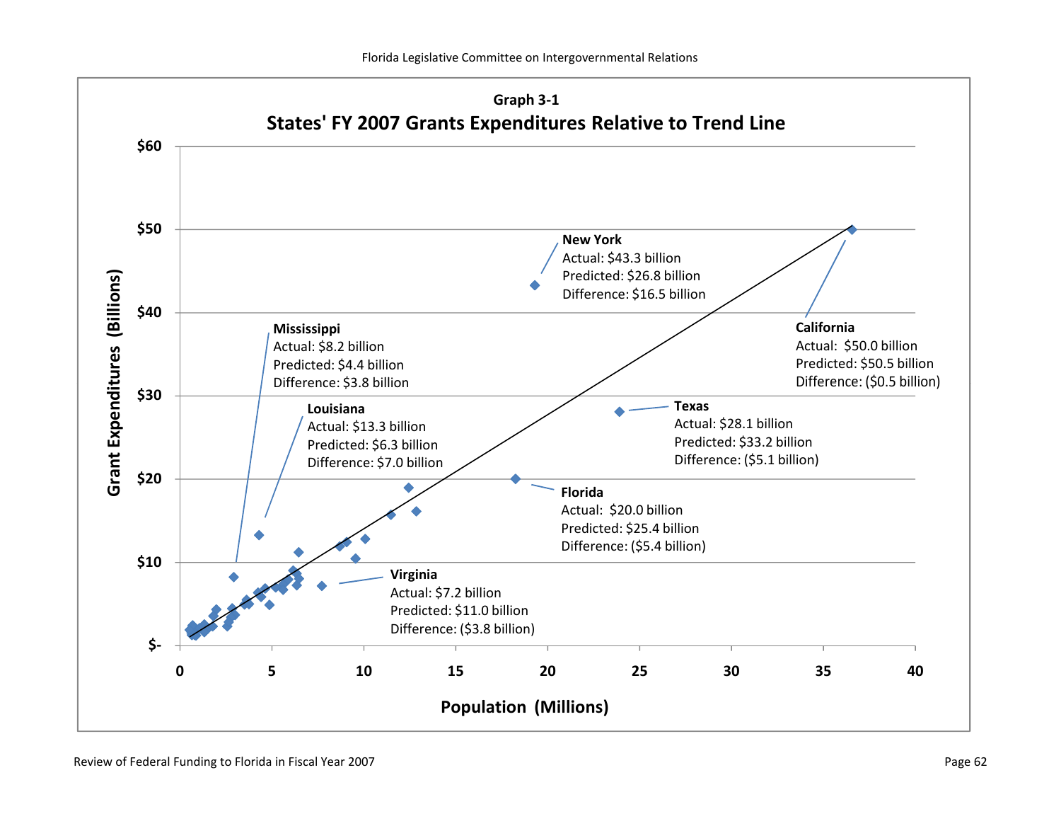**Graph 3-1**

**States' FY 2007 Grants Expenditures Relative to Trend Line**

Grant Expenditures (Billions): $-, $10, $20, $30, $40, $50, $60

Population (Millions): 0, 5, 10, 15, 20, 25, 30, 35, 40

**New York**
Actual: $43.3 billion
Predicted: $26.8 billion
Difference: $16.5 billion

**California**
Actual: $50.0 billion
Predicted: $50.5 billion
Difference: ($0.5 billion)

**Mississippi**
Actual: $8.2 billion
Predicted: $4.4 billion
Difference: $3.8 billion

**Louisiana**
Actual: $13.3 billion
Predicted: $6.3 billion
Difference: $7.0 billion

**Texas**
Actual: $28.1 billion
Predicted: $33.2 billion
Difference: ($5.1 billion)

**Florida**
Actual: $20.0 billion
Predicted: $25.4 billion
Difference: ($5.4 billion)

**Virginia**
Actual: $7.2 billion
Predicted: $11.0 billion
Difference: ($3.8 billion)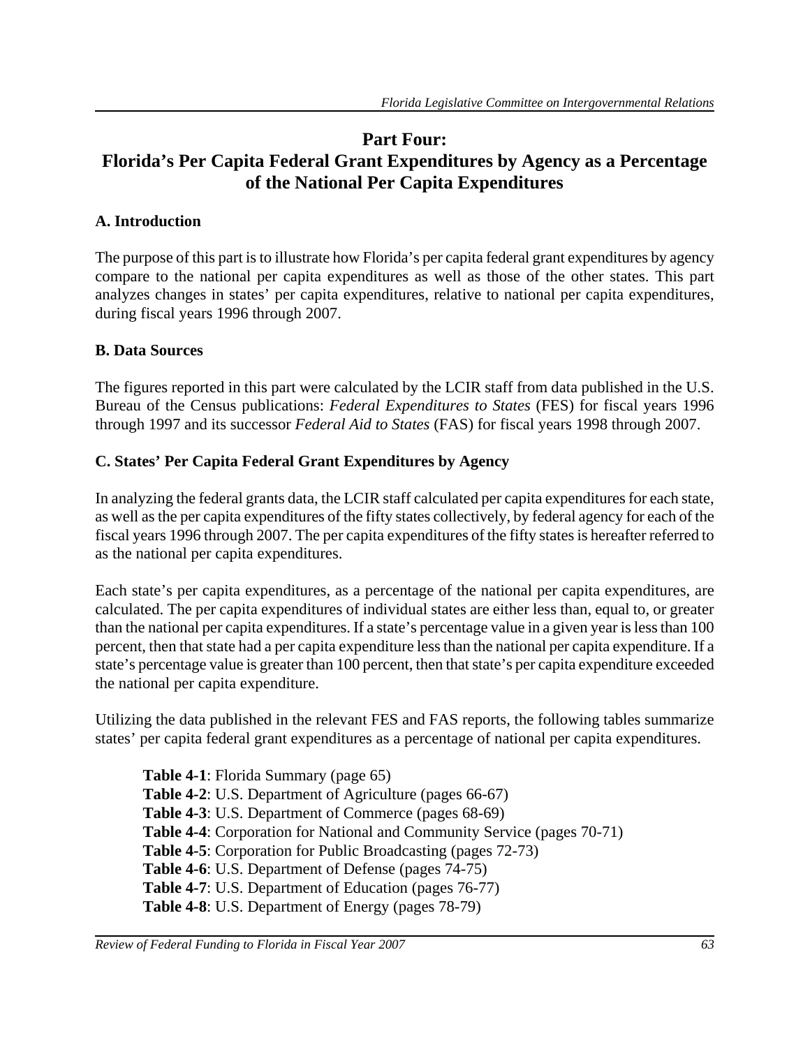# Part Four: Florida's Per Capita Federal Grant Expenditures by Agency as a Percentage of the National Per Capita Expenditures

## A. Introduction

The purpose of this part is to illustrate how Florida's per capita federal grant expenditures by agency compare to the national per capita expenditures as well as those of the other states. This part analyzes changes in states' per capita expenditures, relative to national per capita expenditures, during fiscal years 1996 through 2007.

## B. Data Sources

The figures reported in this part were calculated by the LCIR staff from data published in the U.S. Bureau of the Census publications: *Federal Expenditures to States* (FES) for fiscal years 1996 through 1997 and its successor *Federal Aid to States* (FAS) for fiscal years 1998 through 2007.

## C. States' Per Capita Federal Grant Expenditures by Agency

In analyzing the federal grants data, the LCIR staff calculated per capita expenditures for each state, as well as the per capita expenditures of the fifty states collectively, by federal agency for each of the fiscal years 1996 through 2007. The per capita expenditures of the fifty states is hereafter referred to as the national per capita expenditures.

Each state's per capita expenditures, as a percentage of the national per capita expenditures, are calculated. The per capita expenditures of individual states are either less than, equal to, or greater than the national per capita expenditures. If a state's percentage value in a given year is less than 100 percent, then that state had a per capita expenditure less than the national per capita expenditure. If a state's percentage value is greater than 100 percent, then that state's per capita expenditure exceeded the national per capita expenditure.

Utilizing the data published in the relevant FES and FAS reports, the following tables summarize states' per capita federal grant expenditures as a percentage of national per capita expenditures.

- **Table 4-1**: Florida Summary (page 65)
- **Table 4-2**: U.S. Department of Agriculture (pages 66-67)
- **Table 4-3**: U.S. Department of Commerce (pages 68-69)
- **Table 4-4**: Corporation for National and Community Service (pages 70-71)
- **Table 4-5**: Corporation for Public Broadcasting (pages 72-73)
- **Table 4-6**: U.S. Department of Defense (pages 74-75)
- **Table 4-7**: U.S. Department of Education (pages 76-77)
- **Table 4-8**: U.S. Department of Energy (pages 78-79)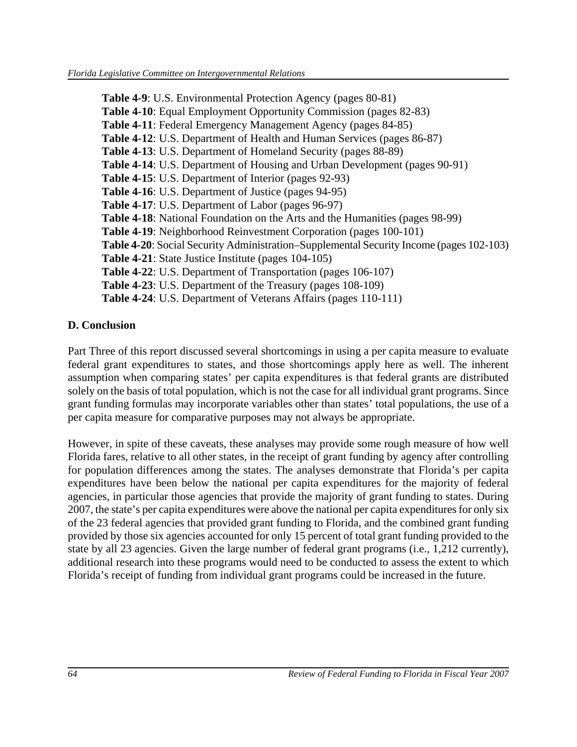**Table 4-9**: U.S. Environmental Protection Agency (pages 80-81)
**Table 4-10**: Equal Employment Opportunity Commission (pages 82-83)
**Table 4-11**: Federal Emergency Management Agency (pages 84-85)
**Table 4-12**: U.S. Department of Health and Human Services (pages 86-87)
**Table 4-13**: U.S. Department of Homeland Security (pages 88-89)
**Table 4-14**: U.S. Department of Housing and Urban Development (pages 90-91)
**Table 4-15**: U.S. Department of Interior (pages 92-93)
**Table 4-16**: U.S. Department of Justice (pages 94-95)
**Table 4-17**: U.S. Department of Labor (pages 96-97)
**Table 4-18**: National Foundation on the Arts and the Humanities (pages 98-99)
**Table 4-19**: Neighborhood Reinvestment Corporation (pages 100-101)
**Table 4-20**: Social Security Administration–Supplemental Security Income (pages 102-103)
**Table 4-21**: State Justice Institute (pages 104-105)
**Table 4-22**: U.S. Department of Transportation (pages 106-107)
**Table 4-23**: U.S. Department of the Treasury (pages 108-109)
**Table 4-24**: U.S. Department of Veterans Affairs (pages 110-111)

## D. Conclusion

Part Three of this report discussed several shortcomings in using a per capita measure to evaluate federal grant expenditures to states, and those shortcomings apply here as well. The inherent assumption when comparing states' per capita expenditures is that federal grants are distributed solely on the basis of total population, which is not the case for all individual grant programs. Since grant funding formulas may incorporate variables other than states' total populations, the use of a per capita measure for comparative purposes may not always be appropriate.

However, in spite of these caveats, these analyses may provide some rough measure of how well Florida fares, relative to all other states, in the receipt of grant funding by agency after controlling for population differences among the states. The analyses demonstrate that Florida's per capita expenditures have been below the national per capita expenditures for the majority of federal agencies, in particular those agencies that provide the majority of grant funding to states. During 2007, the state's per capita expenditures were above the national per capita expenditures for only six of the 23 federal agencies that provided grant funding to Florida, and the combined grant funding provided by those six agencies accounted for only 15 percent of total grant funding provided to the state by all 23 agencies. Given the large number of federal grant programs (i.e., 1,212 currently), additional research into these programs would need to be conducted to assess the extent to which Florida's receipt of funding from individual grant programs could be increased in the future.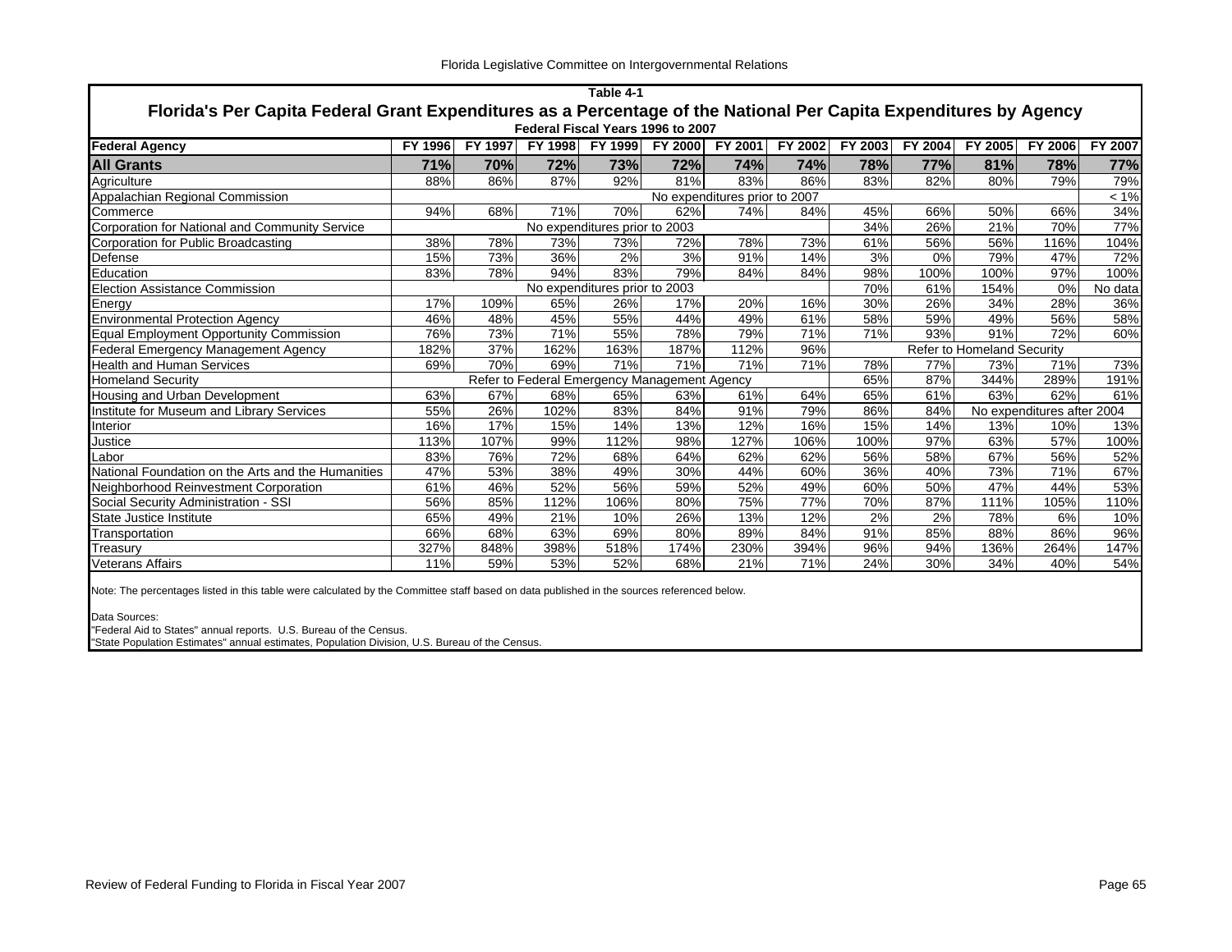### Table 4-1

## Florida's Per Capita Federal Grant Expenditures as a Percentage of the National Per Capita Expenditures by Agency

### Federal Fiscal Years 1996 to 2007

| Federal Agency | FY 1996 | FY 1997 | FY 1998 | FY 1999 | FY 2000 | FY 2001 | FY 2002 | FY 2003 | FY 2004 | FY 2005 | FY 2006 | FY 2007 |
|---|---|---|---|---|---|---|---|---|---|---|---|---|
| **All Grants** | **71%** | **70%** | **72%** | **73%** | **72%** | **74%** | **74%** | **78%** | **77%** | **81%** | **78%** | **77%** |
| Agriculture | 88% | 86% | 87% | 92% | 81% | 83% | 86% | 83% | 82% | 80% | 79% | 79% |
| Appalachian Regional Commission | No expenditures prior to 2007 | | | | | | | | | | | < 1% |
| Commerce | 94% | 68% | 71% | 70% | 62% | 74% | 84% | 45% | 66% | 50% | 66% | 34% |
| Corporation for National and Community Service | No expenditures prior to 2003 | | | | | | | 34% | 26% | 21% | 70% | 77% |
| Corporation for Public Broadcasting | 38% | 78% | 73% | 73% | 72% | 78% | 73% | 61% | 56% | 56% | 116% | 104% |
| Defense | 15% | 73% | 36% | 2% | 3% | 91% | 14% | 3% | 0% | 79% | 47% | 72% |
| Education | 83% | 78% | 94% | 83% | 79% | 84% | 84% | 98% | 100% | 100% | 97% | 100% |
| Election Assistance Commission | No expenditures prior to 2003 | | | | | | | 70% | 61% | 154% | 0% | No data |
| Energy | 17% | 109% | 65% | 26% | 17% | 20% | 16% | 30% | 26% | 34% | 28% | 36% |
| Environmental Protection Agency | 46% | 48% | 45% | 55% | 44% | 49% | 61% | 58% | 59% | 49% | 56% | 58% |
| Equal Employment Opportunity Commission | 76% | 73% | 71% | 55% | 78% | 79% | 71% | 71% | 93% | 91% | 72% | 60% |
| Federal Emergency Management Agency | 182% | 37% | 162% | 163% | 187% | 112% | 96% | Refer to Homeland Security | | | | |
| Health and Human Services | 69% | 70% | 69% | 71% | 71% | 71% | 71% | 78% | 77% | 73% | 71% | 73% |
| Homeland Security | Refer to Federal Emergency Management Agency | | | | | | | 65% | 87% | 344% | 289% | 191% |
| Housing and Urban Development | 63% | 67% | 68% | 65% | 63% | 61% | 64% | 65% | 61% | 63% | 62% | 61% |
| Institute for Museum and Library Services | 55% | 26% | 102% | 83% | 84% | 91% | 79% | 86% | 84% | No expenditures after 2004 | | |
| Interior | 16% | 17% | 15% | 14% | 13% | 12% | 16% | 15% | 14% | 13% | 10% | 13% |
| Justice | 113% | 107% | 99% | 112% | 98% | 127% | 106% | 100% | 97% | 63% | 57% | 100% |
| Labor | 83% | 76% | 72% | 68% | 64% | 62% | 62% | 56% | 58% | 67% | 56% | 52% |
| National Foundation on the Arts and the Humanities | 47% | 53% | 38% | 49% | 30% | 44% | 60% | 36% | 40% | 73% | 71% | 67% |
| Neighborhood Reinvestment Corporation | 61% | 46% | 52% | 56% | 59% | 52% | 49% | 60% | 50% | 47% | 44% | 53% |
| Social Security Administration - SSI | 56% | 85% | 112% | 106% | 80% | 75% | 77% | 70% | 87% | 111% | 105% | 110% |
| State Justice Institute | 65% | 49% | 21% | 10% | 26% | 13% | 12% | 2% | 2% | 78% | 6% | 10% |
| Transportation | 66% | 68% | 63% | 69% | 80% | 89% | 84% | 91% | 85% | 88% | 86% | 96% |
| Treasury | 327% | 848% | 398% | 518% | 174% | 230% | 394% | 96% | 94% | 136% | 264% | 147% |
| Veterans Affairs | 11% | 59% | 53% | 52% | 68% | 21% | 71% | 24% | 30% | 34% | 40% | 54% |

Note: The percentages listed in this table were calculated by the Committee staff based on data published in the sources referenced below.

Data Sources:
"Federal Aid to States" annual reports. U.S. Bureau of the Census.
"State Population Estimates" annual estimates, Population Division, U.S. Bureau of the Census.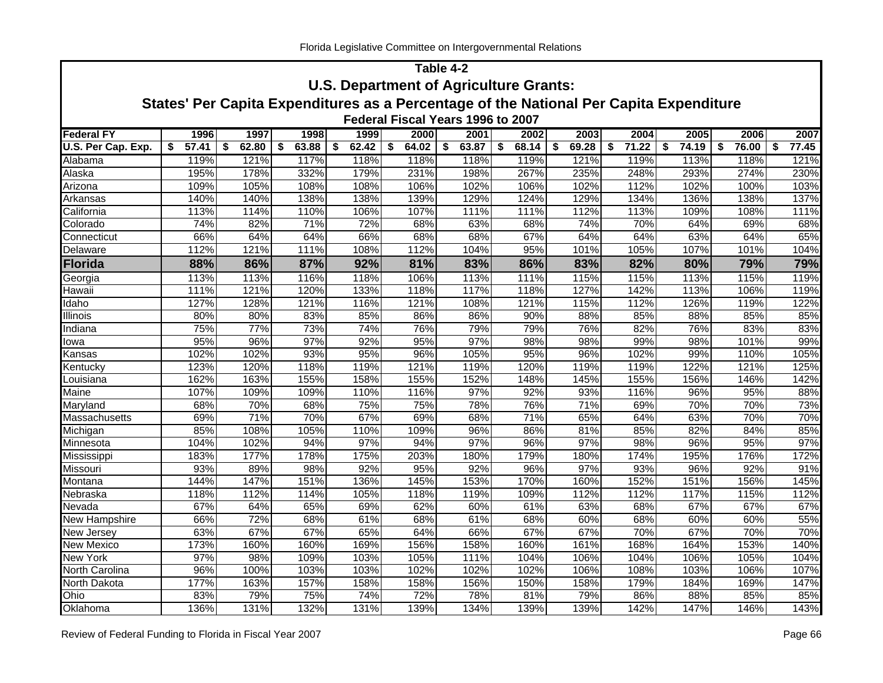## Table 4-2

## U.S. Department of Agriculture Grants:

## States' Per Capita Expenditures as a Percentage of the National Per Capita Expenditure

### Federal Fiscal Years 1996 to 2007

| Federal FY | 1996 | 1997 | 1998 | 1999 | 2000 | 2001 | 2002 | 2003 | 2004 | 2005 | 2006 | 2007 |
|---|---|---|---|---|---|---|---|---|---|---|---|---|
| **U.S. Per Cap. Exp.** | **$ 57.41** | **$ 62.80** | **$ 63.88** | **$ 62.42** | **$ 64.02** | **$ 63.87** | **$ 68.14** | **$ 69.28** | **$ 71.22** | **$ 74.19** | **$ 76.00** | **$ 77.45** |
| Alabama | 119% | 121% | 117% | 118% | 118% | 118% | 119% | 121% | 119% | 113% | 118% | 121% |
| Alaska | 195% | 178% | 332% | 179% | 231% | 198% | 267% | 235% | 248% | 293% | 274% | 230% |
| Arizona | 109% | 105% | 108% | 108% | 106% | 102% | 106% | 102% | 112% | 102% | 100% | 103% |
| Arkansas | 140% | 140% | 138% | 138% | 139% | 129% | 124% | 129% | 134% | 136% | 138% | 137% |
| California | 113% | 114% | 110% | 106% | 107% | 111% | 111% | 112% | 113% | 109% | 108% | 111% |
| Colorado | 74% | 82% | 71% | 72% | 68% | 63% | 68% | 74% | 70% | 64% | 69% | 68% |
| Connecticut | 66% | 64% | 64% | 66% | 68% | 68% | 67% | 64% | 64% | 63% | 64% | 65% |
| Delaware | 112% | 121% | 111% | 108% | 112% | 104% | 95% | 101% | 105% | 107% | 101% | 104% |
| **Florida** | **88%** | **86%** | **87%** | **92%** | **81%** | **83%** | **86%** | **83%** | **82%** | **80%** | **79%** | **79%** |
| Georgia | 113% | 113% | 116% | 118% | 106% | 113% | 111% | 115% | 115% | 113% | 115% | 119% |
| Hawaii | 111% | 121% | 120% | 133% | 118% | 117% | 118% | 127% | 142% | 113% | 106% | 119% |
| Idaho | 127% | 128% | 121% | 116% | 121% | 108% | 121% | 115% | 112% | 126% | 119% | 122% |
| Illinois | 80% | 80% | 83% | 85% | 86% | 86% | 90% | 88% | 85% | 88% | 85% | 85% |
| Indiana | 75% | 77% | 73% | 74% | 76% | 79% | 79% | 76% | 82% | 76% | 83% | 83% |
| Iowa | 95% | 96% | 97% | 92% | 95% | 97% | 98% | 98% | 99% | 98% | 101% | 99% |
| Kansas | 102% | 102% | 93% | 95% | 96% | 105% | 95% | 96% | 102% | 99% | 110% | 105% |
| Kentucky | 123% | 120% | 118% | 119% | 121% | 119% | 120% | 119% | 119% | 122% | 121% | 125% |
| Louisiana | 162% | 163% | 155% | 158% | 155% | 152% | 148% | 145% | 155% | 156% | 146% | 142% |
| Maine | 107% | 109% | 109% | 110% | 116% | 97% | 92% | 93% | 116% | 96% | 95% | 88% |
| Maryland | 68% | 70% | 68% | 75% | 75% | 78% | 76% | 71% | 69% | 70% | 70% | 73% |
| Massachusetts | 69% | 71% | 70% | 67% | 69% | 68% | 71% | 65% | 64% | 63% | 70% | 70% |
| Michigan | 85% | 108% | 105% | 110% | 109% | 96% | 86% | 81% | 85% | 82% | 84% | 85% |
| Minnesota | 104% | 102% | 94% | 97% | 94% | 97% | 96% | 97% | 98% | 96% | 95% | 97% |
| Mississippi | 183% | 177% | 178% | 175% | 203% | 180% | 179% | 180% | 174% | 195% | 176% | 172% |
| Missouri | 93% | 89% | 98% | 92% | 95% | 92% | 96% | 97% | 93% | 96% | 92% | 91% |
| Montana | 144% | 147% | 151% | 136% | 145% | 153% | 170% | 160% | 152% | 151% | 156% | 145% |
| Nebraska | 118% | 112% | 114% | 105% | 118% | 119% | 109% | 112% | 112% | 117% | 115% | 112% |
| Nevada | 67% | 64% | 65% | 69% | 62% | 60% | 61% | 63% | 68% | 67% | 67% | 67% |
| New Hampshire | 66% | 72% | 68% | 61% | 68% | 61% | 68% | 60% | 68% | 60% | 60% | 55% |
| New Jersey | 63% | 67% | 67% | 65% | 64% | 66% | 67% | 67% | 70% | 67% | 70% | 70% |
| New Mexico | 173% | 160% | 160% | 169% | 156% | 158% | 160% | 161% | 168% | 164% | 153% | 140% |
| New York | 97% | 98% | 109% | 103% | 105% | 111% | 104% | 106% | 104% | 106% | 105% | 104% |
| North Carolina | 96% | 100% | 103% | 103% | 102% | 102% | 102% | 106% | 108% | 103% | 106% | 107% |
| North Dakota | 177% | 163% | 157% | 158% | 158% | 156% | 150% | 158% | 179% | 184% | 169% | 147% |
| Ohio | 83% | 79% | 75% | 74% | 72% | 78% | 81% | 79% | 86% | 88% | 85% | 85% |
| Oklahoma | 136% | 131% | 132% | 131% | 139% | 134% | 139% | 139% | 142% | 147% | 146% | 143% |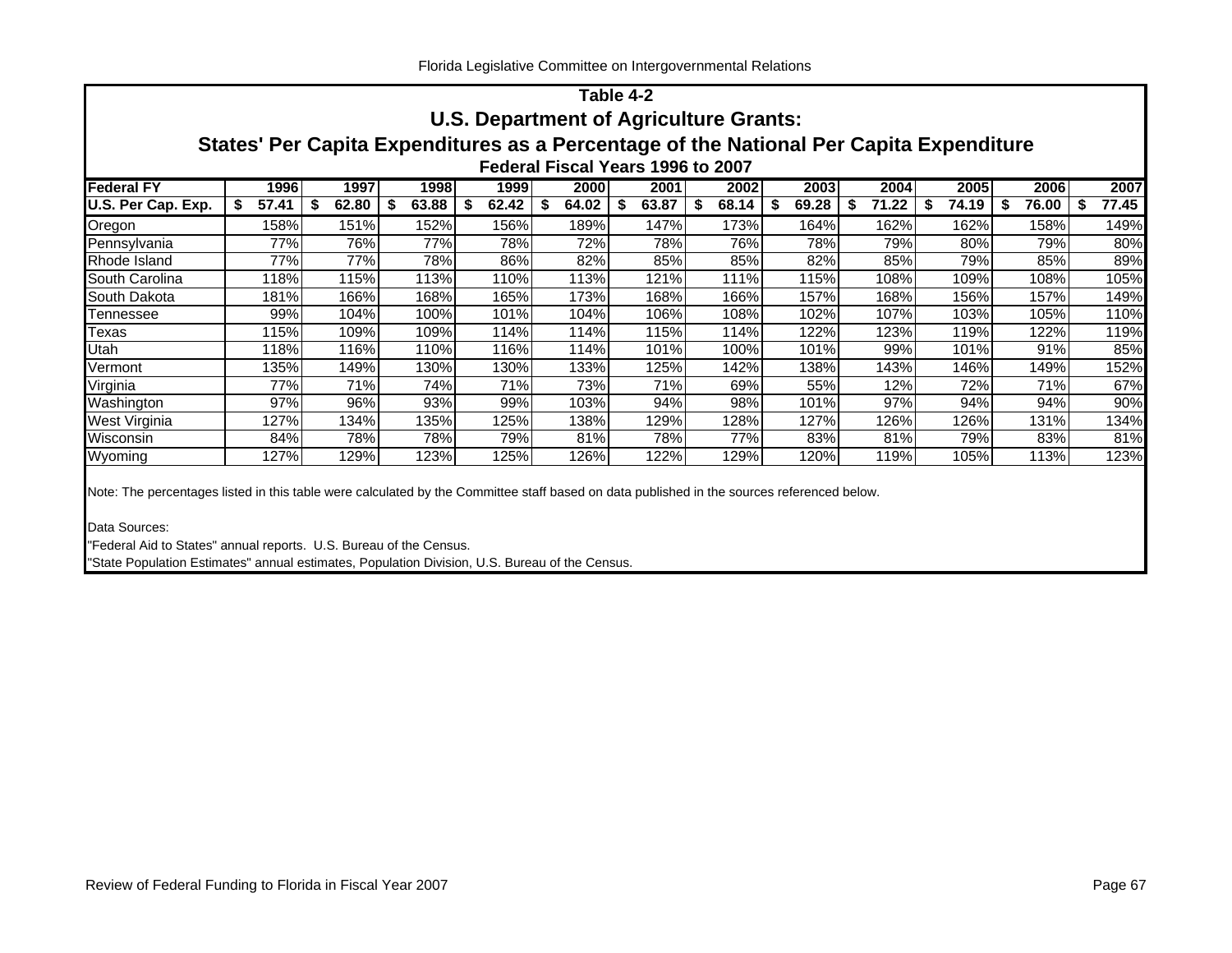# Table 4-2

## U.S. Department of Agriculture Grants:

## States' Per Capita Expenditures as a Percentage of the National Per Capita Expenditure

### Federal Fiscal Years 1996 to 2007

| Federal FY | 1996 | 1997 | 1998 | 1999 | 2000 | 2001 | 2002 | 2003 | 2004 | 2005 | 2006 | 2007 |
|---|---|---|---|---|---|---|---|---|---|---|---|---|
| U.S. Per Cap. Exp. | $ 57.41 | $ 62.80 | $ 63.88 | $ 62.42 | $ 64.02 | $ 63.87 | $ 68.14 | $ 69.28 | $ 71.22 | $ 74.19 | $ 76.00 | $ 77.45 |
| Oregon | 158% | 151% | 152% | 156% | 189% | 147% | 173% | 164% | 162% | 162% | 158% | 149% |
| Pennsylvania | 77% | 76% | 77% | 78% | 72% | 78% | 76% | 78% | 79% | 80% | 79% | 80% |
| Rhode Island | 77% | 77% | 78% | 86% | 82% | 85% | 85% | 82% | 85% | 79% | 85% | 89% |
| South Carolina | 118% | 115% | 113% | 110% | 113% | 121% | 111% | 115% | 108% | 109% | 108% | 105% |
| South Dakota | 181% | 166% | 168% | 165% | 173% | 168% | 166% | 157% | 168% | 156% | 157% | 149% |
| Tennessee | 99% | 104% | 100% | 101% | 104% | 106% | 108% | 102% | 107% | 103% | 105% | 110% |
| Texas | 115% | 109% | 109% | 114% | 114% | 115% | 114% | 122% | 123% | 119% | 122% | 119% |
| Utah | 118% | 116% | 110% | 116% | 114% | 101% | 100% | 101% | 99% | 101% | 91% | 85% |
| Vermont | 135% | 149% | 130% | 130% | 133% | 125% | 142% | 138% | 143% | 146% | 149% | 152% |
| Virginia | 77% | 71% | 74% | 71% | 73% | 71% | 69% | 55% | 12% | 72% | 71% | 67% |
| Washington | 97% | 96% | 93% | 99% | 103% | 94% | 98% | 101% | 97% | 94% | 94% | 90% |
| West Virginia | 127% | 134% | 135% | 125% | 138% | 129% | 128% | 127% | 126% | 126% | 131% | 134% |
| Wisconsin | 84% | 78% | 78% | 79% | 81% | 78% | 77% | 83% | 81% | 79% | 83% | 81% |
| Wyoming | 127% | 129% | 123% | 125% | 126% | 122% | 129% | 120% | 119% | 105% | 113% | 123% |

Note: The percentages listed in this table were calculated by the Committee staff based on data published in the sources referenced below.

Data Sources:

"Federal Aid to States" annual reports. U.S. Bureau of the Census.

"State Population Estimates" annual estimates, Population Division, U.S. Bureau of the Census.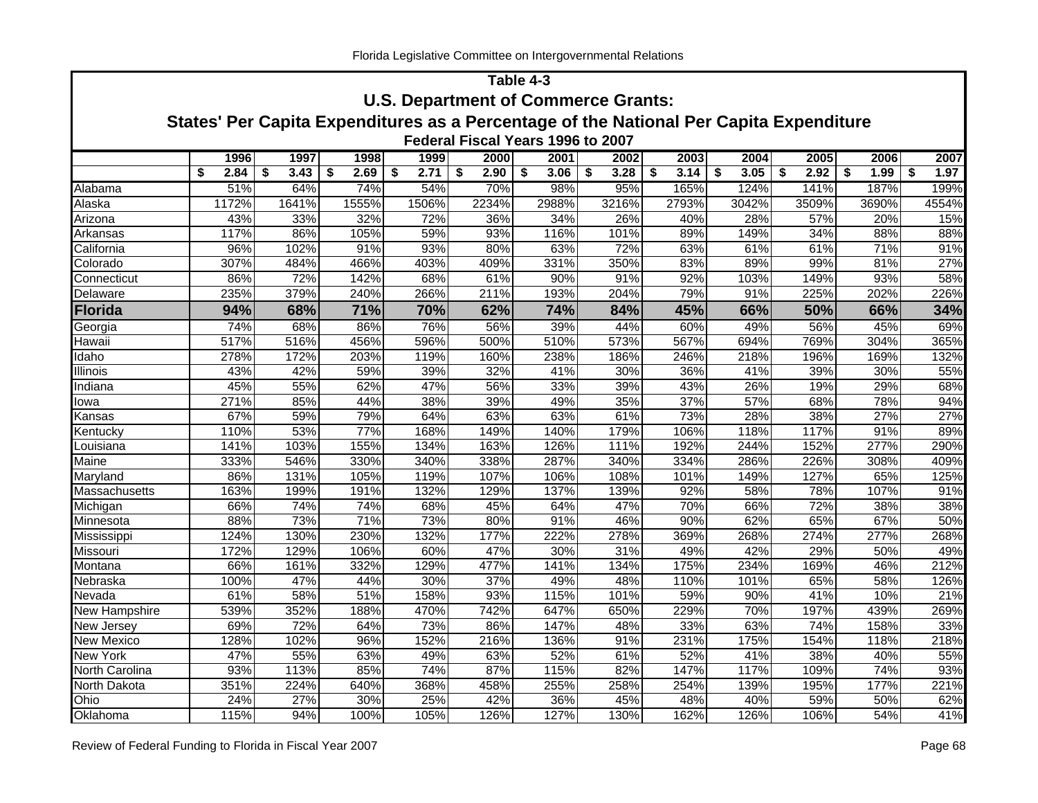## Table 4-3

## U.S. Department of Commerce Grants:

## States' Per Capita Expenditures as a Percentage of the National Per Capita Expenditure

### Federal Fiscal Years 1996 to 2007

| | 1996 | 1997 | 1998 | 1999 | 2000 | 2001 | 2002 | 2003 | 2004 | 2005 | 2006 | 2007 |
|---|---|---|---|---|---|---|---|---|---|---|---|---|
| | $ 2.84 | $ 3.43 | $ 2.69 | $ 2.71 | $ 2.90 | $ 3.06 | $ 3.28 | $ 3.14 | $ 3.05 | $ 2.92 | $ 1.99 | $ 1.97 |
| Alabama | 51% | 64% | 74% | 54% | 70% | 98% | 95% | 165% | 124% | 141% | 187% | 199% |
| Alaska | 1172% | 1641% | 1555% | 1506% | 2234% | 2988% | 3216% | 2793% | 3042% | 3509% | 3690% | 4554% |
| Arizona | 43% | 33% | 32% | 72% | 36% | 34% | 26% | 40% | 28% | 57% | 20% | 15% |
| Arkansas | 117% | 86% | 105% | 59% | 93% | 116% | 101% | 89% | 149% | 34% | 88% | 88% |
| California | 96% | 102% | 91% | 93% | 80% | 63% | 72% | 63% | 61% | 61% | 71% | 91% |
| Colorado | 307% | 484% | 466% | 403% | 409% | 331% | 350% | 83% | 89% | 99% | 81% | 27% |
| Connecticut | 86% | 72% | 142% | 68% | 61% | 90% | 91% | 92% | 103% | 149% | 93% | 58% |
| Delaware | 235% | 379% | 240% | 266% | 211% | 193% | 204% | 79% | 91% | 225% | 202% | 226% |
| **Florida** | **94%** | **68%** | **71%** | **70%** | **62%** | **74%** | **84%** | **45%** | **66%** | **50%** | **66%** | **34%** |
| Georgia | 74% | 68% | 86% | 76% | 56% | 39% | 44% | 60% | 49% | 56% | 45% | 69% |
| Hawaii | 517% | 516% | 456% | 596% | 500% | 510% | 573% | 567% | 694% | 769% | 304% | 365% |
| Idaho | 278% | 172% | 203% | 119% | 160% | 238% | 186% | 246% | 218% | 196% | 169% | 132% |
| Illinois | 43% | 42% | 59% | 39% | 32% | 41% | 30% | 36% | 41% | 39% | 30% | 55% |
| Indiana | 45% | 55% | 62% | 47% | 56% | 33% | 39% | 43% | 26% | 19% | 29% | 68% |
| Iowa | 271% | 85% | 44% | 38% | 39% | 49% | 35% | 37% | 57% | 68% | 78% | 94% |
| Kansas | 67% | 59% | 79% | 64% | 63% | 63% | 61% | 73% | 28% | 38% | 27% | 27% |
| Kentucky | 110% | 53% | 77% | 168% | 149% | 140% | 179% | 106% | 118% | 117% | 91% | 89% |
| Louisiana | 141% | 103% | 155% | 134% | 163% | 126% | 111% | 192% | 244% | 152% | 277% | 290% |
| Maine | 333% | 546% | 330% | 340% | 338% | 287% | 340% | 334% | 286% | 226% | 308% | 409% |
| Maryland | 86% | 131% | 105% | 119% | 107% | 106% | 108% | 101% | 149% | 127% | 65% | 125% |
| Massachusetts | 163% | 199% | 191% | 132% | 129% | 137% | 139% | 92% | 58% | 78% | 107% | 91% |
| Michigan | 66% | 74% | 74% | 68% | 45% | 64% | 47% | 70% | 66% | 72% | 38% | 38% |
| Minnesota | 88% | 73% | 71% | 73% | 80% | 91% | 46% | 90% | 62% | 65% | 67% | 50% |
| Mississippi | 124% | 130% | 230% | 132% | 177% | 222% | 278% | 369% | 268% | 274% | 277% | 268% |
| Missouri | 172% | 129% | 106% | 60% | 47% | 30% | 31% | 49% | 42% | 29% | 50% | 49% |
| Montana | 66% | 161% | 332% | 129% | 477% | 141% | 134% | 175% | 234% | 169% | 46% | 212% |
| Nebraska | 100% | 47% | 44% | 30% | 37% | 49% | 48% | 110% | 101% | 65% | 58% | 126% |
| Nevada | 61% | 58% | 51% | 158% | 93% | 115% | 101% | 59% | 90% | 41% | 10% | 21% |
| New Hampshire | 539% | 352% | 188% | 470% | 742% | 647% | 650% | 229% | 70% | 197% | 439% | 269% |
| New Jersey | 69% | 72% | 64% | 73% | 86% | 147% | 48% | 33% | 63% | 74% | 158% | 33% |
| New Mexico | 128% | 102% | 96% | 152% | 216% | 136% | 91% | 231% | 175% | 154% | 118% | 218% |
| New York | 47% | 55% | 63% | 49% | 63% | 52% | 61% | 52% | 41% | 38% | 40% | 55% |
| North Carolina | 93% | 113% | 85% | 74% | 87% | 115% | 82% | 147% | 117% | 109% | 74% | 93% |
| North Dakota | 351% | 224% | 640% | 368% | 458% | 255% | 258% | 254% | 139% | 195% | 177% | 221% |
| Ohio | 24% | 27% | 30% | 25% | 42% | 36% | 45% | 48% | 40% | 59% | 50% | 62% |
| Oklahoma | 115% | 94% | 100% | 105% | 126% | 127% | 130% | 162% | 126% | 106% | 54% | 41% |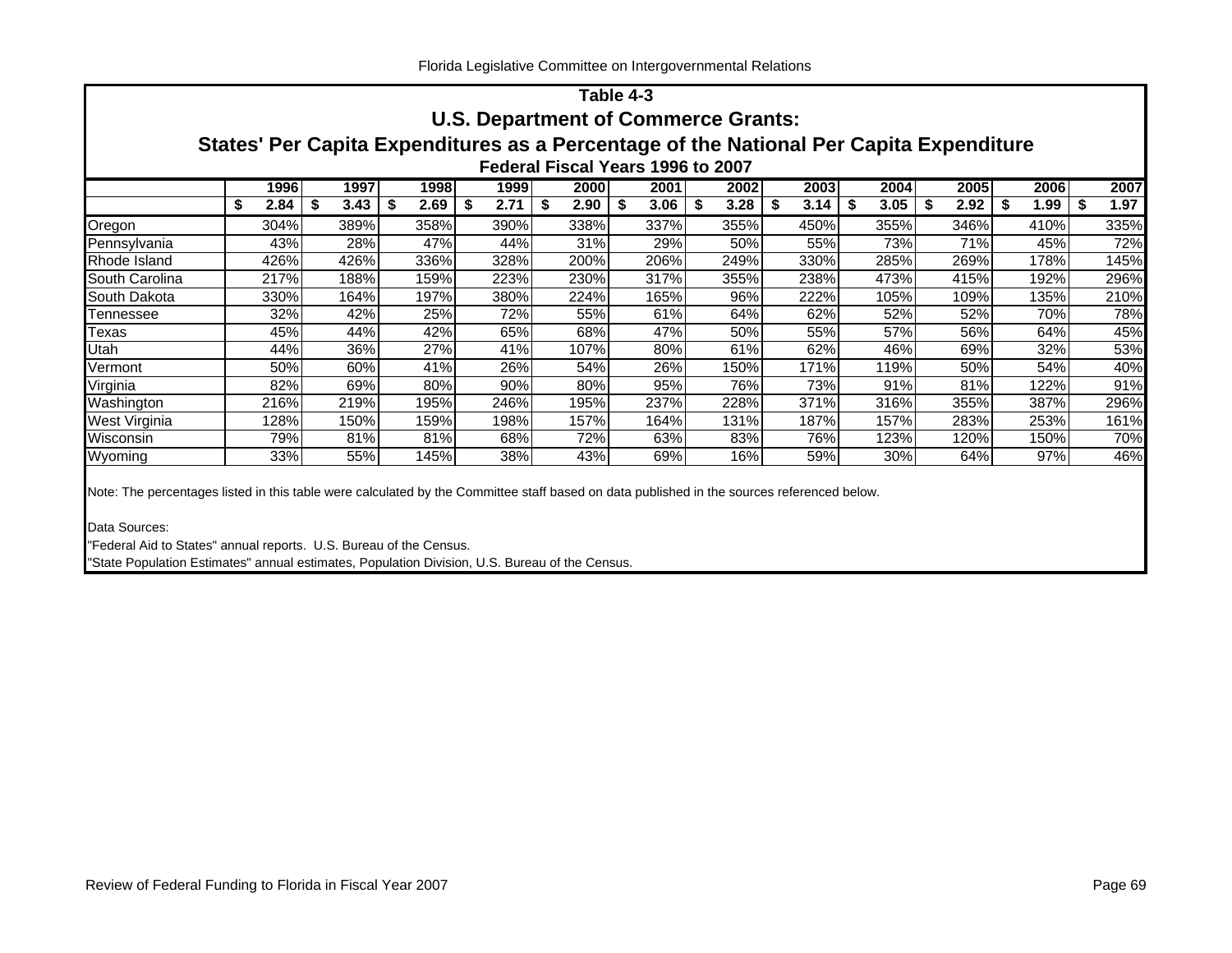## Table 4-3

## U.S. Department of Commerce Grants:

## States' Per Capita Expenditures as a Percentage of the National Per Capita Expenditure

### Federal Fiscal Years 1996 to 2007

| | 1996 | 1997 | 1998 | 1999 | 2000 | 2001 | 2002 | 2003 | 2004 | 2005 | 2006 | 2007 |
|---|---|---|---|---|---|---|---|---|---|---|---|---|
| | $ 2.84 | $ 3.43 | $ 2.69 | $ 2.71 | $ 2.90 | $ 3.06 | $ 3.28 | $ 3.14 | $ 3.05 | $ 2.92 | $ 1.99 | $ 1.97 |
| Oregon | 304% | 389% | 358% | 390% | 338% | 337% | 355% | 450% | 355% | 346% | 410% | 335% |
| Pennsylvania | 43% | 28% | 47% | 44% | 31% | 29% | 50% | 55% | 73% | 71% | 45% | 72% |
| Rhode Island | 426% | 426% | 336% | 328% | 200% | 206% | 249% | 330% | 285% | 269% | 178% | 145% |
| South Carolina | 217% | 188% | 159% | 223% | 230% | 317% | 355% | 238% | 473% | 415% | 192% | 296% |
| South Dakota | 330% | 164% | 197% | 380% | 224% | 165% | 96% | 222% | 105% | 109% | 135% | 210% |
| Tennessee | 32% | 42% | 25% | 72% | 55% | 61% | 64% | 62% | 52% | 52% | 70% | 78% |
| Texas | 45% | 44% | 42% | 65% | 68% | 47% | 50% | 55% | 57% | 56% | 64% | 45% |
| Utah | 44% | 36% | 27% | 41% | 107% | 80% | 61% | 62% | 46% | 69% | 32% | 53% |
| Vermont | 50% | 60% | 41% | 26% | 54% | 26% | 150% | 171% | 119% | 50% | 54% | 40% |
| Virginia | 82% | 69% | 80% | 90% | 80% | 95% | 76% | 73% | 91% | 81% | 122% | 91% |
| Washington | 216% | 219% | 195% | 246% | 195% | 237% | 228% | 371% | 316% | 355% | 387% | 296% |
| West Virginia | 128% | 150% | 159% | 198% | 157% | 164% | 131% | 187% | 157% | 283% | 253% | 161% |
| Wisconsin | 79% | 81% | 81% | 68% | 72% | 63% | 83% | 76% | 123% | 120% | 150% | 70% |
| Wyoming | 33% | 55% | 145% | 38% | 43% | 69% | 16% | 59% | 30% | 64% | 97% | 46% |

Note: The percentages listed in this table were calculated by the Committee staff based on data published in the sources referenced below.

Data Sources:

"Federal Aid to States" annual reports. U.S. Bureau of the Census.

"State Population Estimates" annual estimates, Population Division, U.S. Bureau of the Census.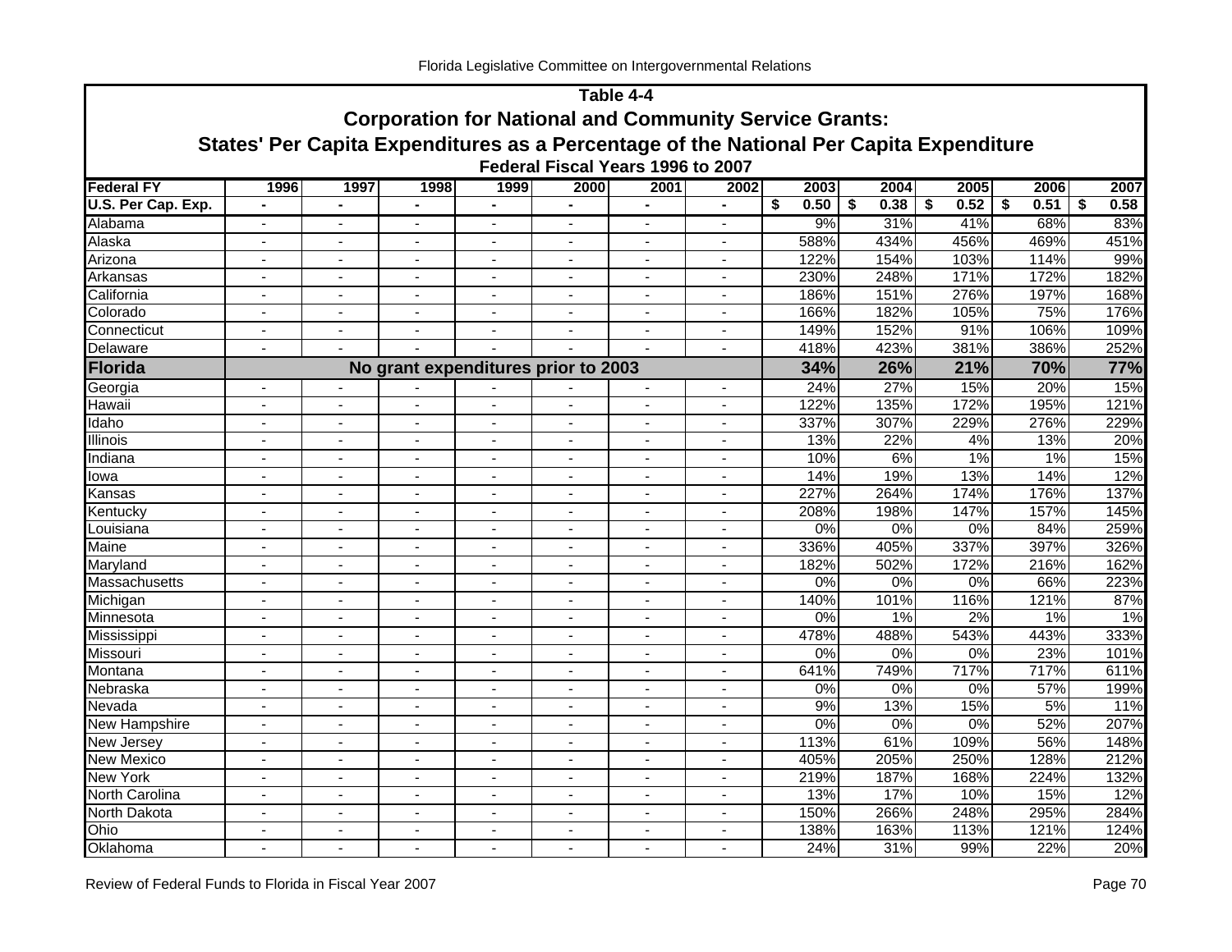**Table 4-4**

**Corporation for National and Community Service Grants:**

**States' Per Capita Expenditures as a Percentage of the National Per Capita Expenditure**

**Federal Fiscal Years 1996 to 2007**

| Federal FY | 1996 | 1997 | 1998 | 1999 | 2000 | 2001 | 2002 | 2003 | 2004 | 2005 | 2006 | 2007 |
|---|---|---|---|---|---|---|---|---|---|---|---|---|
| U.S. Per Cap. Exp. | - | - | - | - | - | - | - | $ 0.50 | $ 0.38 | $ 0.52 | $ 0.51 | $ 0.58 |
| Alabama | - | - | - | - | - | - | - | 9% | 31% | 41% | 68% | 83% |
| Alaska | - | - | - | - | - | - | - | 588% | 434% | 456% | 469% | 451% |
| Arizona | - | - | - | - | - | - | - | 122% | 154% | 103% | 114% | 99% |
| Arkansas | - | - | - | - | - | - | - | 230% | 248% | 171% | 172% | 182% |
| California | - | - | - | - | - | - | - | 186% | 151% | 276% | 197% | 168% |
| Colorado | - | - | - | - | - | - | - | 166% | 182% | 105% | 75% | 176% |
| Connecticut | - | - | - | - | - | - | - | 149% | 152% | 91% | 106% | 109% |
| Delaware | - | - | - | - | - | - | - | 418% | 423% | 381% | 386% | 252% |
| **Florida** | **No grant expenditures prior to 2003** | | | | | | | **34%** | **26%** | **21%** | **70%** | **77%** |
| Georgia | - | - | - | - | - | - | - | 24% | 27% | 15% | 20% | 15% |
| Hawaii | - | - | - | - | - | - | - | 122% | 135% | 172% | 195% | 121% |
| Idaho | - | - | - | - | - | - | - | 337% | 307% | 229% | 276% | 229% |
| Illinois | - | - | - | - | - | - | - | 13% | 22% | 4% | 13% | 20% |
| Indiana | - | - | - | - | - | - | - | 10% | 6% | 1% | 1% | 15% |
| Iowa | - | - | - | - | - | - | - | 14% | 19% | 13% | 14% | 12% |
| Kansas | - | - | - | - | - | - | - | 227% | 264% | 174% | 176% | 137% |
| Kentucky | - | - | - | - | - | - | - | 208% | 198% | 147% | 157% | 145% |
| Louisiana | - | - | - | - | - | - | - | 0% | 0% | 0% | 84% | 259% |
| Maine | - | - | - | - | - | - | - | 336% | 405% | 337% | 397% | 326% |
| Maryland | - | - | - | - | - | - | - | 182% | 502% | 172% | 216% | 162% |
| Massachusetts | - | - | - | - | - | - | - | 0% | 0% | 0% | 66% | 223% |
| Michigan | - | - | - | - | - | - | - | 140% | 101% | 116% | 121% | 87% |
| Minnesota | - | - | - | - | - | - | - | 0% | 1% | 2% | 1% | 1% |
| Mississippi | - | - | - | - | - | - | - | 478% | 488% | 543% | 443% | 333% |
| Missouri | - | - | - | - | - | - | - | 0% | 0% | 0% | 23% | 101% |
| Montana | - | - | - | - | - | - | - | 641% | 749% | 717% | 717% | 611% |
| Nebraska | - | - | - | - | - | - | - | 0% | 0% | 0% | 57% | 199% |
| Nevada | - | - | - | - | - | - | - | 9% | 13% | 15% | 5% | 11% |
| New Hampshire | - | - | - | - | - | - | - | 0% | 0% | 0% | 52% | 207% |
| New Jersey | - | - | - | - | - | - | - | 113% | 61% | 109% | 56% | 148% |
| New Mexico | - | - | - | - | - | - | - | 405% | 205% | 250% | 128% | 212% |
| New York | - | - | - | - | - | - | - | 219% | 187% | 168% | 224% | 132% |
| North Carolina | - | - | - | - | - | - | - | 13% | 17% | 10% | 15% | 12% |
| North Dakota | - | - | - | - | - | - | - | 150% | 266% | 248% | 295% | 284% |
| Ohio | - | - | - | - | - | - | - | 138% | 163% | 113% | 121% | 124% |
| Oklahoma | - | - | - | - | - | - | - | 24% | 31% | 99% | 22% | 20% |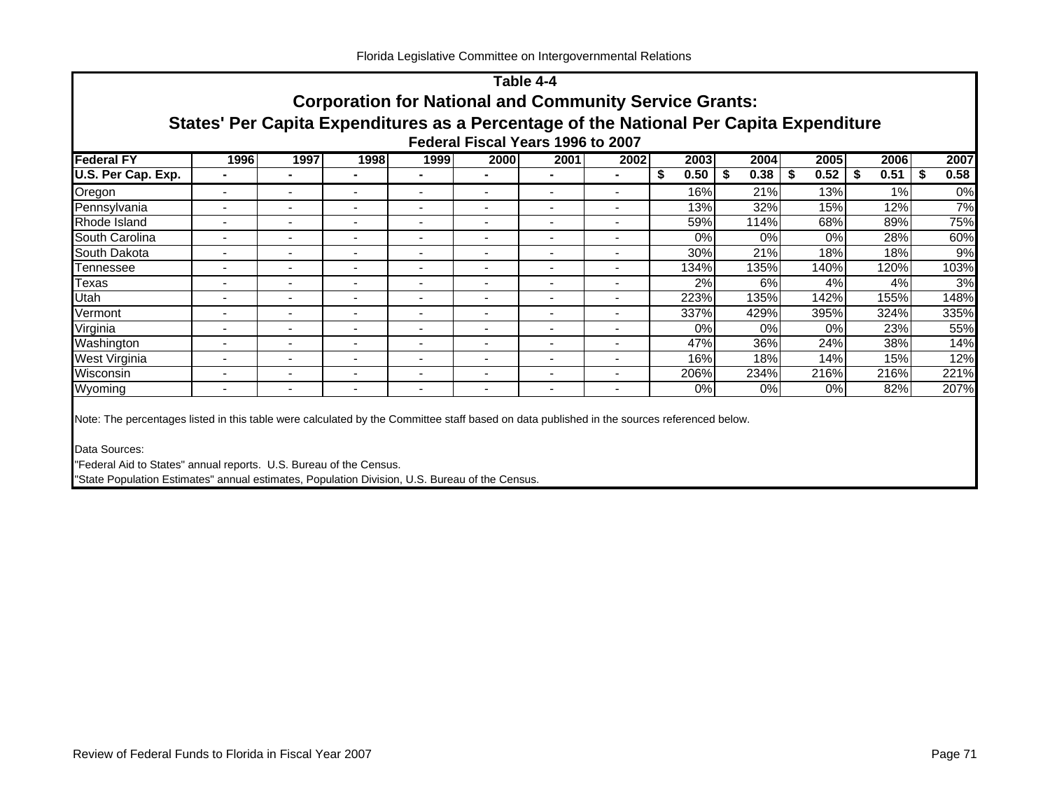## Table 4-4

### Corporation for National and Community Service Grants:

### States' Per Capita Expenditures as a Percentage of the National Per Capita Expenditure

#### Federal Fiscal Years 1996 to 2007

| Federal FY | 1996 | 1997 | 1998 | 1999 | 2000 | 2001 | 2002 | 2003 | 2004 | 2005 | 2006 | 2007 |
|---|---|---|---|---|---|---|---|---|---|---|---|---|
| U.S. Per Cap. Exp. | - | - | - | - | - | - | - | $ 0.50 | $ 0.38 | $ 0.52 | $ 0.51 | $ 0.58 |
| Oregon | - | - | - | - | - | - | - | 16% | 21% | 13% | 1% | 0% |
| Pennsylvania | - | - | - | - | - | - | - | 13% | 32% | 15% | 12% | 7% |
| Rhode Island | - | - | - | - | - | - | - | 59% | 114% | 68% | 89% | 75% |
| South Carolina | - | - | - | - | - | - | - | 0% | 0% | 0% | 28% | 60% |
| South Dakota | - | - | - | - | - | - | - | 30% | 21% | 18% | 18% | 9% |
| Tennessee | - | - | - | - | - | - | - | 134% | 135% | 140% | 120% | 103% |
| Texas | - | - | - | - | - | - | - | 2% | 6% | 4% | 4% | 3% |
| Utah | - | - | - | - | - | - | - | 223% | 135% | 142% | 155% | 148% |
| Vermont | - | - | - | - | - | - | - | 337% | 429% | 395% | 324% | 335% |
| Virginia | - | - | - | - | - | - | - | 0% | 0% | 0% | 23% | 55% |
| Washington | - | - | - | - | - | - | - | 47% | 36% | 24% | 38% | 14% |
| West Virginia | - | - | - | - | - | - | - | 16% | 18% | 14% | 15% | 12% |
| Wisconsin | - | - | - | - | - | - | - | 206% | 234% | 216% | 216% | 221% |
| Wyoming | - | - | - | - | - | - | - | 0% | 0% | 0% | 82% | 207% |

Note: The percentages listed in this table were calculated by the Committee staff based on data published in the sources referenced below.

Data Sources:

"Federal Aid to States" annual reports. U.S. Bureau of the Census.

"State Population Estimates" annual estimates, Population Division, U.S. Bureau of the Census.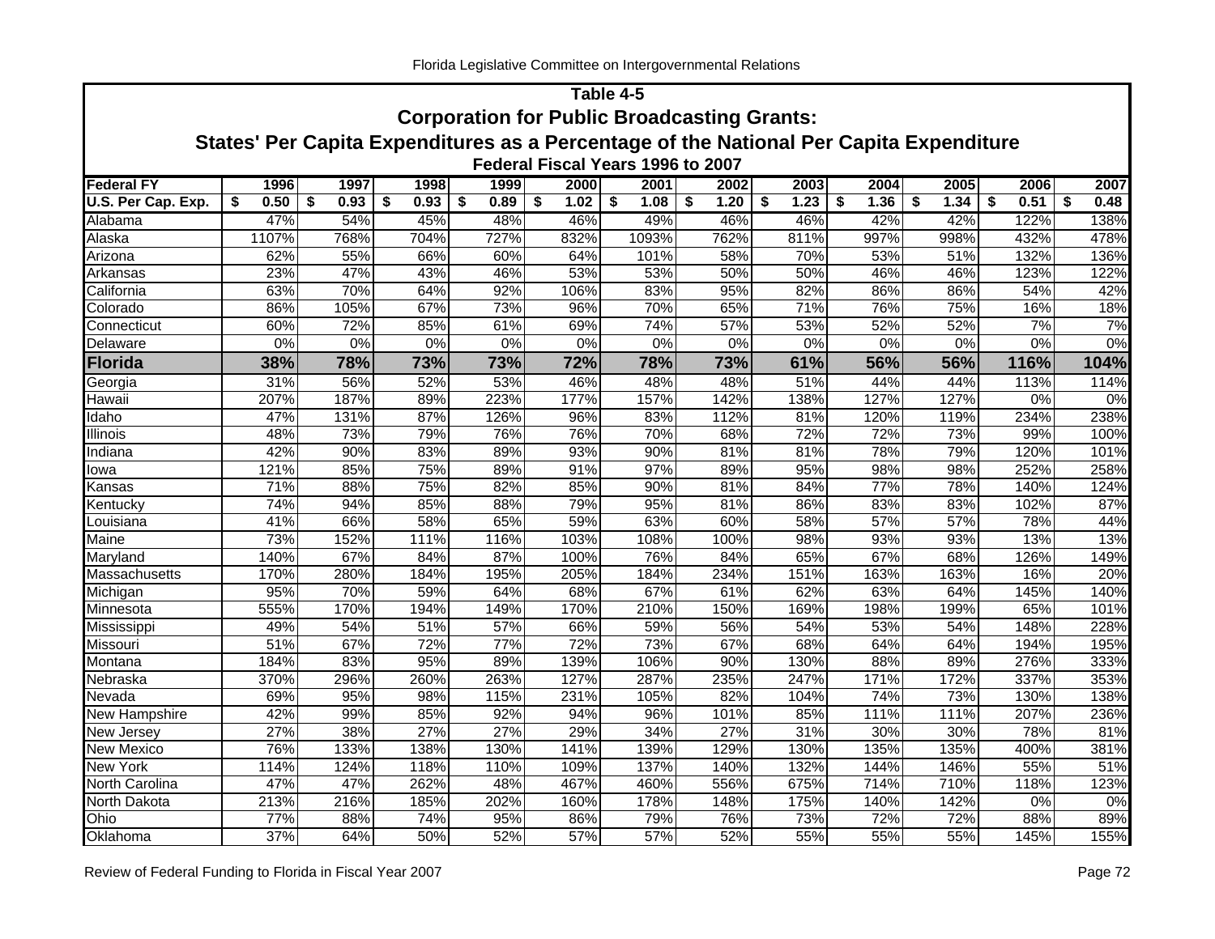## Table 4-5

### Corporation for Public Broadcasting Grants:

### States' Per Capita Expenditures as a Percentage of the National Per Capita Expenditure

**Federal Fiscal Years 1996 to 2007**

| Federal FY | 1996 | 1997 | 1998 | 1999 | 2000 | 2001 | 2002 | 2003 | 2004 | 2005 | 2006 | 2007 |
|---|---|---|---|---|---|---|---|---|---|---|---|---|
| **U.S. Per Cap. Exp.** | **$ 0.50** | **$ 0.93** | **$ 0.93** | **$ 0.89** | **$ 1.02** | **$ 1.08** | **$ 1.20** | **$ 1.23** | **$ 1.36** | **$ 1.34** | **$ 0.51** | **$ 0.48** |
| Alabama | 47% | 54% | 45% | 48% | 46% | 49% | 46% | 46% | 42% | 42% | 122% | 138% |
| Alaska | 1107% | 768% | 704% | 727% | 832% | 1093% | 762% | 811% | 997% | 998% | 432% | 478% |
| Arizona | 62% | 55% | 66% | 60% | 64% | 101% | 58% | 70% | 53% | 51% | 132% | 136% |
| Arkansas | 23% | 47% | 43% | 46% | 53% | 53% | 50% | 50% | 46% | 46% | 123% | 122% |
| California | 63% | 70% | 64% | 92% | 106% | 83% | 95% | 82% | 86% | 86% | 54% | 42% |
| Colorado | 86% | 105% | 67% | 73% | 96% | 70% | 65% | 71% | 76% | 75% | 16% | 18% |
| Connecticut | 60% | 72% | 85% | 61% | 69% | 74% | 57% | 53% | 52% | 52% | 7% | 7% |
| Delaware | 0% | 0% | 0% | 0% | 0% | 0% | 0% | 0% | 0% | 0% | 0% | 0% |
| **Florida** | **38%** | **78%** | **73%** | **73%** | **72%** | **78%** | **73%** | **61%** | **56%** | **56%** | **116%** | **104%** |
| Georgia | 31% | 56% | 52% | 53% | 46% | 48% | 48% | 51% | 44% | 44% | 113% | 114% |
| Hawaii | 207% | 187% | 89% | 223% | 177% | 157% | 142% | 138% | 127% | 127% | 0% | 0% |
| Idaho | 47% | 131% | 87% | 126% | 96% | 83% | 112% | 81% | 120% | 119% | 234% | 238% |
| Illinois | 48% | 73% | 79% | 76% | 76% | 70% | 68% | 72% | 72% | 73% | 99% | 100% |
| Indiana | 42% | 90% | 83% | 89% | 93% | 90% | 81% | 81% | 78% | 79% | 120% | 101% |
| Iowa | 121% | 85% | 75% | 89% | 91% | 97% | 89% | 95% | 98% | 98% | 252% | 258% |
| Kansas | 71% | 88% | 75% | 82% | 85% | 90% | 81% | 84% | 77% | 78% | 140% | 124% |
| Kentucky | 74% | 94% | 85% | 88% | 79% | 95% | 81% | 86% | 83% | 83% | 102% | 87% |
| Louisiana | 41% | 66% | 58% | 65% | 59% | 63% | 60% | 58% | 57% | 57% | 78% | 44% |
| Maine | 73% | 152% | 111% | 116% | 103% | 108% | 100% | 98% | 93% | 93% | 13% | 13% |
| Maryland | 140% | 67% | 84% | 87% | 100% | 76% | 84% | 65% | 67% | 68% | 126% | 149% |
| Massachusetts | 170% | 280% | 184% | 195% | 205% | 184% | 234% | 151% | 163% | 163% | 16% | 20% |
| Michigan | 95% | 70% | 59% | 64% | 68% | 67% | 61% | 62% | 63% | 64% | 145% | 140% |
| Minnesota | 555% | 170% | 194% | 149% | 170% | 210% | 150% | 169% | 198% | 199% | 65% | 101% |
| Mississippi | 49% | 54% | 51% | 57% | 66% | 59% | 56% | 54% | 53% | 54% | 148% | 228% |
| Missouri | 51% | 67% | 72% | 77% | 72% | 73% | 67% | 68% | 64% | 64% | 194% | 195% |
| Montana | 184% | 83% | 95% | 89% | 139% | 106% | 90% | 130% | 88% | 89% | 276% | 333% |
| Nebraska | 370% | 296% | 260% | 263% | 127% | 287% | 235% | 247% | 171% | 172% | 337% | 353% |
| Nevada | 69% | 95% | 98% | 115% | 231% | 105% | 82% | 104% | 74% | 73% | 130% | 138% |
| New Hampshire | 42% | 99% | 85% | 92% | 94% | 96% | 101% | 85% | 111% | 111% | 207% | 236% |
| New Jersey | 27% | 38% | 27% | 27% | 29% | 34% | 27% | 31% | 30% | 30% | 78% | 81% |
| New Mexico | 76% | 133% | 138% | 130% | 141% | 139% | 129% | 130% | 135% | 135% | 400% | 381% |
| New York | 114% | 124% | 118% | 110% | 109% | 137% | 140% | 132% | 144% | 146% | 55% | 51% |
| North Carolina | 47% | 47% | 262% | 48% | 467% | 460% | 556% | 675% | 714% | 710% | 118% | 123% |
| North Dakota | 213% | 216% | 185% | 202% | 160% | 178% | 148% | 175% | 140% | 142% | 0% | 0% |
| Ohio | 77% | 88% | 74% | 95% | 86% | 79% | 76% | 73% | 72% | 72% | 88% | 89% |
| Oklahoma | 37% | 64% | 50% | 52% | 57% | 57% | 52% | 55% | 55% | 55% | 145% | 155% |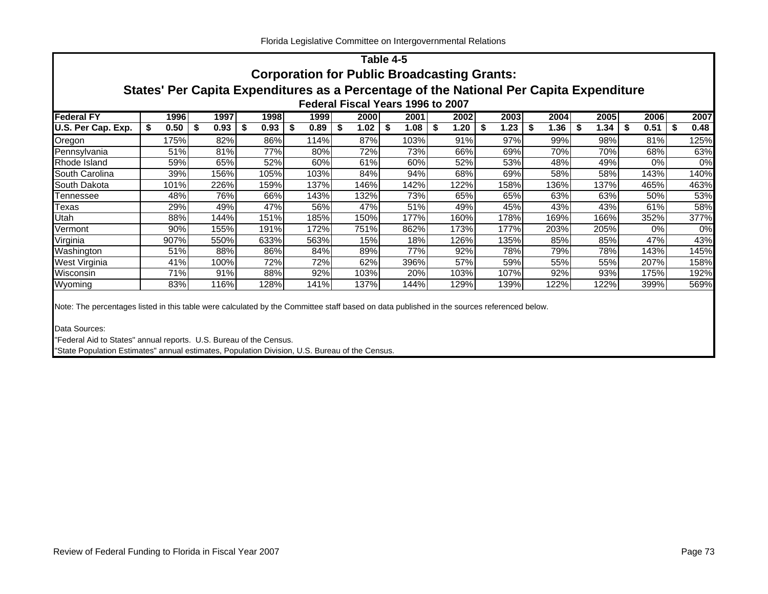## Table 4-5

## Corporation for Public Broadcasting Grants:

## States' Per Capita Expenditures as a Percentage of the National Per Capita Expenditure

### Federal Fiscal Years 1996 to 2007

| Federal FY | 1996 | 1997 | 1998 | 1999 | 2000 | 2001 | 2002 | 2003 | 2004 | 2005 | 2006 | 2007 |
|---|---|---|---|---|---|---|---|---|---|---|---|---|
| U.S. Per Cap. Exp. | $ 0.50 | $ 0.93 | $ 0.93 | $ 0.89 | $ 1.02 | $ 1.08 | $ 1.20 | $ 1.23 | $ 1.36 | $ 1.34 | $ 0.51 | $ 0.48 |
| Oregon | 175% | 82% | 86% | 114% | 87% | 103% | 91% | 97% | 99% | 98% | 81% | 125% |
| Pennsylvania | 51% | 81% | 77% | 80% | 72% | 73% | 66% | 69% | 70% | 70% | 68% | 63% |
| Rhode Island | 59% | 65% | 52% | 60% | 61% | 60% | 52% | 53% | 48% | 49% | 0% | 0% |
| South Carolina | 39% | 156% | 105% | 103% | 84% | 94% | 68% | 69% | 58% | 58% | 143% | 140% |
| South Dakota | 101% | 226% | 159% | 137% | 146% | 142% | 122% | 158% | 136% | 137% | 465% | 463% |
| Tennessee | 48% | 76% | 66% | 143% | 132% | 73% | 65% | 65% | 63% | 63% | 50% | 53% |
| Texas | 29% | 49% | 47% | 56% | 47% | 51% | 49% | 45% | 43% | 43% | 61% | 58% |
| Utah | 88% | 144% | 151% | 185% | 150% | 177% | 160% | 178% | 169% | 166% | 352% | 377% |
| Vermont | 90% | 155% | 191% | 172% | 751% | 862% | 173% | 177% | 203% | 205% | 0% | 0% |
| Virginia | 907% | 550% | 633% | 563% | 15% | 18% | 126% | 135% | 85% | 85% | 47% | 43% |
| Washington | 51% | 88% | 86% | 84% | 89% | 77% | 92% | 78% | 79% | 78% | 143% | 145% |
| West Virginia | 41% | 100% | 72% | 72% | 62% | 396% | 57% | 59% | 55% | 55% | 207% | 158% |
| Wisconsin | 71% | 91% | 88% | 92% | 103% | 20% | 103% | 107% | 92% | 93% | 175% | 192% |
| Wyoming | 83% | 116% | 128% | 141% | 137% | 144% | 129% | 139% | 122% | 122% | 399% | 569% |

Note: The percentages listed in this table were calculated by the Committee staff based on data published in the sources referenced below.

Data Sources:

"Federal Aid to States" annual reports. U.S. Bureau of the Census.

"State Population Estimates" annual estimates, Population Division, U.S. Bureau of the Census.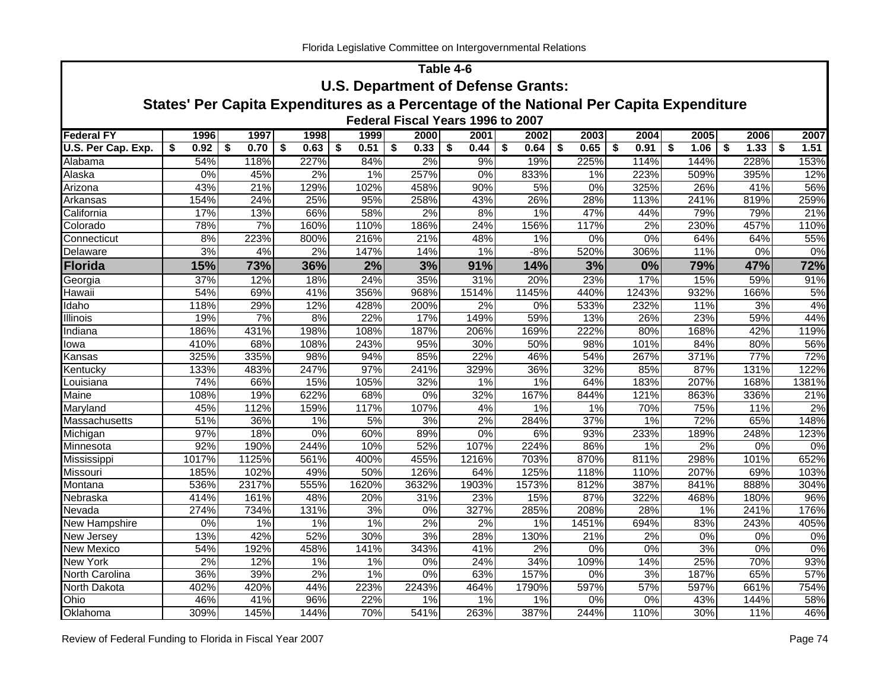## Table 4-6

### U.S. Department of Defense Grants:

### States' Per Capita Expenditures as a Percentage of the National Per Capita Expenditure

**Federal Fiscal Years 1996 to 2007**

| Federal FY | 1996 | 1997 | 1998 | 1999 | 2000 | 2001 | 2002 | 2003 | 2004 | 2005 | 2006 | 2007 |
|---|---|---|---|---|---|---|---|---|---|---|---|---|
| U.S. Per Cap. Exp. | $ 0.92 | $ 0.70 | $ 0.63 | $ 0.51 | $ 0.33 | $ 0.44 | $ 0.64 | $ 0.65 | $ 0.91 | $ 1.06 | $ 1.33 | $ 1.51 |
| Alabama | 54% | 118% | 227% | 84% | 2% | 9% | 19% | 225% | 114% | 144% | 228% | 153% |
| Alaska | 0% | 45% | 2% | 1% | 257% | 0% | 833% | 1% | 223% | 509% | 395% | 12% |
| Arizona | 43% | 21% | 129% | 102% | 458% | 90% | 5% | 0% | 325% | 26% | 41% | 56% |
| Arkansas | 154% | 24% | 25% | 95% | 258% | 43% | 26% | 28% | 113% | 241% | 819% | 259% |
| California | 17% | 13% | 66% | 58% | 2% | 8% | 1% | 47% | 44% | 79% | 79% | 21% |
| Colorado | 78% | 7% | 160% | 110% | 186% | 24% | 156% | 117% | 2% | 230% | 457% | 110% |
| Connecticut | 8% | 223% | 800% | 216% | 21% | 48% | 1% | 0% | 0% | 64% | 64% | 55% |
| Delaware | 3% | 4% | 2% | 147% | 14% | 1% | -8% | 520% | 306% | 11% | 0% | 0% |
| **Florida** | **15%** | **73%** | **36%** | **2%** | **3%** | **91%** | **14%** | **3%** | **0%** | **79%** | **47%** | **72%** |
| Georgia | 37% | 12% | 18% | 24% | 35% | 31% | 20% | 23% | 17% | 15% | 59% | 91% |
| Hawaii | 54% | 69% | 41% | 356% | 968% | 1514% | 1145% | 440% | 1243% | 932% | 166% | 5% |
| Idaho | 118% | 29% | 12% | 428% | 200% | 2% | 0% | 533% | 232% | 11% | 3% | 4% |
| Illinois | 19% | 7% | 8% | 22% | 17% | 149% | 59% | 13% | 26% | 23% | 59% | 44% |
| Indiana | 186% | 431% | 198% | 108% | 187% | 206% | 169% | 222% | 80% | 168% | 42% | 119% |
| Iowa | 410% | 68% | 108% | 243% | 95% | 30% | 50% | 98% | 101% | 84% | 80% | 56% |
| Kansas | 325% | 335% | 98% | 94% | 85% | 22% | 46% | 54% | 267% | 371% | 77% | 72% |
| Kentucky | 133% | 483% | 247% | 97% | 241% | 329% | 36% | 32% | 85% | 87% | 131% | 122% |
| Louisiana | 74% | 66% | 15% | 105% | 32% | 1% | 1% | 64% | 183% | 207% | 168% | 1381% |
| Maine | 108% | 19% | 622% | 68% | 0% | 32% | 167% | 844% | 121% | 863% | 336% | 21% |
| Maryland | 45% | 112% | 159% | 117% | 107% | 4% | 1% | 1% | 70% | 75% | 11% | 2% |
| Massachusetts | 51% | 36% | 1% | 5% | 3% | 2% | 284% | 37% | 1% | 72% | 65% | 148% |
| Michigan | 97% | 18% | 0% | 60% | 89% | 0% | 6% | 93% | 233% | 189% | 248% | 123% |
| Minnesota | 92% | 190% | 244% | 10% | 52% | 107% | 224% | 86% | 1% | 2% | 0% | 0% |
| Mississippi | 1017% | 1125% | 561% | 400% | 455% | 1216% | 703% | 870% | 811% | 298% | 101% | 652% |
| Missouri | 185% | 102% | 49% | 50% | 126% | 64% | 125% | 118% | 110% | 207% | 69% | 103% |
| Montana | 536% | 2317% | 555% | 1620% | 3632% | 1903% | 1573% | 812% | 387% | 841% | 888% | 304% |
| Nebraska | 414% | 161% | 48% | 20% | 31% | 23% | 15% | 87% | 322% | 468% | 180% | 96% |
| Nevada | 274% | 734% | 131% | 3% | 0% | 327% | 285% | 208% | 28% | 1% | 241% | 176% |
| New Hampshire | 0% | 1% | 1% | 1% | 2% | 2% | 1% | 1451% | 694% | 83% | 243% | 405% |
| New Jersey | 13% | 42% | 52% | 30% | 3% | 28% | 130% | 21% | 2% | 0% | 0% | 0% |
| New Mexico | 54% | 192% | 458% | 141% | 343% | 41% | 2% | 0% | 0% | 3% | 0% | 0% |
| New York | 2% | 12% | 1% | 1% | 0% | 24% | 34% | 109% | 14% | 25% | 70% | 93% |
| North Carolina | 36% | 39% | 2% | 1% | 0% | 63% | 157% | 0% | 3% | 187% | 65% | 57% |
| North Dakota | 402% | 420% | 44% | 223% | 2243% | 464% | 1790% | 597% | 57% | 597% | 661% | 754% |
| Ohio | 46% | 41% | 96% | 22% | 1% | 1% | 1% | 0% | 0% | 43% | 144% | 58% |
| Oklahoma | 309% | 145% | 144% | 70% | 541% | 263% | 387% | 244% | 110% | 30% | 11% | 46% |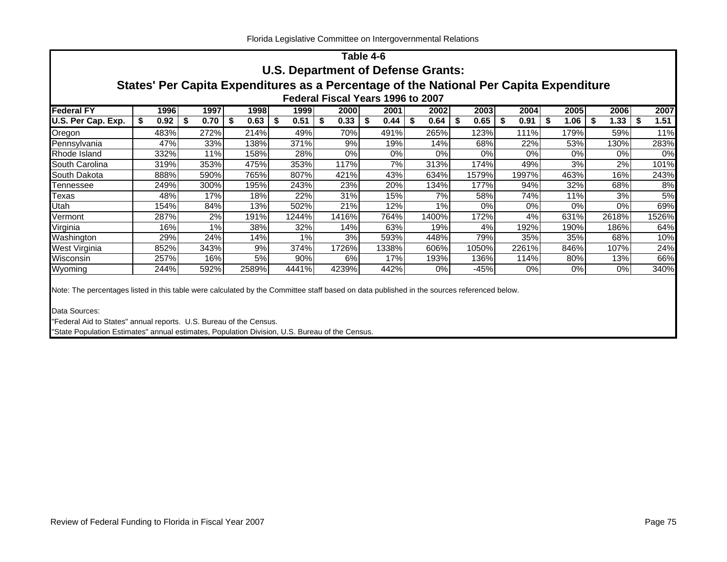## Table 4-6

### U.S. Department of Defense Grants:

### States' Per Capita Expenditures as a Percentage of the National Per Capita Expenditure

#### Federal Fiscal Years 1996 to 2007

| Federal FY | 1996 | 1997 | 1998 | 1999 | 2000 | 2001 | 2002 | 2003 | 2004 | 2005 | 2006 | 2007 |
|---|---|---|---|---|---|---|---|---|---|---|---|---|
| U.S. Per Cap. Exp. | $ 0.92 | $ 0.70 | $ 0.63 | $ 0.51 | $ 0.33 | $ 0.44 | $ 0.64 | $ 0.65 | $ 0.91 | $ 1.06 | $ 1.33 | $ 1.51 |
| Oregon | 483% | 272% | 214% | 49% | 70% | 491% | 265% | 123% | 111% | 179% | 59% | 11% |
| Pennsylvania | 47% | 33% | 138% | 371% | 9% | 19% | 14% | 68% | 22% | 53% | 130% | 283% |
| Rhode Island | 332% | 11% | 158% | 28% | 0% | 0% | 0% | 0% | 0% | 0% | 0% | 0% |
| South Carolina | 319% | 353% | 475% | 353% | 117% | 7% | 313% | 174% | 49% | 3% | 2% | 101% |
| South Dakota | 888% | 590% | 765% | 807% | 421% | 43% | 634% | 1579% | 1997% | 463% | 16% | 243% |
| Tennessee | 249% | 300% | 195% | 243% | 23% | 20% | 134% | 177% | 94% | 32% | 68% | 8% |
| Texas | 48% | 17% | 18% | 22% | 31% | 15% | 7% | 58% | 74% | 11% | 3% | 5% |
| Utah | 154% | 84% | 13% | 502% | 21% | 12% | 1% | 0% | 0% | 0% | 0% | 69% |
| Vermont | 287% | 2% | 191% | 1244% | 1416% | 764% | 1400% | 172% | 4% | 631% | 2618% | 1526% |
| Virginia | 16% | 1% | 38% | 32% | 14% | 63% | 19% | 4% | 192% | 190% | 186% | 64% |
| Washington | 29% | 24% | 14% | 1% | 3% | 593% | 448% | 79% | 35% | 35% | 68% | 10% |
| West Virginia | 852% | 343% | 9% | 374% | 1726% | 1338% | 606% | 1050% | 2261% | 846% | 107% | 24% |
| Wisconsin | 257% | 16% | 5% | 90% | 6% | 17% | 193% | 136% | 114% | 80% | 13% | 66% |
| Wyoming | 244% | 592% | 2589% | 4441% | 4239% | 442% | 0% | -45% | 0% | 0% | 0% | 340% |

Note: The percentages listed in this table were calculated by the Committee staff based on data published in the sources referenced below.

Data Sources:

"Federal Aid to States" annual reports. U.S. Bureau of the Census.

"State Population Estimates" annual estimates, Population Division, U.S. Bureau of the Census.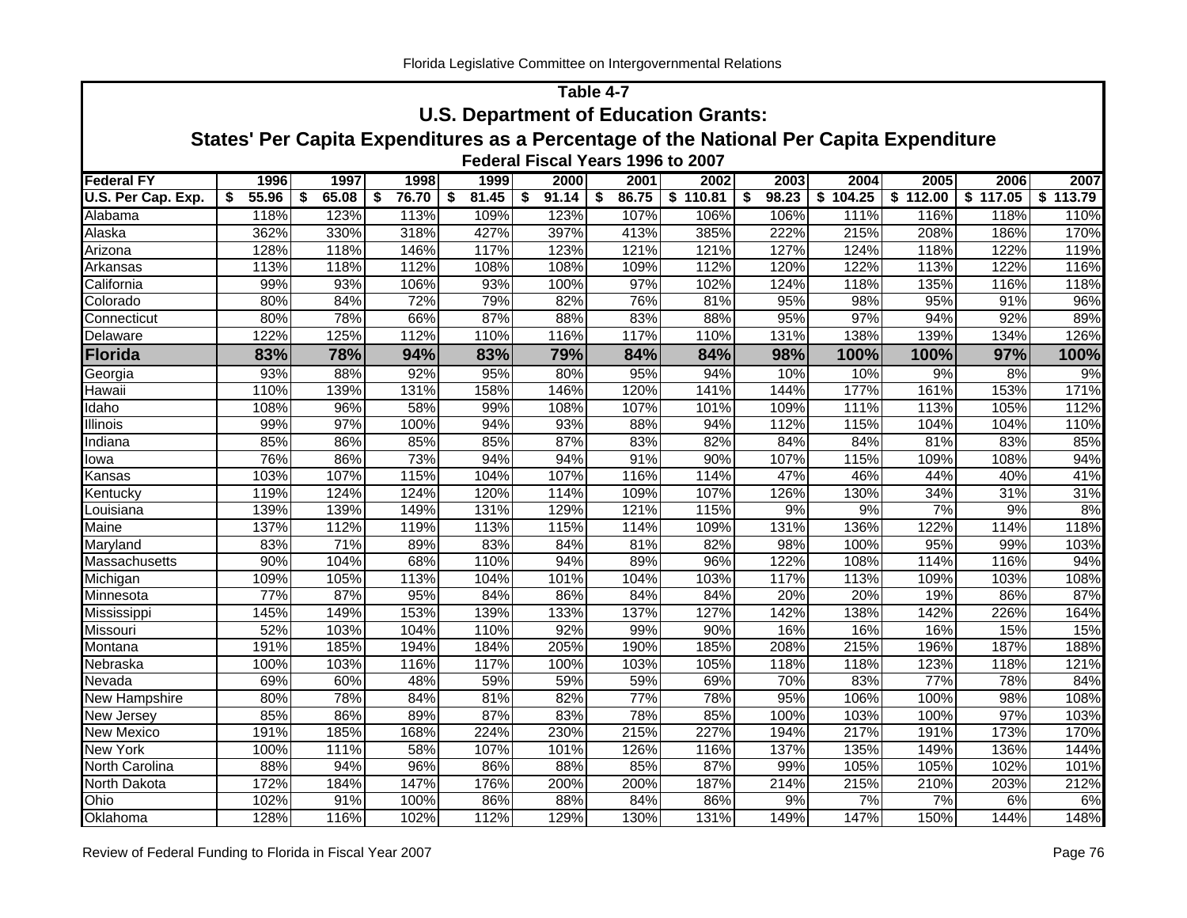## Table 4-7

## U.S. Department of Education Grants:

## States' Per Capita Expenditures as a Percentage of the National Per Capita Expenditure

### Federal Fiscal Years 1996 to 2007

| Federal FY | 1996 | 1997 | 1998 | 1999 | 2000 | 2001 | 2002 | 2003 | 2004 | 2005 | 2006 | 2007 |
|---|---|---|---|---|---|---|---|---|---|---|---|---|
| U.S. Per Cap. Exp. | $ 55.96 | $ 65.08 | $ 76.70 | $ 81.45 | $ 91.14 | $ 86.75 | $ 110.81 | $ 98.23 | $ 104.25 | $ 112.00 | $ 117.05 | $ 113.79 |
| Alabama | 118% | 123% | 113% | 109% | 123% | 107% | 106% | 106% | 111% | 116% | 118% | 110% |
| Alaska | 362% | 330% | 318% | 427% | 397% | 413% | 385% | 222% | 215% | 208% | 186% | 170% |
| Arizona | 128% | 118% | 146% | 117% | 123% | 121% | 121% | 127% | 124% | 118% | 122% | 119% |
| Arkansas | 113% | 118% | 112% | 108% | 108% | 109% | 112% | 120% | 122% | 113% | 122% | 116% |
| California | 99% | 93% | 106% | 93% | 100% | 97% | 102% | 124% | 118% | 135% | 116% | 118% |
| Colorado | 80% | 84% | 72% | 79% | 82% | 76% | 81% | 95% | 98% | 95% | 91% | 96% |
| Connecticut | 80% | 78% | 66% | 87% | 88% | 83% | 88% | 95% | 97% | 94% | 92% | 89% |
| Delaware | 122% | 125% | 112% | 110% | 116% | 117% | 110% | 131% | 138% | 139% | 134% | 126% |
| **Florida** | **83%** | **78%** | **94%** | **83%** | **79%** | **84%** | **84%** | **98%** | **100%** | **100%** | **97%** | **100%** |
| Georgia | 93% | 88% | 92% | 95% | 80% | 95% | 94% | 10% | 10% | 9% | 8% | 9% |
| Hawaii | 110% | 139% | 131% | 158% | 146% | 120% | 141% | 144% | 177% | 161% | 153% | 171% |
| Idaho | 108% | 96% | 58% | 99% | 108% | 107% | 101% | 109% | 111% | 113% | 105% | 112% |
| Illinois | 99% | 97% | 100% | 94% | 93% | 88% | 94% | 112% | 115% | 104% | 104% | 110% |
| Indiana | 85% | 86% | 85% | 85% | 87% | 83% | 82% | 84% | 84% | 81% | 83% | 85% |
| Iowa | 76% | 86% | 73% | 94% | 94% | 91% | 90% | 107% | 115% | 109% | 108% | 94% |
| Kansas | 103% | 107% | 115% | 104% | 107% | 116% | 114% | 47% | 46% | 44% | 40% | 41% |
| Kentucky | 119% | 124% | 124% | 120% | 114% | 109% | 107% | 126% | 130% | 34% | 31% | 31% |
| Louisiana | 139% | 139% | 149% | 131% | 129% | 121% | 115% | 9% | 9% | 7% | 9% | 8% |
| Maine | 137% | 112% | 119% | 113% | 115% | 114% | 109% | 131% | 136% | 122% | 114% | 118% |
| Maryland | 83% | 71% | 89% | 83% | 84% | 81% | 82% | 98% | 100% | 95% | 99% | 103% |
| Massachusetts | 90% | 104% | 68% | 110% | 94% | 89% | 96% | 122% | 108% | 114% | 116% | 94% |
| Michigan | 109% | 105% | 113% | 104% | 101% | 104% | 103% | 117% | 113% | 109% | 103% | 108% |
| Minnesota | 77% | 87% | 95% | 84% | 86% | 84% | 84% | 20% | 20% | 19% | 86% | 87% |
| Mississippi | 145% | 149% | 153% | 139% | 133% | 137% | 127% | 142% | 138% | 142% | 226% | 164% |
| Missouri | 52% | 103% | 104% | 110% | 92% | 99% | 90% | 16% | 16% | 16% | 15% | 15% |
| Montana | 191% | 185% | 194% | 184% | 205% | 190% | 185% | 208% | 215% | 196% | 187% | 188% |
| Nebraska | 100% | 103% | 116% | 117% | 100% | 103% | 105% | 118% | 118% | 123% | 118% | 121% |
| Nevada | 69% | 60% | 48% | 59% | 59% | 59% | 69% | 70% | 83% | 77% | 78% | 84% |
| New Hampshire | 80% | 78% | 84% | 81% | 82% | 77% | 78% | 95% | 106% | 100% | 98% | 108% |
| New Jersey | 85% | 86% | 89% | 87% | 83% | 78% | 85% | 100% | 103% | 100% | 97% | 103% |
| New Mexico | 191% | 185% | 168% | 224% | 230% | 215% | 227% | 194% | 217% | 191% | 173% | 170% |
| New York | 100% | 111% | 58% | 107% | 101% | 126% | 116% | 137% | 135% | 149% | 136% | 144% |
| North Carolina | 88% | 94% | 96% | 86% | 88% | 85% | 87% | 99% | 105% | 105% | 102% | 101% |
| North Dakota | 172% | 184% | 147% | 176% | 200% | 200% | 187% | 214% | 215% | 210% | 203% | 212% |
| Ohio | 102% | 91% | 100% | 86% | 88% | 84% | 86% | 9% | 7% | 7% | 6% | 6% |
| Oklahoma | 128% | 116% | 102% | 112% | 129% | 130% | 131% | 149% | 147% | 150% | 144% | 148% |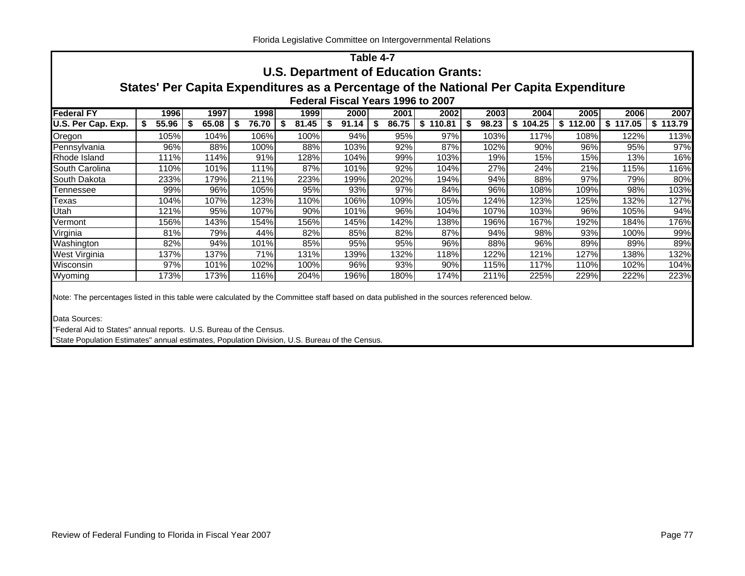## Table 4-7

## U.S. Department of Education Grants:

## States' Per Capita Expenditures as a Percentage of the National Per Capita Expenditure

### Federal Fiscal Years 1996 to 2007

| Federal FY | 1996 | 1997 | 1998 | 1999 | 2000 | 2001 | 2002 | 2003 | 2004 | 2005 | 2006 | 2007 |
|---|---|---|---|---|---|---|---|---|---|---|---|---|
| U.S. Per Cap. Exp. | $ 55.96 | $ 65.08 | $ 76.70 | $ 81.45 | $ 91.14 | $ 86.75 | $ 110.81 | $ 98.23 | $ 104.25 | $ 112.00 | $ 117.05 | $ 113.79 |
| Oregon | 105% | 104% | 106% | 100% | 94% | 95% | 97% | 103% | 117% | 108% | 122% | 113% |
| Pennsylvania | 96% | 88% | 100% | 88% | 103% | 92% | 87% | 102% | 90% | 96% | 95% | 97% |
| Rhode Island | 111% | 114% | 91% | 128% | 104% | 99% | 103% | 19% | 15% | 15% | 13% | 16% |
| South Carolina | 110% | 101% | 111% | 87% | 101% | 92% | 104% | 27% | 24% | 21% | 115% | 116% |
| South Dakota | 233% | 179% | 211% | 223% | 199% | 202% | 194% | 94% | 88% | 97% | 79% | 80% |
| Tennessee | 99% | 96% | 105% | 95% | 93% | 97% | 84% | 96% | 108% | 109% | 98% | 103% |
| Texas | 104% | 107% | 123% | 110% | 106% | 109% | 105% | 124% | 123% | 125% | 132% | 127% |
| Utah | 121% | 95% | 107% | 90% | 101% | 96% | 104% | 107% | 103% | 96% | 105% | 94% |
| Vermont | 156% | 143% | 154% | 156% | 145% | 142% | 138% | 196% | 167% | 192% | 184% | 176% |
| Virginia | 81% | 79% | 44% | 82% | 85% | 82% | 87% | 94% | 98% | 93% | 100% | 99% |
| Washington | 82% | 94% | 101% | 85% | 95% | 95% | 96% | 88% | 96% | 89% | 89% | 89% |
| West Virginia | 137% | 137% | 71% | 131% | 139% | 132% | 118% | 122% | 121% | 127% | 138% | 132% |
| Wisconsin | 97% | 101% | 102% | 100% | 96% | 93% | 90% | 115% | 117% | 110% | 102% | 104% |
| Wyoming | 173% | 173% | 116% | 204% | 196% | 180% | 174% | 211% | 225% | 229% | 222% | 223% |

Note: The percentages listed in this table were calculated by the Committee staff based on data published in the sources referenced below.

Data Sources:

"Federal Aid to States" annual reports. U.S. Bureau of the Census.

"State Population Estimates" annual estimates, Population Division, U.S. Bureau of the Census.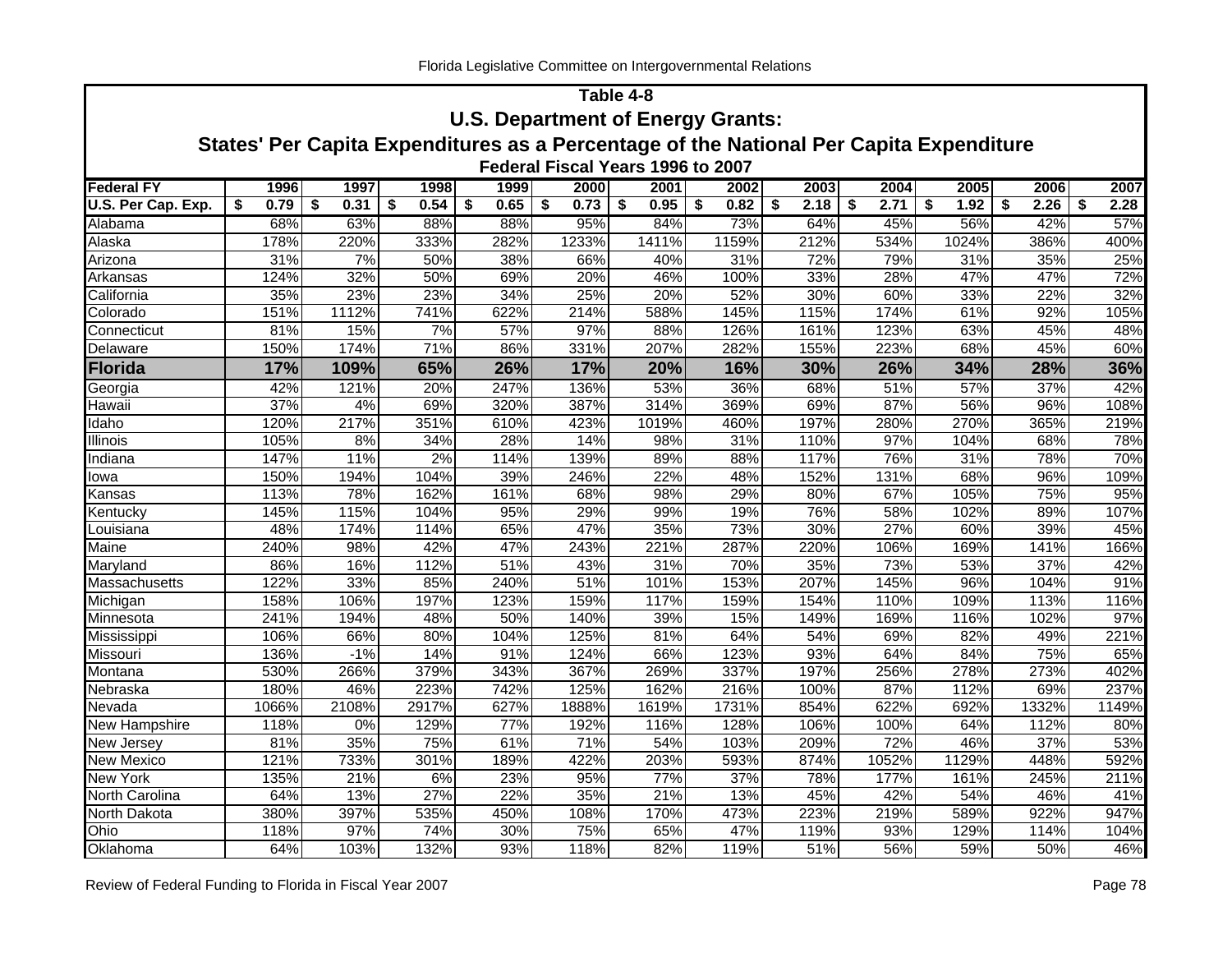## Table 4-8

## U.S. Department of Energy Grants:

## States' Per Capita Expenditures as a Percentage of the National Per Capita Expenditure

### Federal Fiscal Years 1996 to 2007

| Federal FY | 1996 | 1997 | 1998 | 1999 | 2000 | 2001 | 2002 | 2003 | 2004 | 2005 | 2006 | 2007 |
|---|---|---|---|---|---|---|---|---|---|---|---|---|
| **U.S. Per Cap. Exp.** | $ 0.79 | $ 0.31 | $ 0.54 | $ 0.65 | $ 0.73 | $ 0.95 | $ 0.82 | $ 2.18 | $ 2.71 | $ 1.92 | $ 2.26 | $ 2.28 |
| Alabama | 68% | 63% | 88% | 88% | 95% | 84% | 73% | 64% | 45% | 56% | 42% | 57% |
| Alaska | 178% | 220% | 333% | 282% | 1233% | 1411% | 1159% | 212% | 534% | 1024% | 386% | 400% |
| Arizona | 31% | 7% | 50% | 38% | 66% | 40% | 31% | 72% | 79% | 31% | 35% | 25% |
| Arkansas | 124% | 32% | 50% | 69% | 20% | 46% | 100% | 33% | 28% | 47% | 47% | 72% |
| California | 35% | 23% | 23% | 34% | 25% | 20% | 52% | 30% | 60% | 33% | 22% | 32% |
| Colorado | 151% | 1112% | 741% | 622% | 214% | 588% | 145% | 115% | 174% | 61% | 92% | 105% |
| Connecticut | 81% | 15% | 7% | 57% | 97% | 88% | 126% | 161% | 123% | 63% | 45% | 48% |
| Delaware | 150% | 174% | 71% | 86% | 331% | 207% | 282% | 155% | 223% | 68% | 45% | 60% |
| **Florida** | **17%** | **109%** | **65%** | **26%** | **17%** | **20%** | **16%** | **30%** | **26%** | **34%** | **28%** | **36%** |
| Georgia | 42% | 121% | 20% | 247% | 136% | 53% | 36% | 68% | 51% | 57% | 37% | 42% |
| Hawaii | 37% | 4% | 69% | 320% | 387% | 314% | 369% | 69% | 87% | 56% | 96% | 108% |
| Idaho | 120% | 217% | 351% | 610% | 423% | 1019% | 460% | 197% | 280% | 270% | 365% | 219% |
| Illinois | 105% | 8% | 34% | 28% | 14% | 98% | 31% | 110% | 97% | 104% | 68% | 78% |
| Indiana | 147% | 11% | 2% | 114% | 139% | 89% | 88% | 117% | 76% | 31% | 78% | 70% |
| Iowa | 150% | 194% | 104% | 39% | 246% | 22% | 48% | 152% | 131% | 68% | 96% | 109% |
| Kansas | 113% | 78% | 162% | 161% | 68% | 98% | 29% | 80% | 67% | 105% | 75% | 95% |
| Kentucky | 145% | 115% | 104% | 95% | 29% | 99% | 19% | 76% | 58% | 102% | 89% | 107% |
| Louisiana | 48% | 174% | 114% | 65% | 47% | 35% | 73% | 30% | 27% | 60% | 39% | 45% |
| Maine | 240% | 98% | 42% | 47% | 243% | 221% | 287% | 220% | 106% | 169% | 141% | 166% |
| Maryland | 86% | 16% | 112% | 51% | 43% | 31% | 70% | 35% | 73% | 53% | 37% | 42% |
| Massachusetts | 122% | 33% | 85% | 240% | 51% | 101% | 153% | 207% | 145% | 96% | 104% | 91% |
| Michigan | 158% | 106% | 197% | 123% | 159% | 117% | 159% | 154% | 110% | 109% | 113% | 116% |
| Minnesota | 241% | 194% | 48% | 50% | 140% | 39% | 15% | 149% | 169% | 116% | 102% | 97% |
| Mississippi | 106% | 66% | 80% | 104% | 125% | 81% | 64% | 54% | 69% | 82% | 49% | 221% |
| Missouri | 136% | -1% | 14% | 91% | 124% | 66% | 123% | 93% | 64% | 84% | 75% | 65% |
| Montana | 530% | 266% | 379% | 343% | 367% | 269% | 337% | 197% | 256% | 278% | 273% | 402% |
| Nebraska | 180% | 46% | 223% | 742% | 125% | 162% | 216% | 100% | 87% | 112% | 69% | 237% |
| Nevada | 1066% | 2108% | 2917% | 627% | 1888% | 1619% | 1731% | 854% | 622% | 692% | 1332% | 1149% |
| New Hampshire | 118% | 0% | 129% | 77% | 192% | 116% | 128% | 106% | 100% | 64% | 112% | 80% |
| New Jersey | 81% | 35% | 75% | 61% | 71% | 54% | 103% | 209% | 72% | 46% | 37% | 53% |
| New Mexico | 121% | 733% | 301% | 189% | 422% | 203% | 593% | 874% | 1052% | 1129% | 448% | 592% |
| New York | 135% | 21% | 6% | 23% | 95% | 77% | 37% | 78% | 177% | 161% | 245% | 211% |
| North Carolina | 64% | 13% | 27% | 22% | 35% | 21% | 13% | 45% | 42% | 54% | 46% | 41% |
| North Dakota | 380% | 397% | 535% | 450% | 108% | 170% | 473% | 223% | 219% | 589% | 922% | 947% |
| Ohio | 118% | 97% | 74% | 30% | 75% | 65% | 47% | 119% | 93% | 129% | 114% | 104% |
| Oklahoma | 64% | 103% | 132% | 93% | 118% | 82% | 119% | 51% | 56% | 59% | 50% | 46% |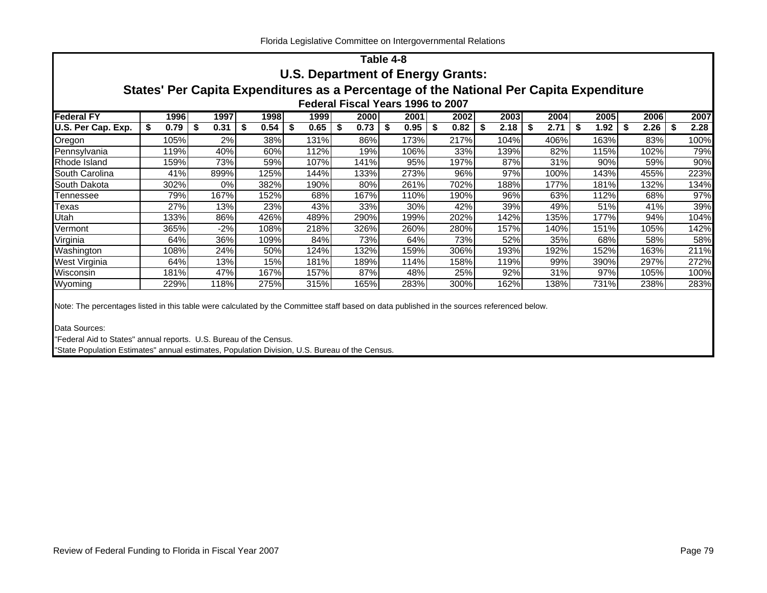## Table 4-8

### U.S. Department of Energy Grants:

### States' Per Capita Expenditures as a Percentage of the National Per Capita Expenditure

#### Federal Fiscal Years 1996 to 2007

| Federal FY | 1996 | 1997 | 1998 | 1999 | 2000 | 2001 | 2002 | 2003 | 2004 | 2005 | 2006 | 2007 |
|---|---|---|---|---|---|---|---|---|---|---|---|---|
| U.S. Per Cap. Exp. | $ 0.79 | $ 0.31 | $ 0.54 | $ 0.65 | $ 0.73 | $ 0.95 | $ 0.82 | $ 2.18 | $ 2.71 | $ 1.92 | $ 2.26 | $ 2.28 |
| Oregon | 105% | 2% | 38% | 131% | 86% | 173% | 217% | 104% | 406% | 163% | 83% | 100% |
| Pennsylvania | 119% | 40% | 60% | 112% | 19% | 106% | 33% | 139% | 82% | 115% | 102% | 79% |
| Rhode Island | 159% | 73% | 59% | 107% | 141% | 95% | 197% | 87% | 31% | 90% | 59% | 90% |
| South Carolina | 41% | 899% | 125% | 144% | 133% | 273% | 96% | 97% | 100% | 143% | 455% | 223% |
| South Dakota | 302% | 0% | 382% | 190% | 80% | 261% | 702% | 188% | 177% | 181% | 132% | 134% |
| Tennessee | 79% | 167% | 152% | 68% | 167% | 110% | 190% | 96% | 63% | 112% | 68% | 97% |
| Texas | 27% | 13% | 23% | 43% | 33% | 30% | 42% | 39% | 49% | 51% | 41% | 39% |
| Utah | 133% | 86% | 426% | 489% | 290% | 199% | 202% | 142% | 135% | 177% | 94% | 104% |
| Vermont | 365% | -2% | 108% | 218% | 326% | 260% | 280% | 157% | 140% | 151% | 105% | 142% |
| Virginia | 64% | 36% | 109% | 84% | 73% | 64% | 73% | 52% | 35% | 68% | 58% | 58% |
| Washington | 108% | 24% | 50% | 124% | 132% | 159% | 306% | 193% | 192% | 152% | 163% | 211% |
| West Virginia | 64% | 13% | 15% | 181% | 189% | 114% | 158% | 119% | 99% | 390% | 297% | 272% |
| Wisconsin | 181% | 47% | 167% | 157% | 87% | 48% | 25% | 92% | 31% | 97% | 105% | 100% |
| Wyoming | 229% | 118% | 275% | 315% | 165% | 283% | 300% | 162% | 138% | 731% | 238% | 283% |

Note: The percentages listed in this table were calculated by the Committee staff based on data published in the sources referenced below.

Data Sources:

"Federal Aid to States" annual reports. U.S. Bureau of the Census.

"State Population Estimates" annual estimates, Population Division, U.S. Bureau of the Census.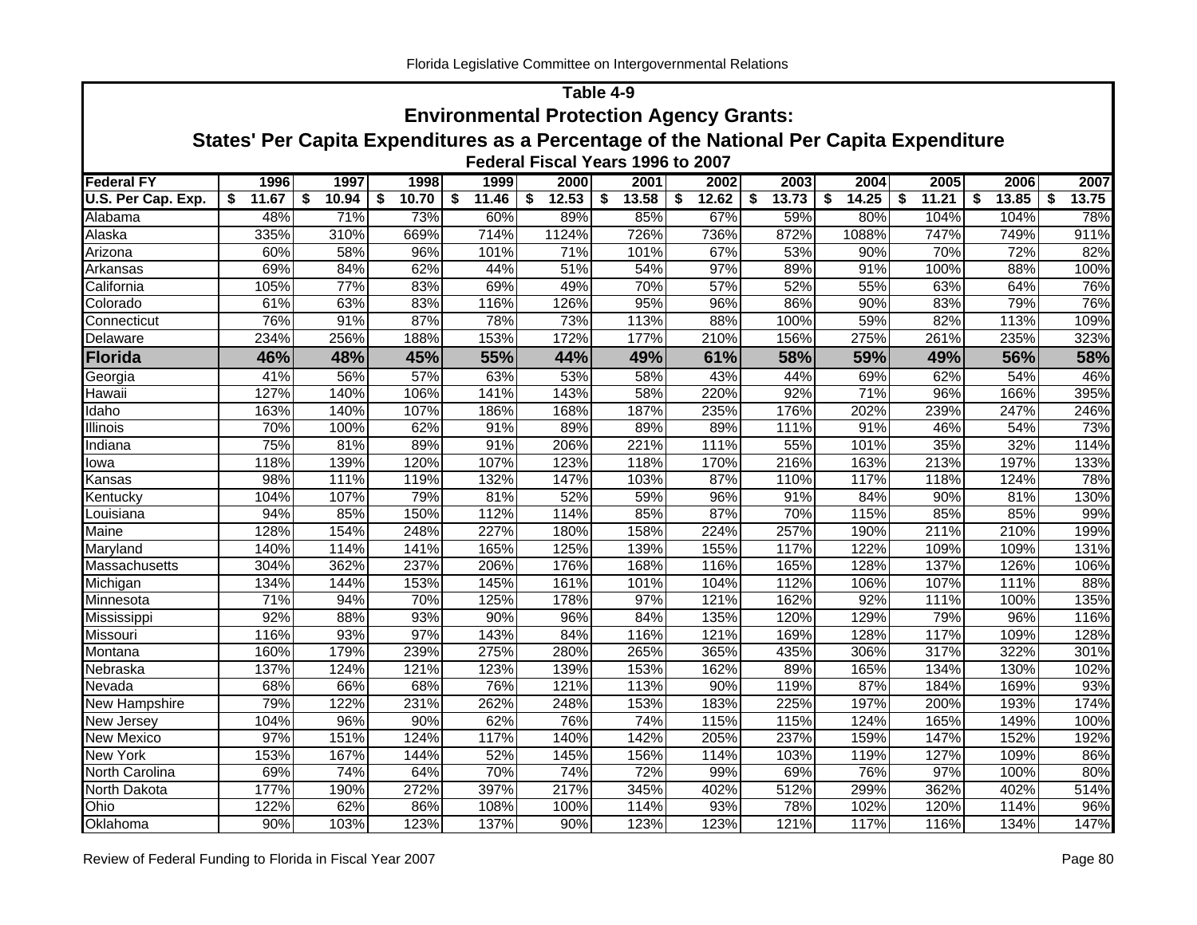## Table 4-9

## Environmental Protection Agency Grants:

## States' Per Capita Expenditures as a Percentage of the National Per Capita Expenditure

### Federal Fiscal Years 1996 to 2007

| Federal FY | 1996 | 1997 | 1998 | 1999 | 2000 | 2001 | 2002 | 2003 | 2004 | 2005 | 2006 | 2007 |
|---|---|---|---|---|---|---|---|---|---|---|---|---|
| U.S. Per Cap. Exp. | $ 11.67 | $ 10.94 | $ 10.70 | $ 11.46 | $ 12.53 | $ 13.58 | $ 12.62 | $ 13.73 | $ 14.25 | $ 11.21 | $ 13.85 | $ 13.75 |
| Alabama | 48% | 71% | 73% | 60% | 89% | 85% | 67% | 59% | 80% | 104% | 104% | 78% |
| Alaska | 335% | 310% | 669% | 714% | 1124% | 726% | 736% | 872% | 1088% | 747% | 749% | 911% |
| Arizona | 60% | 58% | 96% | 101% | 71% | 101% | 67% | 53% | 90% | 70% | 72% | 82% |
| Arkansas | 69% | 84% | 62% | 44% | 51% | 54% | 97% | 89% | 91% | 100% | 88% | 100% |
| California | 105% | 77% | 83% | 69% | 49% | 70% | 57% | 52% | 55% | 63% | 64% | 76% |
| Colorado | 61% | 63% | 83% | 116% | 126% | 95% | 96% | 86% | 90% | 83% | 79% | 76% |
| Connecticut | 76% | 91% | 87% | 78% | 73% | 113% | 88% | 100% | 59% | 82% | 113% | 109% |
| Delaware | 234% | 256% | 188% | 153% | 172% | 177% | 210% | 156% | 275% | 261% | 235% | 323% |
| **Florida** | **46%** | **48%** | **45%** | **55%** | **44%** | **49%** | **61%** | **58%** | **59%** | **49%** | **56%** | **58%** |
| Georgia | 41% | 56% | 57% | 63% | 53% | 58% | 43% | 44% | 69% | 62% | 54% | 46% |
| Hawaii | 127% | 140% | 106% | 141% | 143% | 58% | 220% | 92% | 71% | 96% | 166% | 395% |
| Idaho | 163% | 140% | 107% | 186% | 168% | 187% | 235% | 176% | 202% | 239% | 247% | 246% |
| Illinois | 70% | 100% | 62% | 91% | 89% | 89% | 89% | 111% | 91% | 46% | 54% | 73% |
| Indiana | 75% | 81% | 89% | 91% | 206% | 221% | 111% | 55% | 101% | 35% | 32% | 114% |
| Iowa | 118% | 139% | 120% | 107% | 123% | 118% | 170% | 216% | 163% | 213% | 197% | 133% |
| Kansas | 98% | 111% | 119% | 132% | 147% | 103% | 87% | 110% | 117% | 118% | 124% | 78% |
| Kentucky | 104% | 107% | 79% | 81% | 52% | 59% | 96% | 91% | 84% | 90% | 81% | 130% |
| Louisiana | 94% | 85% | 150% | 112% | 114% | 85% | 87% | 70% | 115% | 85% | 85% | 99% |
| Maine | 128% | 154% | 248% | 227% | 180% | 158% | 224% | 257% | 190% | 211% | 210% | 199% |
| Maryland | 140% | 114% | 141% | 165% | 125% | 139% | 155% | 117% | 122% | 109% | 109% | 131% |
| Massachusetts | 304% | 362% | 237% | 206% | 176% | 168% | 116% | 165% | 128% | 137% | 126% | 106% |
| Michigan | 134% | 144% | 153% | 145% | 161% | 101% | 104% | 112% | 106% | 107% | 111% | 88% |
| Minnesota | 71% | 94% | 70% | 125% | 178% | 97% | 121% | 162% | 92% | 111% | 100% | 135% |
| Mississippi | 92% | 88% | 93% | 90% | 96% | 84% | 135% | 120% | 129% | 79% | 96% | 116% |
| Missouri | 116% | 93% | 97% | 143% | 84% | 116% | 121% | 169% | 128% | 117% | 109% | 128% |
| Montana | 160% | 179% | 239% | 275% | 280% | 265% | 365% | 435% | 306% | 317% | 322% | 301% |
| Nebraska | 137% | 124% | 121% | 123% | 139% | 153% | 162% | 89% | 165% | 134% | 130% | 102% |
| Nevada | 68% | 66% | 68% | 76% | 121% | 113% | 90% | 119% | 87% | 184% | 169% | 93% |
| New Hampshire | 79% | 122% | 231% | 262% | 248% | 153% | 183% | 225% | 197% | 200% | 193% | 174% |
| New Jersey | 104% | 96% | 90% | 62% | 76% | 74% | 115% | 115% | 124% | 165% | 149% | 100% |
| New Mexico | 97% | 151% | 124% | 117% | 140% | 142% | 205% | 237% | 159% | 147% | 152% | 192% |
| New York | 153% | 167% | 144% | 52% | 145% | 156% | 114% | 103% | 119% | 127% | 109% | 86% |
| North Carolina | 69% | 74% | 64% | 70% | 74% | 72% | 99% | 69% | 76% | 97% | 100% | 80% |
| North Dakota | 177% | 190% | 272% | 397% | 217% | 345% | 402% | 512% | 299% | 362% | 402% | 514% |
| Ohio | 122% | 62% | 86% | 108% | 100% | 114% | 93% | 78% | 102% | 120% | 114% | 96% |
| Oklahoma | 90% | 103% | 123% | 137% | 90% | 123% | 123% | 121% | 117% | 116% | 134% | 147% |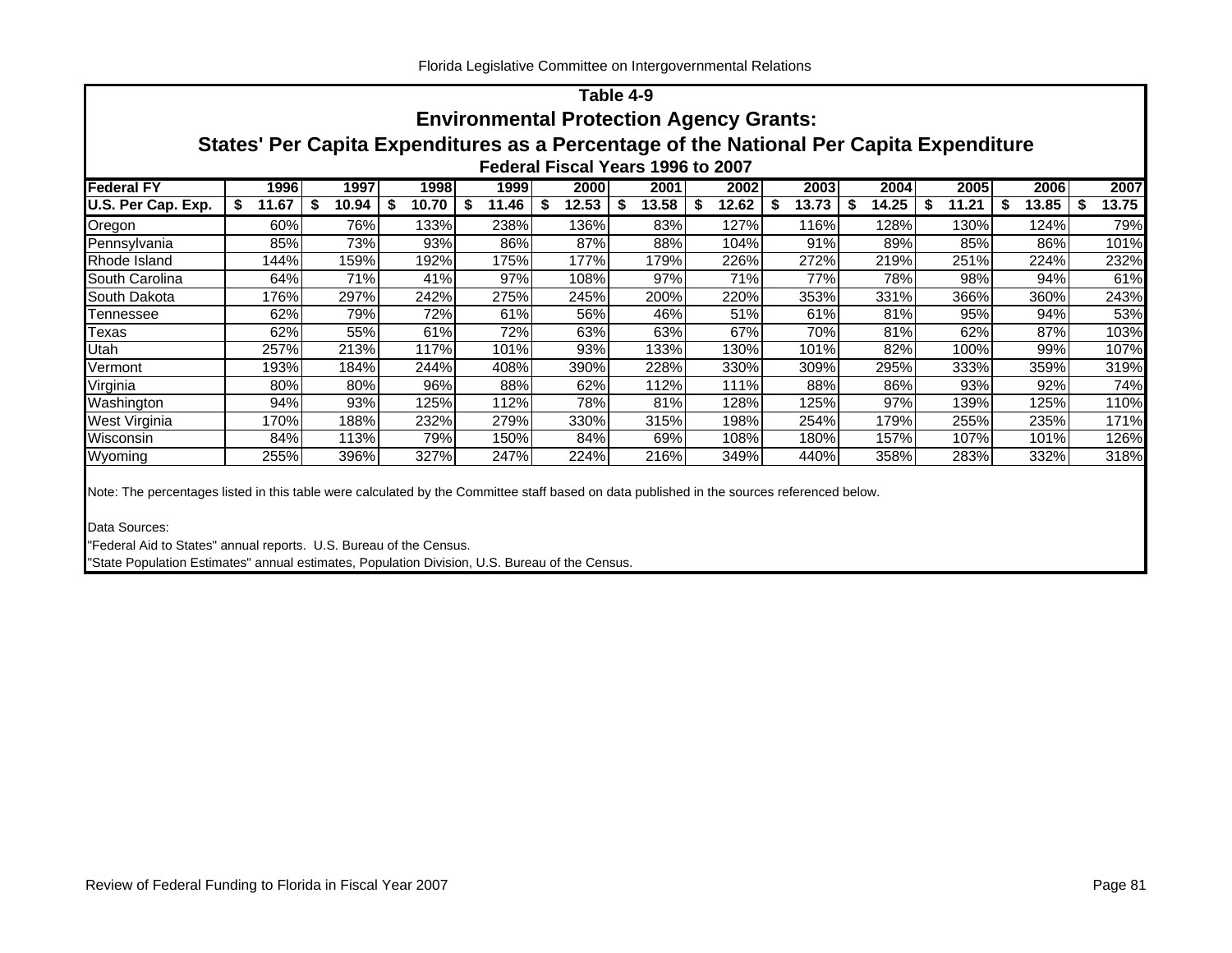## Table 4-9

## Environmental Protection Agency Grants:

## States' Per Capita Expenditures as a Percentage of the National Per Capita Expenditure

### Federal Fiscal Years 1996 to 2007

| Federal FY | 1996 | 1997 | 1998 | 1999 | 2000 | 2001 | 2002 | 2003 | 2004 | 2005 | 2006 | 2007 |
|---|---|---|---|---|---|---|---|---|---|---|---|---|
| U.S. Per Cap. Exp. | $ 11.67 | $ 10.94 | $ 10.70 | $ 11.46 | $ 12.53 | $ 13.58 | $ 12.62 | $ 13.73 | $ 14.25 | $ 11.21 | $ 13.85 | $ 13.75 |
| Oregon | 60% | 76% | 133% | 238% | 136% | 83% | 127% | 116% | 128% | 130% | 124% | 79% |
| Pennsylvania | 85% | 73% | 93% | 86% | 87% | 88% | 104% | 91% | 89% | 85% | 86% | 101% |
| Rhode Island | 144% | 159% | 192% | 175% | 177% | 179% | 226% | 272% | 219% | 251% | 224% | 232% |
| South Carolina | 64% | 71% | 41% | 97% | 108% | 97% | 71% | 77% | 78% | 98% | 94% | 61% |
| South Dakota | 176% | 297% | 242% | 275% | 245% | 200% | 220% | 353% | 331% | 366% | 360% | 243% |
| Tennessee | 62% | 79% | 72% | 61% | 56% | 46% | 51% | 61% | 81% | 95% | 94% | 53% |
| Texas | 62% | 55% | 61% | 72% | 63% | 63% | 67% | 70% | 81% | 62% | 87% | 103% |
| Utah | 257% | 213% | 117% | 101% | 93% | 133% | 130% | 101% | 82% | 100% | 99% | 107% |
| Vermont | 193% | 184% | 244% | 408% | 390% | 228% | 330% | 309% | 295% | 333% | 359% | 319% |
| Virginia | 80% | 80% | 96% | 88% | 62% | 112% | 111% | 88% | 86% | 93% | 92% | 74% |
| Washington | 94% | 93% | 125% | 112% | 78% | 81% | 128% | 125% | 97% | 139% | 125% | 110% |
| West Virginia | 170% | 188% | 232% | 279% | 330% | 315% | 198% | 254% | 179% | 255% | 235% | 171% |
| Wisconsin | 84% | 113% | 79% | 150% | 84% | 69% | 108% | 180% | 157% | 107% | 101% | 126% |
| Wyoming | 255% | 396% | 327% | 247% | 224% | 216% | 349% | 440% | 358% | 283% | 332% | 318% |

Note: The percentages listed in this table were calculated by the Committee staff based on data published in the sources referenced below.

Data Sources:

"Federal Aid to States" annual reports. U.S. Bureau of the Census.

"State Population Estimates" annual estimates, Population Division, U.S. Bureau of the Census.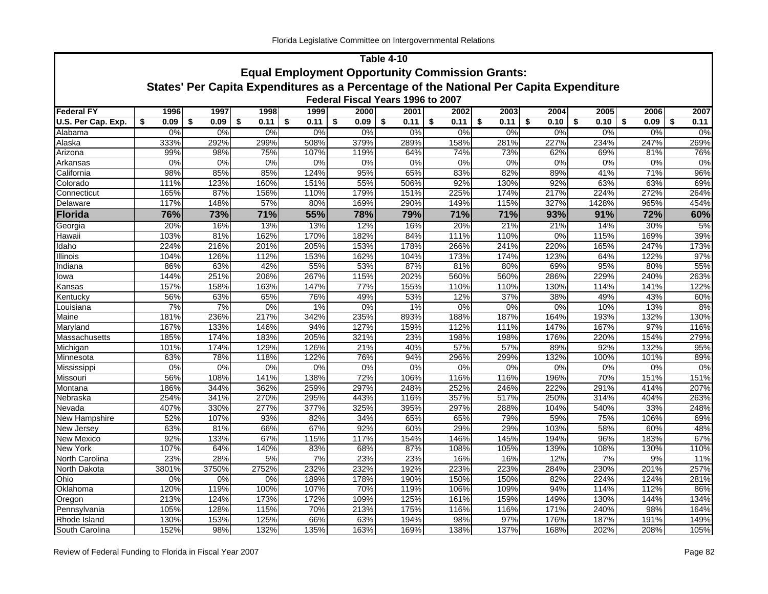## Table 4-10

### Equal Employment Opportunity Commission Grants:

### States' Per Capita Expenditures as a Percentage of the National Per Capita Expenditure

#### Federal Fiscal Years 1996 to 2007

| Federal FY | 1996 | 1997 | 1998 | 1999 | 2000 | 2001 | 2002 | 2003 | 2004 | 2005 | 2006 | 2007 |
|---|---|---|---|---|---|---|---|---|---|---|---|---|
| **U.S. Per Cap. Exp.** | **$ 0.09** | **$ 0.09** | **$ 0.11** | **$ 0.11** | **$ 0.09** | **$ 0.11** | **$ 0.11** | **$ 0.11** | **$ 0.10** | **$ 0.10** | **$ 0.09** | **$ 0.11** |
| Alabama | 0% | 0% | 0% | 0% | 0% | 0% | 0% | 0% | 0% | 0% | 0% | 0% |
| Alaska | 333% | 292% | 299% | 508% | 379% | 289% | 158% | 281% | 227% | 234% | 247% | 269% |
| Arizona | 99% | 98% | 75% | 107% | 119% | 64% | 74% | 73% | 62% | 69% | 81% | 76% |
| Arkansas | 0% | 0% | 0% | 0% | 0% | 0% | 0% | 0% | 0% | 0% | 0% | 0% |
| California | 98% | 85% | 85% | 124% | 95% | 65% | 83% | 82% | 89% | 41% | 71% | 96% |
| Colorado | 111% | 123% | 160% | 151% | 55% | 506% | 92% | 130% | 92% | 63% | 63% | 69% |
| Connecticut | 165% | 87% | 156% | 110% | 179% | 151% | 225% | 174% | 217% | 224% | 272% | 264% |
| Delaware | 117% | 148% | 57% | 80% | 169% | 290% | 149% | 115% | 327% | 1428% | 965% | 454% |
| **Florida** | **76%** | **73%** | **71%** | **55%** | **78%** | **79%** | **71%** | **71%** | **93%** | **91%** | **72%** | **60%** |
| Georgia | 20% | 16% | 13% | 13% | 12% | 16% | 20% | 21% | 21% | 14% | 30% | 5% |
| Hawaii | 103% | 81% | 162% | 170% | 182% | 84% | 111% | 110% | 0% | 115% | 169% | 39% |
| Idaho | 224% | 216% | 201% | 205% | 153% | 178% | 266% | 241% | 220% | 165% | 247% | 173% |
| Illinois | 104% | 126% | 112% | 153% | 162% | 104% | 173% | 174% | 123% | 64% | 122% | 97% |
| Indiana | 86% | 63% | 42% | 55% | 53% | 87% | 81% | 80% | 69% | 95% | 80% | 55% |
| Iowa | 144% | 251% | 206% | 267% | 115% | 202% | 560% | 560% | 286% | 229% | 240% | 263% |
| Kansas | 157% | 158% | 163% | 147% | 77% | 155% | 110% | 110% | 130% | 114% | 141% | 122% |
| Kentucky | 56% | 63% | 65% | 76% | 49% | 53% | 12% | 37% | 38% | 49% | 43% | 60% |
| Louisiana | 7% | 7% | 0% | 1% | 0% | 1% | 0% | 0% | 0% | 10% | 13% | 8% |
| Maine | 181% | 236% | 217% | 342% | 235% | 893% | 188% | 187% | 164% | 193% | 132% | 130% |
| Maryland | 167% | 133% | 146% | 94% | 127% | 159% | 112% | 111% | 147% | 167% | 97% | 116% |
| Massachusetts | 185% | 174% | 183% | 205% | 321% | 23% | 198% | 198% | 176% | 220% | 154% | 279% |
| Michigan | 101% | 174% | 129% | 126% | 21% | 40% | 57% | 57% | 89% | 92% | 132% | 95% |
| Minnesota | 63% | 78% | 118% | 122% | 76% | 94% | 296% | 299% | 132% | 100% | 101% | 89% |
| Mississippi | 0% | 0% | 0% | 0% | 0% | 0% | 0% | 0% | 0% | 0% | 0% | 0% |
| Missouri | 56% | 108% | 141% | 138% | 72% | 106% | 116% | 116% | 196% | 70% | 151% | 151% |
| Montana | 186% | 344% | 362% | 259% | 297% | 248% | 252% | 246% | 222% | 291% | 414% | 207% |
| Nebraska | 254% | 341% | 270% | 295% | 443% | 116% | 357% | 517% | 250% | 314% | 404% | 263% |
| Nevada | 407% | 330% | 277% | 377% | 325% | 395% | 297% | 288% | 104% | 540% | 33% | 248% |
| New Hampshire | 52% | 107% | 93% | 82% | 34% | 65% | 65% | 79% | 59% | 75% | 106% | 69% |
| New Jersey | 63% | 81% | 66% | 67% | 92% | 60% | 29% | 29% | 103% | 58% | 60% | 48% |
| New Mexico | 92% | 133% | 67% | 115% | 117% | 154% | 146% | 145% | 194% | 96% | 183% | 67% |
| New York | 107% | 64% | 140% | 83% | 68% | 87% | 108% | 105% | 139% | 108% | 130% | 110% |
| North Carolina | 23% | 28% | 5% | 7% | 23% | 23% | 16% | 16% | 12% | 7% | 9% | 11% |
| North Dakota | 3801% | 3750% | 2752% | 232% | 232% | 192% | 223% | 223% | 284% | 230% | 201% | 257% |
| Ohio | 0% | 0% | 0% | 189% | 178% | 190% | 150% | 150% | 82% | 224% | 124% | 281% |
| Oklahoma | 120% | 119% | 100% | 107% | 70% | 119% | 106% | 109% | 94% | 114% | 112% | 86% |
| Oregon | 213% | 124% | 173% | 172% | 109% | 125% | 161% | 159% | 149% | 130% | 144% | 134% |
| Pennsylvania | 105% | 128% | 115% | 70% | 213% | 175% | 116% | 116% | 171% | 240% | 98% | 164% |
| Rhode Island | 130% | 153% | 125% | 66% | 63% | 194% | 98% | 97% | 176% | 187% | 191% | 149% |
| South Carolina | 152% | 98% | 132% | 135% | 163% | 169% | 138% | 137% | 168% | 202% | 208% | 105% |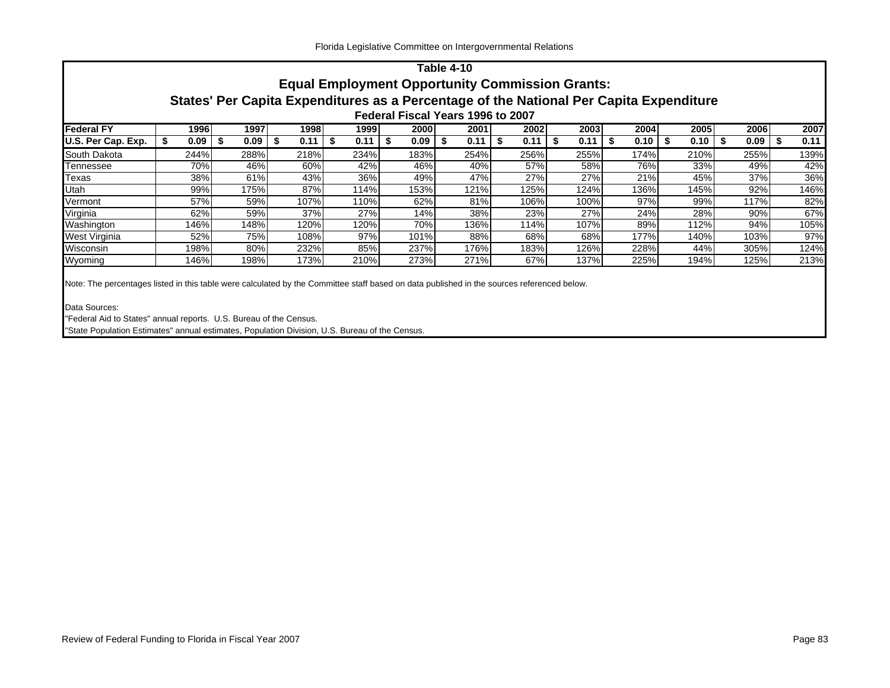## Table 4-10

## Equal Employment Opportunity Commission Grants:

## States' Per Capita Expenditures as a Percentage of the National Per Capita Expenditure

### Federal Fiscal Years 1996 to 2007

| Federal FY | 1996 | 1997 | 1998 | 1999 | 2000 | 2001 | 2002 | 2003 | 2004 | 2005 | 2006 | 2007 |
|---|---|---|---|---|---|---|---|---|---|---|---|---|
| U.S. Per Cap. Exp. | $ 0.09 | $ 0.09 | $ 0.11 | $ 0.11 | $ 0.09 | $ 0.11 | $ 0.11 | $ 0.11 | $ 0.10 | $ 0.10 | $ 0.09 | $ 0.11 |
| South Dakota | 244% | 288% | 218% | 234% | 183% | 254% | 256% | 255% | 174% | 210% | 255% | 139% |
| Tennessee | 70% | 46% | 60% | 42% | 46% | 40% | 57% | 58% | 76% | 33% | 49% | 42% |
| Texas | 38% | 61% | 43% | 36% | 49% | 47% | 27% | 27% | 21% | 45% | 37% | 36% |
| Utah | 99% | 175% | 87% | 114% | 153% | 121% | 125% | 124% | 136% | 145% | 92% | 146% |
| Vermont | 57% | 59% | 107% | 110% | 62% | 81% | 106% | 100% | 97% | 99% | 117% | 82% |
| Virginia | 62% | 59% | 37% | 27% | 14% | 38% | 23% | 27% | 24% | 28% | 90% | 67% |
| Washington | 146% | 148% | 120% | 120% | 70% | 136% | 114% | 107% | 89% | 112% | 94% | 105% |
| West Virginia | 52% | 75% | 108% | 97% | 101% | 88% | 68% | 68% | 177% | 140% | 103% | 97% |
| Wisconsin | 198% | 80% | 232% | 85% | 237% | 176% | 183% | 126% | 228% | 44% | 305% | 124% |
| Wyoming | 146% | 198% | 173% | 210% | 273% | 271% | 67% | 137% | 225% | 194% | 125% | 213% |

Note: The percentages listed in this table were calculated by the Committee staff based on data published in the sources referenced below.

Data Sources:
"Federal Aid to States" annual reports. U.S. Bureau of the Census.
"State Population Estimates" annual estimates, Population Division, U.S. Bureau of the Census.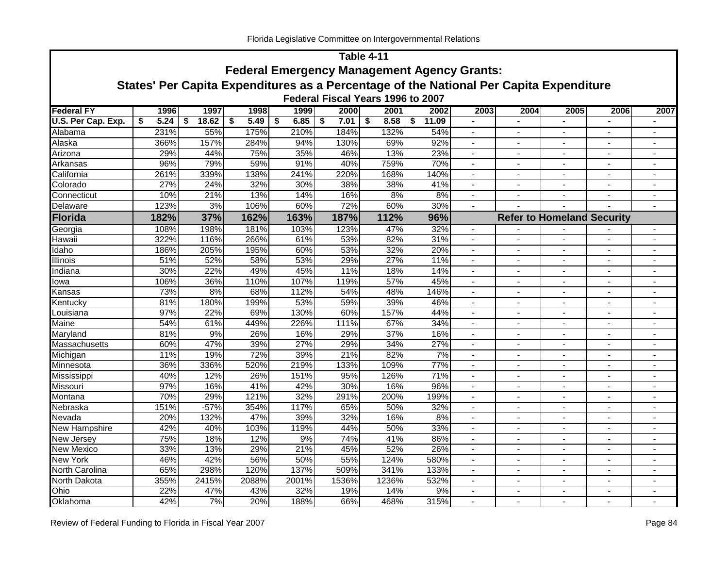**Table 4-11**

**Federal Emergency Management Agency Grants:**

**States' Per Capita Expenditures as a Percentage of the National Per Capita Expenditure**

**Federal Fiscal Years 1996 to 2007**

| Federal FY | 1996 | 1997 | 1998 | 1999 | 2000 | 2001 | 2002 | 2003 | 2004 | 2005 | 2006 | 2007 |
|---|---|---|---|---|---|---|---|---|---|---|---|---|
| U.S. Per Cap. Exp. | $ 5.24 | $ 18.62 | $ 5.49 | $ 6.85 | $ 7.01 | $ 8.58 | $ 11.09 | - | - | - | - | - |
| Alabama | 231% | 55% | 175% | 210% | 184% | 132% | 54% | - | - | - | - | - |
| Alaska | 366% | 157% | 284% | 94% | 130% | 69% | 92% | - | - | - | - | - |
| Arizona | 29% | 44% | 75% | 35% | 46% | 13% | 23% | - | - | - | - | - |
| Arkansas | 96% | 79% | 59% | 91% | 40% | 759% | 70% | - | - | - | - | - |
| California | 261% | 339% | 138% | 241% | 220% | 168% | 140% | - | - | - | - | - |
| Colorado | 27% | 24% | 32% | 30% | 38% | 38% | 41% | - | - | - | - | - |
| Connecticut | 10% | 21% | 13% | 14% | 16% | 8% | 8% | - | - | - | - | - |
| Delaware | 123% | 3% | 106% | 60% | 72% | 60% | 30% | - | - | - | - | - |
| **Florida** | **182%** | **37%** | **162%** | **163%** | **187%** | **112%** | **96%** | **Refer to Homeland Security** | | | | |
| Georgia | 108% | 198% | 181% | 103% | 123% | 47% | 32% | - | - | - | - | - |
| Hawaii | 322% | 116% | 266% | 61% | 53% | 82% | 31% | - | - | - | - | - |
| Idaho | 186% | 205% | 195% | 60% | 53% | 32% | 20% | - | - | - | - | - |
| Illinois | 51% | 52% | 58% | 53% | 29% | 27% | 11% | - | - | - | - | - |
| Indiana | 30% | 22% | 49% | 45% | 11% | 18% | 14% | - | - | - | - | - |
| Iowa | 106% | 36% | 110% | 107% | 119% | 57% | 45% | - | - | - | - | - |
| Kansas | 73% | 8% | 68% | 112% | 54% | 48% | 146% | - | - | - | - | - |
| Kentucky | 81% | 180% | 199% | 53% | 59% | 39% | 46% | - | - | - | - | - |
| Louisiana | 97% | 22% | 69% | 130% | 60% | 157% | 44% | - | - | - | - | - |
| Maine | 54% | 61% | 449% | 226% | 111% | 67% | 34% | - | - | - | - | - |
| Maryland | 81% | 9% | 26% | 16% | 29% | 37% | 16% | - | - | - | - | - |
| Massachusetts | 60% | 47% | 39% | 27% | 29% | 34% | 27% | - | - | - | - | - |
| Michigan | 11% | 19% | 72% | 39% | 21% | 82% | 7% | - | - | - | - | - |
| Minnesota | 36% | 336% | 520% | 219% | 133% | 109% | 77% | - | - | - | - | - |
| Mississippi | 40% | 12% | 26% | 151% | 95% | 126% | 71% | - | - | - | - | - |
| Missouri | 97% | 16% | 41% | 42% | 30% | 16% | 96% | - | - | - | - | - |
| Montana | 70% | 29% | 121% | 32% | 291% | 200% | 199% | - | - | - | - | - |
| Nebraska | 151% | -57% | 354% | 117% | 65% | 50% | 32% | - | - | - | - | - |
| Nevada | 20% | 132% | 47% | 39% | 32% | 16% | 8% | - | - | - | - | - |
| New Hampshire | 42% | 40% | 103% | 119% | 44% | 50% | 33% | - | - | - | - | - |
| New Jersey | 75% | 18% | 12% | 9% | 74% | 41% | 86% | - | - | - | - | - |
| New Mexico | 33% | 13% | 29% | 21% | 45% | 52% | 26% | - | - | - | - | - |
| New York | 46% | 42% | 56% | 50% | 55% | 124% | 580% | - | - | - | - | - |
| North Carolina | 65% | 298% | 120% | 137% | 509% | 341% | 133% | - | - | - | - | - |
| North Dakota | 355% | 2415% | 2088% | 2001% | 1536% | 1236% | 532% | - | - | - | - | - |
| Ohio | 22% | 47% | 43% | 32% | 19% | 14% | 9% | - | - | - | - | - |
| Oklahoma | 42% | 7% | 20% | 188% | 66% | 468% | 315% | - | - | - | - | - |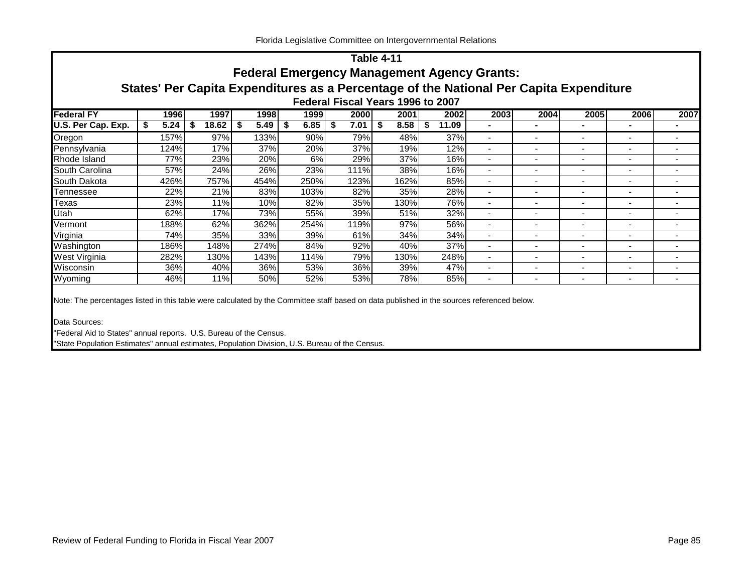## Table 4-11

### Federal Emergency Management Agency Grants:

### States' Per Capita Expenditures as a Percentage of the National Per Capita Expenditure

#### Federal Fiscal Years 1996 to 2007

| Federal FY | 1996 | 1997 | 1998 | 1999 | 2000 | 2001 | 2002 | 2003 | 2004 | 2005 | 2006 | 2007 |
|---|---|---|---|---|---|---|---|---|---|---|---|---|
| U.S. Per Cap. Exp. | $ 5.24 | $ 18.62 | $ 5.49 | $ 6.85 | $ 7.01 | $ 8.58 | $ 11.09 | - | - | - | - | - |
| Oregon | 157% | 97% | 133% | 90% | 79% | 48% | 37% | - | - | - | - | - |
| Pennsylvania | 124% | 17% | 37% | 20% | 37% | 19% | 12% | - | - | - | - | - |
| Rhode Island | 77% | 23% | 20% | 6% | 29% | 37% | 16% | - | - | - | - | - |
| South Carolina | 57% | 24% | 26% | 23% | 111% | 38% | 16% | - | - | - | - | - |
| South Dakota | 426% | 757% | 454% | 250% | 123% | 162% | 85% | - | - | - | - | - |
| Tennessee | 22% | 21% | 83% | 103% | 82% | 35% | 28% | - | - | - | - | - |
| Texas | 23% | 11% | 10% | 82% | 35% | 130% | 76% | - | - | - | - | - |
| Utah | 62% | 17% | 73% | 55% | 39% | 51% | 32% | - | - | - | - | - |
| Vermont | 188% | 62% | 362% | 254% | 119% | 97% | 56% | - | - | - | - | - |
| Virginia | 74% | 35% | 33% | 39% | 61% | 34% | 34% | - | - | - | - | - |
| Washington | 186% | 148% | 274% | 84% | 92% | 40% | 37% | - | - | - | - | - |
| West Virginia | 282% | 130% | 143% | 114% | 79% | 130% | 248% | - | - | - | - | - |
| Wisconsin | 36% | 40% | 36% | 53% | 36% | 39% | 47% | - | - | - | - | - |
| Wyoming | 46% | 11% | 50% | 52% | 53% | 78% | 85% | - | - | - | - | - |

Note: The percentages listed in this table were calculated by the Committee staff based on data published in the sources referenced below.

Data Sources:

"Federal Aid to States" annual reports. U.S. Bureau of the Census.

"State Population Estimates" annual estimates, Population Division, U.S. Bureau of the Census.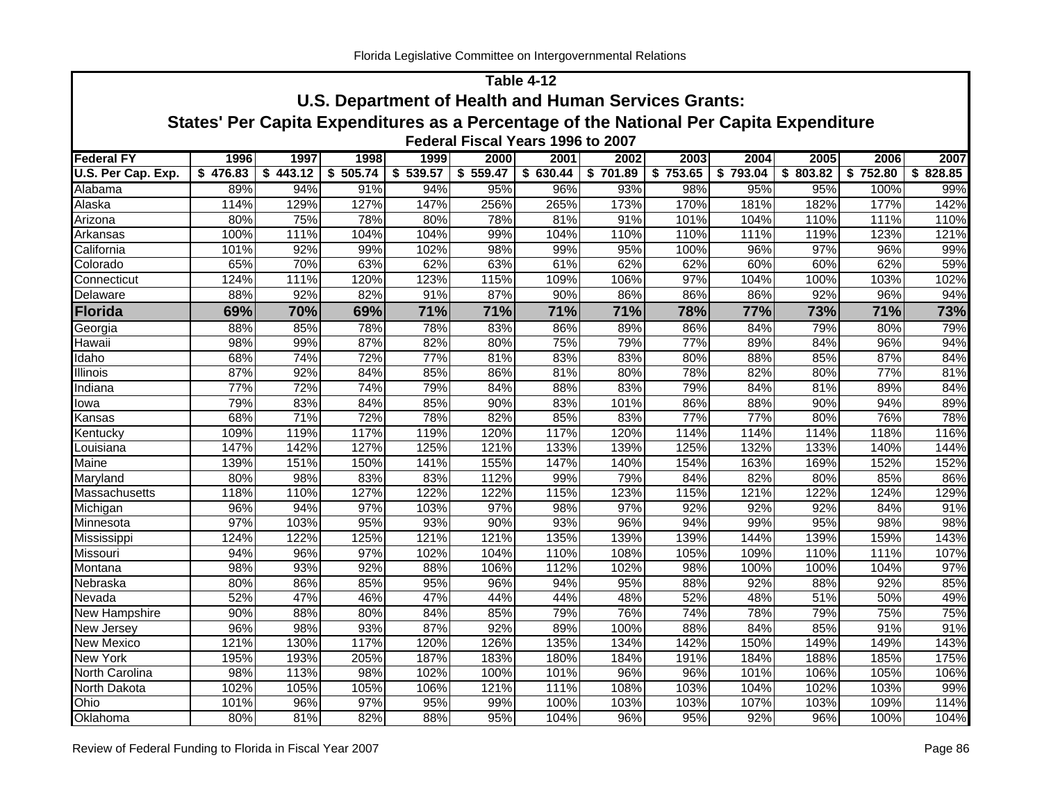## Table 4-12

### U.S. Department of Health and Human Services Grants:

### States' Per Capita Expenditures as a Percentage of the National Per Capita Expenditure

#### Federal Fiscal Years 1996 to 2007

| Federal FY | 1996 | 1997 | 1998 | 1999 | 2000 | 2001 | 2002 | 2003 | 2004 | 2005 | 2006 | 2007 |
|---|---|---|---|---|---|---|---|---|---|---|---|---|
| U.S. Per Cap. Exp. | $ 476.83 | $ 443.12 | $ 505.74 | $ 539.57 | $ 559.47 | $ 630.44 | $ 701.89 | $ 753.65 | $ 793.04 | $ 803.82 | $ 752.80 | $ 828.85 |
| Alabama | 89% | 94% | 91% | 94% | 95% | 96% | 93% | 98% | 95% | 95% | 100% | 99% |
| Alaska | 114% | 129% | 127% | 147% | 256% | 265% | 173% | 170% | 181% | 182% | 177% | 142% |
| Arizona | 80% | 75% | 78% | 80% | 78% | 81% | 91% | 101% | 104% | 110% | 111% | 110% |
| Arkansas | 100% | 111% | 104% | 104% | 99% | 104% | 110% | 110% | 111% | 119% | 123% | 121% |
| California | 101% | 92% | 99% | 102% | 98% | 99% | 95% | 100% | 96% | 97% | 96% | 99% |
| Colorado | 65% | 70% | 63% | 62% | 63% | 61% | 62% | 62% | 60% | 60% | 62% | 59% |
| Connecticut | 124% | 111% | 120% | 123% | 115% | 109% | 106% | 97% | 104% | 100% | 103% | 102% |
| Delaware | 88% | 92% | 82% | 91% | 87% | 90% | 86% | 86% | 86% | 92% | 96% | 94% |
| **Florida** | **69%** | **70%** | **69%** | **71%** | **71%** | **71%** | **71%** | **78%** | **77%** | **73%** | **71%** | **73%** |
| Georgia | 88% | 85% | 78% | 78% | 83% | 86% | 89% | 86% | 84% | 79% | 80% | 79% |
| Hawaii | 98% | 99% | 87% | 82% | 80% | 75% | 79% | 77% | 89% | 84% | 96% | 94% |
| Idaho | 68% | 74% | 72% | 77% | 81% | 83% | 83% | 80% | 88% | 85% | 87% | 84% |
| Illinois | 87% | 92% | 84% | 85% | 86% | 81% | 80% | 78% | 82% | 80% | 77% | 81% |
| Indiana | 77% | 72% | 74% | 79% | 84% | 88% | 83% | 79% | 84% | 81% | 89% | 84% |
| Iowa | 79% | 83% | 84% | 85% | 90% | 83% | 101% | 86% | 88% | 90% | 94% | 89% |
| Kansas | 68% | 71% | 72% | 78% | 82% | 85% | 83% | 77% | 77% | 80% | 76% | 78% |
| Kentucky | 109% | 119% | 117% | 119% | 120% | 117% | 120% | 114% | 114% | 114% | 118% | 116% |
| Louisiana | 147% | 142% | 127% | 125% | 121% | 133% | 139% | 125% | 132% | 133% | 140% | 144% |
| Maine | 139% | 151% | 150% | 141% | 155% | 147% | 140% | 154% | 163% | 169% | 152% | 152% |
| Maryland | 80% | 98% | 83% | 83% | 112% | 99% | 79% | 84% | 82% | 80% | 85% | 86% |
| Massachusetts | 118% | 110% | 127% | 122% | 122% | 115% | 123% | 115% | 121% | 122% | 124% | 129% |
| Michigan | 96% | 94% | 97% | 103% | 97% | 98% | 97% | 92% | 92% | 92% | 84% | 91% |
| Minnesota | 97% | 103% | 95% | 93% | 90% | 93% | 96% | 94% | 99% | 95% | 98% | 98% |
| Mississippi | 124% | 122% | 125% | 121% | 121% | 135% | 139% | 139% | 144% | 139% | 159% | 143% |
| Missouri | 94% | 96% | 97% | 102% | 104% | 110% | 108% | 105% | 109% | 110% | 111% | 107% |
| Montana | 98% | 93% | 92% | 88% | 106% | 112% | 102% | 98% | 100% | 100% | 104% | 97% |
| Nebraska | 80% | 86% | 85% | 95% | 96% | 94% | 95% | 88% | 92% | 88% | 92% | 85% |
| Nevada | 52% | 47% | 46% | 47% | 44% | 44% | 48% | 52% | 48% | 51% | 50% | 49% |
| New Hampshire | 90% | 88% | 80% | 84% | 85% | 79% | 76% | 74% | 78% | 79% | 75% | 75% |
| New Jersey | 96% | 98% | 93% | 87% | 92% | 89% | 100% | 88% | 84% | 85% | 91% | 91% |
| New Mexico | 121% | 130% | 117% | 120% | 126% | 135% | 134% | 142% | 150% | 149% | 149% | 143% |
| New York | 195% | 193% | 205% | 187% | 183% | 180% | 184% | 191% | 184% | 188% | 185% | 175% |
| North Carolina | 98% | 113% | 98% | 102% | 100% | 101% | 96% | 96% | 101% | 106% | 105% | 106% |
| North Dakota | 102% | 105% | 105% | 106% | 121% | 111% | 108% | 103% | 104% | 102% | 103% | 99% |
| Ohio | 101% | 96% | 97% | 95% | 99% | 100% | 103% | 103% | 107% | 103% | 109% | 114% |
| Oklahoma | 80% | 81% | 82% | 88% | 95% | 104% | 96% | 95% | 92% | 96% | 100% | 104% |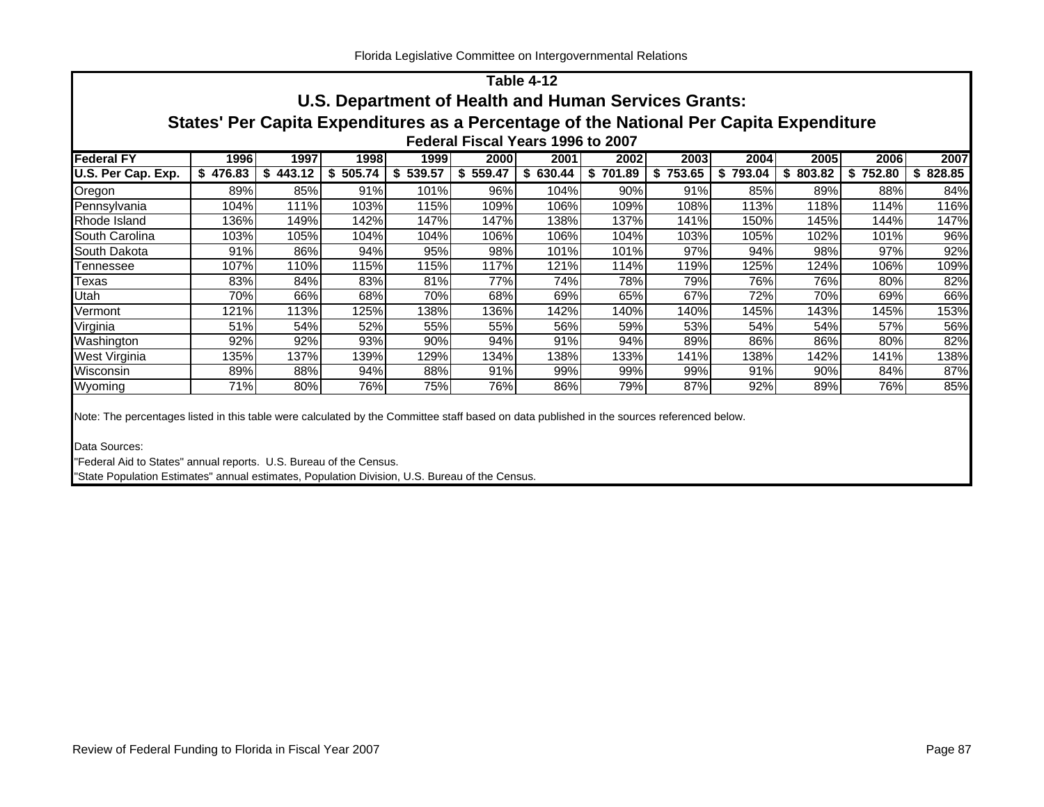## Table 4-12
## U.S. Department of Health and Human Services Grants:
## States' Per Capita Expenditures as a Percentage of the National Per Capita Expenditure
### Federal Fiscal Years 1996 to 2007

| Federal FY | 1996 | 1997 | 1998 | 1999 | 2000 | 2001 | 2002 | 2003 | 2004 | 2005 | 2006 | 2007 |
|---|---|---|---|---|---|---|---|---|---|---|---|---|
| U.S. Per Cap. Exp. | $ 476.83 | $ 443.12 | $ 505.74 | $ 539.57 | $ 559.47 | $ 630.44 | $ 701.89 | $ 753.65 | $ 793.04 | $ 803.82 | $ 752.80 | $ 828.85 |
| Oregon | 89% | 85% | 91% | 101% | 96% | 104% | 90% | 91% | 85% | 89% | 88% | 84% |
| Pennsylvania | 104% | 111% | 103% | 115% | 109% | 106% | 109% | 108% | 113% | 118% | 114% | 116% |
| Rhode Island | 136% | 149% | 142% | 147% | 147% | 138% | 137% | 141% | 150% | 145% | 144% | 147% |
| South Carolina | 103% | 105% | 104% | 104% | 106% | 106% | 104% | 103% | 105% | 102% | 101% | 96% |
| South Dakota | 91% | 86% | 94% | 95% | 98% | 101% | 101% | 97% | 94% | 98% | 97% | 92% |
| Tennessee | 107% | 110% | 115% | 115% | 117% | 121% | 114% | 119% | 125% | 124% | 106% | 109% |
| Texas | 83% | 84% | 83% | 81% | 77% | 74% | 78% | 79% | 76% | 76% | 80% | 82% |
| Utah | 70% | 66% | 68% | 70% | 68% | 69% | 65% | 67% | 72% | 70% | 69% | 66% |
| Vermont | 121% | 113% | 125% | 138% | 136% | 142% | 140% | 140% | 145% | 143% | 145% | 153% |
| Virginia | 51% | 54% | 52% | 55% | 55% | 56% | 59% | 53% | 54% | 54% | 57% | 56% |
| Washington | 92% | 92% | 93% | 90% | 94% | 91% | 94% | 89% | 86% | 86% | 80% | 82% |
| West Virginia | 135% | 137% | 139% | 129% | 134% | 138% | 133% | 141% | 138% | 142% | 141% | 138% |
| Wisconsin | 89% | 88% | 94% | 88% | 91% | 99% | 99% | 99% | 91% | 90% | 84% | 87% |
| Wyoming | 71% | 80% | 76% | 75% | 76% | 86% | 79% | 87% | 92% | 89% | 76% | 85% |

Note: The percentages listed in this table were calculated by the Committee staff based on data published in the sources referenced below.

Data Sources:

"Federal Aid to States" annual reports. U.S. Bureau of the Census.

"State Population Estimates" annual estimates, Population Division, U.S. Bureau of the Census.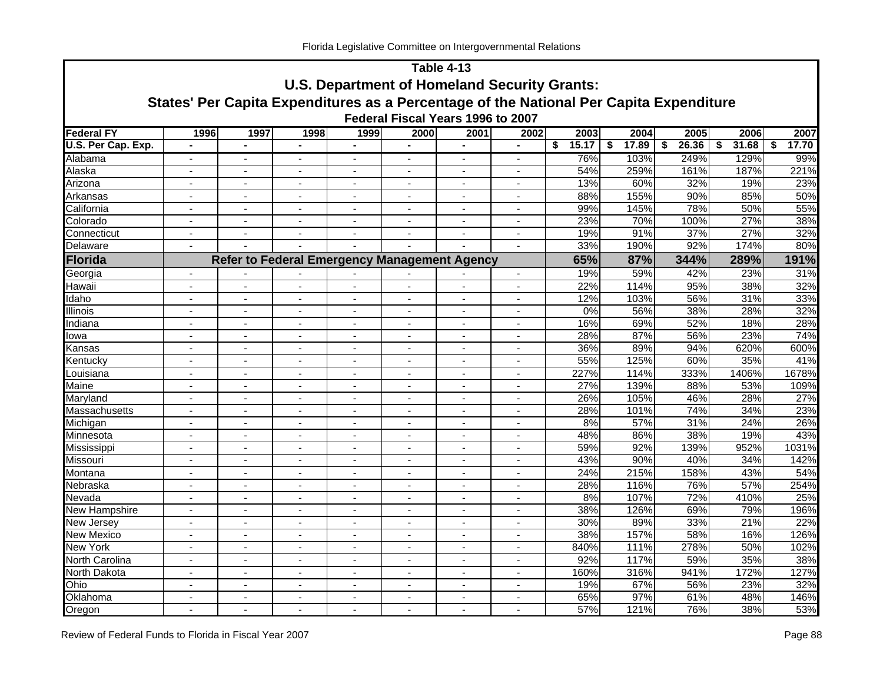**Table 4-13**

**U.S. Department of Homeland Security Grants:**

**States' Per Capita Expenditures as a Percentage of the National Per Capita Expenditure**

**Federal Fiscal Years 1996 to 2007**

| Federal FY | 1996 | 1997 | 1998 | 1999 | 2000 | 2001 | 2002 | 2003 | 2004 | 2005 | 2006 | 2007 |
|---|---|---|---|---|---|---|---|---|---|---|---|---|
| U.S. Per Cap. Exp. | - | - | - | - | - | - | - | $ 15.17 | $ 17.89 | $ 26.36 | $ 31.68 | $ 17.70 |
| Alabama | - | - | - | - | - | - | - | 76% | 103% | 249% | 129% | 99% |
| Alaska | - | - | - | - | - | - | - | 54% | 259% | 161% | 187% | 221% |
| Arizona | - | - | - | - | - | - | - | 13% | 60% | 32% | 19% | 23% |
| Arkansas | - | - | - | - | - | - | - | 88% | 155% | 90% | 85% | 50% |
| California | - | - | - | - | - | - | - | 99% | 145% | 78% | 50% | 55% |
| Colorado | - | - | - | - | - | - | - | 23% | 70% | 100% | 27% | 38% |
| Connecticut | - | - | - | - | - | - | - | 19% | 91% | 37% | 27% | 32% |
| Delaware | - | - | - | - | - | - | - | 33% | 190% | 92% | 174% | 80% |
| **Florida** | **Refer to Federal Emergency Management Agency** | | | | | | | **65%** | **87%** | **344%** | **289%** | **191%** |
| Georgia | - | - | - | - | - | - | - | 19% | 59% | 42% | 23% | 31% |
| Hawaii | - | - | - | - | - | - | - | 22% | 114% | 95% | 38% | 32% |
| Idaho | - | - | - | - | - | - | - | 12% | 103% | 56% | 31% | 33% |
| Illinois | - | - | - | - | - | - | - | 0% | 56% | 38% | 28% | 32% |
| Indiana | - | - | - | - | - | - | - | 16% | 69% | 52% | 18% | 28% |
| Iowa | - | - | - | - | - | - | - | 28% | 87% | 56% | 23% | 74% |
| Kansas | - | - | - | - | - | - | - | 36% | 89% | 94% | 620% | 600% |
| Kentucky | - | - | - | - | - | - | - | 55% | 125% | 60% | 35% | 41% |
| Louisiana | - | - | - | - | - | - | - | 227% | 114% | 333% | 1406% | 1678% |
| Maine | - | - | - | - | - | - | - | 27% | 139% | 88% | 53% | 109% |
| Maryland | - | - | - | - | - | - | - | 26% | 105% | 46% | 28% | 27% |
| Massachusetts | - | - | - | - | - | - | - | 28% | 101% | 74% | 34% | 23% |
| Michigan | - | - | - | - | - | - | - | 8% | 57% | 31% | 24% | 26% |
| Minnesota | - | - | - | - | - | - | - | 48% | 86% | 38% | 19% | 43% |
| Mississippi | - | - | - | - | - | - | - | 59% | 92% | 139% | 952% | 1031% |
| Missouri | - | - | - | - | - | - | - | 43% | 90% | 40% | 34% | 142% |
| Montana | - | - | - | - | - | - | - | 24% | 215% | 158% | 43% | 54% |
| Nebraska | - | - | - | - | - | - | - | 28% | 116% | 76% | 57% | 254% |
| Nevada | - | - | - | - | - | - | - | 8% | 107% | 72% | 410% | 25% |
| New Hampshire | - | - | - | - | - | - | - | 38% | 126% | 69% | 79% | 196% |
| New Jersey | - | - | - | - | - | - | - | 30% | 89% | 33% | 21% | 22% |
| New Mexico | - | - | - | - | - | - | - | 38% | 157% | 58% | 16% | 126% |
| New York | - | - | - | - | - | - | - | 840% | 111% | 278% | 50% | 102% |
| North Carolina | - | - | - | - | - | - | - | 92% | 117% | 59% | 35% | 38% |
| North Dakota | - | - | - | - | - | - | - | 160% | 316% | 941% | 172% | 127% |
| Ohio | - | - | - | - | - | - | - | 19% | 67% | 56% | 23% | 32% |
| Oklahoma | - | - | - | - | - | - | - | 65% | 97% | 61% | 48% | 146% |
| Oregon | - | - | - | - | - | - | - | 57% | 121% | 76% | 38% | 53% |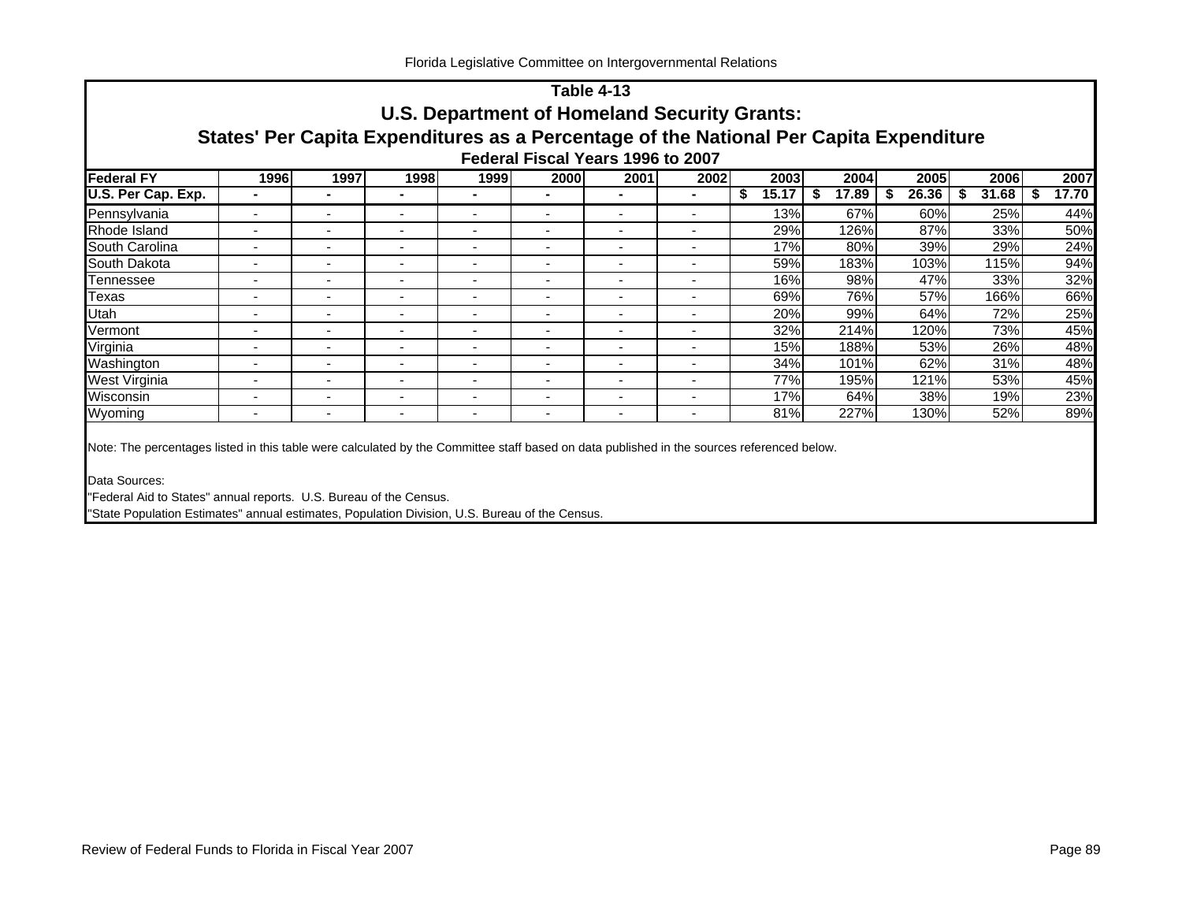## Table 4-13

## U.S. Department of Homeland Security Grants:

## States' Per Capita Expenditures as a Percentage of the National Per Capita Expenditure

### Federal Fiscal Years 1996 to 2007

| Federal FY | 1996 | 1997 | 1998 | 1999 | 2000 | 2001 | 2002 | 2003 | 2004 | 2005 | 2006 | 2007 |
|---|---|---|---|---|---|---|---|---|---|---|---|---|
| **U.S. Per Cap. Exp.** | **-** | **-** | **-** | **-** | **-** | **-** | **-** | **$ 15.17** | **$ 17.89** | **$ 26.36** | **$ 31.68** | **$ 17.70** |
| Pennsylvania | - | - | - | - | - | - | - | 13% | 67% | 60% | 25% | 44% |
| Rhode Island | - | - | - | - | - | - | - | 29% | 126% | 87% | 33% | 50% |
| South Carolina | - | - | - | - | - | - | - | 17% | 80% | 39% | 29% | 24% |
| South Dakota | - | - | - | - | - | - | - | 59% | 183% | 103% | 115% | 94% |
| Tennessee | - | - | - | - | - | - | - | 16% | 98% | 47% | 33% | 32% |
| Texas | - | - | - | - | - | - | - | 69% | 76% | 57% | 166% | 66% |
| Utah | - | - | - | - | - | - | - | 20% | 99% | 64% | 72% | 25% |
| Vermont | - | - | - | - | - | - | - | 32% | 214% | 120% | 73% | 45% |
| Virginia | - | - | - | - | - | - | - | 15% | 188% | 53% | 26% | 48% |
| Washington | - | - | - | - | - | - | - | 34% | 101% | 62% | 31% | 48% |
| West Virginia | - | - | - | - | - | - | - | 77% | 195% | 121% | 53% | 45% |
| Wisconsin | - | - | - | - | - | - | - | 17% | 64% | 38% | 19% | 23% |
| Wyoming | - | - | - | - | - | - | - | 81% | 227% | 130% | 52% | 89% |

Note: The percentages listed in this table were calculated by the Committee staff based on data published in the sources referenced below.

Data Sources:

"Federal Aid to States" annual reports. U.S. Bureau of the Census.

"State Population Estimates" annual estimates, Population Division, U.S. Bureau of the Census.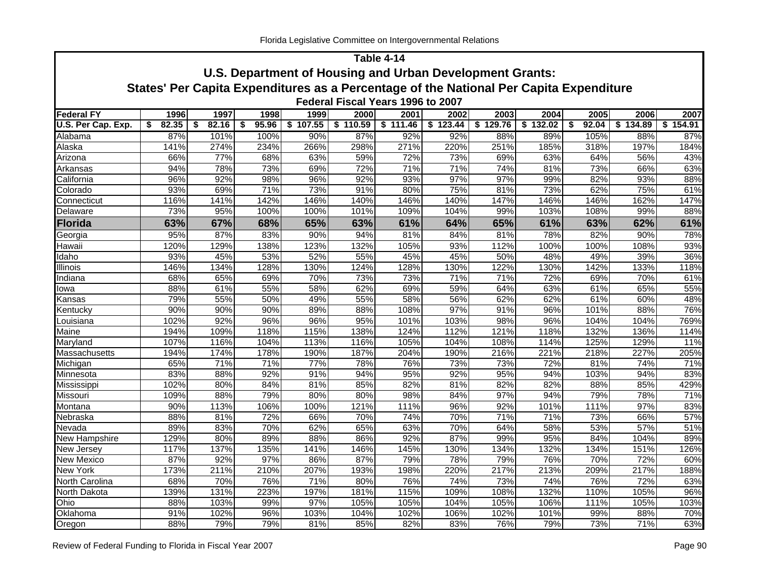## Table 4-14
## U.S. Department of Housing and Urban Development Grants:
## States' Per Capita Expenditures as a Percentage of the National Per Capita Expenditure
### Federal Fiscal Years 1996 to 2007

| Federal FY | 1996 | 1997 | 1998 | 1999 | 2000 | 2001 | 2002 | 2003 | 2004 | 2005 | 2006 | 2007 |
|---|---|---|---|---|---|---|---|---|---|---|---|---|
| **U.S. Per Cap. Exp.** | **$ 82.35** | **$ 82.16** | **$ 95.96** | **$ 107.55** | **$ 110.59** | **$ 111.46** | **$ 123.44** | **$ 129.76** | **$ 132.02** | **$ 92.04** | **$ 134.89** | **$ 154.91** |
| Alabama | 87% | 101% | 100% | 90% | 87% | 92% | 92% | 88% | 89% | 105% | 88% | 87% |
| Alaska | 141% | 274% | 234% | 266% | 298% | 271% | 220% | 251% | 185% | 318% | 197% | 184% |
| Arizona | 66% | 77% | 68% | 63% | 59% | 72% | 73% | 69% | 63% | 64% | 56% | 43% |
| Arkansas | 94% | 78% | 73% | 69% | 72% | 71% | 71% | 74% | 81% | 73% | 66% | 63% |
| California | 96% | 92% | 98% | 96% | 92% | 93% | 97% | 97% | 99% | 82% | 93% | 88% |
| Colorado | 93% | 69% | 71% | 73% | 91% | 80% | 75% | 81% | 73% | 62% | 75% | 61% |
| Connecticut | 116% | 141% | 142% | 146% | 140% | 146% | 140% | 147% | 146% | 146% | 162% | 147% |
| Delaware | 73% | 95% | 100% | 100% | 101% | 109% | 104% | 99% | 103% | 108% | 99% | 88% |
| **Florida** | **63%** | **67%** | **68%** | **65%** | **63%** | **61%** | **64%** | **65%** | **61%** | **63%** | **62%** | **61%** |
| Georgia | 95% | 87% | 83% | 90% | 94% | 81% | 84% | 81% | 78% | 82% | 90% | 78% |
| Hawaii | 120% | 129% | 138% | 123% | 132% | 105% | 93% | 112% | 100% | 100% | 108% | 93% |
| Idaho | 93% | 45% | 53% | 52% | 55% | 45% | 45% | 50% | 48% | 49% | 39% | 36% |
| Illinois | 146% | 134% | 128% | 130% | 124% | 128% | 130% | 122% | 130% | 142% | 133% | 118% |
| Indiana | 68% | 65% | 69% | 70% | 73% | 73% | 71% | 71% | 72% | 69% | 70% | 61% |
| Iowa | 88% | 61% | 55% | 58% | 62% | 69% | 59% | 64% | 63% | 61% | 65% | 55% |
| Kansas | 79% | 55% | 50% | 49% | 55% | 58% | 56% | 62% | 62% | 61% | 60% | 48% |
| Kentucky | 90% | 90% | 90% | 89% | 88% | 108% | 97% | 91% | 96% | 101% | 88% | 76% |
| Louisiana | 102% | 92% | 96% | 96% | 95% | 101% | 103% | 98% | 96% | 104% | 104% | 769% |
| Maine | 194% | 109% | 118% | 115% | 138% | 124% | 112% | 121% | 118% | 132% | 136% | 114% |
| Maryland | 107% | 116% | 104% | 113% | 116% | 105% | 104% | 108% | 114% | 125% | 129% | 11% |
| Massachusetts | 194% | 174% | 178% | 190% | 187% | 204% | 190% | 216% | 221% | 218% | 227% | 205% |
| Michigan | 65% | 71% | 71% | 77% | 78% | 76% | 73% | 73% | 72% | 81% | 74% | 71% |
| Minnesota | 83% | 88% | 92% | 91% | 94% | 95% | 92% | 95% | 94% | 103% | 94% | 83% |
| Mississippi | 102% | 80% | 84% | 81% | 85% | 82% | 81% | 82% | 82% | 88% | 85% | 429% |
| Missouri | 109% | 88% | 79% | 80% | 80% | 98% | 84% | 97% | 94% | 79% | 78% | 71% |
| Montana | 90% | 113% | 106% | 100% | 121% | 111% | 96% | 92% | 101% | 111% | 97% | 83% |
| Nebraska | 88% | 81% | 72% | 66% | 70% | 74% | 70% | 71% | 71% | 73% | 66% | 57% |
| Nevada | 89% | 83% | 70% | 62% | 65% | 63% | 70% | 64% | 58% | 53% | 57% | 51% |
| New Hampshire | 129% | 80% | 89% | 88% | 86% | 92% | 87% | 99% | 95% | 84% | 104% | 89% |
| New Jersey | 117% | 137% | 135% | 141% | 146% | 145% | 130% | 134% | 132% | 134% | 151% | 126% |
| New Mexico | 87% | 92% | 97% | 86% | 87% | 79% | 78% | 79% | 76% | 70% | 72% | 60% |
| New York | 173% | 211% | 210% | 207% | 193% | 198% | 220% | 217% | 213% | 209% | 217% | 188% |
| North Carolina | 68% | 70% | 76% | 71% | 80% | 76% | 74% | 73% | 74% | 76% | 72% | 63% |
| North Dakota | 139% | 131% | 223% | 197% | 181% | 115% | 109% | 108% | 132% | 110% | 105% | 96% |
| Ohio | 88% | 103% | 99% | 97% | 105% | 105% | 104% | 105% | 106% | 111% | 105% | 103% |
| Oklahoma | 91% | 102% | 96% | 103% | 104% | 102% | 106% | 102% | 101% | 99% | 88% | 70% |
| Oregon | 88% | 79% | 79% | 81% | 85% | 82% | 83% | 76% | 79% | 73% | 71% | 63% |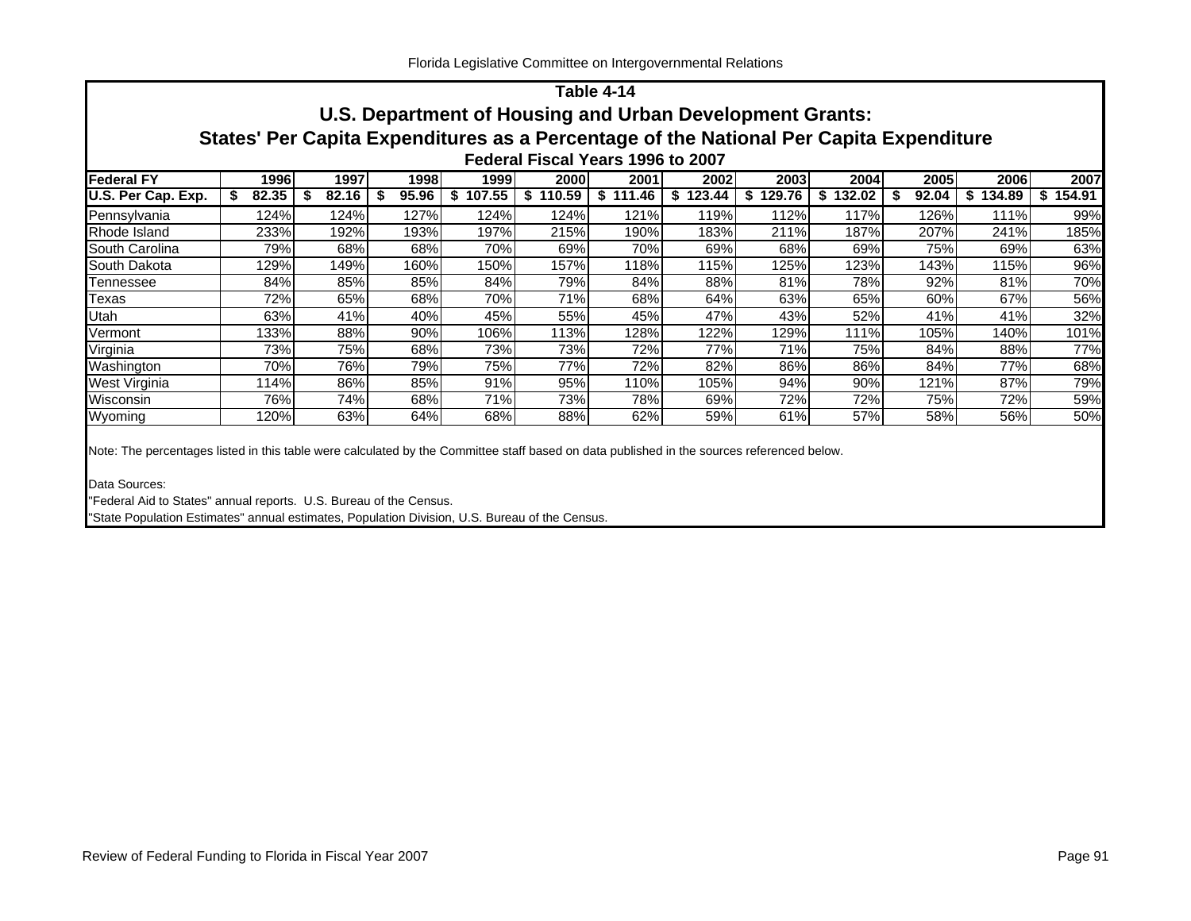## Table 4-14

## U.S. Department of Housing and Urban Development Grants:

## States' Per Capita Expenditures as a Percentage of the National Per Capita Expenditure

### Federal Fiscal Years 1996 to 2007

| Federal FY | 1996 | 1997 | 1998 | 1999 | 2000 | 2001 | 2002 | 2003 | 2004 | 2005 | 2006 | 2007 |
|---|---|---|---|---|---|---|---|---|---|---|---|---|
| **U.S. Per Cap. Exp.** | **$ 82.35** | **$ 82.16** | **$ 95.96** | **$ 107.55** | **$ 110.59** | **$ 111.46** | **$ 123.44** | **$ 129.76** | **$ 132.02** | **$ 92.04** | **$ 134.89** | **$ 154.91** |
| Pennsylvania | 124% | 124% | 127% | 124% | 124% | 121% | 119% | 112% | 117% | 126% | 111% | 99% |
| Rhode Island | 233% | 192% | 193% | 197% | 215% | 190% | 183% | 211% | 187% | 207% | 241% | 185% |
| South Carolina | 79% | 68% | 68% | 70% | 69% | 70% | 69% | 68% | 69% | 75% | 69% | 63% |
| South Dakota | 129% | 149% | 160% | 150% | 157% | 118% | 115% | 125% | 123% | 143% | 115% | 96% |
| Tennessee | 84% | 85% | 85% | 84% | 79% | 84% | 88% | 81% | 78% | 92% | 81% | 70% |
| Texas | 72% | 65% | 68% | 70% | 71% | 68% | 64% | 63% | 65% | 60% | 67% | 56% |
| Utah | 63% | 41% | 40% | 45% | 55% | 45% | 47% | 43% | 52% | 41% | 41% | 32% |
| Vermont | 133% | 88% | 90% | 106% | 113% | 128% | 122% | 129% | 111% | 105% | 140% | 101% |
| Virginia | 73% | 75% | 68% | 73% | 73% | 72% | 77% | 71% | 75% | 84% | 88% | 77% |
| Washington | 70% | 76% | 79% | 75% | 77% | 72% | 82% | 86% | 86% | 84% | 77% | 68% |
| West Virginia | 114% | 86% | 85% | 91% | 95% | 110% | 105% | 94% | 90% | 121% | 87% | 79% |
| Wisconsin | 76% | 74% | 68% | 71% | 73% | 78% | 69% | 72% | 72% | 75% | 72% | 59% |
| Wyoming | 120% | 63% | 64% | 68% | 88% | 62% | 59% | 61% | 57% | 58% | 56% | 50% |

Note: The percentages listed in this table were calculated by the Committee staff based on data published in the sources referenced below.

Data Sources:
"Federal Aid to States" annual reports. U.S. Bureau of the Census.
"State Population Estimates" annual estimates, Population Division, U.S. Bureau of the Census.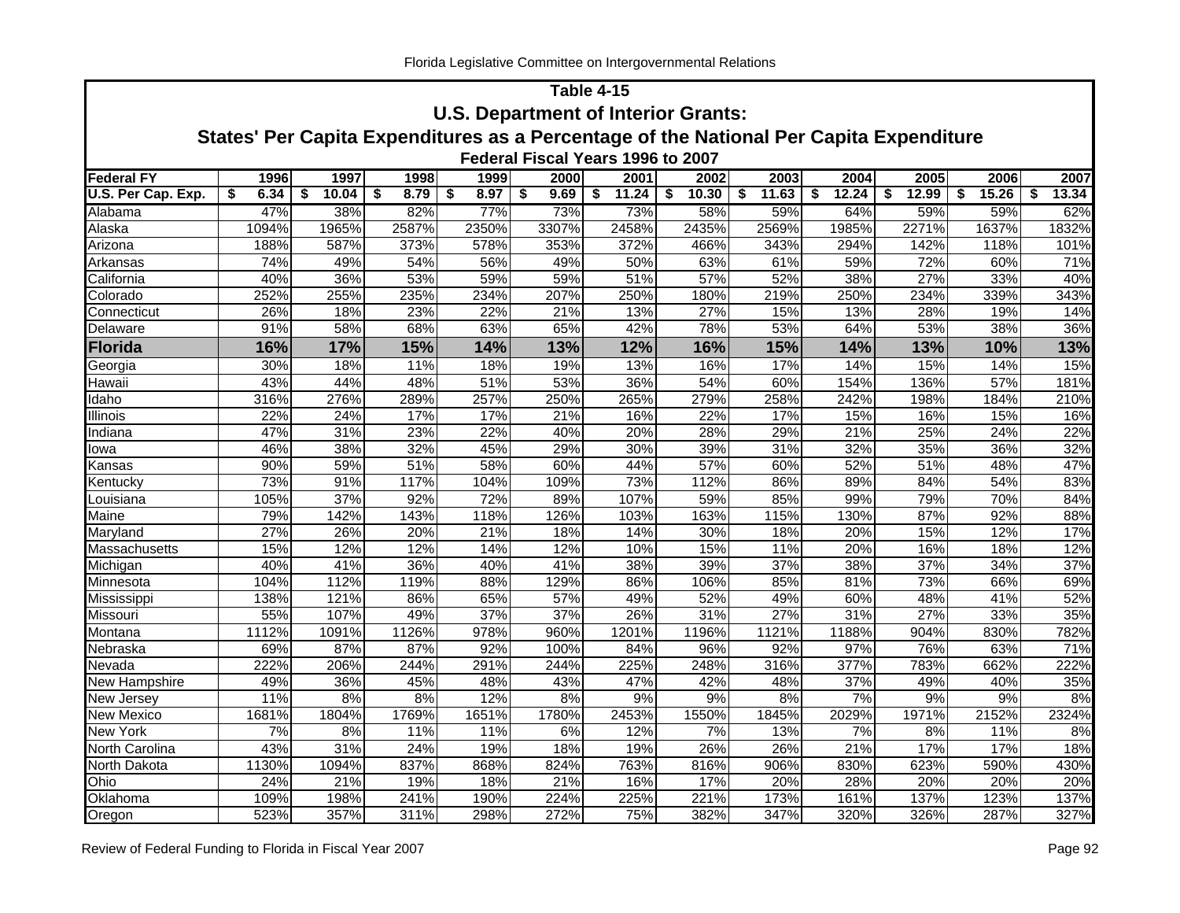## Table 4-15

### U.S. Department of Interior Grants:

### States' Per Capita Expenditures as a Percentage of the National Per Capita Expenditure

#### Federal Fiscal Years 1996 to 2007

| Federal FY | 1996 | 1997 | 1998 | 1999 | 2000 | 2001 | 2002 | 2003 | 2004 | 2005 | 2006 | 2007 |
|---|---|---|---|---|---|---|---|---|---|---|---|---|
| U.S. Per Cap. Exp. | $ 6.34 | $ 10.04 | $ 8.79 | $ 8.97 | $ 9.69 | $ 11.24 | $ 10.30 | $ 11.63 | $ 12.24 | $ 12.99 | $ 15.26 | $ 13.34 |
| Alabama | 47% | 38% | 82% | 77% | 73% | 73% | 58% | 59% | 64% | 59% | 59% | 62% |
| Alaska | 1094% | 1965% | 2587% | 2350% | 3307% | 2458% | 2435% | 2569% | 1985% | 2271% | 1637% | 1832% |
| Arizona | 188% | 587% | 373% | 578% | 353% | 372% | 466% | 343% | 294% | 142% | 118% | 101% |
| Arkansas | 74% | 49% | 54% | 56% | 49% | 50% | 63% | 61% | 59% | 72% | 60% | 71% |
| California | 40% | 36% | 53% | 59% | 59% | 51% | 57% | 52% | 38% | 27% | 33% | 40% |
| Colorado | 252% | 255% | 235% | 234% | 207% | 250% | 180% | 219% | 250% | 234% | 339% | 343% |
| Connecticut | 26% | 18% | 23% | 22% | 21% | 13% | 27% | 15% | 13% | 28% | 19% | 14% |
| Delaware | 91% | 58% | 68% | 63% | 65% | 42% | 78% | 53% | 64% | 53% | 38% | 36% |
| **Florida** | **16%** | **17%** | **15%** | **14%** | **13%** | **12%** | **16%** | **15%** | **14%** | **13%** | **10%** | **13%** |
| Georgia | 30% | 18% | 11% | 18% | 19% | 13% | 16% | 17% | 14% | 15% | 14% | 15% |
| Hawaii | 43% | 44% | 48% | 51% | 53% | 36% | 54% | 60% | 154% | 136% | 57% | 181% |
| Idaho | 316% | 276% | 289% | 257% | 250% | 265% | 279% | 258% | 242% | 198% | 184% | 210% |
| Illinois | 22% | 24% | 17% | 17% | 21% | 16% | 22% | 17% | 15% | 16% | 15% | 16% |
| Indiana | 47% | 31% | 23% | 22% | 40% | 20% | 28% | 29% | 21% | 25% | 24% | 22% |
| Iowa | 46% | 38% | 32% | 45% | 29% | 30% | 39% | 31% | 32% | 35% | 36% | 32% |
| Kansas | 90% | 59% | 51% | 58% | 60% | 44% | 57% | 60% | 52% | 51% | 48% | 47% |
| Kentucky | 73% | 91% | 117% | 104% | 109% | 73% | 112% | 86% | 89% | 84% | 54% | 83% |
| Louisiana | 105% | 37% | 92% | 72% | 89% | 107% | 59% | 85% | 99% | 79% | 70% | 84% |
| Maine | 79% | 142% | 143% | 118% | 126% | 103% | 163% | 115% | 130% | 87% | 92% | 88% |
| Maryland | 27% | 26% | 20% | 21% | 18% | 14% | 30% | 18% | 20% | 15% | 12% | 17% |
| Massachusetts | 15% | 12% | 12% | 14% | 12% | 10% | 15% | 11% | 20% | 16% | 18% | 12% |
| Michigan | 40% | 41% | 36% | 40% | 41% | 38% | 39% | 37% | 38% | 37% | 34% | 37% |
| Minnesota | 104% | 112% | 119% | 88% | 129% | 86% | 106% | 85% | 81% | 73% | 66% | 69% |
| Mississippi | 138% | 121% | 86% | 65% | 57% | 49% | 52% | 49% | 60% | 48% | 41% | 52% |
| Missouri | 55% | 107% | 49% | 37% | 37% | 26% | 31% | 27% | 31% | 27% | 33% | 35% |
| Montana | 1112% | 1091% | 1126% | 978% | 960% | 1201% | 1196% | 1121% | 1188% | 904% | 830% | 782% |
| Nebraska | 69% | 87% | 87% | 92% | 100% | 84% | 96% | 92% | 97% | 76% | 63% | 71% |
| Nevada | 222% | 206% | 244% | 291% | 244% | 225% | 248% | 316% | 377% | 783% | 662% | 222% |
| New Hampshire | 49% | 36% | 45% | 48% | 43% | 47% | 42% | 48% | 37% | 49% | 40% | 35% |
| New Jersey | 11% | 8% | 8% | 12% | 8% | 9% | 9% | 8% | 7% | 9% | 9% | 8% |
| New Mexico | 1681% | 1804% | 1769% | 1651% | 1780% | 2453% | 1550% | 1845% | 2029% | 1971% | 2152% | 2324% |
| New York | 7% | 8% | 11% | 11% | 6% | 12% | 7% | 13% | 7% | 8% | 11% | 8% |
| North Carolina | 43% | 31% | 24% | 19% | 18% | 19% | 26% | 26% | 21% | 17% | 17% | 18% |
| North Dakota | 1130% | 1094% | 837% | 868% | 824% | 763% | 816% | 906% | 830% | 623% | 590% | 430% |
| Ohio | 24% | 21% | 19% | 18% | 21% | 16% | 17% | 20% | 28% | 20% | 20% | 20% |
| Oklahoma | 109% | 198% | 241% | 190% | 224% | 225% | 221% | 173% | 161% | 137% | 123% | 137% |
| Oregon | 523% | 357% | 311% | 298% | 272% | 75% | 382% | 347% | 320% | 326% | 287% | 327% |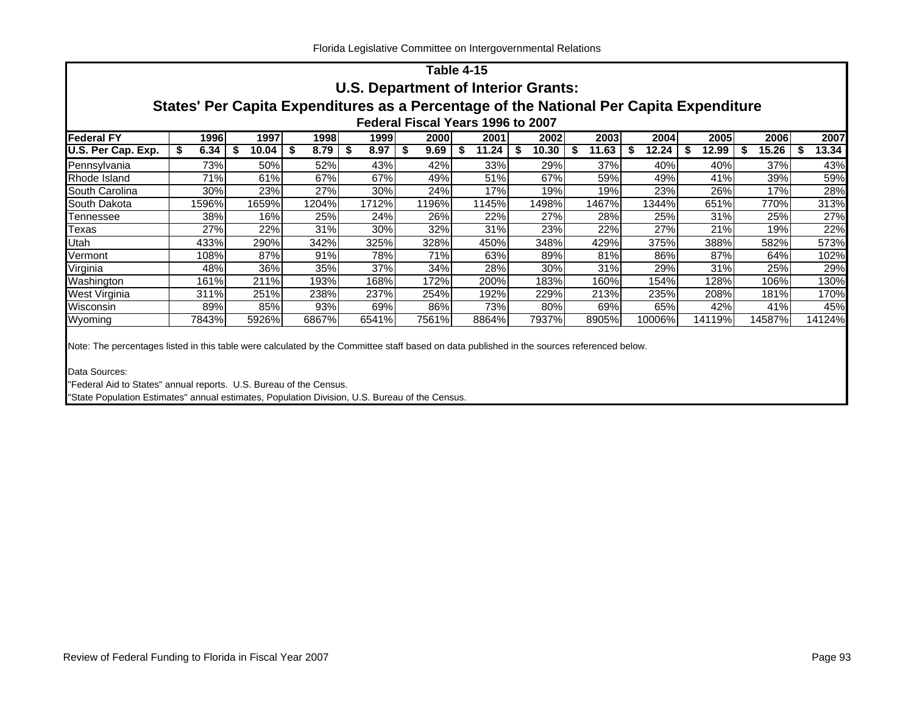## Table 4-15

## U.S. Department of Interior Grants:

## States' Per Capita Expenditures as a Percentage of the National Per Capita Expenditure

### Federal Fiscal Years 1996 to 2007

| Federal FY | 1996 | 1997 | 1998 | 1999 | 2000 | 2001 | 2002 | 2003 | 2004 | 2005 | 2006 | 2007 |
|---|---|---|---|---|---|---|---|---|---|---|---|---|
| **U.S. Per Cap. Exp.** | **$ 6.34** | **$ 10.04** | **$ 8.79** | **$ 8.97** | **$ 9.69** | **$ 11.24** | **$ 10.30** | **$ 11.63** | **$ 12.24** | **$ 12.99** | **$ 15.26** | **$ 13.34** |
| Pennsylvania | 73% | 50% | 52% | 43% | 42% | 33% | 29% | 37% | 40% | 40% | 37% | 43% |
| Rhode Island | 71% | 61% | 67% | 67% | 49% | 51% | 67% | 59% | 49% | 41% | 39% | 59% |
| South Carolina | 30% | 23% | 27% | 30% | 24% | 17% | 19% | 19% | 23% | 26% | 17% | 28% |
| South Dakota | 1596% | 1659% | 1204% | 1712% | 1196% | 1145% | 1498% | 1467% | 1344% | 651% | 770% | 313% |
| Tennessee | 38% | 16% | 25% | 24% | 26% | 22% | 27% | 28% | 25% | 31% | 25% | 27% |
| Texas | 27% | 22% | 31% | 30% | 32% | 31% | 23% | 22% | 27% | 21% | 19% | 22% |
| Utah | 433% | 290% | 342% | 325% | 328% | 450% | 348% | 429% | 375% | 388% | 582% | 573% |
| Vermont | 108% | 87% | 91% | 78% | 71% | 63% | 89% | 81% | 86% | 87% | 64% | 102% |
| Virginia | 48% | 36% | 35% | 37% | 34% | 28% | 30% | 31% | 29% | 31% | 25% | 29% |
| Washington | 161% | 211% | 193% | 168% | 172% | 200% | 183% | 160% | 154% | 128% | 106% | 130% |
| West Virginia | 311% | 251% | 238% | 237% | 254% | 192% | 229% | 213% | 235% | 208% | 181% | 170% |
| Wisconsin | 89% | 85% | 93% | 69% | 86% | 73% | 80% | 69% | 65% | 42% | 41% | 45% |
| Wyoming | 7843% | 5926% | 6867% | 6541% | 7561% | 8864% | 7937% | 8905% | 10006% | 14119% | 14587% | 14124% |

Note: The percentages listed in this table were calculated by the Committee staff based on data published in the sources referenced below.

Data Sources:

"Federal Aid to States" annual reports. U.S. Bureau of the Census.

"State Population Estimates" annual estimates, Population Division, U.S. Bureau of the Census.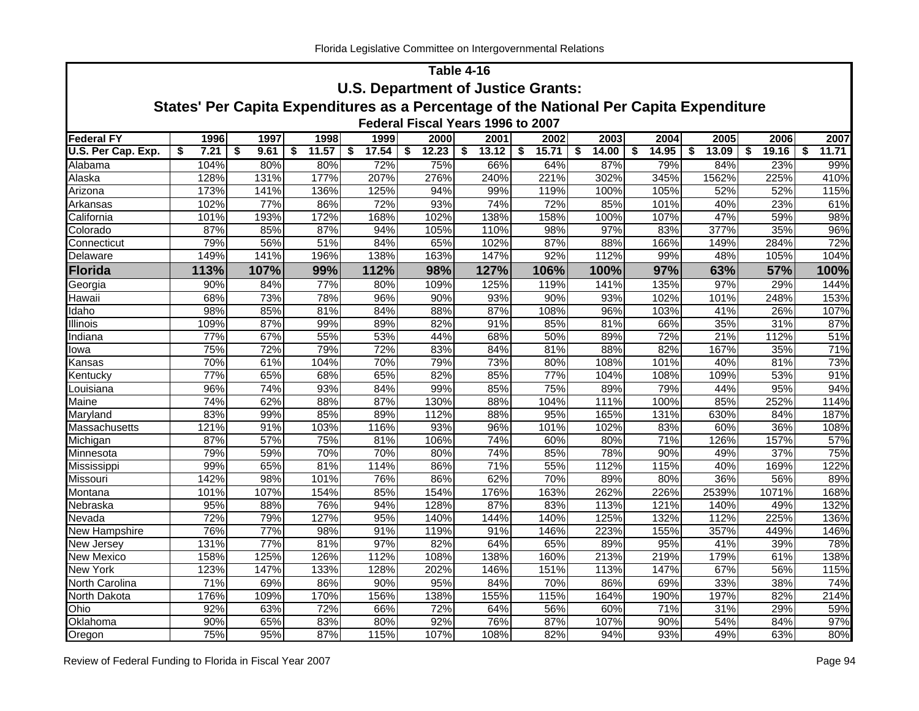## Table 4-16

## U.S. Department of Justice Grants:

## States' Per Capita Expenditures as a Percentage of the National Per Capita Expenditure

### Federal Fiscal Years 1996 to 2007

| Federal FY | 1996 | 1997 | 1998 | 1999 | 2000 | 2001 | 2002 | 2003 | 2004 | 2005 | 2006 | 2007 |
|---|---|---|---|---|---|---|---|---|---|---|---|---|
| U.S. Per Cap. Exp. | $ 7.21 | $ 9.61 | $ 11.57 | $ 17.54 | $ 12.23 | $ 13.12 | $ 15.71 | $ 14.00 | $ 14.95 | $ 13.09 | $ 19.16 | $ 11.71 |
| Alabama | 104% | 80% | 80% | 72% | 75% | 66% | 64% | 87% | 79% | 84% | 23% | 99% |
| Alaska | 128% | 131% | 177% | 207% | 276% | 240% | 221% | 302% | 345% | 1562% | 225% | 410% |
| Arizona | 173% | 141% | 136% | 125% | 94% | 99% | 119% | 100% | 105% | 52% | 52% | 115% |
| Arkansas | 102% | 77% | 86% | 72% | 93% | 74% | 72% | 85% | 101% | 40% | 23% | 61% |
| California | 101% | 193% | 172% | 168% | 102% | 138% | 158% | 100% | 107% | 47% | 59% | 98% |
| Colorado | 87% | 85% | 87% | 94% | 105% | 110% | 98% | 97% | 83% | 377% | 35% | 96% |
| Connecticut | 79% | 56% | 51% | 84% | 65% | 102% | 87% | 88% | 166% | 149% | 284% | 72% |
| Delaware | 149% | 141% | 196% | 138% | 163% | 147% | 92% | 112% | 99% | 48% | 105% | 104% |
| **Florida** | **113%** | **107%** | **99%** | **112%** | **98%** | **127%** | **106%** | **100%** | **97%** | **63%** | **57%** | **100%** |
| Georgia | 90% | 84% | 77% | 80% | 109% | 125% | 119% | 141% | 135% | 97% | 29% | 144% |
| Hawaii | 68% | 73% | 78% | 96% | 90% | 93% | 90% | 93% | 102% | 101% | 248% | 153% |
| Idaho | 98% | 85% | 81% | 84% | 88% | 87% | 108% | 96% | 103% | 41% | 26% | 107% |
| Illinois | 109% | 87% | 99% | 89% | 82% | 91% | 85% | 81% | 66% | 35% | 31% | 87% |
| Indiana | 77% | 67% | 55% | 53% | 44% | 68% | 50% | 89% | 72% | 21% | 112% | 51% |
| Iowa | 75% | 72% | 79% | 72% | 83% | 84% | 81% | 88% | 82% | 167% | 35% | 71% |
| Kansas | 70% | 61% | 104% | 70% | 79% | 73% | 80% | 108% | 101% | 40% | 81% | 73% |
| Kentucky | 77% | 65% | 68% | 65% | 82% | 85% | 77% | 104% | 108% | 109% | 53% | 91% |
| Louisiana | 96% | 74% | 93% | 84% | 99% | 85% | 75% | 89% | 79% | 44% | 95% | 94% |
| Maine | 74% | 62% | 88% | 87% | 130% | 88% | 104% | 111% | 100% | 85% | 252% | 114% |
| Maryland | 83% | 99% | 85% | 89% | 112% | 88% | 95% | 165% | 131% | 630% | 84% | 187% |
| Massachusetts | 121% | 91% | 103% | 116% | 93% | 96% | 101% | 102% | 83% | 60% | 36% | 108% |
| Michigan | 87% | 57% | 75% | 81% | 106% | 74% | 60% | 80% | 71% | 126% | 157% | 57% |
| Minnesota | 79% | 59% | 70% | 70% | 80% | 74% | 85% | 78% | 90% | 49% | 37% | 75% |
| Mississippi | 99% | 65% | 81% | 114% | 86% | 71% | 55% | 112% | 115% | 40% | 169% | 122% |
| Missouri | 142% | 98% | 101% | 76% | 86% | 62% | 70% | 89% | 80% | 36% | 56% | 89% |
| Montana | 101% | 107% | 154% | 85% | 154% | 176% | 163% | 262% | 226% | 2539% | 1071% | 168% |
| Nebraska | 95% | 88% | 76% | 94% | 128% | 87% | 83% | 113% | 121% | 140% | 49% | 132% |
| Nevada | 72% | 79% | 127% | 95% | 140% | 144% | 140% | 125% | 132% | 112% | 225% | 136% |
| New Hampshire | 76% | 77% | 98% | 91% | 119% | 91% | 146% | 223% | 155% | 357% | 449% | 146% |
| New Jersey | 131% | 77% | 81% | 97% | 82% | 64% | 65% | 89% | 95% | 41% | 39% | 78% |
| New Mexico | 158% | 125% | 126% | 112% | 108% | 138% | 160% | 213% | 219% | 179% | 61% | 138% |
| New York | 123% | 147% | 133% | 128% | 202% | 146% | 151% | 113% | 147% | 67% | 56% | 115% |
| North Carolina | 71% | 69% | 86% | 90% | 95% | 84% | 70% | 86% | 69% | 33% | 38% | 74% |
| North Dakota | 176% | 109% | 170% | 156% | 138% | 155% | 115% | 164% | 190% | 197% | 82% | 214% |
| Ohio | 92% | 63% | 72% | 66% | 72% | 64% | 56% | 60% | 71% | 31% | 29% | 59% |
| Oklahoma | 90% | 65% | 83% | 80% | 92% | 76% | 87% | 107% | 90% | 54% | 84% | 97% |
| Oregon | 75% | 95% | 87% | 115% | 107% | 108% | 82% | 94% | 93% | 49% | 63% | 80% |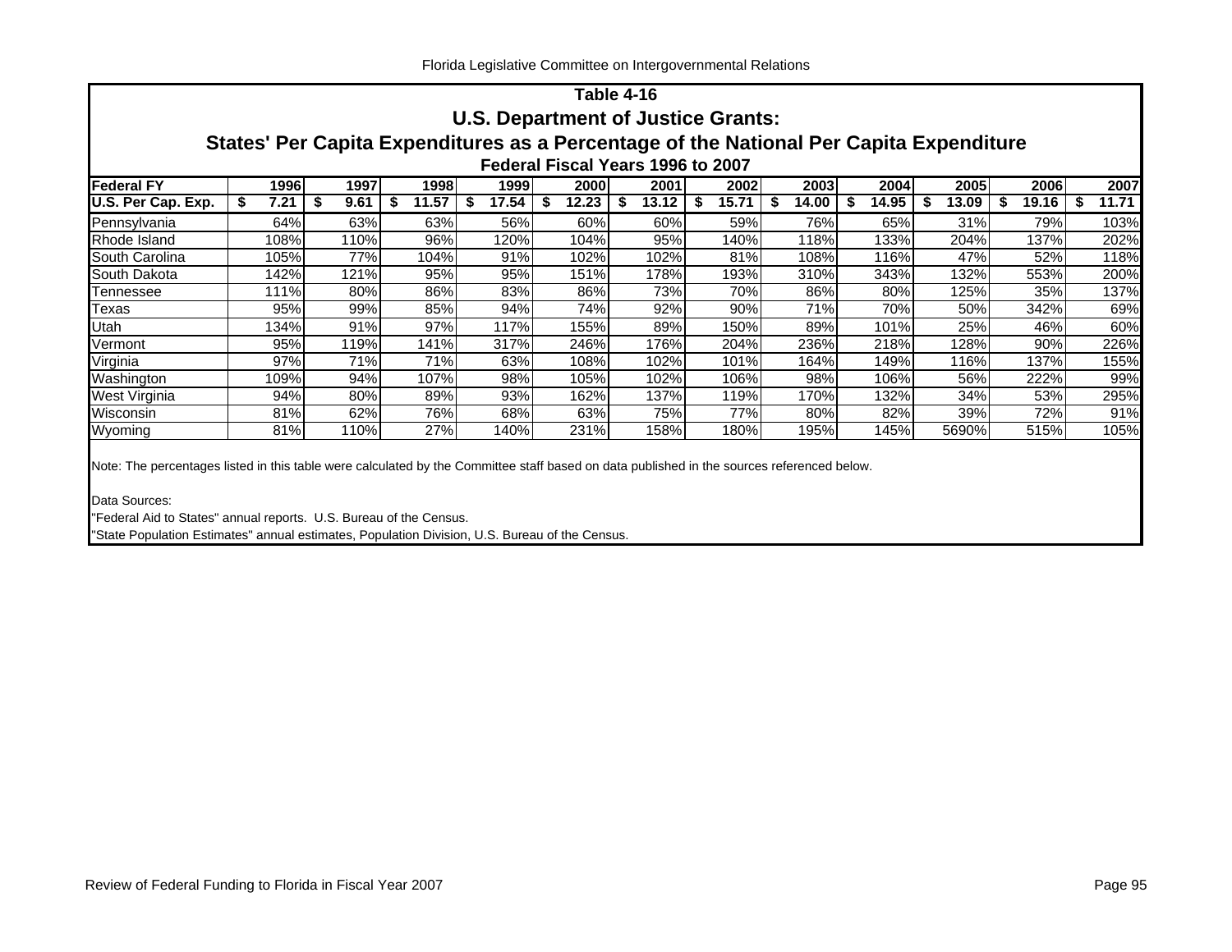## Table 4-16

### U.S. Department of Justice Grants:

### States' Per Capita Expenditures as a Percentage of the National Per Capita Expenditure

#### Federal Fiscal Years 1996 to 2007

| Federal FY | 1996 | 1997 | 1998 | 1999 | 2000 | 2001 | 2002 | 2003 | 2004 | 2005 | 2006 | 2007 |
|---|---|---|---|---|---|---|---|---|---|---|---|---|
| U.S. Per Cap. Exp. | $ 7.21 | $ 9.61 | $ 11.57 | $ 17.54 | $ 12.23 | $ 13.12 | $ 15.71 | $ 14.00 | $ 14.95 | $ 13.09 | $ 19.16 | $ 11.71 |
| Pennsylvania | 64% | 63% | 63% | 56% | 60% | 60% | 59% | 76% | 65% | 31% | 79% | 103% |
| Rhode Island | 108% | 110% | 96% | 120% | 104% | 95% | 140% | 118% | 133% | 204% | 137% | 202% |
| South Carolina | 105% | 77% | 104% | 91% | 102% | 102% | 81% | 108% | 116% | 47% | 52% | 118% |
| South Dakota | 142% | 121% | 95% | 95% | 151% | 178% | 193% | 310% | 343% | 132% | 553% | 200% |
| Tennessee | 111% | 80% | 86% | 83% | 86% | 73% | 70% | 86% | 80% | 125% | 35% | 137% |
| Texas | 95% | 99% | 85% | 94% | 74% | 92% | 90% | 71% | 70% | 50% | 342% | 69% |
| Utah | 134% | 91% | 97% | 117% | 155% | 89% | 150% | 89% | 101% | 25% | 46% | 60% |
| Vermont | 95% | 119% | 141% | 317% | 246% | 176% | 204% | 236% | 218% | 128% | 90% | 226% |
| Virginia | 97% | 71% | 71% | 63% | 108% | 102% | 101% | 164% | 149% | 116% | 137% | 155% |
| Washington | 109% | 94% | 107% | 98% | 105% | 102% | 106% | 98% | 106% | 56% | 222% | 99% |
| West Virginia | 94% | 80% | 89% | 93% | 162% | 137% | 119% | 170% | 132% | 34% | 53% | 295% |
| Wisconsin | 81% | 62% | 76% | 68% | 63% | 75% | 77% | 80% | 82% | 39% | 72% | 91% |
| Wyoming | 81% | 110% | 27% | 140% | 231% | 158% | 180% | 195% | 145% | 5690% | 515% | 105% |

Note: The percentages listed in this table were calculated by the Committee staff based on data published in the sources referenced below.

Data Sources:

"Federal Aid to States" annual reports. U.S. Bureau of the Census.

"State Population Estimates" annual estimates, Population Division, U.S. Bureau of the Census.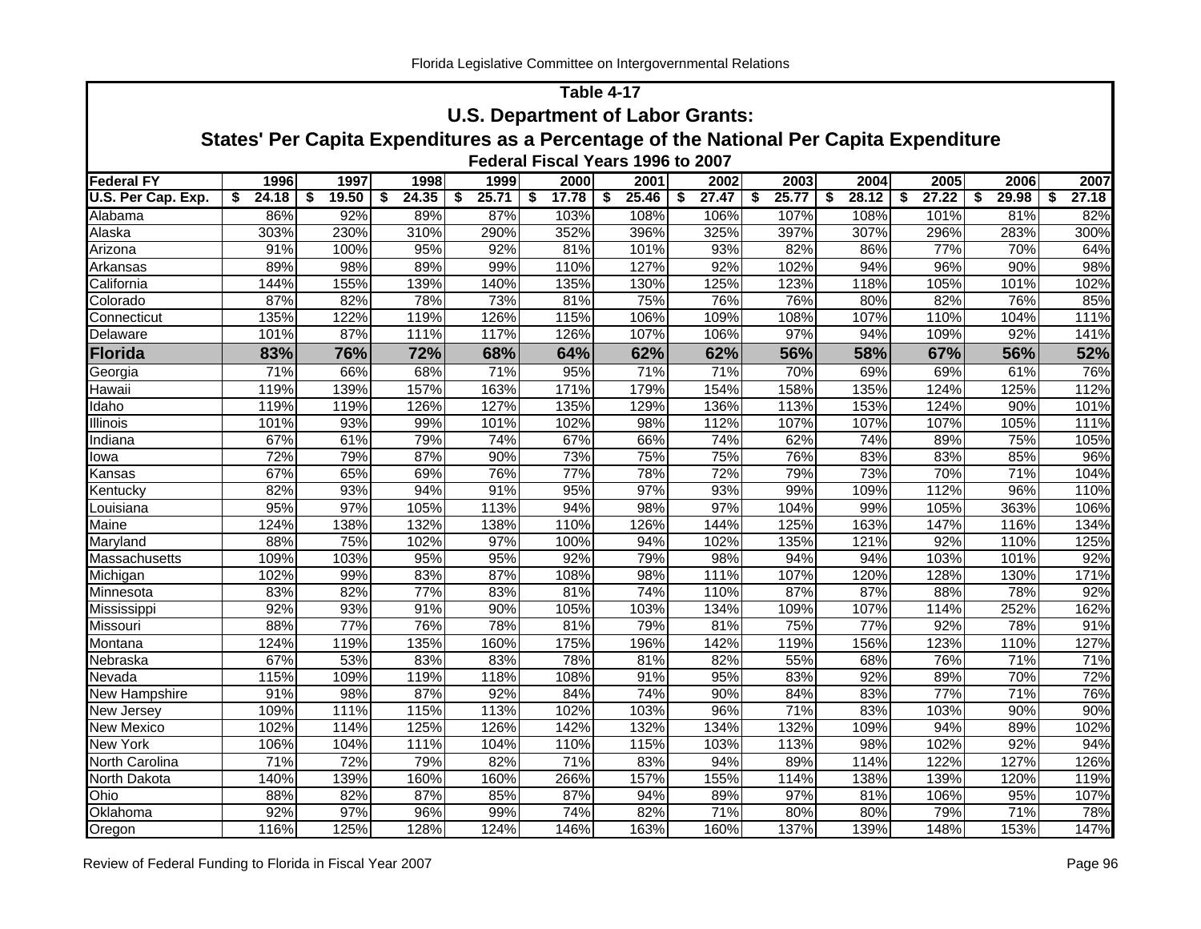## Table 4-17

### U.S. Department of Labor Grants:

### States' Per Capita Expenditures as a Percentage of the National Per Capita Expenditure

#### Federal Fiscal Years 1996 to 2007

| Federal FY | 1996 | 1997 | 1998 | 1999 | 2000 | 2001 | 2002 | 2003 | 2004 | 2005 | 2006 | 2007 |
|---|---|---|---|---|---|---|---|---|---|---|---|---|
| U.S. Per Cap. Exp. | $ 24.18 | $ 19.50 | $ 24.35 | $ 25.71 | $ 17.78 | $ 25.46 | $ 27.47 | $ 25.77 | $ 28.12 | $ 27.22 | $ 29.98 | $ 27.18 |
| Alabama | 86% | 92% | 89% | 87% | 103% | 108% | 106% | 107% | 108% | 101% | 81% | 82% |
| Alaska | 303% | 230% | 310% | 290% | 352% | 396% | 325% | 397% | 307% | 296% | 283% | 300% |
| Arizona | 91% | 100% | 95% | 92% | 81% | 101% | 93% | 82% | 86% | 77% | 70% | 64% |
| Arkansas | 89% | 98% | 89% | 99% | 110% | 127% | 92% | 102% | 94% | 96% | 90% | 98% |
| California | 144% | 155% | 139% | 140% | 135% | 130% | 125% | 123% | 118% | 105% | 101% | 102% |
| Colorado | 87% | 82% | 78% | 73% | 81% | 75% | 76% | 76% | 80% | 82% | 76% | 85% |
| Connecticut | 135% | 122% | 119% | 126% | 115% | 106% | 109% | 108% | 107% | 110% | 104% | 111% |
| Delaware | 101% | 87% | 111% | 117% | 126% | 107% | 106% | 97% | 94% | 109% | 92% | 141% |
| **Florida** | **83%** | **76%** | **72%** | **68%** | **64%** | **62%** | **62%** | **56%** | **58%** | **67%** | **56%** | **52%** |
| Georgia | 71% | 66% | 68% | 71% | 95% | 71% | 71% | 70% | 69% | 69% | 61% | 76% |
| Hawaii | 119% | 139% | 157% | 163% | 171% | 179% | 154% | 158% | 135% | 124% | 125% | 112% |
| Idaho | 119% | 119% | 126% | 127% | 135% | 129% | 136% | 113% | 153% | 124% | 90% | 101% |
| Illinois | 101% | 93% | 99% | 101% | 102% | 98% | 112% | 107% | 107% | 107% | 105% | 111% |
| Indiana | 67% | 61% | 79% | 74% | 67% | 66% | 74% | 62% | 74% | 89% | 75% | 105% |
| Iowa | 72% | 79% | 87% | 90% | 73% | 75% | 75% | 76% | 83% | 83% | 85% | 96% |
| Kansas | 67% | 65% | 69% | 76% | 77% | 78% | 72% | 79% | 73% | 70% | 71% | 104% |
| Kentucky | 82% | 93% | 94% | 91% | 95% | 97% | 93% | 99% | 109% | 112% | 96% | 110% |
| Louisiana | 95% | 97% | 105% | 113% | 94% | 98% | 97% | 104% | 99% | 105% | 363% | 106% |
| Maine | 124% | 138% | 132% | 138% | 110% | 126% | 144% | 125% | 163% | 147% | 116% | 134% |
| Maryland | 88% | 75% | 102% | 97% | 100% | 94% | 102% | 135% | 121% | 92% | 110% | 125% |
| Massachusetts | 109% | 103% | 95% | 95% | 92% | 79% | 98% | 94% | 94% | 103% | 101% | 92% |
| Michigan | 102% | 99% | 83% | 87% | 108% | 98% | 111% | 107% | 120% | 128% | 130% | 171% |
| Minnesota | 83% | 82% | 77% | 83% | 81% | 74% | 110% | 87% | 87% | 88% | 78% | 92% |
| Mississippi | 92% | 93% | 91% | 90% | 105% | 103% | 134% | 109% | 107% | 114% | 252% | 162% |
| Missouri | 88% | 77% | 76% | 78% | 81% | 79% | 81% | 75% | 77% | 92% | 78% | 91% |
| Montana | 124% | 119% | 135% | 160% | 175% | 196% | 142% | 119% | 156% | 123% | 110% | 127% |
| Nebraska | 67% | 53% | 83% | 83% | 78% | 81% | 82% | 55% | 68% | 76% | 71% | 71% |
| Nevada | 115% | 109% | 119% | 118% | 108% | 91% | 95% | 83% | 92% | 89% | 70% | 72% |
| New Hampshire | 91% | 98% | 87% | 92% | 84% | 74% | 90% | 84% | 83% | 77% | 71% | 76% |
| New Jersey | 109% | 111% | 115% | 113% | 102% | 103% | 96% | 71% | 83% | 103% | 90% | 90% |
| New Mexico | 102% | 114% | 125% | 126% | 142% | 132% | 134% | 132% | 109% | 94% | 89% | 102% |
| New York | 106% | 104% | 111% | 104% | 110% | 115% | 103% | 113% | 98% | 102% | 92% | 94% |
| North Carolina | 71% | 72% | 79% | 82% | 71% | 83% | 94% | 89% | 114% | 122% | 127% | 126% |
| North Dakota | 140% | 139% | 160% | 160% | 266% | 157% | 155% | 114% | 138% | 139% | 120% | 119% |
| Ohio | 88% | 82% | 87% | 85% | 87% | 94% | 89% | 97% | 81% | 106% | 95% | 107% |
| Oklahoma | 92% | 97% | 96% | 99% | 74% | 82% | 71% | 80% | 80% | 79% | 71% | 78% |
| Oregon | 116% | 125% | 128% | 124% | 146% | 163% | 160% | 137% | 139% | 148% | 153% | 147% |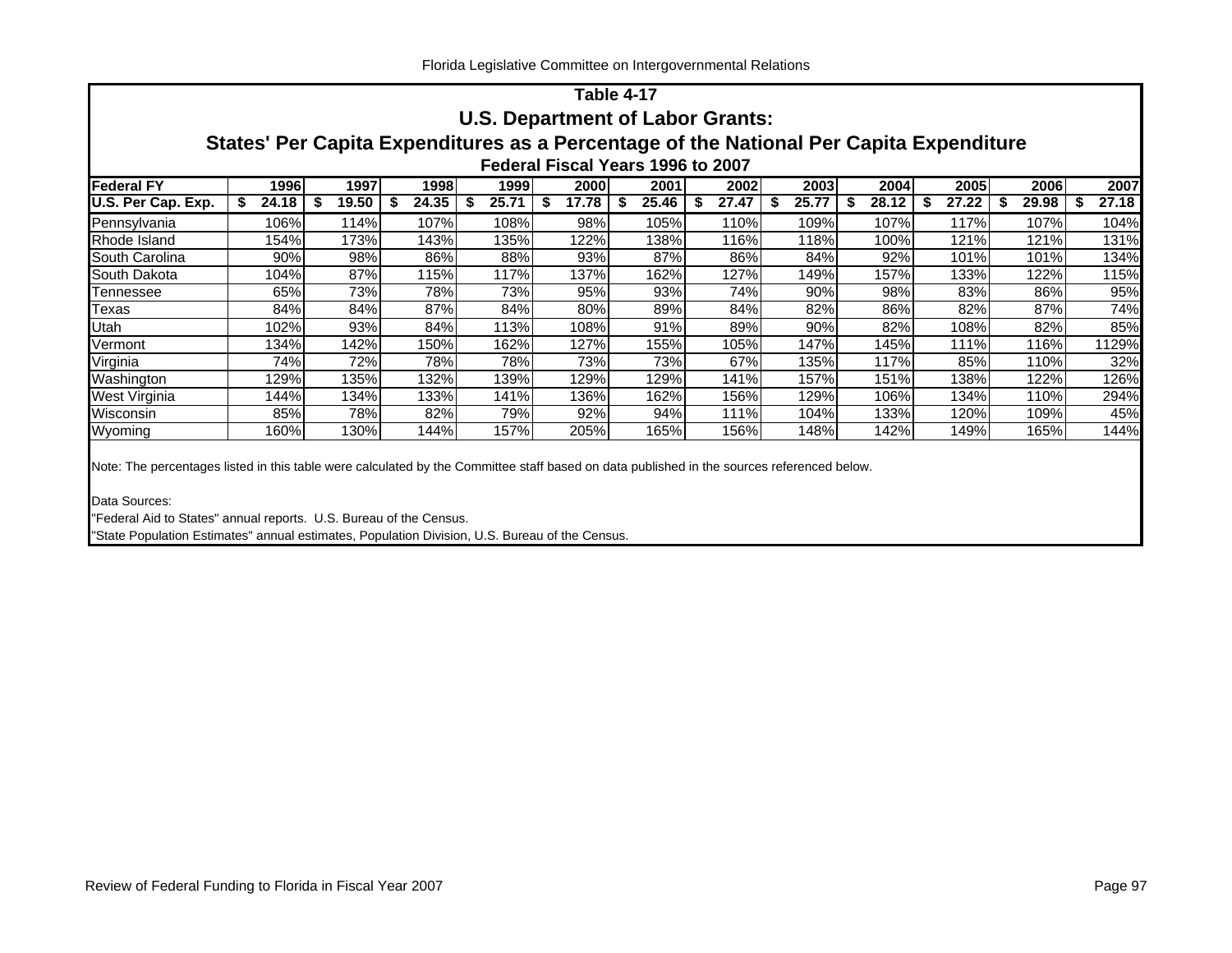## Table 4-17

## U.S. Department of Labor Grants:

## States' Per Capita Expenditures as a Percentage of the National Per Capita Expenditure

### Federal Fiscal Years 1996 to 2007

| Federal FY | 1996 | 1997 | 1998 | 1999 | 2000 | 2001 | 2002 | 2003 | 2004 | 2005 | 2006 | 2007 |
|---|---|---|---|---|---|---|---|---|---|---|---|---|
| U.S. Per Cap. Exp. | $ 24.18 | $ 19.50 | $ 24.35 | $ 25.71 | $ 17.78 | $ 25.46 | $ 27.47 | $ 25.77 | $ 28.12 | $ 27.22 | $ 29.98 | $ 27.18 |
| Pennsylvania | 106% | 114% | 107% | 108% | 98% | 105% | 110% | 109% | 107% | 117% | 107% | 104% |
| Rhode Island | 154% | 173% | 143% | 135% | 122% | 138% | 116% | 118% | 100% | 121% | 121% | 131% |
| South Carolina | 90% | 98% | 86% | 88% | 93% | 87% | 86% | 84% | 92% | 101% | 101% | 134% |
| South Dakota | 104% | 87% | 115% | 117% | 137% | 162% | 127% | 149% | 157% | 133% | 122% | 115% |
| Tennessee | 65% | 73% | 78% | 73% | 95% | 93% | 74% | 90% | 98% | 83% | 86% | 95% |
| Texas | 84% | 84% | 87% | 84% | 80% | 89% | 84% | 82% | 86% | 82% | 87% | 74% |
| Utah | 102% | 93% | 84% | 113% | 108% | 91% | 89% | 90% | 82% | 108% | 82% | 85% |
| Vermont | 134% | 142% | 150% | 162% | 127% | 155% | 105% | 147% | 145% | 111% | 116% | 1129% |
| Virginia | 74% | 72% | 78% | 78% | 73% | 73% | 67% | 135% | 117% | 85% | 110% | 32% |
| Washington | 129% | 135% | 132% | 139% | 129% | 129% | 141% | 157% | 151% | 138% | 122% | 126% |
| West Virginia | 144% | 134% | 133% | 141% | 136% | 162% | 156% | 129% | 106% | 134% | 110% | 294% |
| Wisconsin | 85% | 78% | 82% | 79% | 92% | 94% | 111% | 104% | 133% | 120% | 109% | 45% |
| Wyoming | 160% | 130% | 144% | 157% | 205% | 165% | 156% | 148% | 142% | 149% | 165% | 144% |

Note: The percentages listed in this table were calculated by the Committee staff based on data published in the sources referenced below.

Data Sources:
"Federal Aid to States" annual reports. U.S. Bureau of the Census.
"State Population Estimates" annual estimates, Population Division, U.S. Bureau of the Census.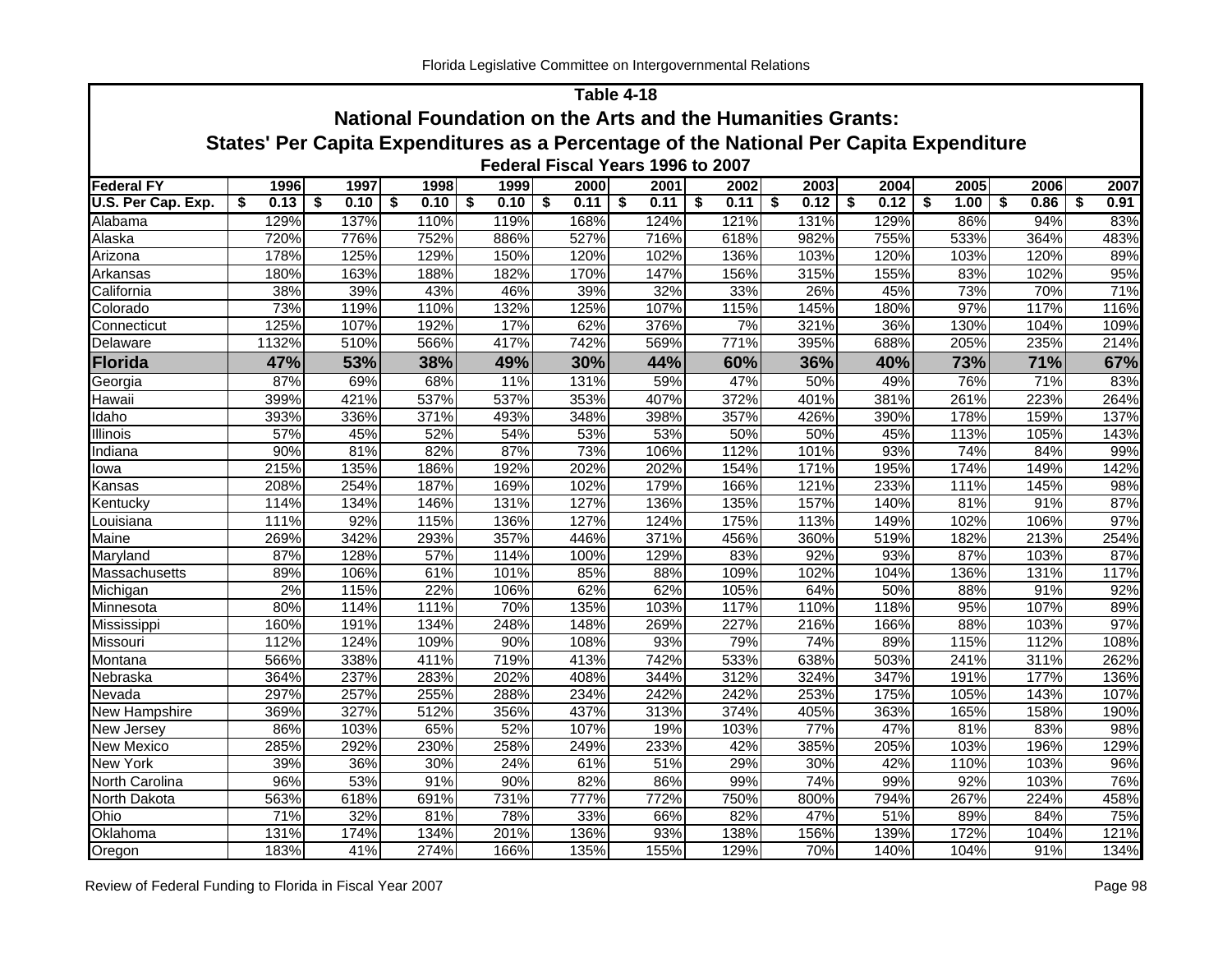## Table 4-18

### National Foundation on the Arts and the Humanities Grants:

### States' Per Capita Expenditures as a Percentage of the National Per Capita Expenditure

#### Federal Fiscal Years 1996 to 2007

| Federal FY | 1996 | 1997 | 1998 | 1999 | 2000 | 2001 | 2002 | 2003 | 2004 | 2005 | 2006 | 2007 |
|---|---|---|---|---|---|---|---|---|---|---|---|---|
| U.S. Per Cap. Exp. | $ 0.13 | $ 0.10 | $ 0.10 | $ 0.10 | $ 0.11 | $ 0.11 | $ 0.11 | $ 0.12 | $ 0.12 | $ 1.00 | $ 0.86 | $ 0.91 |
| Alabama | 129% | 137% | 110% | 119% | 168% | 124% | 121% | 131% | 129% | 86% | 94% | 83% |
| Alaska | 720% | 776% | 752% | 886% | 527% | 716% | 618% | 982% | 755% | 533% | 364% | 483% |
| Arizona | 178% | 125% | 129% | 150% | 120% | 102% | 136% | 103% | 120% | 103% | 120% | 89% |
| Arkansas | 180% | 163% | 188% | 182% | 170% | 147% | 156% | 315% | 155% | 83% | 102% | 95% |
| California | 38% | 39% | 43% | 46% | 39% | 32% | 33% | 26% | 45% | 73% | 70% | 71% |
| Colorado | 73% | 119% | 110% | 132% | 125% | 107% | 115% | 145% | 180% | 97% | 117% | 116% |
| Connecticut | 125% | 107% | 192% | 17% | 62% | 376% | 7% | 321% | 36% | 130% | 104% | 109% |
| Delaware | 1132% | 510% | 566% | 417% | 742% | 569% | 771% | 395% | 688% | 205% | 235% | 214% |
| **Florida** | **47%** | **53%** | **38%** | **49%** | **30%** | **44%** | **60%** | **36%** | **40%** | **73%** | **71%** | **67%** |
| Georgia | 87% | 69% | 68% | 11% | 131% | 59% | 47% | 50% | 49% | 76% | 71% | 83% |
| Hawaii | 399% | 421% | 537% | 537% | 353% | 407% | 372% | 401% | 381% | 261% | 223% | 264% |
| Idaho | 393% | 336% | 371% | 493% | 348% | 398% | 357% | 426% | 390% | 178% | 159% | 137% |
| Illinois | 57% | 45% | 52% | 54% | 53% | 53% | 50% | 50% | 45% | 113% | 105% | 143% |
| Indiana | 90% | 81% | 82% | 87% | 73% | 106% | 112% | 101% | 93% | 74% | 84% | 99% |
| Iowa | 215% | 135% | 186% | 192% | 202% | 202% | 154% | 171% | 195% | 174% | 149% | 142% |
| Kansas | 208% | 254% | 187% | 169% | 102% | 179% | 166% | 121% | 233% | 111% | 145% | 98% |
| Kentucky | 114% | 134% | 146% | 131% | 127% | 136% | 135% | 157% | 140% | 81% | 91% | 87% |
| Louisiana | 111% | 92% | 115% | 136% | 127% | 124% | 175% | 113% | 149% | 102% | 106% | 97% |
| Maine | 269% | 342% | 293% | 357% | 446% | 371% | 456% | 360% | 519% | 182% | 213% | 254% |
| Maryland | 87% | 128% | 57% | 114% | 100% | 129% | 83% | 92% | 93% | 87% | 103% | 87% |
| Massachusetts | 89% | 106% | 61% | 101% | 85% | 88% | 109% | 102% | 104% | 136% | 131% | 117% |
| Michigan | 2% | 115% | 22% | 106% | 62% | 62% | 105% | 64% | 50% | 88% | 91% | 92% |
| Minnesota | 80% | 114% | 111% | 70% | 135% | 103% | 117% | 110% | 118% | 95% | 107% | 89% |
| Mississippi | 160% | 191% | 134% | 248% | 148% | 269% | 227% | 216% | 166% | 88% | 103% | 97% |
| Missouri | 112% | 124% | 109% | 90% | 108% | 93% | 79% | 74% | 89% | 115% | 112% | 108% |
| Montana | 566% | 338% | 411% | 719% | 413% | 742% | 533% | 638% | 503% | 241% | 311% | 262% |
| Nebraska | 364% | 237% | 283% | 202% | 408% | 344% | 312% | 324% | 347% | 191% | 177% | 136% |
| Nevada | 297% | 257% | 255% | 288% | 234% | 242% | 242% | 253% | 175% | 105% | 143% | 107% |
| New Hampshire | 369% | 327% | 512% | 356% | 437% | 313% | 374% | 405% | 363% | 165% | 158% | 190% |
| New Jersey | 86% | 103% | 65% | 52% | 107% | 19% | 103% | 77% | 47% | 81% | 83% | 98% |
| New Mexico | 285% | 292% | 230% | 258% | 249% | 233% | 42% | 385% | 205% | 103% | 196% | 129% |
| New York | 39% | 36% | 30% | 24% | 61% | 51% | 29% | 30% | 42% | 110% | 103% | 96% |
| North Carolina | 96% | 53% | 91% | 90% | 82% | 86% | 99% | 74% | 99% | 92% | 103% | 76% |
| North Dakota | 563% | 618% | 691% | 731% | 777% | 772% | 750% | 800% | 794% | 267% | 224% | 458% |
| Ohio | 71% | 32% | 81% | 78% | 33% | 66% | 82% | 47% | 51% | 89% | 84% | 75% |
| Oklahoma | 131% | 174% | 134% | 201% | 136% | 93% | 138% | 156% | 139% | 172% | 104% | 121% |
| Oregon | 183% | 41% | 274% | 166% | 135% | 155% | 129% | 70% | 140% | 104% | 91% | 134% |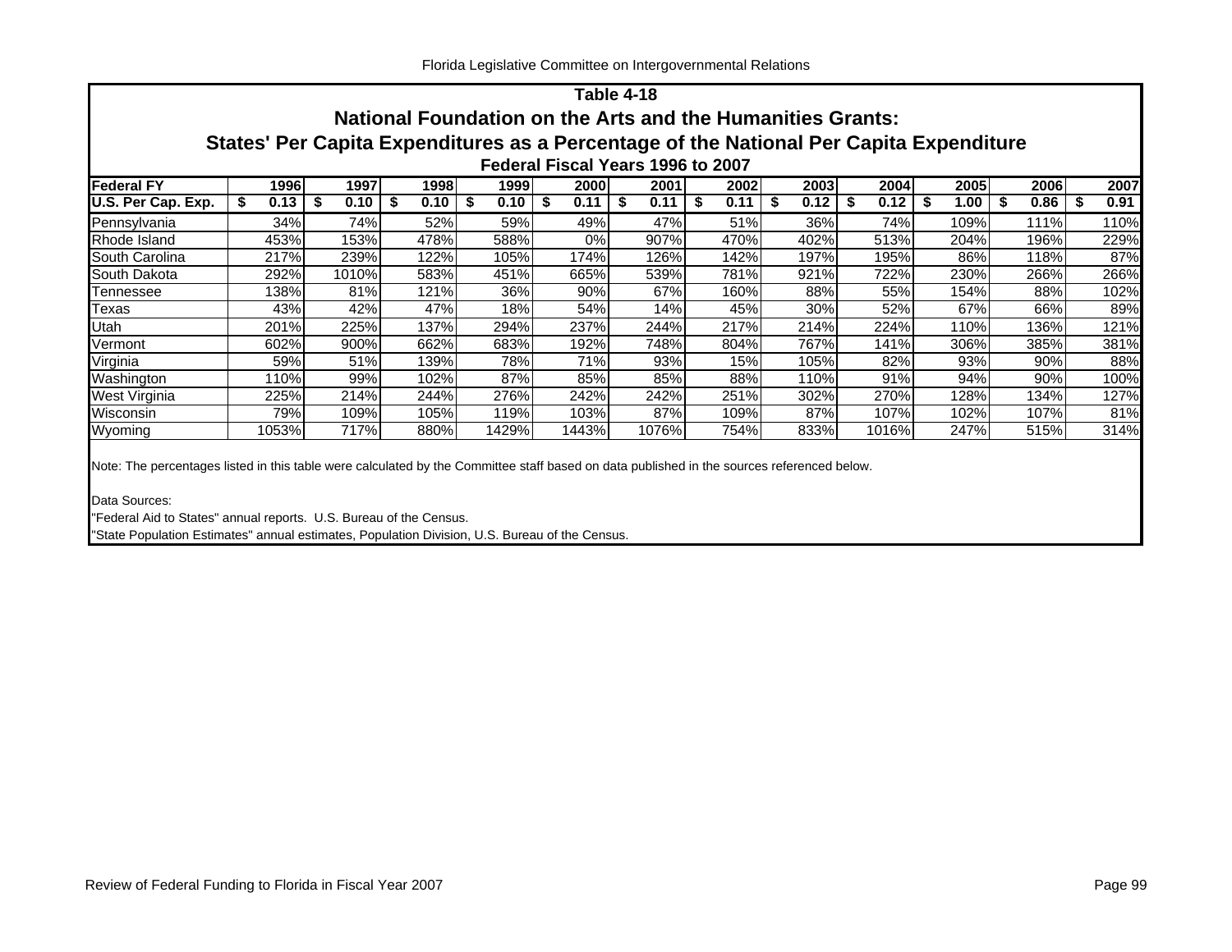## Table 4-18

## National Foundation on the Arts and the Humanities Grants:

## States' Per Capita Expenditures as a Percentage of the National Per Capita Expenditure

### Federal Fiscal Years 1996 to 2007

| Federal FY | 1996 | 1997 | 1998 | 1999 | 2000 | 2001 | 2002 | 2003 | 2004 | 2005 | 2006 | 2007 |
|---|---|---|---|---|---|---|---|---|---|---|---|---|
| **U.S. Per Cap. Exp.** | $ 0.13 | $ 0.10 | $ 0.10 | $ 0.10 | $ 0.11 | $ 0.11 | $ 0.11 | $ 0.12 | $ 0.12 | $ 1.00 | $ 0.86 | $ 0.91 |
| Pennsylvania | 34% | 74% | 52% | 59% | 49% | 47% | 51% | 36% | 74% | 109% | 111% | 110% |
| Rhode Island | 453% | 153% | 478% | 588% | 0% | 907% | 470% | 402% | 513% | 204% | 196% | 229% |
| South Carolina | 217% | 239% | 122% | 105% | 174% | 126% | 142% | 197% | 195% | 86% | 118% | 87% |
| South Dakota | 292% | 1010% | 583% | 451% | 665% | 539% | 781% | 921% | 722% | 230% | 266% | 266% |
| Tennessee | 138% | 81% | 121% | 36% | 90% | 67% | 160% | 88% | 55% | 154% | 88% | 102% |
| Texas | 43% | 42% | 47% | 18% | 54% | 14% | 45% | 30% | 52% | 67% | 66% | 89% |
| Utah | 201% | 225% | 137% | 294% | 237% | 244% | 217% | 214% | 224% | 110% | 136% | 121% |
| Vermont | 602% | 900% | 662% | 683% | 192% | 748% | 804% | 767% | 141% | 306% | 385% | 381% |
| Virginia | 59% | 51% | 139% | 78% | 71% | 93% | 15% | 105% | 82% | 93% | 90% | 88% |
| Washington | 110% | 99% | 102% | 87% | 85% | 85% | 88% | 110% | 91% | 94% | 90% | 100% |
| West Virginia | 225% | 214% | 244% | 276% | 242% | 242% | 251% | 302% | 270% | 128% | 134% | 127% |
| Wisconsin | 79% | 109% | 105% | 119% | 103% | 87% | 109% | 87% | 107% | 102% | 107% | 81% |
| Wyoming | 1053% | 717% | 880% | 1429% | 1443% | 1076% | 754% | 833% | 1016% | 247% | 515% | 314% |

Note: The percentages listed in this table were calculated by the Committee staff based on data published in the sources referenced below.

Data Sources:

"Federal Aid to States" annual reports. U.S. Bureau of the Census.

"State Population Estimates" annual estimates, Population Division, U.S. Bureau of the Census.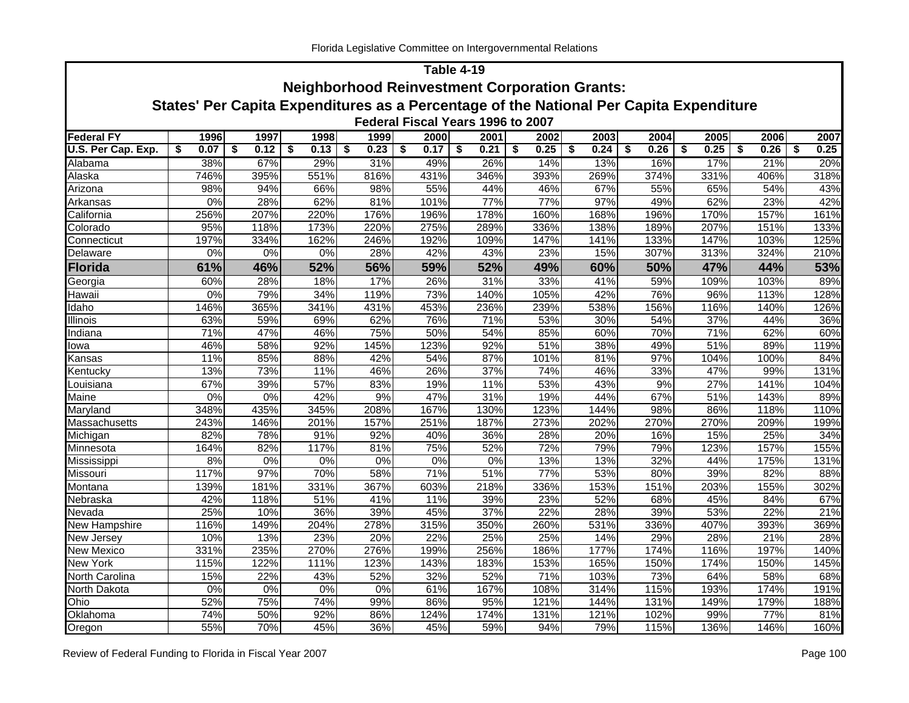## Table 4-19
## Neighborhood Reinvestment Corporation Grants:
## States' Per Capita Expenditures as a Percentage of the National Per Capita Expenditure
### Federal Fiscal Years 1996 to 2007

| Federal FY | 1996 | 1997 | 1998 | 1999 | 2000 | 2001 | 2002 | 2003 | 2004 | 2005 | 2006 | 2007 |
|---|---|---|---|---|---|---|---|---|---|---|---|---|
| **U.S. Per Cap. Exp.** | **$ 0.07** | **$ 0.12** | **$ 0.13** | **$ 0.23** | **$ 0.17** | **$ 0.21** | **$ 0.25** | **$ 0.24** | **$ 0.26** | **$ 0.25** | **$ 0.26** | **$ 0.25** |
| Alabama | 38% | 67% | 29% | 31% | 49% | 26% | 14% | 13% | 16% | 17% | 21% | 20% |
| Alaska | 746% | 395% | 551% | 816% | 431% | 346% | 393% | 269% | 374% | 331% | 406% | 318% |
| Arizona | 98% | 94% | 66% | 98% | 55% | 44% | 46% | 67% | 55% | 65% | 54% | 43% |
| Arkansas | 0% | 28% | 62% | 81% | 101% | 77% | 77% | 97% | 49% | 62% | 23% | 42% |
| California | 256% | 207% | 220% | 176% | 196% | 178% | 160% | 168% | 196% | 170% | 157% | 161% |
| Colorado | 95% | 118% | 173% | 220% | 275% | 289% | 336% | 138% | 189% | 207% | 151% | 133% |
| Connecticut | 197% | 334% | 162% | 246% | 192% | 109% | 147% | 141% | 133% | 147% | 103% | 125% |
| Delaware | 0% | 0% | 0% | 28% | 42% | 43% | 23% | 15% | 307% | 313% | 324% | 210% |
| **Florida** | **61%** | **46%** | **52%** | **56%** | **59%** | **52%** | **49%** | **60%** | **50%** | **47%** | **44%** | **53%** |
| Georgia | 60% | 28% | 18% | 17% | 26% | 31% | 33% | 41% | 59% | 109% | 103% | 89% |
| Hawaii | 0% | 79% | 34% | 119% | 73% | 140% | 105% | 42% | 76% | 96% | 113% | 128% |
| Idaho | 146% | 365% | 341% | 431% | 453% | 236% | 239% | 538% | 156% | 116% | 140% | 126% |
| Illinois | 63% | 59% | 69% | 62% | 76% | 71% | 53% | 30% | 54% | 37% | 44% | 36% |
| Indiana | 71% | 47% | 46% | 75% | 50% | 54% | 85% | 60% | 70% | 71% | 62% | 60% |
| Iowa | 46% | 58% | 92% | 145% | 123% | 92% | 51% | 38% | 49% | 51% | 89% | 119% |
| Kansas | 11% | 85% | 88% | 42% | 54% | 87% | 101% | 81% | 97% | 104% | 100% | 84% |
| Kentucky | 13% | 73% | 11% | 46% | 26% | 37% | 74% | 46% | 33% | 47% | 99% | 131% |
| Louisiana | 67% | 39% | 57% | 83% | 19% | 11% | 53% | 43% | 9% | 27% | 141% | 104% |
| Maine | 0% | 0% | 42% | 9% | 47% | 31% | 19% | 44% | 67% | 51% | 143% | 89% |
| Maryland | 348% | 435% | 345% | 208% | 167% | 130% | 123% | 144% | 98% | 86% | 118% | 110% |
| Massachusetts | 243% | 146% | 201% | 157% | 251% | 187% | 273% | 202% | 270% | 270% | 209% | 199% |
| Michigan | 82% | 78% | 91% | 92% | 40% | 36% | 28% | 20% | 16% | 15% | 25% | 34% |
| Minnesota | 164% | 82% | 117% | 81% | 75% | 52% | 72% | 79% | 79% | 123% | 157% | 155% |
| Mississippi | 8% | 0% | 0% | 0% | 0% | 0% | 13% | 13% | 32% | 44% | 175% | 131% |
| Missouri | 117% | 97% | 70% | 58% | 71% | 51% | 77% | 53% | 80% | 39% | 82% | 88% |
| Montana | 139% | 181% | 331% | 367% | 603% | 218% | 336% | 153% | 151% | 203% | 155% | 302% |
| Nebraska | 42% | 118% | 51% | 41% | 11% | 39% | 23% | 52% | 68% | 45% | 84% | 67% |
| Nevada | 25% | 10% | 36% | 39% | 45% | 37% | 22% | 28% | 39% | 53% | 22% | 21% |
| New Hampshire | 116% | 149% | 204% | 278% | 315% | 350% | 260% | 531% | 336% | 407% | 393% | 369% |
| New Jersey | 10% | 13% | 23% | 20% | 22% | 25% | 25% | 14% | 29% | 28% | 21% | 28% |
| New Mexico | 331% | 235% | 270% | 276% | 199% | 256% | 186% | 177% | 174% | 116% | 197% | 140% |
| New York | 115% | 122% | 111% | 123% | 143% | 183% | 153% | 165% | 150% | 174% | 150% | 145% |
| North Carolina | 15% | 22% | 43% | 52% | 32% | 52% | 71% | 103% | 73% | 64% | 58% | 68% |
| North Dakota | 0% | 0% | 0% | 0% | 61% | 167% | 108% | 314% | 115% | 193% | 174% | 191% |
| Ohio | 52% | 75% | 74% | 99% | 86% | 95% | 121% | 144% | 131% | 149% | 179% | 188% |
| Oklahoma | 74% | 50% | 92% | 86% | 124% | 174% | 131% | 121% | 102% | 99% | 77% | 81% |
| Oregon | 55% | 70% | 45% | 36% | 45% | 59% | 94% | 79% | 115% | 136% | 146% | 160% |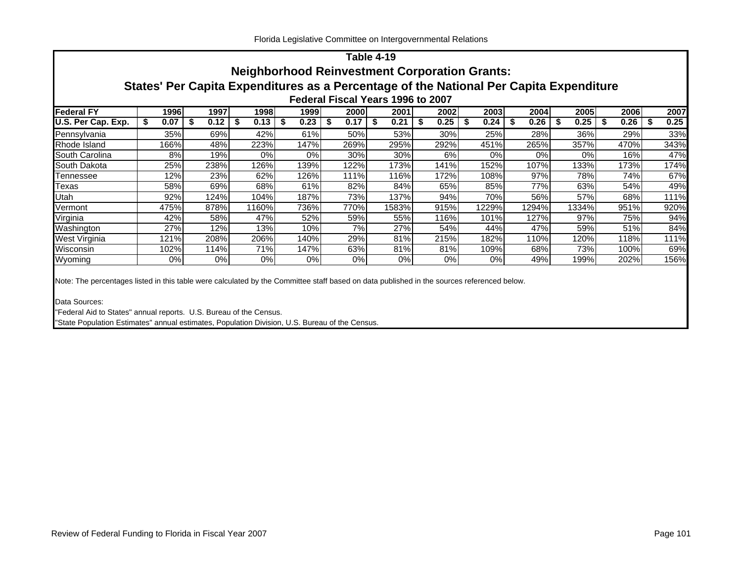## Table 4-19

## Neighborhood Reinvestment Corporation Grants:

## States' Per Capita Expenditures as a Percentage of the National Per Capita Expenditure

### Federal Fiscal Years 1996 to 2007

| Federal FY | 1996 | 1997 | 1998 | 1999 | 2000 | 2001 | 2002 | 2003 | 2004 | 2005 | 2006 | 2007 |
|---|---|---|---|---|---|---|---|---|---|---|---|---|
| U.S. Per Cap. Exp. | $ 0.07 | $ 0.12 | $ 0.13 | $ 0.23 | $ 0.17 | $ 0.21 | $ 0.25 | $ 0.24 | $ 0.26 | $ 0.25 | $ 0.26 | $ 0.25 |
| Pennsylvania | 35% | 69% | 42% | 61% | 50% | 53% | 30% | 25% | 28% | 36% | 29% | 33% |
| Rhode Island | 166% | 48% | 223% | 147% | 269% | 295% | 292% | 451% | 265% | 357% | 470% | 343% |
| South Carolina | 8% | 19% | 0% | 0% | 30% | 30% | 6% | 0% | 0% | 0% | 16% | 47% |
| South Dakota | 25% | 238% | 126% | 139% | 122% | 173% | 141% | 152% | 107% | 133% | 173% | 174% |
| Tennessee | 12% | 23% | 62% | 126% | 111% | 116% | 172% | 108% | 97% | 78% | 74% | 67% |
| Texas | 58% | 69% | 68% | 61% | 82% | 84% | 65% | 85% | 77% | 63% | 54% | 49% |
| Utah | 92% | 124% | 104% | 187% | 73% | 137% | 94% | 70% | 56% | 57% | 68% | 111% |
| Vermont | 475% | 878% | 1160% | 736% | 770% | 1583% | 915% | 1229% | 1294% | 1334% | 951% | 920% |
| Virginia | 42% | 58% | 47% | 52% | 59% | 55% | 116% | 101% | 127% | 97% | 75% | 94% |
| Washington | 27% | 12% | 13% | 10% | 7% | 27% | 54% | 44% | 47% | 59% | 51% | 84% |
| West Virginia | 121% | 208% | 206% | 140% | 29% | 81% | 215% | 182% | 110% | 120% | 118% | 111% |
| Wisconsin | 102% | 114% | 71% | 147% | 63% | 81% | 81% | 109% | 68% | 73% | 100% | 69% |
| Wyoming | 0% | 0% | 0% | 0% | 0% | 0% | 0% | 0% | 49% | 199% | 202% | 156% |

Note: The percentages listed in this table were calculated by the Committee staff based on data published in the sources referenced below.

Data Sources:
"Federal Aid to States" annual reports. U.S. Bureau of the Census.
"State Population Estimates" annual estimates, Population Division, U.S. Bureau of the Census.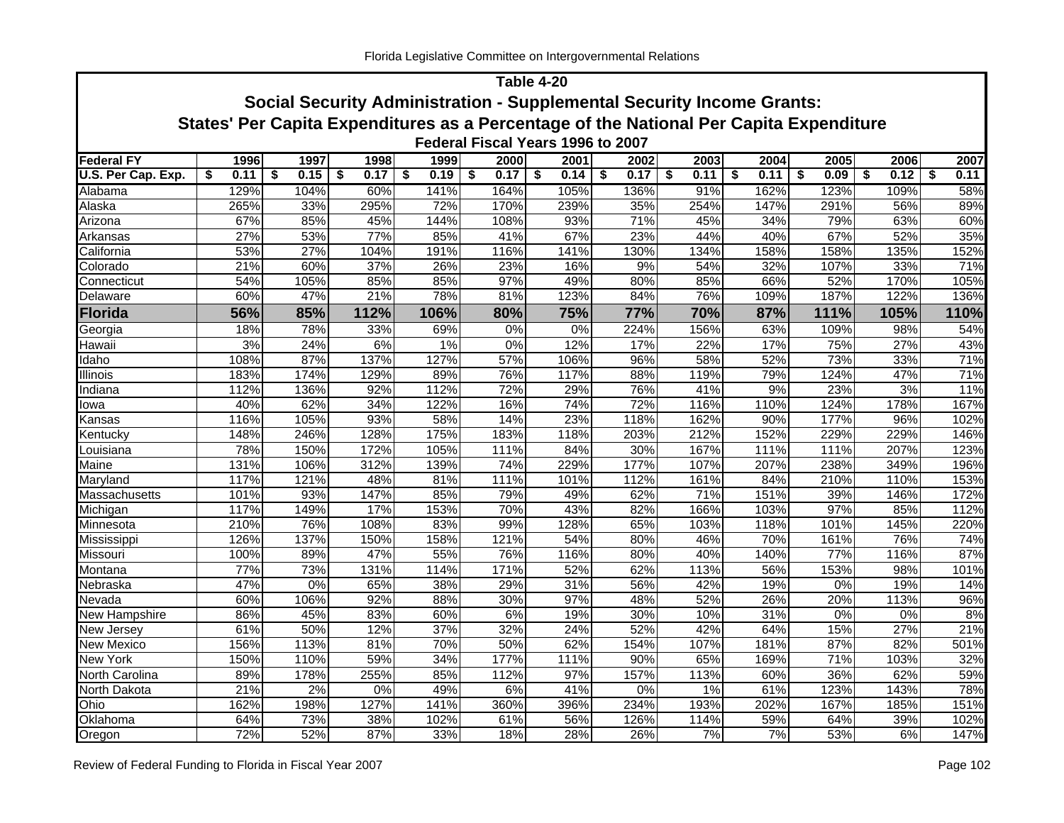## Table 4-20

### Social Security Administration - Supplemental Security Income Grants: States' Per Capita Expenditures as a Percentage of the National Per Capita Expenditure

#### Federal Fiscal Years 1996 to 2007

| Federal FY | 1996 | 1997 | 1998 | 1999 | 2000 | 2001 | 2002 | 2003 | 2004 | 2005 | 2006 | 2007 |
|---|---|---|---|---|---|---|---|---|---|---|---|---|
| U.S. Per Cap. Exp. | $ 0.11 | $ 0.15 | $ 0.17 | $ 0.19 | $ 0.17 | $ 0.14 | $ 0.17 | $ 0.11 | $ 0.11 | $ 0.09 | $ 0.12 | $ 0.11 |
| Alabama | 129% | 104% | 60% | 141% | 164% | 105% | 136% | 91% | 162% | 123% | 109% | 58% |
| Alaska | 265% | 33% | 295% | 72% | 170% | 239% | 35% | 254% | 147% | 291% | 56% | 89% |
| Arizona | 67% | 85% | 45% | 144% | 108% | 93% | 71% | 45% | 34% | 79% | 63% | 60% |
| Arkansas | 27% | 53% | 77% | 85% | 41% | 67% | 23% | 44% | 40% | 67% | 52% | 35% |
| California | 53% | 27% | 104% | 191% | 116% | 141% | 130% | 134% | 158% | 158% | 135% | 152% |
| Colorado | 21% | 60% | 37% | 26% | 23% | 16% | 9% | 54% | 32% | 107% | 33% | 71% |
| Connecticut | 54% | 105% | 85% | 85% | 97% | 49% | 80% | 85% | 66% | 52% | 170% | 105% |
| Delaware | 60% | 47% | 21% | 78% | 81% | 123% | 84% | 76% | 109% | 187% | 122% | 136% |
| **Florida** | **56%** | **85%** | **112%** | **106%** | **80%** | **75%** | **77%** | **70%** | **87%** | **111%** | **105%** | **110%** |
| Georgia | 18% | 78% | 33% | 69% | 0% | 0% | 224% | 156% | 63% | 109% | 98% | 54% |
| Hawaii | 3% | 24% | 6% | 1% | 0% | 12% | 17% | 22% | 17% | 75% | 27% | 43% |
| Idaho | 108% | 87% | 137% | 127% | 57% | 106% | 96% | 58% | 52% | 73% | 33% | 71% |
| Illinois | 183% | 174% | 129% | 89% | 76% | 117% | 88% | 119% | 79% | 124% | 47% | 71% |
| Indiana | 112% | 136% | 92% | 112% | 72% | 29% | 76% | 41% | 9% | 23% | 3% | 11% |
| Iowa | 40% | 62% | 34% | 122% | 16% | 74% | 72% | 116% | 110% | 124% | 178% | 167% |
| Kansas | 116% | 105% | 93% | 58% | 14% | 23% | 118% | 162% | 90% | 177% | 96% | 102% |
| Kentucky | 148% | 246% | 128% | 175% | 183% | 118% | 203% | 212% | 152% | 229% | 229% | 146% |
| Louisiana | 78% | 150% | 172% | 105% | 111% | 84% | 30% | 167% | 111% | 111% | 207% | 123% |
| Maine | 131% | 106% | 312% | 139% | 74% | 229% | 177% | 107% | 207% | 238% | 349% | 196% |
| Maryland | 117% | 121% | 48% | 81% | 111% | 101% | 112% | 161% | 84% | 210% | 110% | 153% |
| Massachusetts | 101% | 93% | 147% | 85% | 79% | 49% | 62% | 71% | 151% | 39% | 146% | 172% |
| Michigan | 117% | 149% | 17% | 153% | 70% | 43% | 82% | 166% | 103% | 97% | 85% | 112% |
| Minnesota | 210% | 76% | 108% | 83% | 99% | 128% | 65% | 103% | 118% | 101% | 145% | 220% |
| Mississippi | 126% | 137% | 150% | 158% | 121% | 54% | 80% | 46% | 70% | 161% | 76% | 74% |
| Missouri | 100% | 89% | 47% | 55% | 76% | 116% | 80% | 40% | 140% | 77% | 116% | 87% |
| Montana | 77% | 73% | 131% | 114% | 171% | 52% | 62% | 113% | 56% | 153% | 98% | 101% |
| Nebraska | 47% | 0% | 65% | 38% | 29% | 31% | 56% | 42% | 19% | 0% | 19% | 14% |
| Nevada | 60% | 106% | 92% | 88% | 30% | 97% | 48% | 52% | 26% | 20% | 113% | 96% |
| New Hampshire | 86% | 45% | 83% | 60% | 6% | 19% | 30% | 10% | 31% | 0% | 0% | 8% |
| New Jersey | 61% | 50% | 12% | 37% | 32% | 24% | 52% | 42% | 64% | 15% | 27% | 21% |
| New Mexico | 156% | 113% | 81% | 70% | 50% | 62% | 154% | 107% | 181% | 87% | 82% | 501% |
| New York | 150% | 110% | 59% | 34% | 177% | 111% | 90% | 65% | 169% | 71% | 103% | 32% |
| North Carolina | 89% | 178% | 255% | 85% | 112% | 97% | 157% | 113% | 60% | 36% | 62% | 59% |
| North Dakota | 21% | 2% | 0% | 49% | 6% | 41% | 0% | 1% | 61% | 123% | 143% | 78% |
| Ohio | 162% | 198% | 127% | 141% | 360% | 396% | 234% | 193% | 202% | 167% | 185% | 151% |
| Oklahoma | 64% | 73% | 38% | 102% | 61% | 56% | 126% | 114% | 59% | 64% | 39% | 102% |
| Oregon | 72% | 52% | 87% | 33% | 18% | 28% | 26% | 7% | 7% | 53% | 6% | 147% |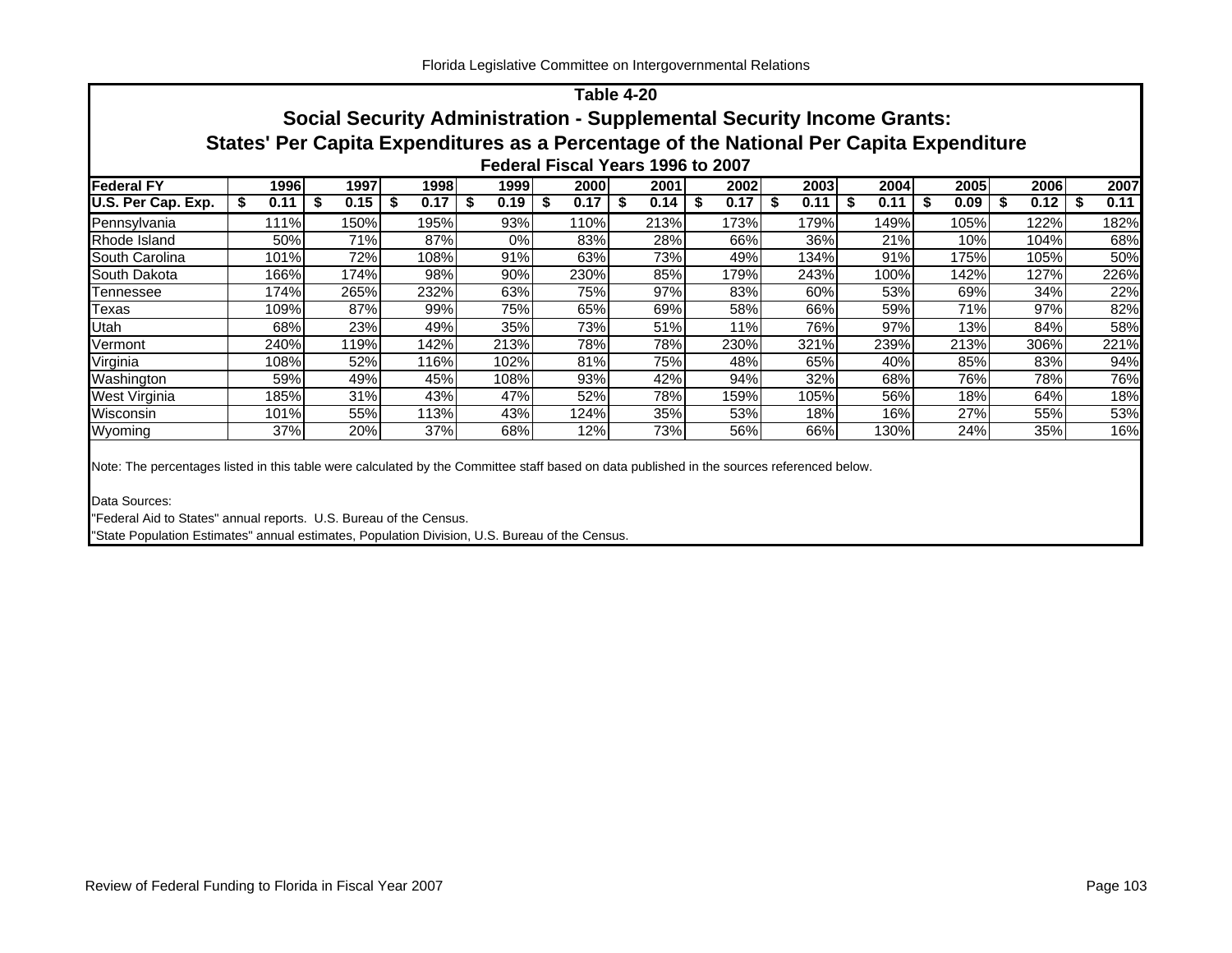## Table 4-20

### Social Security Administration - Supplemental Security Income Grants:

### States' Per Capita Expenditures as a Percentage of the National Per Capita Expenditure

#### Federal Fiscal Years 1996 to 2007

| Federal FY | 1996 | 1997 | 1998 | 1999 | 2000 | 2001 | 2002 | 2003 | 2004 | 2005 | 2006 | 2007 |
|---|---|---|---|---|---|---|---|---|---|---|---|---|
| U.S. Per Cap. Exp. | $ 0.11 | $ 0.15 | $ 0.17 | $ 0.19 | $ 0.17 | $ 0.14 | $ 0.17 | $ 0.11 | $ 0.11 | $ 0.09 | $ 0.12 | $ 0.11 |
| Pennsylvania | 111% | 150% | 195% | 93% | 110% | 213% | 173% | 179% | 149% | 105% | 122% | 182% |
| Rhode Island | 50% | 71% | 87% | 0% | 83% | 28% | 66% | 36% | 21% | 10% | 104% | 68% |
| South Carolina | 101% | 72% | 108% | 91% | 63% | 73% | 49% | 134% | 91% | 175% | 105% | 50% |
| South Dakota | 166% | 174% | 98% | 90% | 230% | 85% | 179% | 243% | 100% | 142% | 127% | 226% |
| Tennessee | 174% | 265% | 232% | 63% | 75% | 97% | 83% | 60% | 53% | 69% | 34% | 22% |
| Texas | 109% | 87% | 99% | 75% | 65% | 69% | 58% | 66% | 59% | 71% | 97% | 82% |
| Utah | 68% | 23% | 49% | 35% | 73% | 51% | 11% | 76% | 97% | 13% | 84% | 58% |
| Vermont | 240% | 119% | 142% | 213% | 78% | 78% | 230% | 321% | 239% | 213% | 306% | 221% |
| Virginia | 108% | 52% | 116% | 102% | 81% | 75% | 48% | 65% | 40% | 85% | 83% | 94% |
| Washington | 59% | 49% | 45% | 108% | 93% | 42% | 94% | 32% | 68% | 76% | 78% | 76% |
| West Virginia | 185% | 31% | 43% | 47% | 52% | 78% | 159% | 105% | 56% | 18% | 64% | 18% |
| Wisconsin | 101% | 55% | 113% | 43% | 124% | 35% | 53% | 18% | 16% | 27% | 55% | 53% |
| Wyoming | 37% | 20% | 37% | 68% | 12% | 73% | 56% | 66% | 130% | 24% | 35% | 16% |

Note: The percentages listed in this table were calculated by the Committee staff based on data published in the sources referenced below.

Data Sources:
"Federal Aid to States" annual reports. U.S. Bureau of the Census.
"State Population Estimates" annual estimates, Population Division, U.S. Bureau of the Census.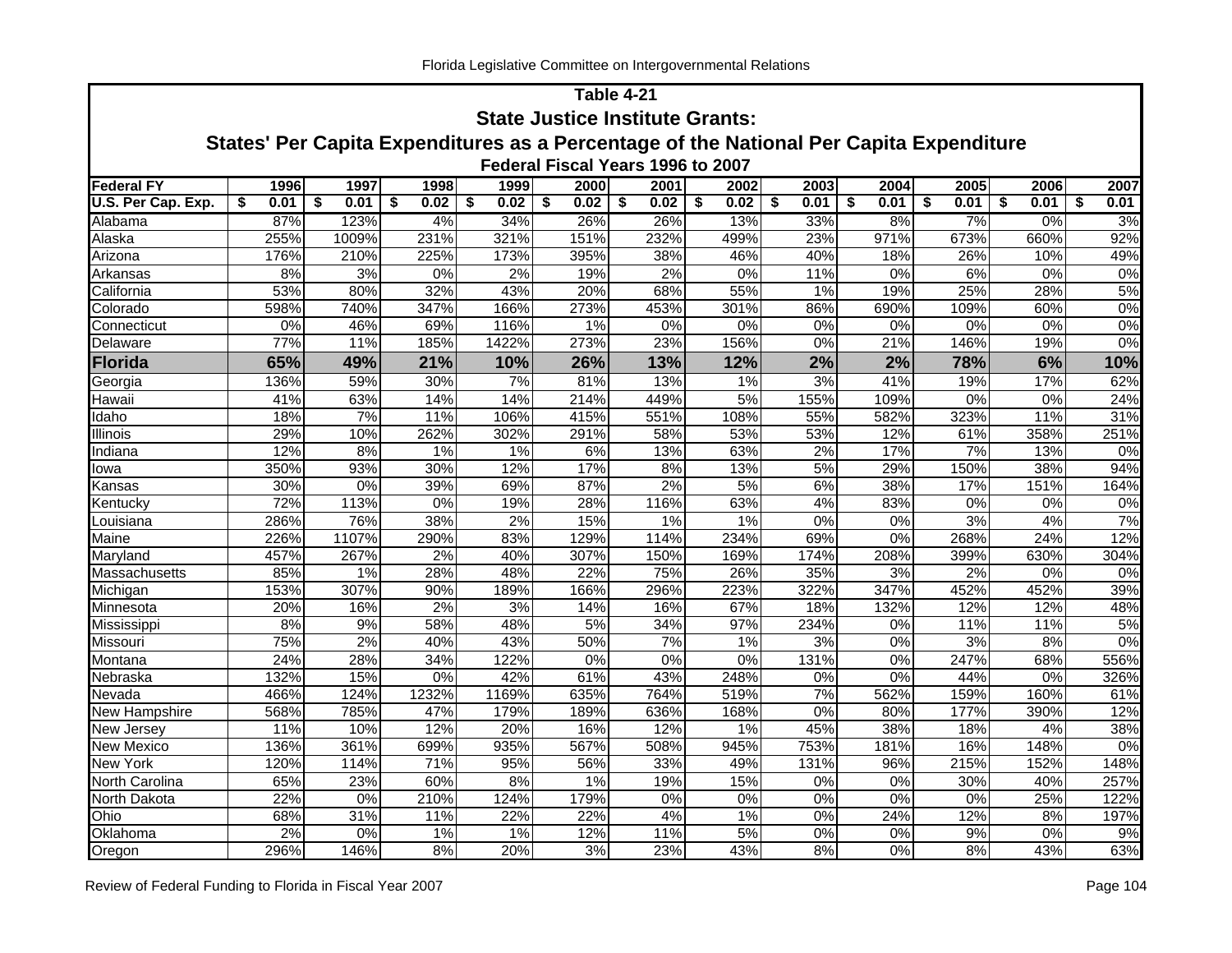## Table 4-21

## State Justice Institute Grants:

## States' Per Capita Expenditures as a Percentage of the National Per Capita Expenditure

### Federal Fiscal Years 1996 to 2007

| Federal FY | 1996 | 1997 | 1998 | 1999 | 2000 | 2001 | 2002 | 2003 | 2004 | 2005 | 2006 | 2007 |
|---|---|---|---|---|---|---|---|---|---|---|---|---|
| U.S. Per Cap. Exp. | $ 0.01 | $ 0.01 | $ 0.02 | $ 0.02 | $ 0.02 | $ 0.02 | $ 0.02 | $ 0.01 | $ 0.01 | $ 0.01 | $ 0.01 | $ 0.01 |
| Alabama | 87% | 123% | 4% | 34% | 26% | 26% | 13% | 33% | 8% | 7% | 0% | 3% |
| Alaska | 255% | 1009% | 231% | 321% | 151% | 232% | 499% | 23% | 971% | 673% | 660% | 92% |
| Arizona | 176% | 210% | 225% | 173% | 395% | 38% | 46% | 40% | 18% | 26% | 10% | 49% |
| Arkansas | 8% | 3% | 0% | 2% | 19% | 2% | 0% | 11% | 0% | 6% | 0% | 0% |
| California | 53% | 80% | 32% | 43% | 20% | 68% | 55% | 1% | 19% | 25% | 28% | 5% |
| Colorado | 598% | 740% | 347% | 166% | 273% | 453% | 301% | 86% | 690% | 109% | 60% | 0% |
| Connecticut | 0% | 46% | 69% | 116% | 1% | 0% | 0% | 0% | 0% | 0% | 0% | 0% |
| Delaware | 77% | 11% | 185% | 1422% | 273% | 23% | 156% | 0% | 21% | 146% | 19% | 0% |
| **Florida** | **65%** | **49%** | **21%** | **10%** | **26%** | **13%** | **12%** | **2%** | **2%** | **78%** | **6%** | **10%** |
| Georgia | 136% | 59% | 30% | 7% | 81% | 13% | 1% | 3% | 41% | 19% | 17% | 62% |
| Hawaii | 41% | 63% | 14% | 14% | 214% | 449% | 5% | 155% | 109% | 0% | 0% | 24% |
| Idaho | 18% | 7% | 11% | 106% | 415% | 551% | 108% | 55% | 582% | 323% | 11% | 31% |
| Illinois | 29% | 10% | 262% | 302% | 291% | 58% | 53% | 53% | 12% | 61% | 358% | 251% |
| Indiana | 12% | 8% | 1% | 1% | 6% | 13% | 63% | 2% | 17% | 7% | 13% | 0% |
| Iowa | 350% | 93% | 30% | 12% | 17% | 8% | 13% | 5% | 29% | 150% | 38% | 94% |
| Kansas | 30% | 0% | 39% | 69% | 87% | 2% | 5% | 6% | 38% | 17% | 151% | 164% |
| Kentucky | 72% | 113% | 0% | 19% | 28% | 116% | 63% | 4% | 83% | 0% | 0% | 0% |
| Louisiana | 286% | 76% | 38% | 2% | 15% | 1% | 1% | 0% | 0% | 3% | 4% | 7% |
| Maine | 226% | 1107% | 290% | 83% | 129% | 114% | 234% | 69% | 0% | 268% | 24% | 12% |
| Maryland | 457% | 267% | 2% | 40% | 307% | 150% | 169% | 174% | 208% | 399% | 630% | 304% |
| Massachusetts | 85% | 1% | 28% | 48% | 22% | 75% | 26% | 35% | 3% | 2% | 0% | 0% |
| Michigan | 153% | 307% | 90% | 189% | 166% | 296% | 223% | 322% | 347% | 452% | 452% | 39% |
| Minnesota | 20% | 16% | 2% | 3% | 14% | 16% | 67% | 18% | 132% | 12% | 12% | 48% |
| Mississippi | 8% | 9% | 58% | 48% | 5% | 34% | 97% | 234% | 0% | 11% | 11% | 5% |
| Missouri | 75% | 2% | 40% | 43% | 50% | 7% | 1% | 3% | 0% | 3% | 8% | 0% |
| Montana | 24% | 28% | 34% | 122% | 0% | 0% | 0% | 131% | 0% | 247% | 68% | 556% |
| Nebraska | 132% | 15% | 0% | 42% | 61% | 43% | 248% | 0% | 0% | 44% | 0% | 326% |
| Nevada | 466% | 124% | 1232% | 1169% | 635% | 764% | 519% | 7% | 562% | 159% | 160% | 61% |
| New Hampshire | 568% | 785% | 47% | 179% | 189% | 636% | 168% | 0% | 80% | 177% | 390% | 12% |
| New Jersey | 11% | 10% | 12% | 20% | 16% | 12% | 1% | 45% | 38% | 18% | 4% | 38% |
| New Mexico | 136% | 361% | 699% | 935% | 567% | 508% | 945% | 753% | 181% | 16% | 148% | 0% |
| New York | 120% | 114% | 71% | 95% | 56% | 33% | 49% | 131% | 96% | 215% | 152% | 148% |
| North Carolina | 65% | 23% | 60% | 8% | 1% | 19% | 15% | 0% | 0% | 30% | 40% | 257% |
| North Dakota | 22% | 0% | 210% | 124% | 179% | 0% | 0% | 0% | 0% | 0% | 25% | 122% |
| Ohio | 68% | 31% | 11% | 22% | 22% | 4% | 1% | 0% | 24% | 12% | 8% | 197% |
| Oklahoma | 2% | 0% | 1% | 1% | 12% | 11% | 5% | 0% | 0% | 9% | 0% | 9% |
| Oregon | 296% | 146% | 8% | 20% | 3% | 23% | 43% | 8% | 0% | 8% | 43% | 63% |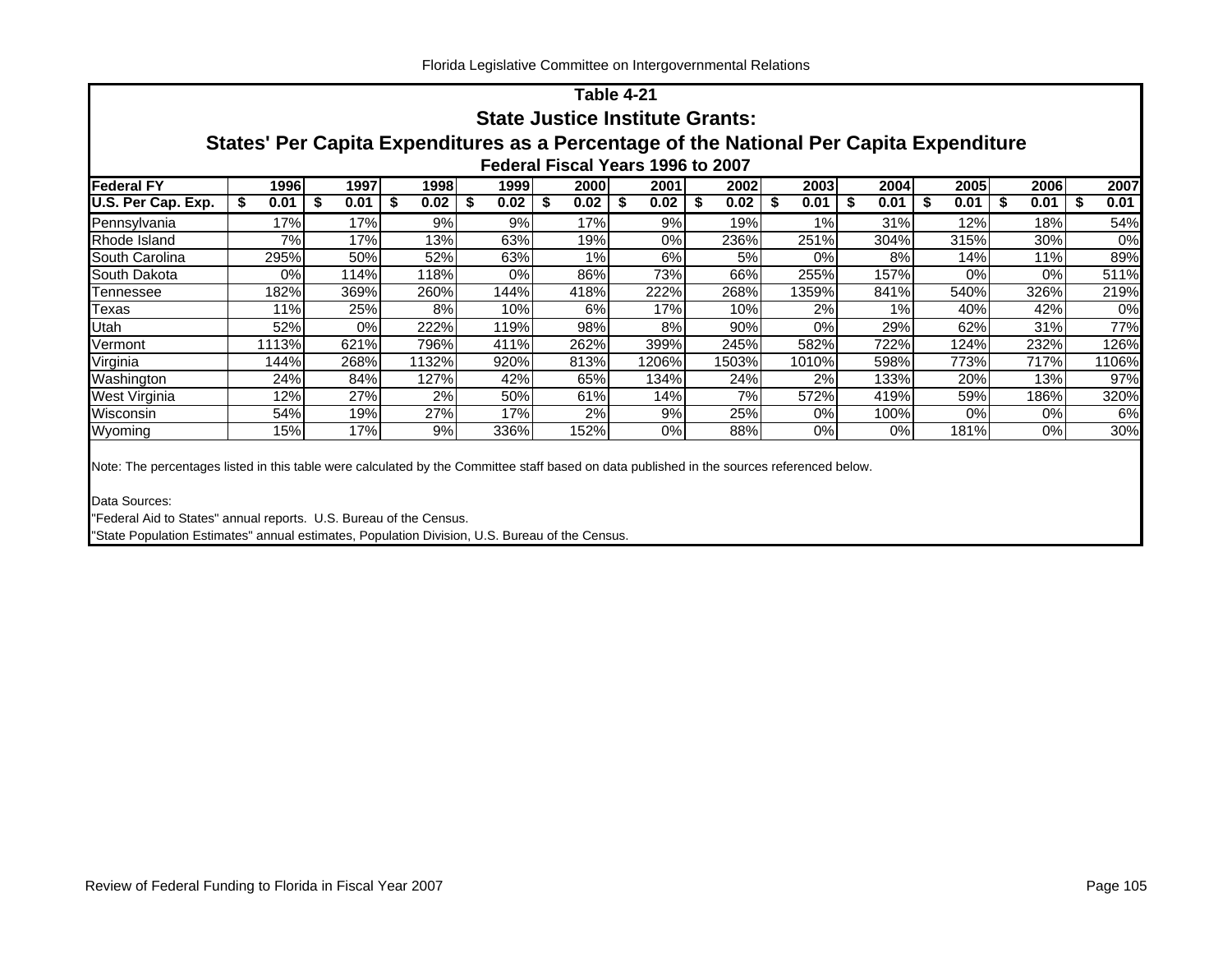## Table 4-21

## State Justice Institute Grants:

## States' Per Capita Expenditures as a Percentage of the National Per Capita Expenditure

### Federal Fiscal Years 1996 to 2007

| Federal FY | 1996 | 1997 | 1998 | 1999 | 2000 | 2001 | 2002 | 2003 | 2004 | 2005 | 2006 | 2007 |
|---|---|---|---|---|---|---|---|---|---|---|---|---|
| U.S. Per Cap. Exp. | $ 0.01 | $ 0.01 | $ 0.02 | $ 0.02 | $ 0.02 | $ 0.02 | $ 0.02 | $ 0.01 | $ 0.01 | $ 0.01 | $ 0.01 | $ 0.01 |
| Pennsylvania | 17% | 17% | 9% | 9% | 17% | 9% | 19% | 1% | 31% | 12% | 18% | 54% |
| Rhode Island | 7% | 17% | 13% | 63% | 19% | 0% | 236% | 251% | 304% | 315% | 30% | 0% |
| South Carolina | 295% | 50% | 52% | 63% | 1% | 6% | 5% | 0% | 8% | 14% | 11% | 89% |
| South Dakota | 0% | 114% | 118% | 0% | 86% | 73% | 66% | 255% | 157% | 0% | 0% | 511% |
| Tennessee | 182% | 369% | 260% | 144% | 418% | 222% | 268% | 1359% | 841% | 540% | 326% | 219% |
| Texas | 11% | 25% | 8% | 10% | 6% | 17% | 10% | 2% | 1% | 40% | 42% | 0% |
| Utah | 52% | 0% | 222% | 119% | 98% | 8% | 90% | 0% | 29% | 62% | 31% | 77% |
| Vermont | 1113% | 621% | 796% | 411% | 262% | 399% | 245% | 582% | 722% | 124% | 232% | 126% |
| Virginia | 144% | 268% | 1132% | 920% | 813% | 1206% | 1503% | 1010% | 598% | 773% | 717% | 1106% |
| Washington | 24% | 84% | 127% | 42% | 65% | 134% | 24% | 2% | 133% | 20% | 13% | 97% |
| West Virginia | 12% | 27% | 2% | 50% | 61% | 14% | 7% | 572% | 419% | 59% | 186% | 320% |
| Wisconsin | 54% | 19% | 27% | 17% | 2% | 9% | 25% | 0% | 100% | 0% | 0% | 6% |
| Wyoming | 15% | 17% | 9% | 336% | 152% | 0% | 88% | 0% | 0% | 181% | 0% | 30% |

Note: The percentages listed in this table were calculated by the Committee staff based on data published in the sources referenced below.

Data Sources:

"Federal Aid to States" annual reports. U.S. Bureau of the Census.

"State Population Estimates" annual estimates, Population Division, U.S. Bureau of the Census.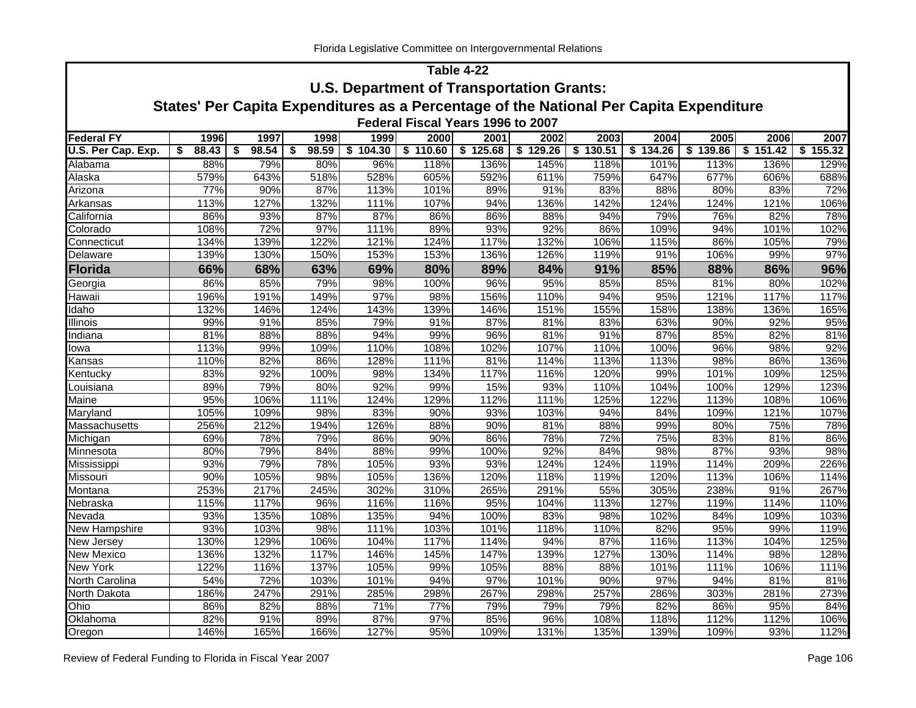## Table 4-22

## U.S. Department of Transportation Grants:

## States' Per Capita Expenditures as a Percentage of the National Per Capita Expenditure

### Federal Fiscal Years 1996 to 2007

| Federal FY | 1996 | 1997 | 1998 | 1999 | 2000 | 2001 | 2002 | 2003 | 2004 | 2005 | 2006 | 2007 |
|---|---|---|---|---|---|---|---|---|---|---|---|---|
| U.S. Per Cap. Exp. | $ 88.43 | $ 98.54 | $ 98.59 | $ 104.30 | $ 110.60 | $ 125.68 | $ 129.26 | $ 130.51 | $ 134.26 | $ 139.86 | $ 151.42 | $ 155.32 |
| Alabama | 88% | 79% | 80% | 96% | 118% | 136% | 145% | 118% | 101% | 113% | 136% | 129% |
| Alaska | 579% | 643% | 518% | 528% | 605% | 592% | 611% | 759% | 647% | 677% | 606% | 688% |
| Arizona | 77% | 90% | 87% | 113% | 101% | 89% | 91% | 83% | 88% | 80% | 83% | 72% |
| Arkansas | 113% | 127% | 132% | 111% | 107% | 94% | 136% | 142% | 124% | 124% | 121% | 106% |
| California | 86% | 93% | 87% | 87% | 86% | 86% | 88% | 94% | 79% | 76% | 82% | 78% |
| Colorado | 108% | 72% | 97% | 111% | 89% | 93% | 92% | 86% | 109% | 94% | 101% | 102% |
| Connecticut | 134% | 139% | 122% | 121% | 124% | 117% | 132% | 106% | 115% | 86% | 105% | 79% |
| Delaware | 139% | 130% | 150% | 153% | 153% | 136% | 126% | 119% | 91% | 106% | 99% | 97% |
| **Florida** | **66%** | **68%** | **63%** | **69%** | **80%** | **89%** | **84%** | **91%** | **85%** | **88%** | **86%** | **96%** |
| Georgia | 86% | 85% | 79% | 98% | 100% | 96% | 95% | 85% | 85% | 81% | 80% | 102% |
| Hawaii | 196% | 191% | 149% | 97% | 98% | 156% | 110% | 94% | 95% | 121% | 117% | 117% |
| Idaho | 132% | 146% | 124% | 143% | 139% | 146% | 151% | 155% | 158% | 138% | 136% | 165% |
| Illinois | 99% | 91% | 85% | 79% | 91% | 87% | 81% | 83% | 63% | 90% | 92% | 95% |
| Indiana | 81% | 88% | 88% | 94% | 99% | 96% | 81% | 91% | 87% | 85% | 82% | 81% |
| Iowa | 113% | 99% | 109% | 110% | 108% | 102% | 107% | 110% | 100% | 96% | 98% | 92% |
| Kansas | 110% | 82% | 86% | 128% | 111% | 81% | 114% | 113% | 113% | 98% | 86% | 136% |
| Kentucky | 83% | 92% | 100% | 98% | 134% | 117% | 116% | 120% | 99% | 101% | 109% | 125% |
| Louisiana | 89% | 79% | 80% | 92% | 99% | 15% | 93% | 110% | 104% | 100% | 129% | 123% |
| Maine | 95% | 106% | 111% | 124% | 129% | 112% | 111% | 125% | 122% | 113% | 108% | 106% |
| Maryland | 105% | 109% | 98% | 83% | 90% | 93% | 103% | 94% | 84% | 109% | 121% | 107% |
| Massachusetts | 256% | 212% | 194% | 126% | 88% | 90% | 81% | 88% | 99% | 80% | 75% | 78% |
| Michigan | 69% | 78% | 79% | 86% | 90% | 86% | 78% | 72% | 75% | 83% | 81% | 86% |
| Minnesota | 80% | 79% | 84% | 88% | 99% | 100% | 92% | 84% | 98% | 87% | 93% | 98% |
| Mississippi | 93% | 79% | 78% | 105% | 93% | 93% | 124% | 124% | 119% | 114% | 209% | 226% |
| Missouri | 90% | 105% | 98% | 105% | 136% | 120% | 118% | 119% | 120% | 113% | 106% | 114% |
| Montana | 253% | 217% | 245% | 302% | 310% | 265% | 291% | 55% | 305% | 238% | 91% | 267% |
| Nebraska | 115% | 117% | 96% | 116% | 116% | 95% | 104% | 113% | 127% | 119% | 114% | 110% |
| Nevada | 93% | 135% | 108% | 135% | 94% | 100% | 83% | 98% | 102% | 84% | 109% | 103% |
| New Hampshire | 93% | 103% | 98% | 111% | 103% | 101% | 118% | 110% | 82% | 95% | 99% | 119% |
| New Jersey | 130% | 129% | 106% | 104% | 117% | 114% | 94% | 87% | 116% | 113% | 104% | 125% |
| New Mexico | 136% | 132% | 117% | 146% | 145% | 147% | 139% | 127% | 130% | 114% | 98% | 128% |
| New York | 122% | 116% | 137% | 105% | 99% | 105% | 88% | 88% | 101% | 111% | 106% | 111% |
| North Carolina | 54% | 72% | 103% | 101% | 94% | 97% | 101% | 90% | 97% | 94% | 81% | 81% |
| North Dakota | 186% | 247% | 291% | 285% | 298% | 267% | 298% | 257% | 286% | 303% | 281% | 273% |
| Ohio | 86% | 82% | 88% | 71% | 77% | 79% | 79% | 79% | 82% | 86% | 95% | 84% |
| Oklahoma | 82% | 91% | 89% | 87% | 97% | 85% | 96% | 108% | 118% | 112% | 112% | 106% |
| Oregon | 146% | 165% | 166% | 127% | 95% | 109% | 131% | 135% | 139% | 109% | 93% | 112% |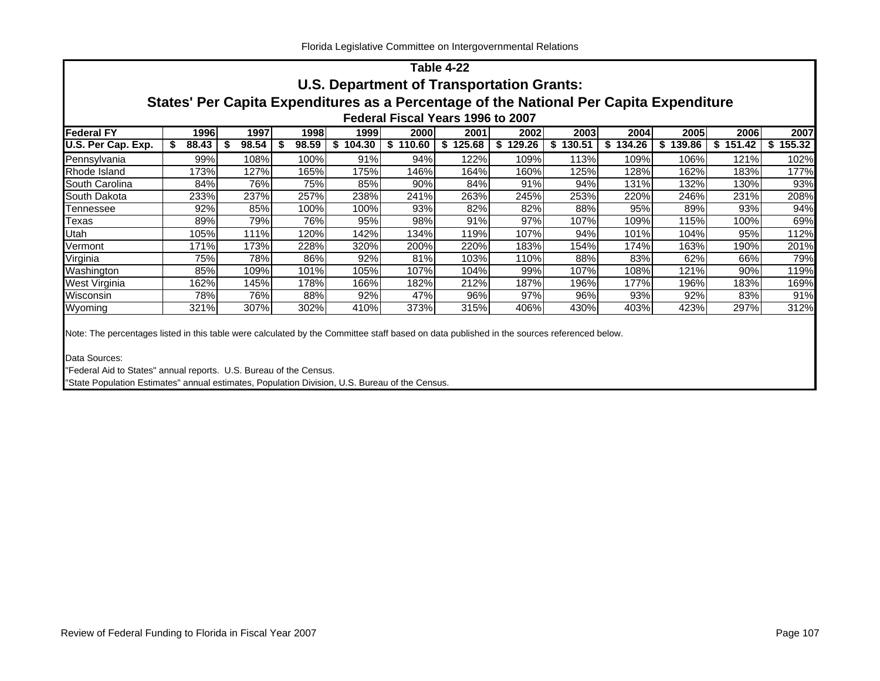## Table 4-22

## U.S. Department of Transportation Grants:

## States' Per Capita Expenditures as a Percentage of the National Per Capita Expenditure

### Federal Fiscal Years 1996 to 2007

| Federal FY | 1996 | 1997 | 1998 | 1999 | 2000 | 2001 | 2002 | 2003 | 2004 | 2005 | 2006 | 2007 |
|---|---|---|---|---|---|---|---|---|---|---|---|---|
| **U.S. Per Cap. Exp.** | **$ 88.43** | **$ 98.54** | **$ 98.59** | **$ 104.30** | **$ 110.60** | **$ 125.68** | **$ 129.26** | **$ 130.51** | **$ 134.26** | **$ 139.86** | **$ 151.42** | **$ 155.32** |
| Pennsylvania | 99% | 108% | 100% | 91% | 94% | 122% | 109% | 113% | 109% | 106% | 121% | 102% |
| Rhode Island | 173% | 127% | 165% | 175% | 146% | 164% | 160% | 125% | 128% | 162% | 183% | 177% |
| South Carolina | 84% | 76% | 75% | 85% | 90% | 84% | 91% | 94% | 131% | 132% | 130% | 93% |
| South Dakota | 233% | 237% | 257% | 238% | 241% | 263% | 245% | 253% | 220% | 246% | 231% | 208% |
| Tennessee | 92% | 85% | 100% | 100% | 93% | 82% | 82% | 88% | 95% | 89% | 93% | 94% |
| Texas | 89% | 79% | 76% | 95% | 98% | 91% | 97% | 107% | 109% | 115% | 100% | 69% |
| Utah | 105% | 111% | 120% | 142% | 134% | 119% | 107% | 94% | 101% | 104% | 95% | 112% |
| Vermont | 171% | 173% | 228% | 320% | 200% | 220% | 183% | 154% | 174% | 163% | 190% | 201% |
| Virginia | 75% | 78% | 86% | 92% | 81% | 103% | 110% | 88% | 83% | 62% | 66% | 79% |
| Washington | 85% | 109% | 101% | 105% | 107% | 104% | 99% | 107% | 108% | 121% | 90% | 119% |
| West Virginia | 162% | 145% | 178% | 166% | 182% | 212% | 187% | 196% | 177% | 196% | 183% | 169% |
| Wisconsin | 78% | 76% | 88% | 92% | 47% | 96% | 97% | 96% | 93% | 92% | 83% | 91% |
| Wyoming | 321% | 307% | 302% | 410% | 373% | 315% | 406% | 430% | 403% | 423% | 297% | 312% |

Note: The percentages listed in this table were calculated by the Committee staff based on data published in the sources referenced below.

Data Sources:

"Federal Aid to States" annual reports. U.S. Bureau of the Census.

"State Population Estimates" annual estimates, Population Division, U.S. Bureau of the Census.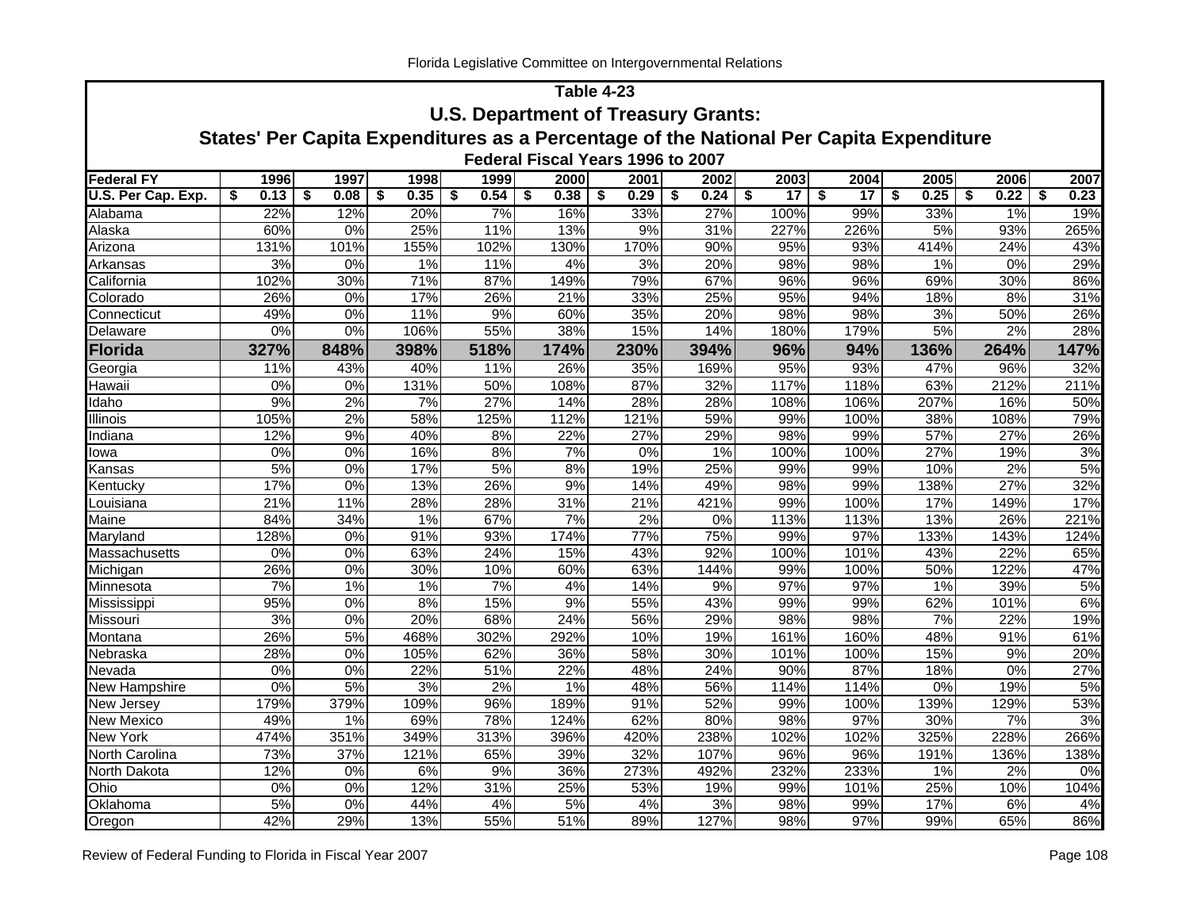## Table 4-23

### U.S. Department of Treasury Grants:

### States' Per Capita Expenditures as a Percentage of the National Per Capita Expenditure

**Federal Fiscal Years 1996 to 2007**

| Federal FY | 1996 | 1997 | 1998 | 1999 | 2000 | 2001 | 2002 | 2003 | 2004 | 2005 | 2006 | 2007 |
|---|---|---|---|---|---|---|---|---|---|---|---|---|
| U.S. Per Cap. Exp. | $ 0.13 | $ 0.08 | $ 0.35 | $ 0.54 | $ 0.38 | $ 0.29 | $ 0.24 | $ 17 | $ 17 | $ 0.25 | $ 0.22 | $ 0.23 |
| Alabama | 22% | 12% | 20% | 7% | 16% | 33% | 27% | 100% | 99% | 33% | 1% | 19% |
| Alaska | 60% | 0% | 25% | 11% | 13% | 9% | 31% | 227% | 226% | 5% | 93% | 265% |
| Arizona | 131% | 101% | 155% | 102% | 130% | 170% | 90% | 95% | 93% | 414% | 24% | 43% |
| Arkansas | 3% | 0% | 1% | 11% | 4% | 3% | 20% | 98% | 98% | 1% | 0% | 29% |
| California | 102% | 30% | 71% | 87% | 149% | 79% | 67% | 96% | 96% | 69% | 30% | 86% |
| Colorado | 26% | 0% | 17% | 26% | 21% | 33% | 25% | 95% | 94% | 18% | 8% | 31% |
| Connecticut | 49% | 0% | 11% | 9% | 60% | 35% | 20% | 98% | 98% | 3% | 50% | 26% |
| Delaware | 0% | 0% | 106% | 55% | 38% | 15% | 14% | 180% | 179% | 5% | 2% | 28% |
| **Florida** | **327%** | **848%** | **398%** | **518%** | **174%** | **230%** | **394%** | **96%** | **94%** | **136%** | **264%** | **147%** |
| Georgia | 11% | 43% | 40% | 11% | 26% | 35% | 169% | 95% | 93% | 47% | 96% | 32% |
| Hawaii | 0% | 0% | 131% | 50% | 108% | 87% | 32% | 117% | 118% | 63% | 212% | 211% |
| Idaho | 9% | 2% | 7% | 27% | 14% | 28% | 28% | 108% | 106% | 207% | 16% | 50% |
| Illinois | 105% | 2% | 58% | 125% | 112% | 121% | 59% | 99% | 100% | 38% | 108% | 79% |
| Indiana | 12% | 9% | 40% | 8% | 22% | 27% | 29% | 98% | 99% | 57% | 27% | 26% |
| Iowa | 0% | 0% | 16% | 8% | 7% | 0% | 1% | 100% | 100% | 27% | 19% | 3% |
| Kansas | 5% | 0% | 17% | 5% | 8% | 19% | 25% | 99% | 99% | 10% | 2% | 5% |
| Kentucky | 17% | 0% | 13% | 26% | 9% | 14% | 49% | 98% | 99% | 138% | 27% | 32% |
| Louisiana | 21% | 11% | 28% | 28% | 31% | 21% | 421% | 99% | 100% | 17% | 149% | 17% |
| Maine | 84% | 34% | 1% | 67% | 7% | 2% | 0% | 113% | 113% | 13% | 26% | 221% |
| Maryland | 128% | 0% | 91% | 93% | 174% | 77% | 75% | 99% | 97% | 133% | 143% | 124% |
| Massachusetts | 0% | 0% | 63% | 24% | 15% | 43% | 92% | 100% | 101% | 43% | 22% | 65% |
| Michigan | 26% | 0% | 30% | 10% | 60% | 63% | 144% | 99% | 100% | 50% | 122% | 47% |
| Minnesota | 7% | 1% | 1% | 7% | 4% | 14% | 9% | 97% | 97% | 1% | 39% | 5% |
| Mississippi | 95% | 0% | 8% | 15% | 9% | 55% | 43% | 99% | 99% | 62% | 101% | 6% |
| Missouri | 3% | 0% | 20% | 68% | 24% | 56% | 29% | 98% | 98% | 7% | 22% | 19% |
| Montana | 26% | 5% | 468% | 302% | 292% | 10% | 19% | 161% | 160% | 48% | 91% | 61% |
| Nebraska | 28% | 0% | 105% | 62% | 36% | 58% | 30% | 101% | 100% | 15% | 9% | 20% |
| Nevada | 0% | 0% | 22% | 51% | 22% | 48% | 24% | 90% | 87% | 18% | 0% | 27% |
| New Hampshire | 0% | 5% | 3% | 2% | 1% | 48% | 56% | 114% | 114% | 0% | 19% | 5% |
| New Jersey | 179% | 379% | 109% | 96% | 189% | 91% | 52% | 99% | 100% | 139% | 129% | 53% |
| New Mexico | 49% | 1% | 69% | 78% | 124% | 62% | 80% | 98% | 97% | 30% | 7% | 3% |
| New York | 474% | 351% | 349% | 313% | 396% | 420% | 238% | 102% | 102% | 325% | 228% | 266% |
| North Carolina | 73% | 37% | 121% | 65% | 39% | 32% | 107% | 96% | 96% | 191% | 136% | 138% |
| North Dakota | 12% | 0% | 6% | 9% | 36% | 273% | 492% | 232% | 233% | 1% | 2% | 0% |
| Ohio | 0% | 0% | 12% | 31% | 25% | 53% | 19% | 99% | 101% | 25% | 10% | 104% |
| Oklahoma | 5% | 0% | 44% | 4% | 5% | 4% | 3% | 98% | 99% | 17% | 6% | 4% |
| Oregon | 42% | 29% | 13% | 55% | 51% | 89% | 127% | 98% | 97% | 99% | 65% | 86% |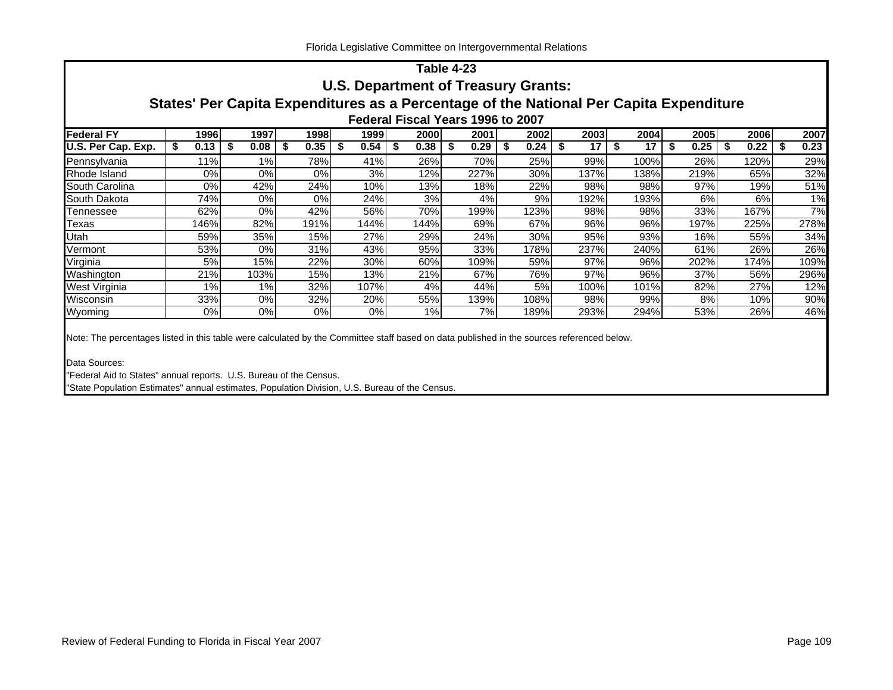## Table 4-23

## U.S. Department of Treasury Grants:

## States' Per Capita Expenditures as a Percentage of the National Per Capita Expenditure

### Federal Fiscal Years 1996 to 2007

| Federal FY | 1996 | 1997 | 1998 | 1999 | 2000 | 2001 | 2002 | 2003 | 2004 | 2005 | 2006 | 2007 |
|---|---|---|---|---|---|---|---|---|---|---|---|---|
| U.S. Per Cap. Exp. | $ 0.13 | $ 0.08 | $ 0.35 | $ 0.54 | $ 0.38 | $ 0.29 | $ 0.24 | $ 17 | $ 17 | $ 0.25 | $ 0.22 | $ 0.23 |
| Pennsylvania | 11% | 1% | 78% | 41% | 26% | 70% | 25% | 99% | 100% | 26% | 120% | 29% |
| Rhode Island | 0% | 0% | 0% | 3% | 12% | 227% | 30% | 137% | 138% | 219% | 65% | 32% |
| South Carolina | 0% | 42% | 24% | 10% | 13% | 18% | 22% | 98% | 98% | 97% | 19% | 51% |
| South Dakota | 74% | 0% | 0% | 24% | 3% | 4% | 9% | 192% | 193% | 6% | 6% | 1% |
| Tennessee | 62% | 0% | 42% | 56% | 70% | 199% | 123% | 98% | 98% | 33% | 167% | 7% |
| Texas | 146% | 82% | 191% | 144% | 144% | 69% | 67% | 96% | 96% | 197% | 225% | 278% |
| Utah | 59% | 35% | 15% | 27% | 29% | 24% | 30% | 95% | 93% | 16% | 55% | 34% |
| Vermont | 53% | 0% | 31% | 43% | 95% | 33% | 178% | 237% | 240% | 61% | 26% | 26% |
| Virginia | 5% | 15% | 22% | 30% | 60% | 109% | 59% | 97% | 96% | 202% | 174% | 109% |
| Washington | 21% | 103% | 15% | 13% | 21% | 67% | 76% | 97% | 96% | 37% | 56% | 296% |
| West Virginia | 1% | 1% | 32% | 107% | 4% | 44% | 5% | 100% | 101% | 82% | 27% | 12% |
| Wisconsin | 33% | 0% | 32% | 20% | 55% | 139% | 108% | 98% | 99% | 8% | 10% | 90% |
| Wyoming | 0% | 0% | 0% | 0% | 1% | 7% | 189% | 293% | 294% | 53% | 26% | 46% |

Note: The percentages listed in this table were calculated by the Committee staff based on data published in the sources referenced below.

Data Sources:
"Federal Aid to States" annual reports. U.S. Bureau of the Census.
"State Population Estimates" annual estimates, Population Division, U.S. Bureau of the Census.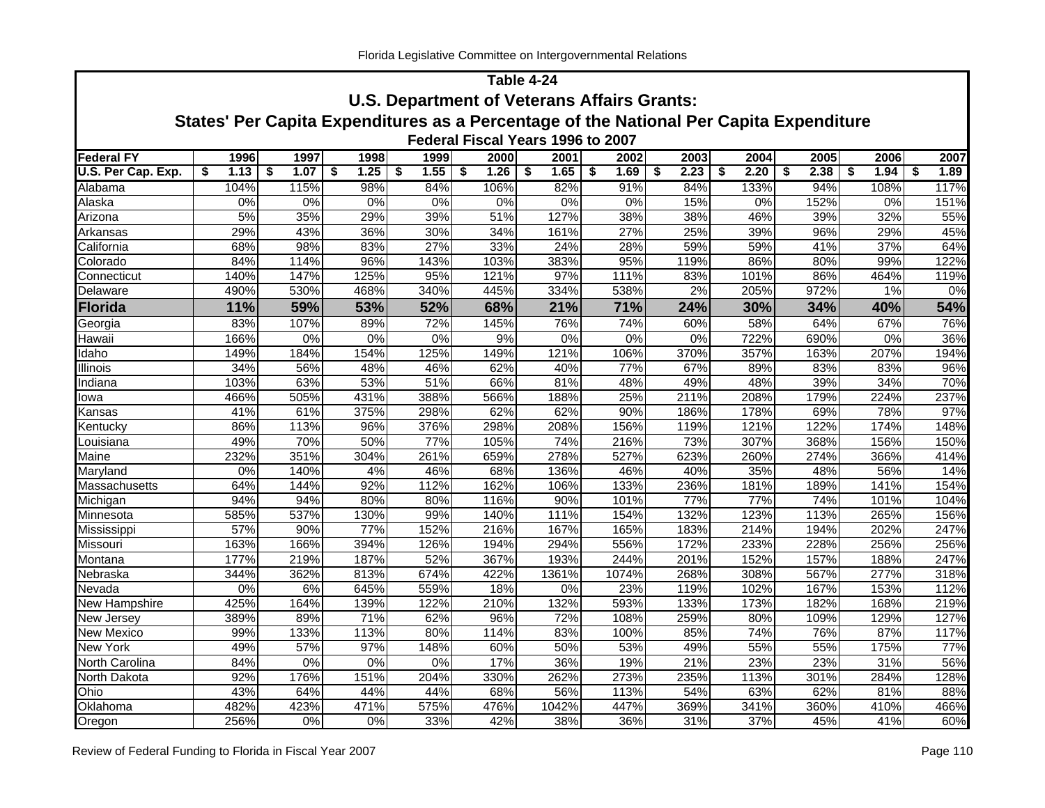## Table 4-24

## U.S. Department of Veterans Affairs Grants:

## States' Per Capita Expenditures as a Percentage of the National Per Capita Expenditure

### Federal Fiscal Years 1996 to 2007

| Federal FY | 1996 | 1997 | 1998 | 1999 | 2000 | 2001 | 2002 | 2003 | 2004 | 2005 | 2006 | 2007 |
|---|---|---|---|---|---|---|---|---|---|---|---|---|
| U.S. Per Cap. Exp. | $ 1.13 | $ 1.07 | $ 1.25 | $ 1.55 | $ 1.26 | $ 1.65 | $ 1.69 | $ 2.23 | $ 2.20 | $ 2.38 | $ 1.94 | $ 1.89 |
| Alabama | 104% | 115% | 98% | 84% | 106% | 82% | 91% | 84% | 133% | 94% | 108% | 117% |
| Alaska | 0% | 0% | 0% | 0% | 0% | 0% | 0% | 15% | 0% | 152% | 0% | 151% |
| Arizona | 5% | 35% | 29% | 39% | 51% | 127% | 38% | 38% | 46% | 39% | 32% | 55% |
| Arkansas | 29% | 43% | 36% | 30% | 34% | 161% | 27% | 25% | 39% | 96% | 29% | 45% |
| California | 68% | 98% | 83% | 27% | 33% | 24% | 28% | 59% | 59% | 41% | 37% | 64% |
| Colorado | 84% | 114% | 96% | 143% | 103% | 383% | 95% | 119% | 86% | 80% | 99% | 122% |
| Connecticut | 140% | 147% | 125% | 95% | 121% | 97% | 111% | 83% | 101% | 86% | 464% | 119% |
| Delaware | 490% | 530% | 468% | 340% | 445% | 334% | 538% | 2% | 205% | 972% | 1% | 0% |
| **Florida** | **11%** | **59%** | **53%** | **52%** | **68%** | **21%** | **71%** | **24%** | **30%** | **34%** | **40%** | **54%** |
| Georgia | 83% | 107% | 89% | 72% | 145% | 76% | 74% | 60% | 58% | 64% | 67% | 76% |
| Hawaii | 166% | 0% | 0% | 0% | 9% | 0% | 0% | 0% | 722% | 690% | 0% | 36% |
| Idaho | 149% | 184% | 154% | 125% | 149% | 121% | 106% | 370% | 357% | 163% | 207% | 194% |
| Illinois | 34% | 56% | 48% | 46% | 62% | 40% | 77% | 67% | 89% | 83% | 83% | 96% |
| Indiana | 103% | 63% | 53% | 51% | 66% | 81% | 48% | 49% | 48% | 39% | 34% | 70% |
| Iowa | 466% | 505% | 431% | 388% | 566% | 188% | 25% | 211% | 208% | 179% | 224% | 237% |
| Kansas | 41% | 61% | 375% | 298% | 62% | 62% | 90% | 186% | 178% | 69% | 78% | 97% |
| Kentucky | 86% | 113% | 96% | 376% | 298% | 208% | 156% | 119% | 121% | 122% | 174% | 148% |
| Louisiana | 49% | 70% | 50% | 77% | 105% | 74% | 216% | 73% | 307% | 368% | 156% | 150% |
| Maine | 232% | 351% | 304% | 261% | 659% | 278% | 527% | 623% | 260% | 274% | 366% | 414% |
| Maryland | 0% | 140% | 4% | 46% | 68% | 136% | 46% | 40% | 35% | 48% | 56% | 14% |
| Massachusetts | 64% | 144% | 92% | 112% | 162% | 106% | 133% | 236% | 181% | 189% | 141% | 154% |
| Michigan | 94% | 94% | 80% | 80% | 116% | 90% | 101% | 77% | 77% | 74% | 101% | 104% |
| Minnesota | 585% | 537% | 130% | 99% | 140% | 111% | 154% | 132% | 123% | 113% | 265% | 156% |
| Mississippi | 57% | 90% | 77% | 152% | 216% | 167% | 165% | 183% | 214% | 194% | 202% | 247% |
| Missouri | 163% | 166% | 394% | 126% | 194% | 294% | 556% | 172% | 233% | 228% | 256% | 256% |
| Montana | 177% | 219% | 187% | 52% | 367% | 193% | 244% | 201% | 152% | 157% | 188% | 247% |
| Nebraska | 344% | 362% | 813% | 674% | 422% | 1361% | 1074% | 268% | 308% | 567% | 277% | 318% |
| Nevada | 0% | 6% | 645% | 559% | 18% | 0% | 23% | 119% | 102% | 167% | 153% | 112% |
| New Hampshire | 425% | 164% | 139% | 122% | 210% | 132% | 593% | 133% | 173% | 182% | 168% | 219% |
| New Jersey | 389% | 89% | 71% | 62% | 96% | 72% | 108% | 259% | 80% | 109% | 129% | 127% |
| New Mexico | 99% | 133% | 113% | 80% | 114% | 83% | 100% | 85% | 74% | 76% | 87% | 117% |
| New York | 49% | 57% | 97% | 148% | 60% | 50% | 53% | 49% | 55% | 55% | 175% | 77% |
| North Carolina | 84% | 0% | 0% | 0% | 17% | 36% | 19% | 21% | 23% | 23% | 31% | 56% |
| North Dakota | 92% | 176% | 151% | 204% | 330% | 262% | 273% | 235% | 113% | 301% | 284% | 128% |
| Ohio | 43% | 64% | 44% | 44% | 68% | 56% | 113% | 54% | 63% | 62% | 81% | 88% |
| Oklahoma | 482% | 423% | 471% | 575% | 476% | 1042% | 447% | 369% | 341% | 360% | 410% | 466% |
| Oregon | 256% | 0% | 0% | 33% | 42% | 38% | 36% | 31% | 37% | 45% | 41% | 60% |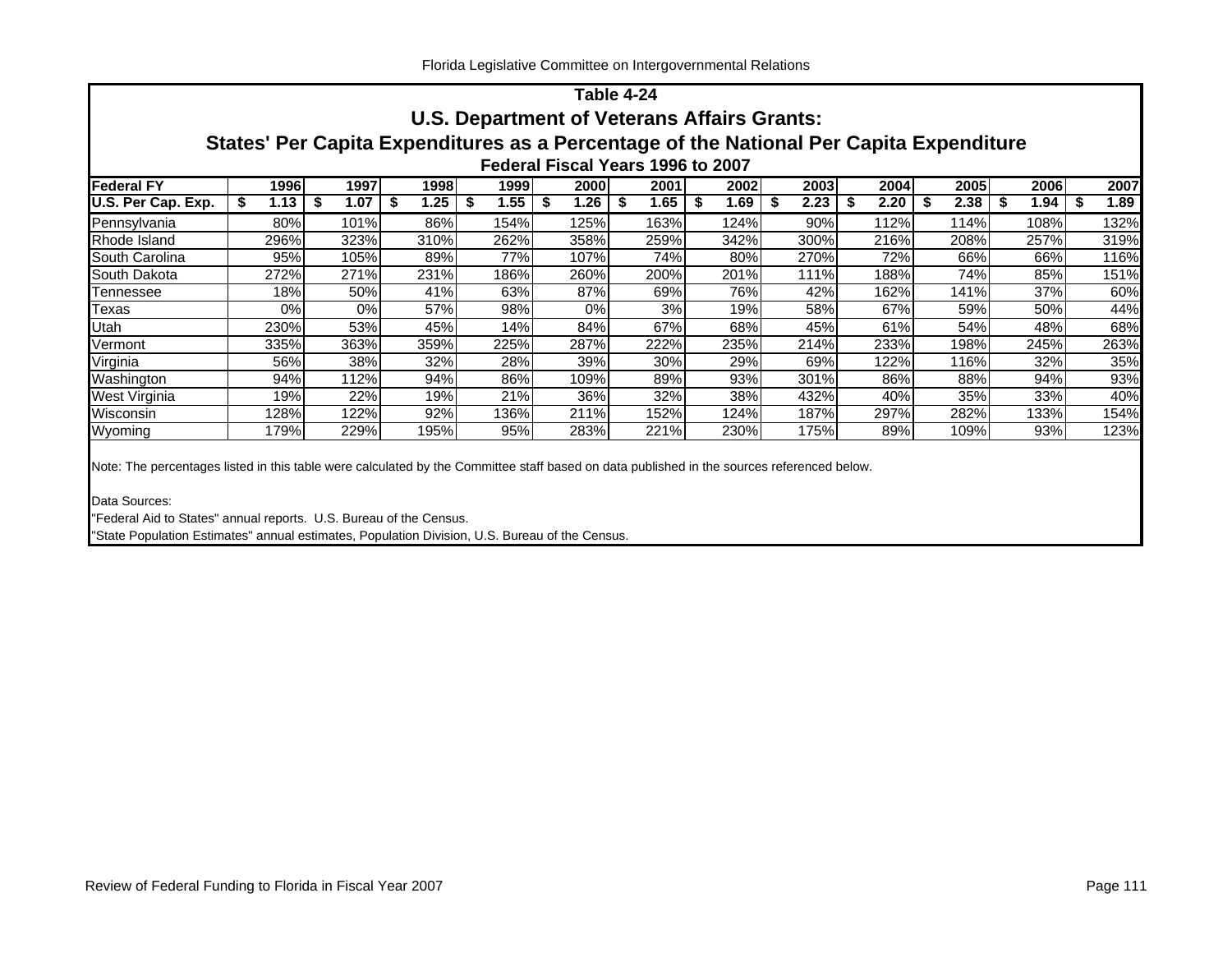## Table 4-24

## U.S. Department of Veterans Affairs Grants:

## States' Per Capita Expenditures as a Percentage of the National Per Capita Expenditure

### Federal Fiscal Years 1996 to 2007

| Federal FY | 1996 | 1997 | 1998 | 1999 | 2000 | 2001 | 2002 | 2003 | 2004 | 2005 | 2006 | 2007 |
|---|---|---|---|---|---|---|---|---|---|---|---|---|
| U.S. Per Cap. Exp. | $ 1.13 | $ 1.07 | $ 1.25 | $ 1.55 | $ 1.26 | $ 1.65 | $ 1.69 | $ 2.23 | $ 2.20 | $ 2.38 | $ 1.94 | $ 1.89 |
| Pennsylvania | 80% | 101% | 86% | 154% | 125% | 163% | 124% | 90% | 112% | 114% | 108% | 132% |
| Rhode Island | 296% | 323% | 310% | 262% | 358% | 259% | 342% | 300% | 216% | 208% | 257% | 319% |
| South Carolina | 95% | 105% | 89% | 77% | 107% | 74% | 80% | 270% | 72% | 66% | 66% | 116% |
| South Dakota | 272% | 271% | 231% | 186% | 260% | 200% | 201% | 111% | 188% | 74% | 85% | 151% |
| Tennessee | 18% | 50% | 41% | 63% | 87% | 69% | 76% | 42% | 162% | 141% | 37% | 60% |
| Texas | 0% | 0% | 57% | 98% | 0% | 3% | 19% | 58% | 67% | 59% | 50% | 44% |
| Utah | 230% | 53% | 45% | 14% | 84% | 67% | 68% | 45% | 61% | 54% | 48% | 68% |
| Vermont | 335% | 363% | 359% | 225% | 287% | 222% | 235% | 214% | 233% | 198% | 245% | 263% |
| Virginia | 56% | 38% | 32% | 28% | 39% | 30% | 29% | 69% | 122% | 116% | 32% | 35% |
| Washington | 94% | 112% | 94% | 86% | 109% | 89% | 93% | 301% | 86% | 88% | 94% | 93% |
| West Virginia | 19% | 22% | 19% | 21% | 36% | 32% | 38% | 432% | 40% | 35% | 33% | 40% |
| Wisconsin | 128% | 122% | 92% | 136% | 211% | 152% | 124% | 187% | 297% | 282% | 133% | 154% |
| Wyoming | 179% | 229% | 195% | 95% | 283% | 221% | 230% | 175% | 89% | 109% | 93% | 123% |

Note: The percentages listed in this table were calculated by the Committee staff based on data published in the sources referenced below.

Data Sources:

"Federal Aid to States" annual reports. U.S. Bureau of the Census.

"State Population Estimates" annual estimates, Population Division, U.S. Bureau of the Census.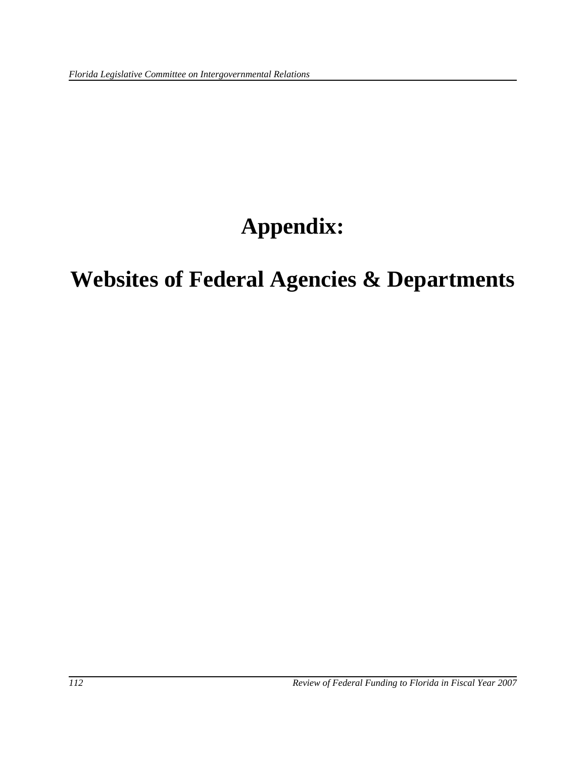# Appendix:

# Websites of Federal Agencies & Departments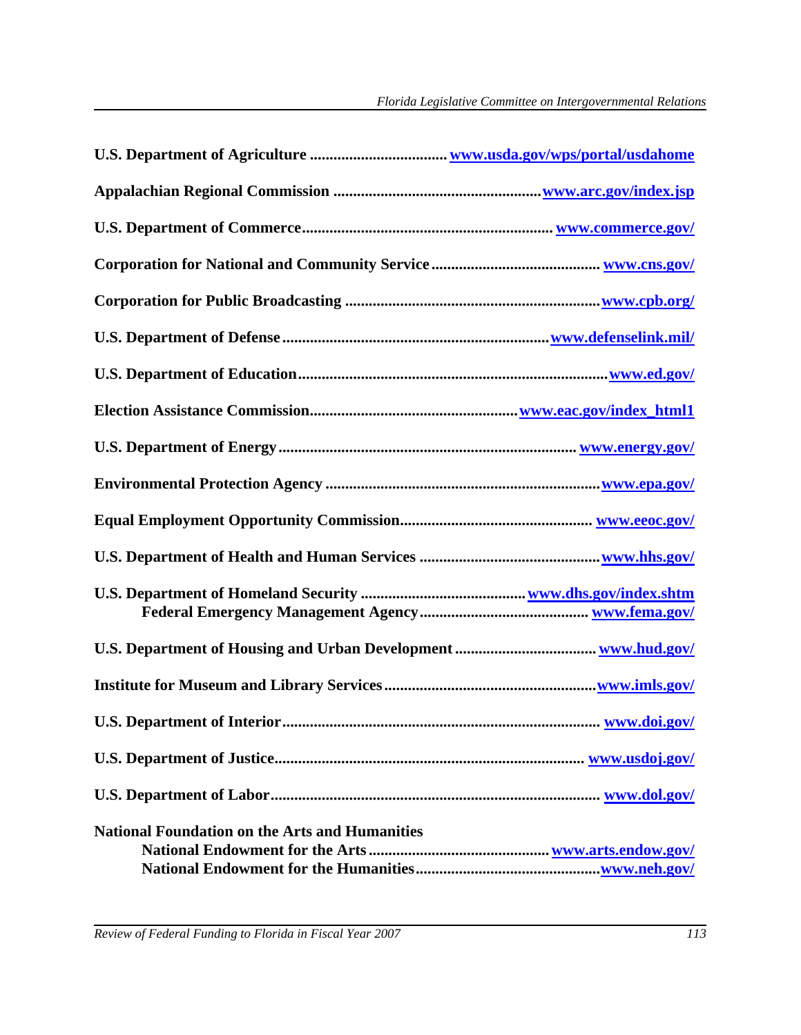**U.S. Department of Agriculture** .................................. **www.usda.gov/wps/portal/usdahome**

**Appalachian Regional Commission** .................................................... **www.arc.gov/index.jsp**

**U.S. Department of Commerce** ............................................................... **www.commerce.gov/**

**Corporation for National and Community Service** .......................................... **www.cns.gov/**

**Corporation for Public Broadcasting** ................................................................ **www.cpb.org/**

**U.S. Department of Defense** .................................................................. **www.defenselink.mil/**

**U.S. Department of Education** .............................................................................. **www.ed.gov/**

**Election Assistance Commission** .................................................... **www.eac.gov/index_html1**

**U.S. Department of Energy** ........................................................................... **www.energy.gov/**

**Environmental Protection Agency** ..................................................................... **www.epa.gov/**

**Equal Employment Opportunity Commission** ................................................ **www.eeoc.gov/**

**U.S. Department of Health and Human Services** ............................................. **www.hhs.gov/**

**U.S. Department of Homeland Security** ......................................... **www.dhs.gov/index.shtm**
- **Federal Emergency Management Agency** .......................................... **www.fema.gov/**

**U.S. Department of Housing and Urban Development** ................................... **www.hud.gov/**

**Institute for Museum and Library Services** ..................................................... **www.imls.gov/**

**U.S. Department of Interior** ................................................................................ **www.doi.gov/**

**U.S. Department of Justice** ............................................................................. **www.usdoj.gov/**

**U.S. Department of Labor** ................................................................................... **www.dol.gov/**

**National Foundation on the Arts and Humanities**
- **National Endowment for the Arts** ............................................. **www.arts.endow.gov/**
- **National Endowment for the Humanities** .............................................. **www.neh.gov/**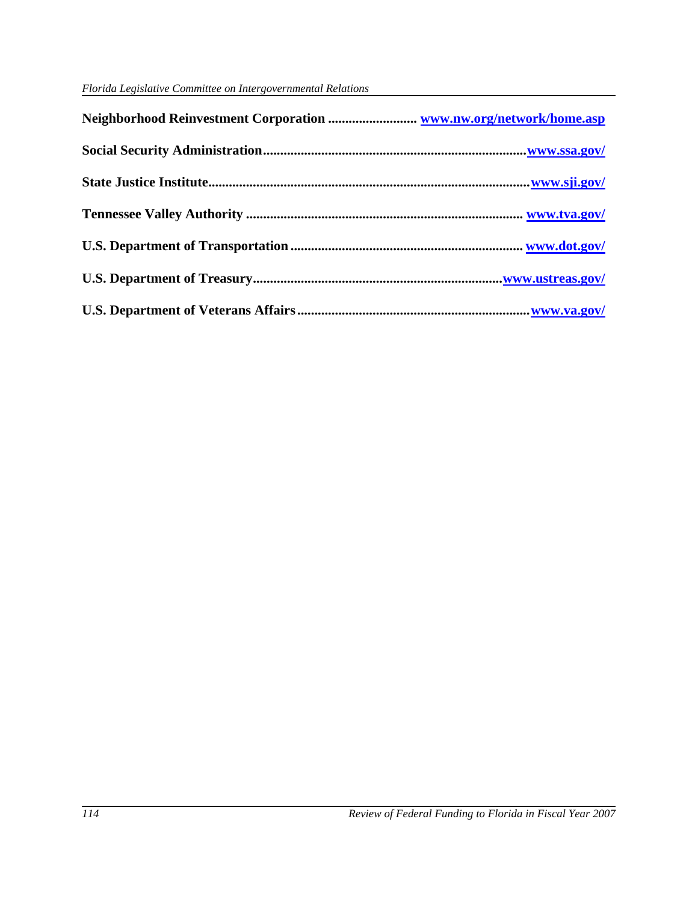**Neighborhood Reinvestment Corporation** .......................... **[www.nw.org/network/home.asp](http://www.nw.org/network/home.asp)**

**Social Security Administration**............................................................................**[www.ssa.gov/](http://www.ssa.gov/)**

**State Justice Institute**.............................................................................................**[www.sji.gov/](http://www.sji.gov/)**

**Tennessee Valley Authority** ................................................................................ **[www.tva.gov/](http://www.tva.gov/)**

**U.S. Department of Transportation** ................................................................... **[www.dot.gov/](http://www.dot.gov/)**

**U.S. Department of Treasury**.......................................................................**[www.ustreas.gov/](http://www.ustreas.gov/)**

**U.S. Department of Veterans Affairs**...................................................................**[www.va.gov/](http://www.va.gov/)**